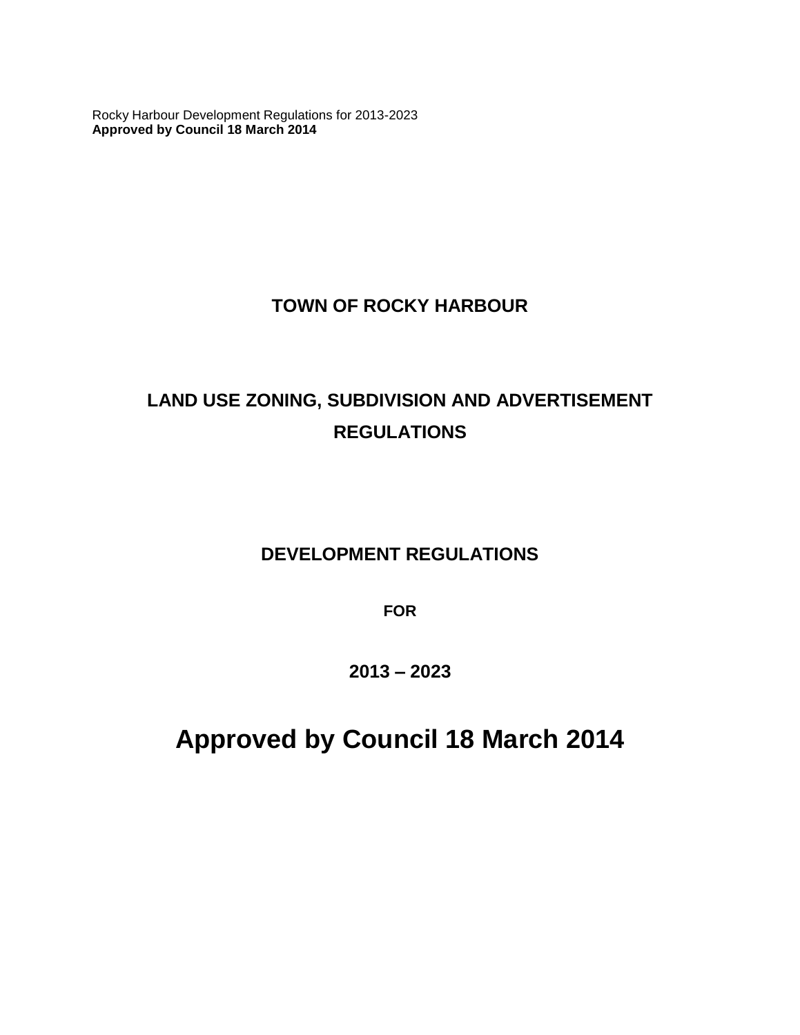Rocky Harbour Development Regulations for 2013-2023
**Approved by Council 18 March 2014**

# TOWN OF ROCKY HARBOUR

## LAND USE ZONING, SUBDIVISION AND ADVERTISEMENT REGULATIONS

## DEVELOPMENT REGULATIONS

**FOR**

**2013 – 2023**

# Approved by Council 18 March 2014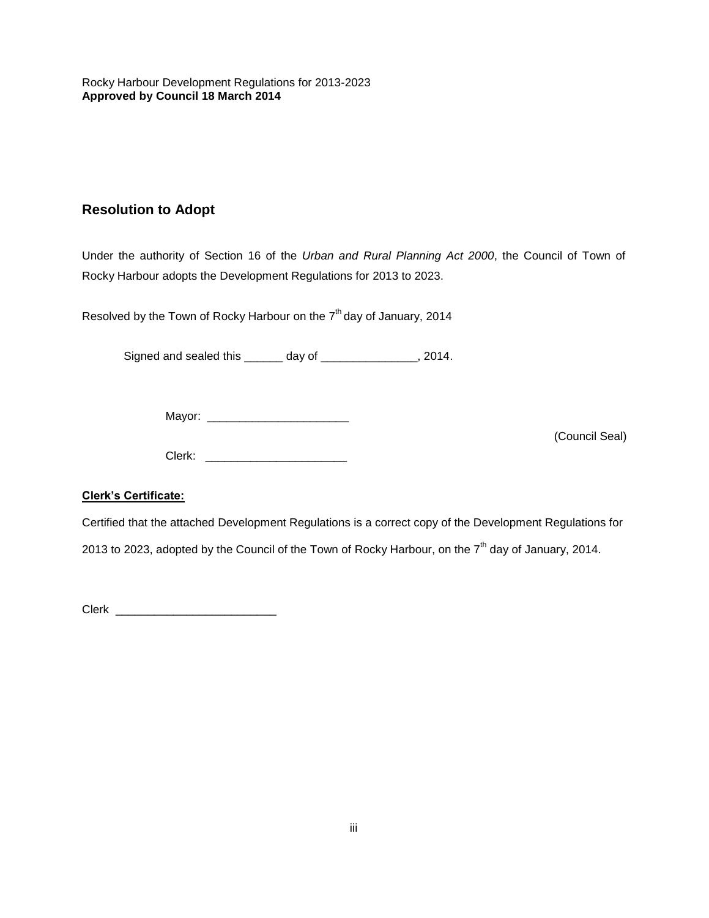Rocky Harbour Development Regulations for 2013-2023
**Approved by Council 18 March 2014**

## Resolution to Adopt

Under the authority of Section 16 of the *Urban and Rural Planning Act 2000*, the Council of Town of Rocky Harbour adopts the Development Regulations for 2013 to 2023.

Resolved by the Town of Rocky Harbour on the 7th day of January, 2014

Signed and sealed this ______ day of _______________, 2014.

Mayor: ______________________

(Council Seal)

Clerk: ______________________

**Clerk's Certificate:**

Certified that the attached Development Regulations is a correct copy of the Development Regulations for 2013 to 2023, adopted by the Council of the Town of Rocky Harbour, on the 7th day of January, 2014.

Clerk _________________________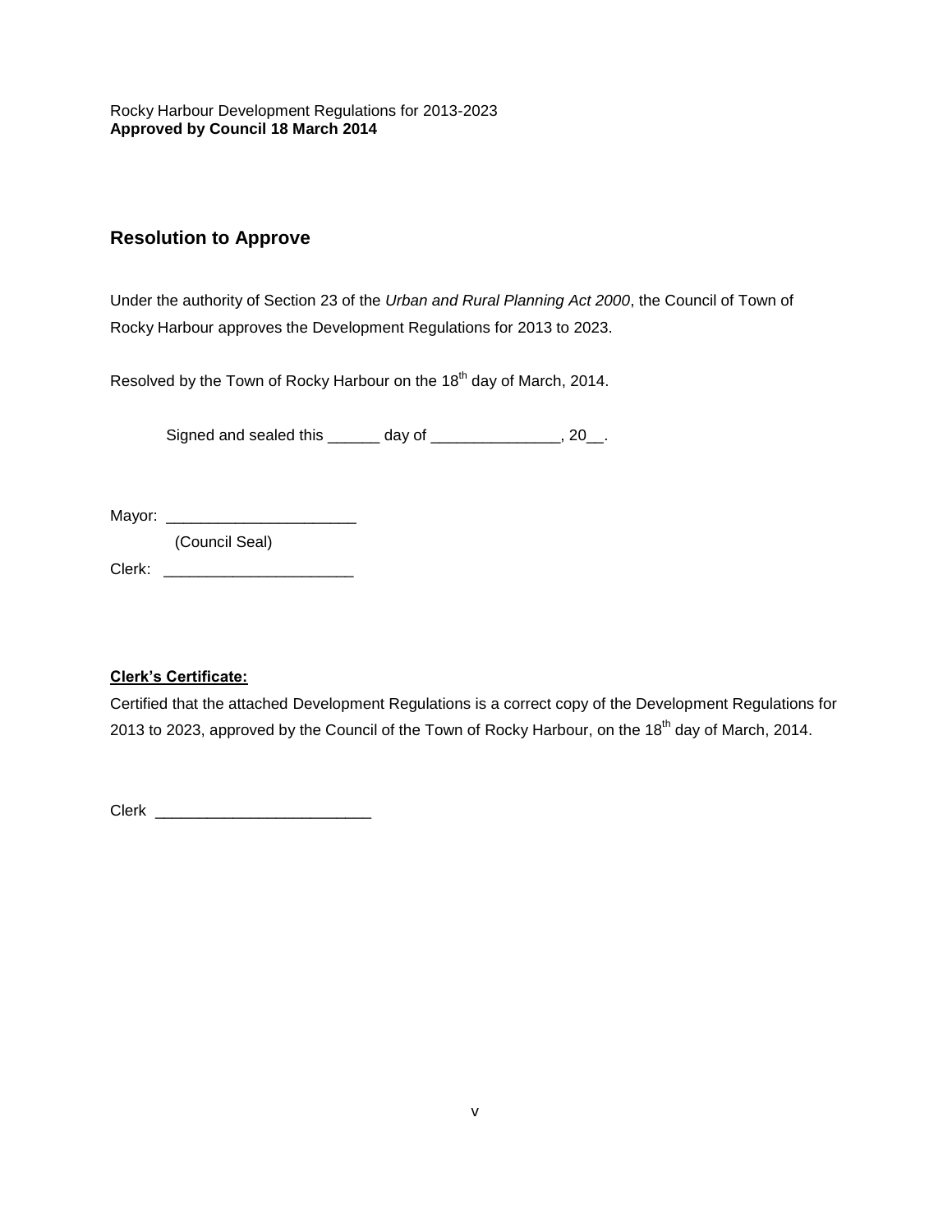Rocky Harbour Development Regulations for 2013-2023
**Approved by Council 18 March 2014**

## Resolution to Approve

Under the authority of Section 23 of the *Urban and Rural Planning Act 2000*, the Council of Town of Rocky Harbour approves the Development Regulations for 2013 to 2023.

Resolved by the Town of Rocky Harbour on the 18th day of March, 2014.

Signed and sealed this ______ day of _______________, 20__.

Mayor: ______________________

(Council Seal)

Clerk: ______________________

**Clerk's Certificate:**

Certified that the attached Development Regulations is a correct copy of the Development Regulations for 2013 to 2023, approved by the Council of the Town of Rocky Harbour, on the 18th day of March, 2014.

Clerk _________________________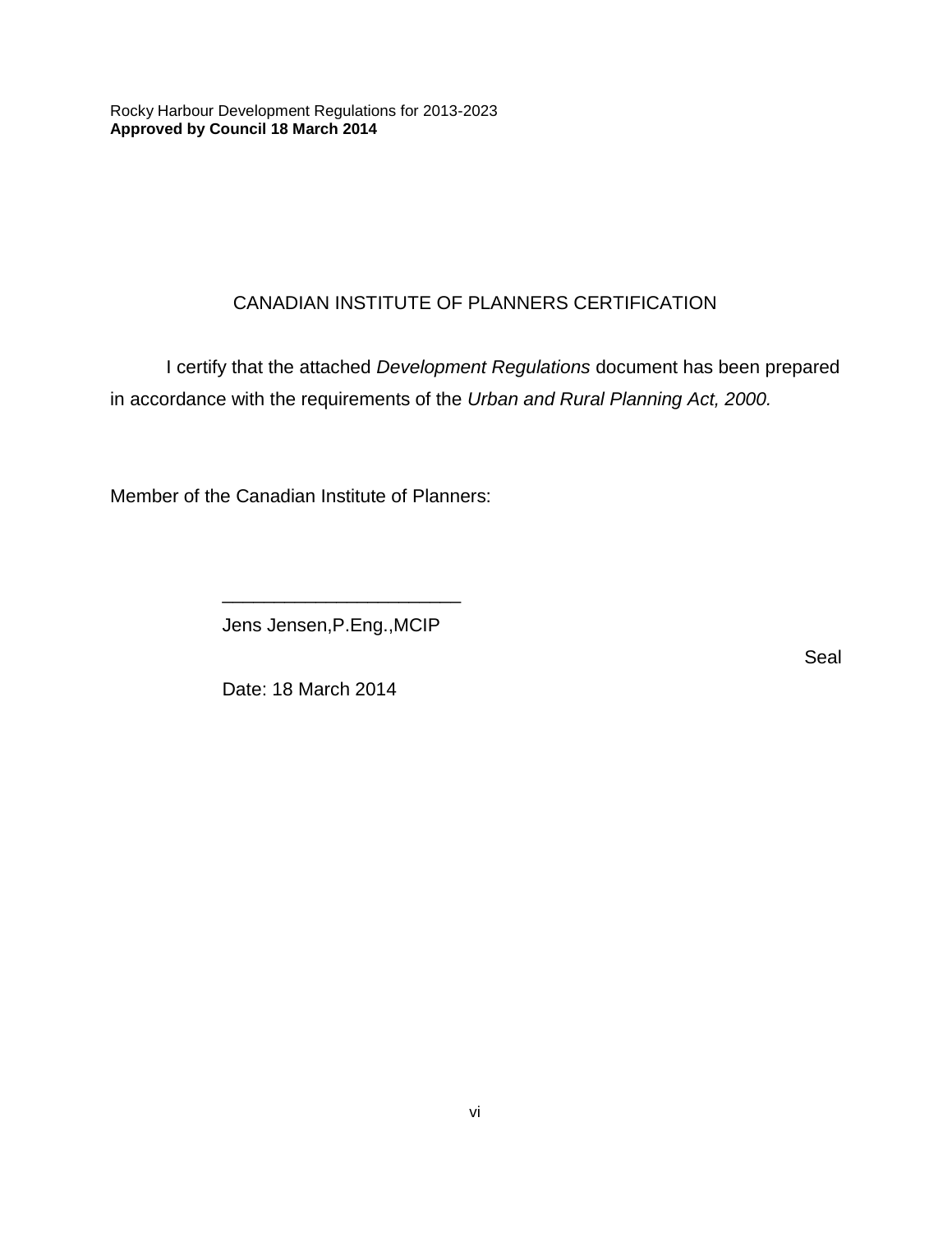## CANADIAN INSTITUTE OF PLANNERS CERTIFICATION

I certify that the attached *Development Regulations* document has been prepared in accordance with the requirements of the *Urban and Rural Planning Act, 2000.*

Member of the Canadian Institute of Planners:

______________________

Jens Jensen,P.Eng.,MCIP

Seal

Date: 18 March 2014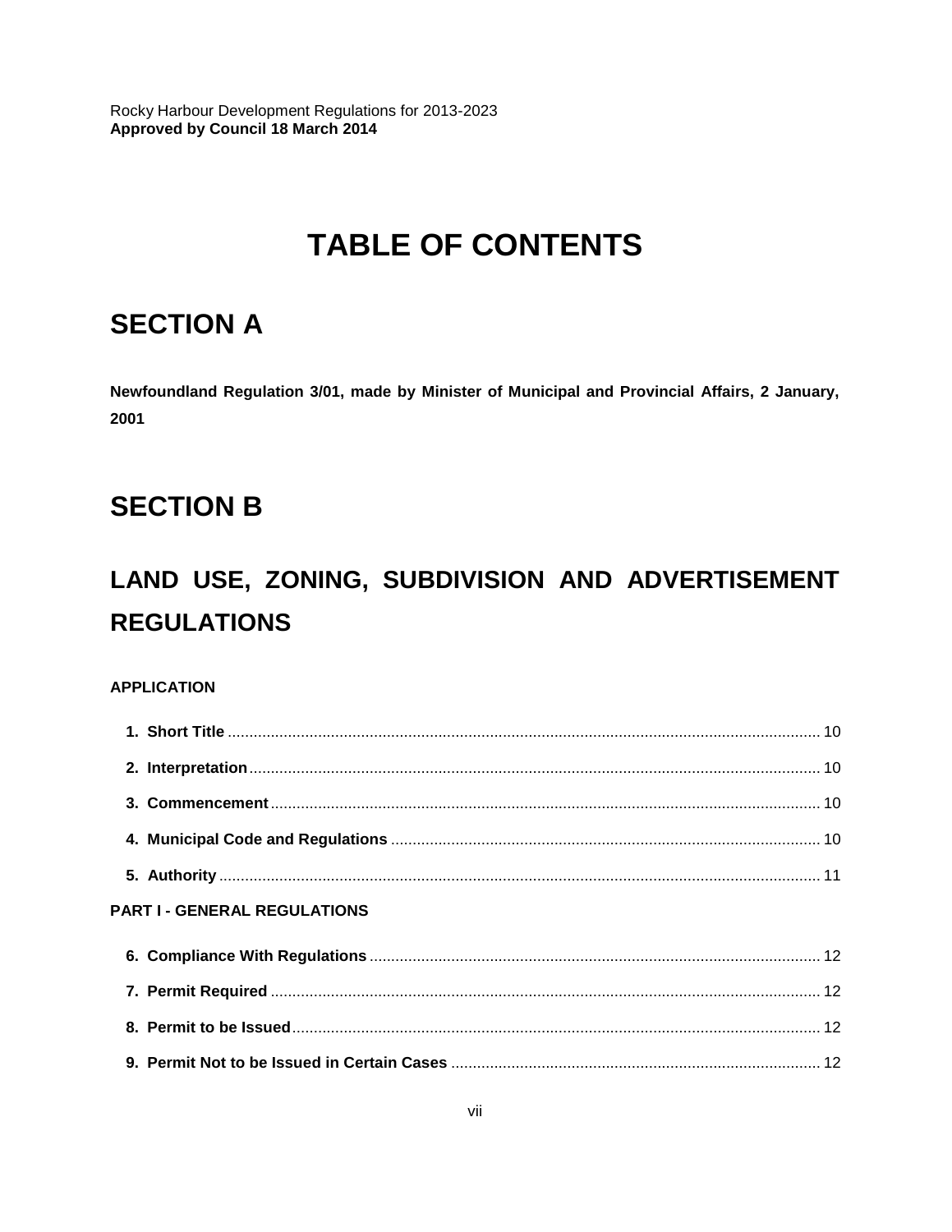# TABLE OF CONTENTS

## SECTION A

**Newfoundland Regulation 3/01, made by Minister of Municipal and Provincial Affairs, 2 January, 2001**

## SECTION B

## LAND USE, ZONING, SUBDIVISION AND ADVERTISEMENT REGULATIONS

**APPLICATION**

- **1. Short Title** ........ 10
- **2. Interpretation** ........ 10
- **3. Commencement** ........ 10
- **4. Municipal Code and Regulations** ........ 10
- **5. Authority** ........ 11

**PART I - GENERAL REGULATIONS**

- **6. Compliance With Regulations** ........ 12
- **7. Permit Required** ........ 12
- **8. Permit to be Issued** ........ 12
- **9. Permit Not to be Issued in Certain Cases** ........ 12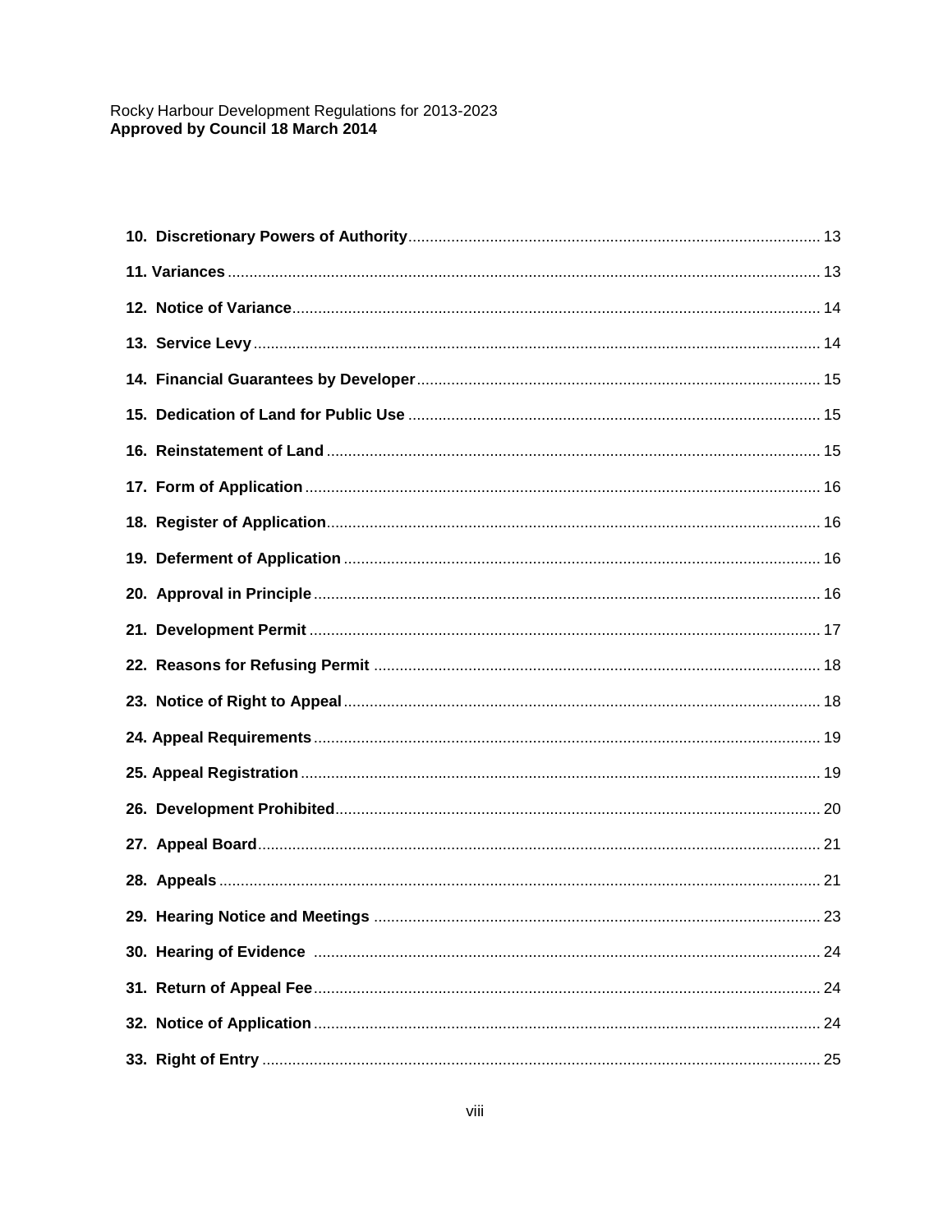**10. Discretionary Powers of Authority** .......... 13

**11. Variances** .......... 13

**12. Notice of Variance** .......... 14

**13. Service Levy** .......... 14

**14. Financial Guarantees by Developer** .......... 15

**15. Dedication of Land for Public Use** .......... 15

**16. Reinstatement of Land** .......... 15

**17. Form of Application** .......... 16

**18. Register of Application** .......... 16

**19. Deferment of Application** .......... 16

**20. Approval in Principle** .......... 16

**21. Development Permit** .......... 17

**22. Reasons for Refusing Permit** .......... 18

**23. Notice of Right to Appeal** .......... 18

**24. Appeal Requirements** .......... 19

**25. Appeal Registration** .......... 19

**26. Development Prohibited** .......... 20

**27. Appeal Board** .......... 21

**28. Appeals** .......... 21

**29. Hearing Notice and Meetings** .......... 23

**30. Hearing of Evidence** .......... 24

**31. Return of Appeal Fee** .......... 24

**32. Notice of Application** .......... 24

**33. Right of Entry** .......... 25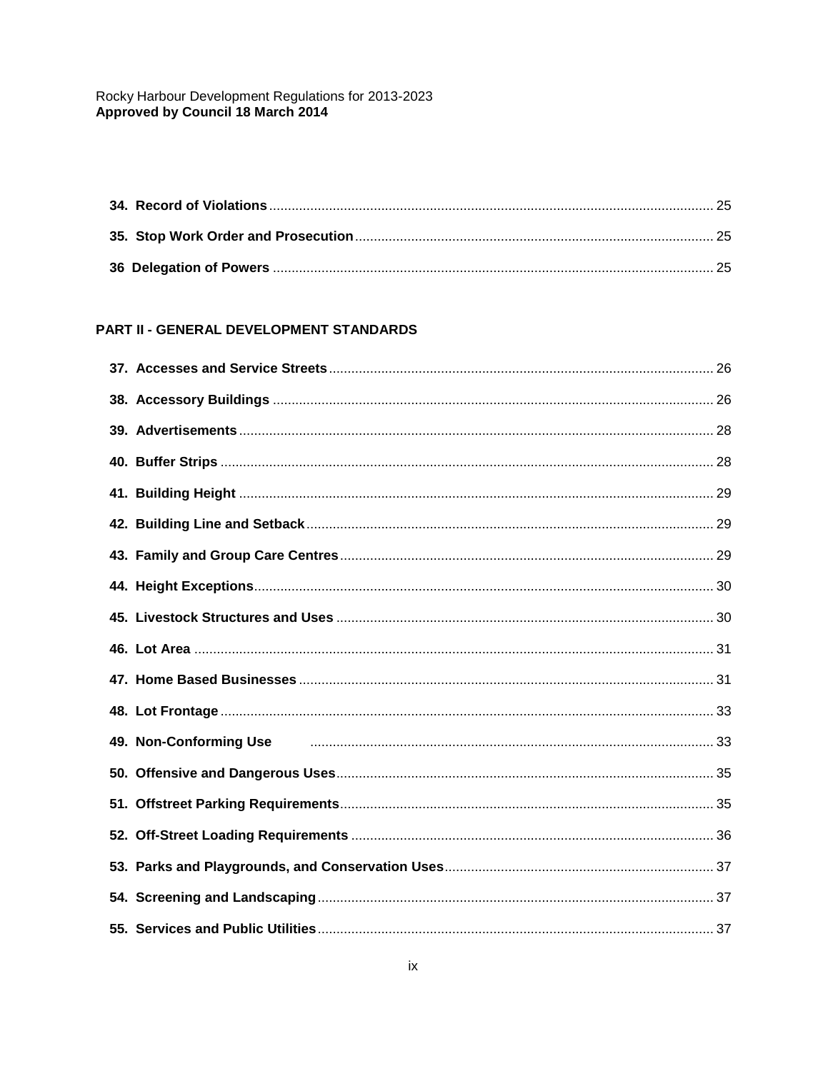**34. Record of Violations** ..... 25

**35. Stop Work Order and Prosecution** ..... 25

**36 Delegation of Powers** ..... 25

## PART II - GENERAL DEVELOPMENT STANDARDS

**37. Accesses and Service Streets** ..... 26

**38. Accessory Buildings** ..... 26

**39. Advertisements** ..... 28

**40. Buffer Strips** ..... 28

**41. Building Height** ..... 29

**42. Building Line and Setback** ..... 29

**43. Family and Group Care Centres** ..... 29

**44. Height Exceptions** ..... 30

**45. Livestock Structures and Uses** ..... 30

**46. Lot Area** ..... 31

**47. Home Based Businesses** ..... 31

**48. Lot Frontage** ..... 33

**49. Non-Conforming Use** ..... 33

**50. Offensive and Dangerous Uses** ..... 35

**51. Offstreet Parking Requirements** ..... 35

**52. Off-Street Loading Requirements** ..... 36

**53. Parks and Playgrounds, and Conservation Uses** ..... 37

**54. Screening and Landscaping** ..... 37

**55. Services and Public Utilities** ..... 37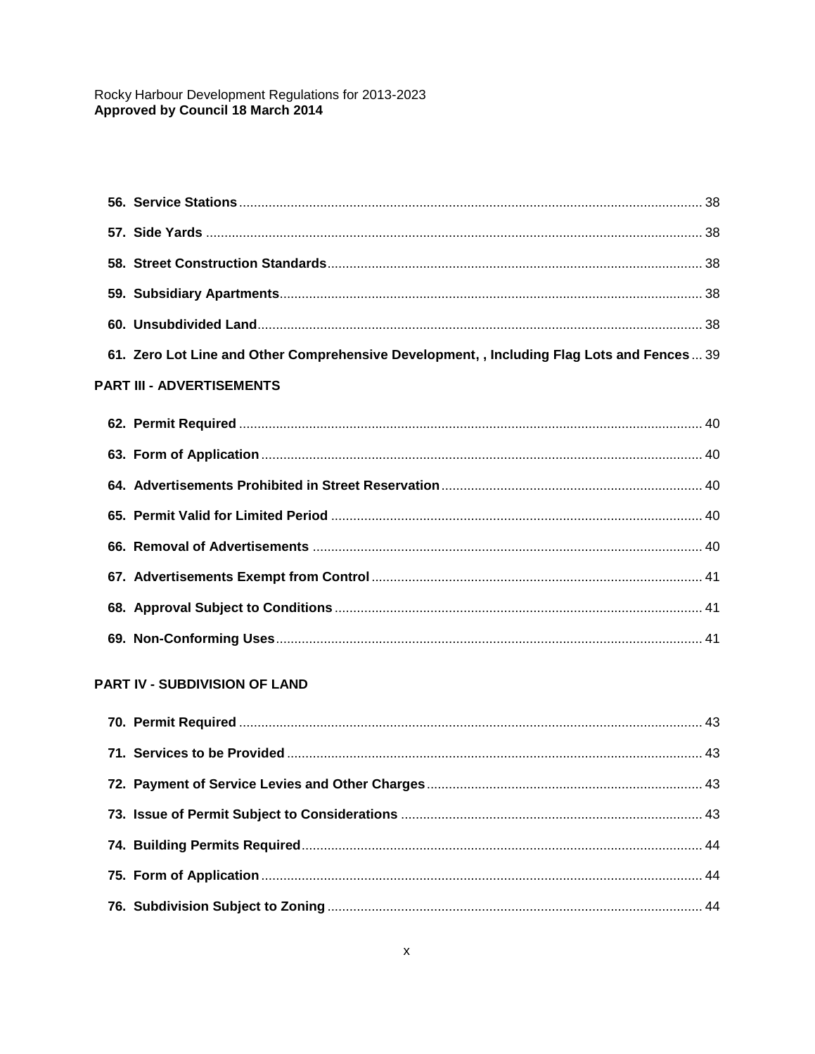**56. Service Stations** .... 38

**57. Side Yards** .... 38

**58. Street Construction Standards** .... 38

**59. Subsidiary Apartments** .... 38

**60. Unsubdivided Land** .... 38

**61. Zero Lot Line and Other Comprehensive Development, , Including Flag Lots and Fences** .... 39

**PART III - ADVERTISEMENTS**

**62. Permit Required** .... 40

**63. Form of Application** .... 40

**64. Advertisements Prohibited in Street Reservation** .... 40

**65. Permit Valid for Limited Period** .... 40

**66. Removal of Advertisements** .... 40

**67. Advertisements Exempt from Control** .... 41

**68. Approval Subject to Conditions** .... 41

**69. Non-Conforming Uses** .... 41

**PART IV - SUBDIVISION OF LAND**

**70. Permit Required** .... 43

**71. Services to be Provided** .... 43

**72. Payment of Service Levies and Other Charges** .... 43

**73. Issue of Permit Subject to Considerations** .... 43

**74. Building Permits Required** .... 44

**75. Form of Application** .... 44

**76. Subdivision Subject to Zoning** .... 44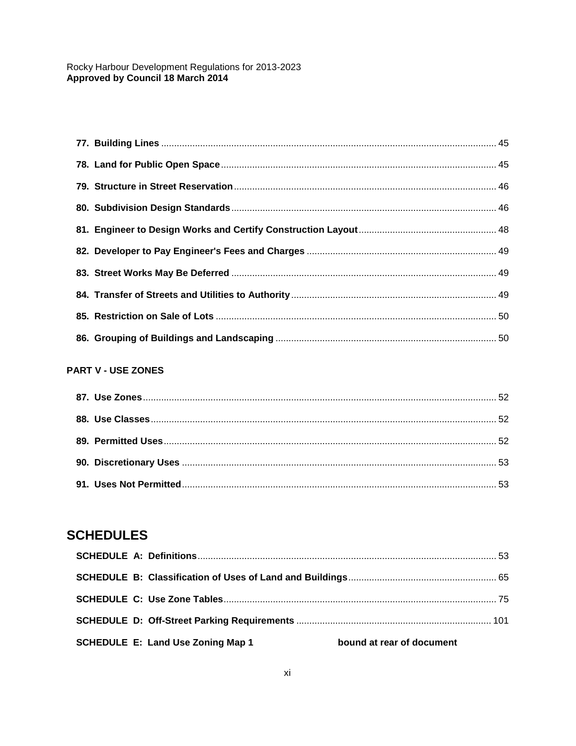**77. Building Lines** ..... 45

**78. Land for Public Open Space** ..... 45

**79. Structure in Street Reservation** ..... 46

**80. Subdivision Design Standards** ..... 46

**81. Engineer to Design Works and Certify Construction Layout** ..... 48

**82. Developer to Pay Engineer's Fees and Charges** ..... 49

**83. Street Works May Be Deferred** ..... 49

**84. Transfer of Streets and Utilities to Authority** ..... 49

**85. Restriction on Sale of Lots** ..... 50

**86. Grouping of Buildings and Landscaping** ..... 50

**PART V - USE ZONES**

**87. Use Zones** ..... 52

**88. Use Classes** ..... 52

**89. Permitted Uses** ..... 52

**90. Discretionary Uses** ..... 53

**91. Uses Not Permitted** ..... 53

## SCHEDULES

**SCHEDULE A: Definitions** ..... 53

**SCHEDULE B: Classification of Uses of Land and Buildings** ..... 65

**SCHEDULE C: Use Zone Tables** ..... 75

**SCHEDULE D: Off-Street Parking Requirements** ..... 101

**SCHEDULE E: Land Use Zoning Map 1** **bound at rear of document**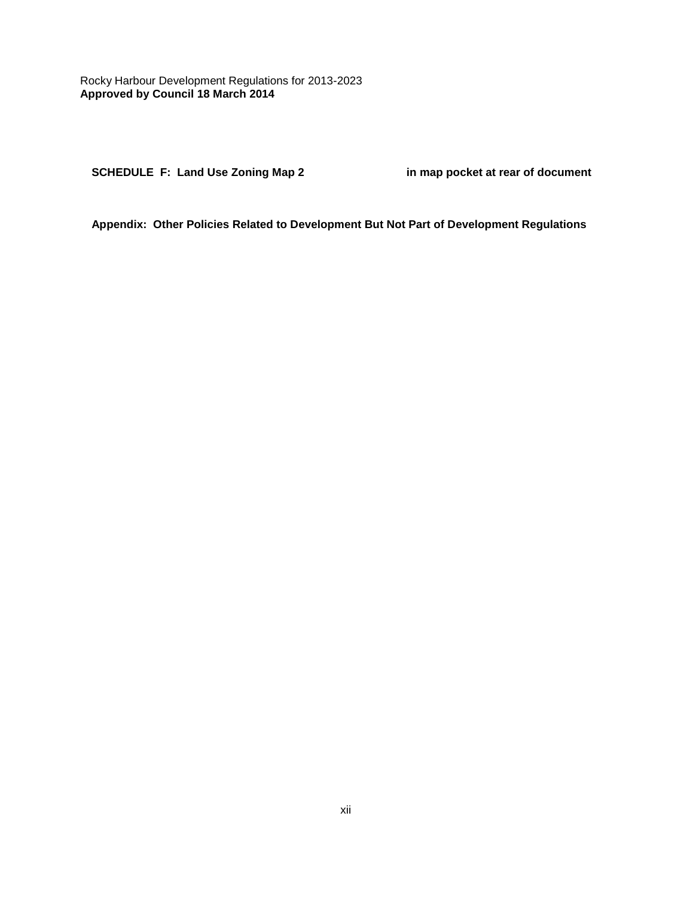**SCHEDULE F: Land Use Zoning Map 2** — **in map pocket at rear of document**

**Appendix: Other Policies Related to Development But Not Part of Development Regulations**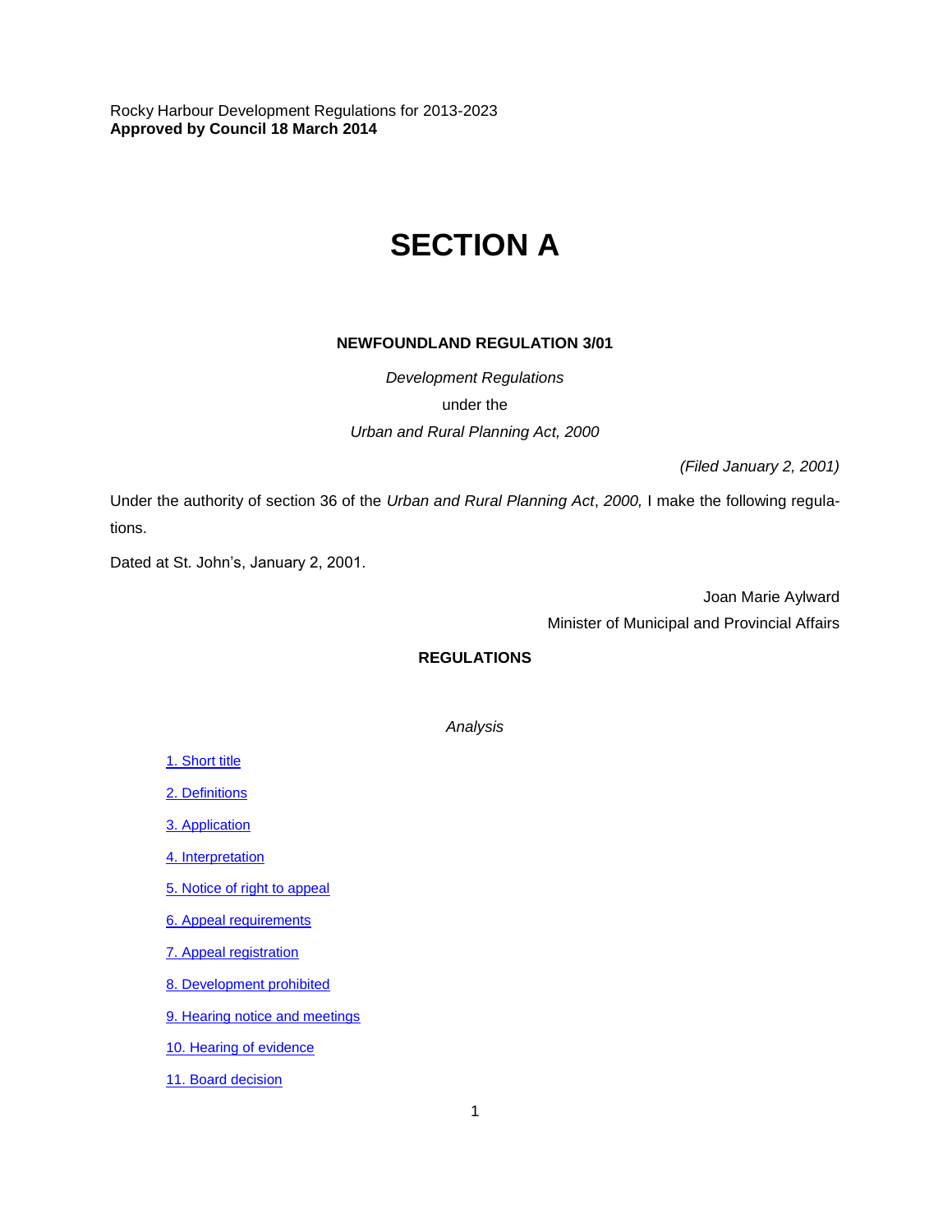Rocky Harbour Development Regulations for 2013-2023
**Approved by Council 18 March 2014**

# SECTION A

**NEWFOUNDLAND REGULATION 3/01**

*Development Regulations*

under the

*Urban and Rural Planning Act, 2000*

*(Filed January 2, 2001)*

Under the authority of section 36 of the *Urban and Rural Planning Act*, *2000,* I make the following regulations.

Dated at St. John's, January 2, 2001.

Joan Marie Aylward

Minister of Municipal and Provincial Affairs

**REGULATIONS**

*Analysis*

1. Short title
2. Definitions
3. Application
4. Interpretation
5. Notice of right to appeal
6. Appeal requirements
7. Appeal registration
8. Development prohibited
9. Hearing notice and meetings
10. Hearing of evidence
11. Board decision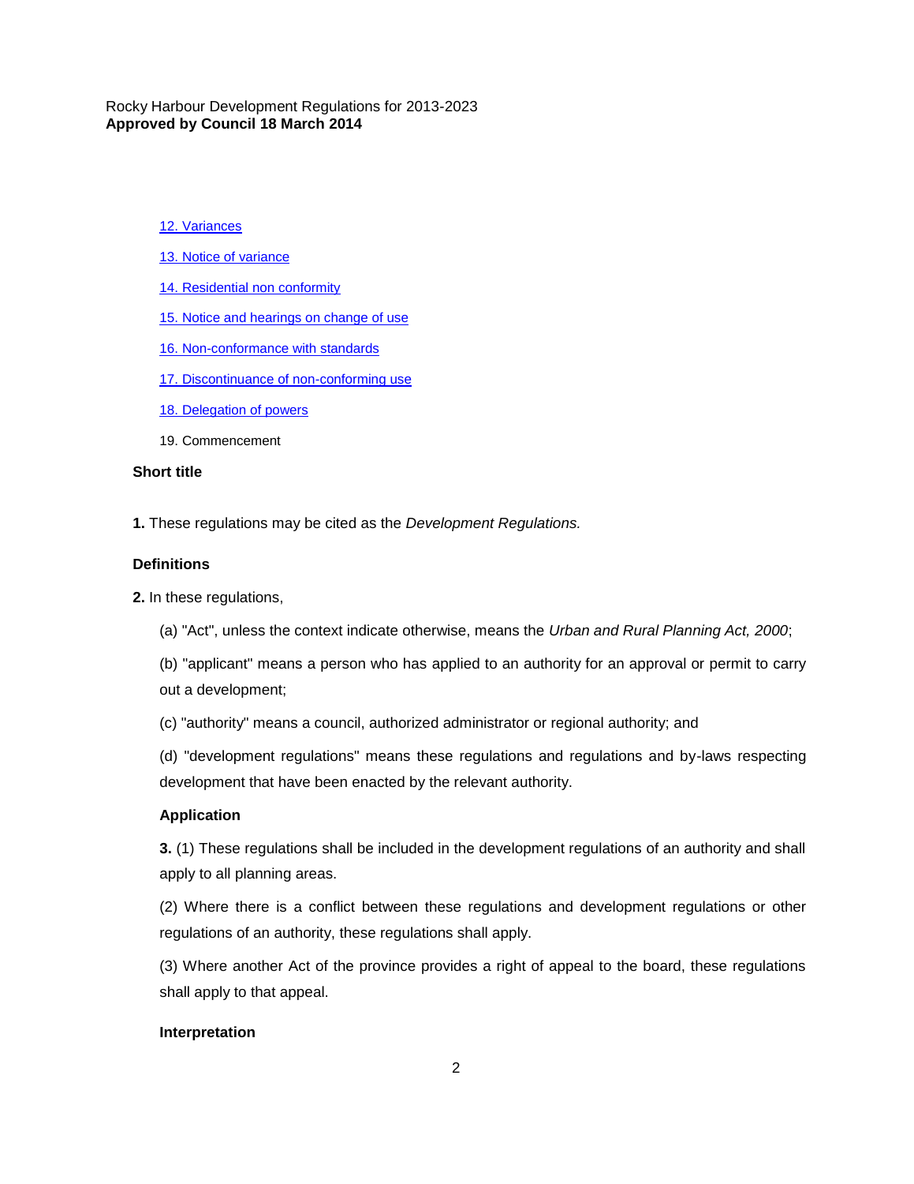[12. Variances](#)

[13. Notice of variance](#)

[14. Residential non conformity](#)

[15. Notice and hearings on change of use](#)

[16. Non-conformance with standards](#)

[17. Discontinuance of non-conforming use](#)

[18. Delegation of powers](#)

19. Commencement

### Short title

**1.** These regulations may be cited as the *Development Regulations.*

### Definitions

**2.** In these regulations,

(a) "Act", unless the context indicate otherwise, means the *Urban and Rural Planning Act, 2000*;

(b) "applicant" means a person who has applied to an authority for an approval or permit to carry out a development;

(c) "authority" means a council, authorized administrator or regional authority; and

(d) "development regulations" means these regulations and regulations and by-laws respecting development that have been enacted by the relevant authority.

### Application

**3.** (1) These regulations shall be included in the development regulations of an authority and shall apply to all planning areas.

(2) Where there is a conflict between these regulations and development regulations or other regulations of an authority, these regulations shall apply.

(3) Where another Act of the province provides a right of appeal to the board, these regulations shall apply to that appeal.

### Interpretation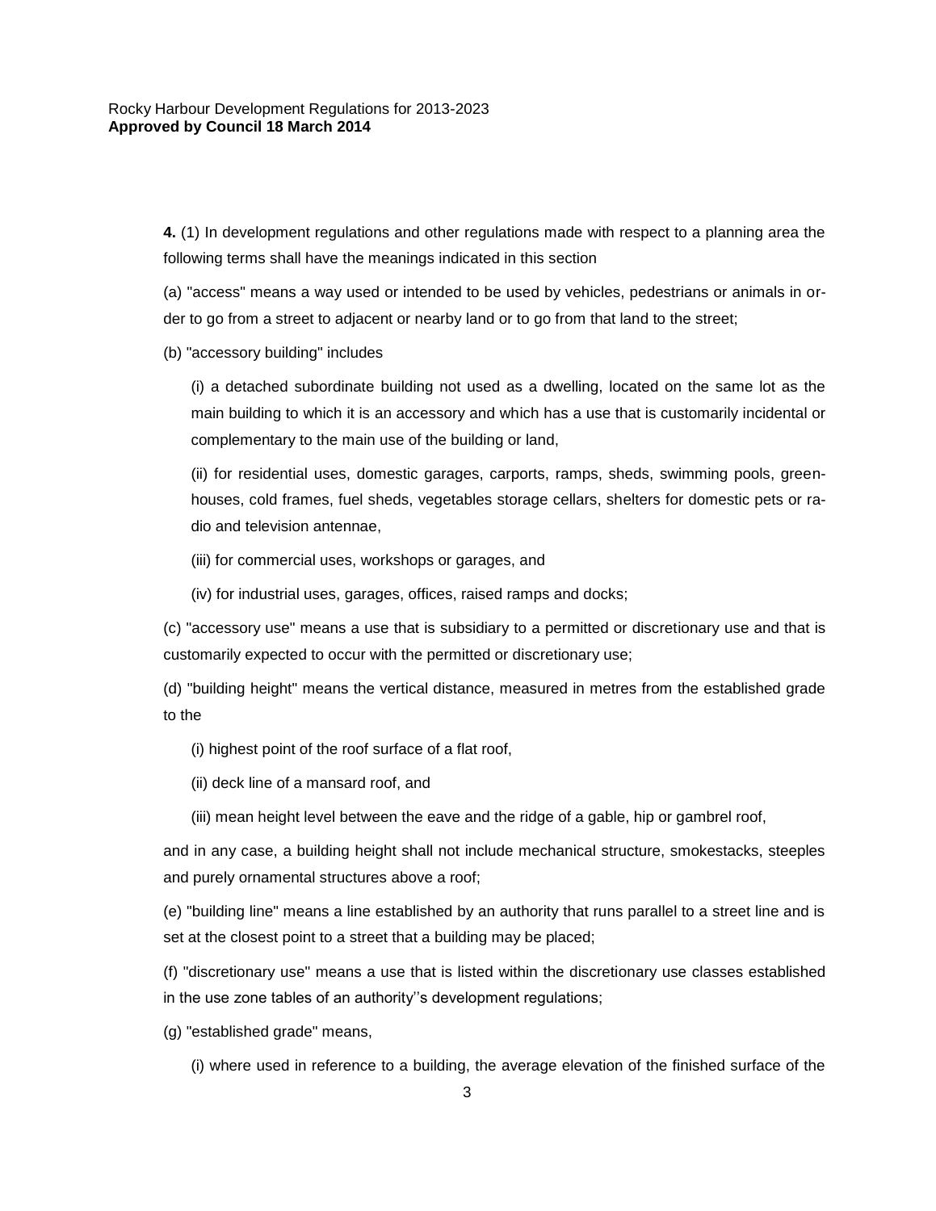**4.** (1) In development regulations and other regulations made with respect to a planning area the following terms shall have the meanings indicated in this section

(a) "access" means a way used or intended to be used by vehicles, pedestrians or animals in order to go from a street to adjacent or nearby land or to go from that land to the street;

(b) "accessory building" includes

(i) a detached subordinate building not used as a dwelling, located on the same lot as the main building to which it is an accessory and which has a use that is customarily incidental or complementary to the main use of the building or land,

(ii) for residential uses, domestic garages, carports, ramps, sheds, swimming pools, greenhouses, cold frames, fuel sheds, vegetables storage cellars, shelters for domestic pets or radio and television antennae,

(iii) for commercial uses, workshops or garages, and

(iv) for industrial uses, garages, offices, raised ramps and docks;

(c) "accessory use" means a use that is subsidiary to a permitted or discretionary use and that is customarily expected to occur with the permitted or discretionary use;

(d) "building height" means the vertical distance, measured in metres from the established grade to the

(i) highest point of the roof surface of a flat roof,

(ii) deck line of a mansard roof, and

(iii) mean height level between the eave and the ridge of a gable, hip or gambrel roof,

and in any case, a building height shall not include mechanical structure, smokestacks, steeples and purely ornamental structures above a roof;

(e) "building line" means a line established by an authority that runs parallel to a street line and is set at the closest point to a street that a building may be placed;

(f) "discretionary use" means a use that is listed within the discretionary use classes established in the use zone tables of an authority''s development regulations;

(g) "established grade" means,

(i) where used in reference to a building, the average elevation of the finished surface of the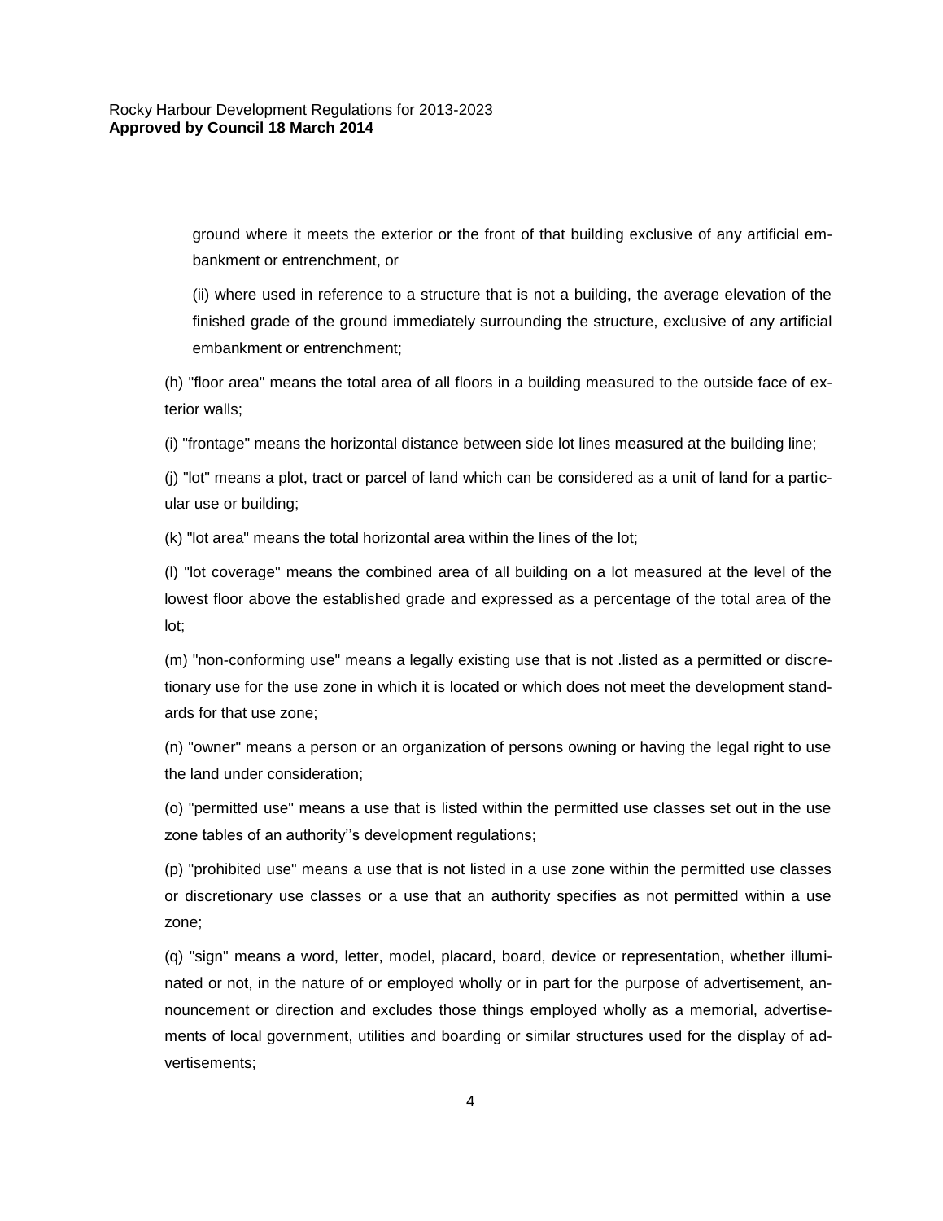ground where it meets the exterior or the front of that building exclusive of any artificial embankment or entrenchment, or

(ii) where used in reference to a structure that is not a building, the average elevation of the finished grade of the ground immediately surrounding the structure, exclusive of any artificial embankment or entrenchment;

(h) "floor area" means the total area of all floors in a building measured to the outside face of exterior walls;

(i) "frontage" means the horizontal distance between side lot lines measured at the building line;

(j) "lot" means a plot, tract or parcel of land which can be considered as a unit of land for a particular use or building;

(k) "lot area" means the total horizontal area within the lines of the lot;

(l) "lot coverage" means the combined area of all building on a lot measured at the level of the lowest floor above the established grade and expressed as a percentage of the total area of the lot;

(m) "non-conforming use" means a legally existing use that is not .listed as a permitted or discretionary use for the use zone in which it is located or which does not meet the development standards for that use zone;

(n) "owner" means a person or an organization of persons owning or having the legal right to use the land under consideration;

(o) "permitted use" means a use that is listed within the permitted use classes set out in the use zone tables of an authority''s development regulations;

(p) "prohibited use" means a use that is not listed in a use zone within the permitted use classes or discretionary use classes or a use that an authority specifies as not permitted within a use zone;

(q) "sign" means a word, letter, model, placard, board, device or representation, whether illuminated or not, in the nature of or employed wholly or in part for the purpose of advertisement, announcement or direction and excludes those things employed wholly as a memorial, advertisements of local government, utilities and boarding or similar structures used for the display of advertisements;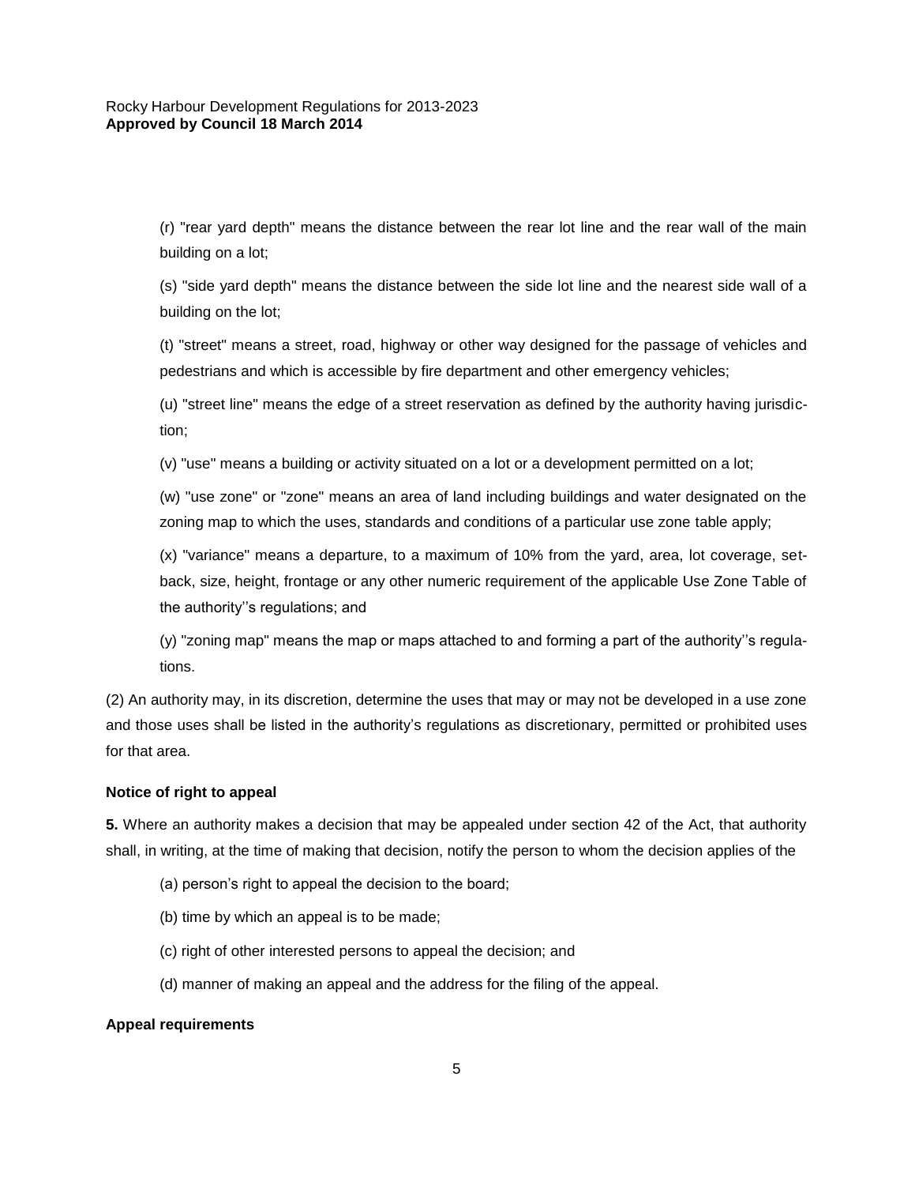(r) "rear yard depth" means the distance between the rear lot line and the rear wall of the main building on a lot;

(s) "side yard depth" means the distance between the side lot line and the nearest side wall of a building on the lot;

(t) "street" means a street, road, highway or other way designed for the passage of vehicles and pedestrians and which is accessible by fire department and other emergency vehicles;

(u) "street line" means the edge of a street reservation as defined by the authority having jurisdiction;

(v) "use" means a building or activity situated on a lot or a development permitted on a lot;

(w) "use zone" or "zone" means an area of land including buildings and water designated on the zoning map to which the uses, standards and conditions of a particular use zone table apply;

(x) "variance" means a departure, to a maximum of 10% from the yard, area, lot coverage, setback, size, height, frontage or any other numeric requirement of the applicable Use Zone Table of the authority''s regulations; and

(y) "zoning map" means the map or maps attached to and forming a part of the authority''s regulations.

(2) An authority may, in its discretion, determine the uses that may or may not be developed in a use zone and those uses shall be listed in the authority's regulations as discretionary, permitted or prohibited uses for that area.

**Notice of right to appeal**

**5.** Where an authority makes a decision that may be appealed under section 42 of the Act, that authority shall, in writing, at the time of making that decision, notify the person to whom the decision applies of the

(a) person's right to appeal the decision to the board;

(b) time by which an appeal is to be made;

(c) right of other interested persons to appeal the decision; and

(d) manner of making an appeal and the address for the filing of the appeal.

**Appeal requirements**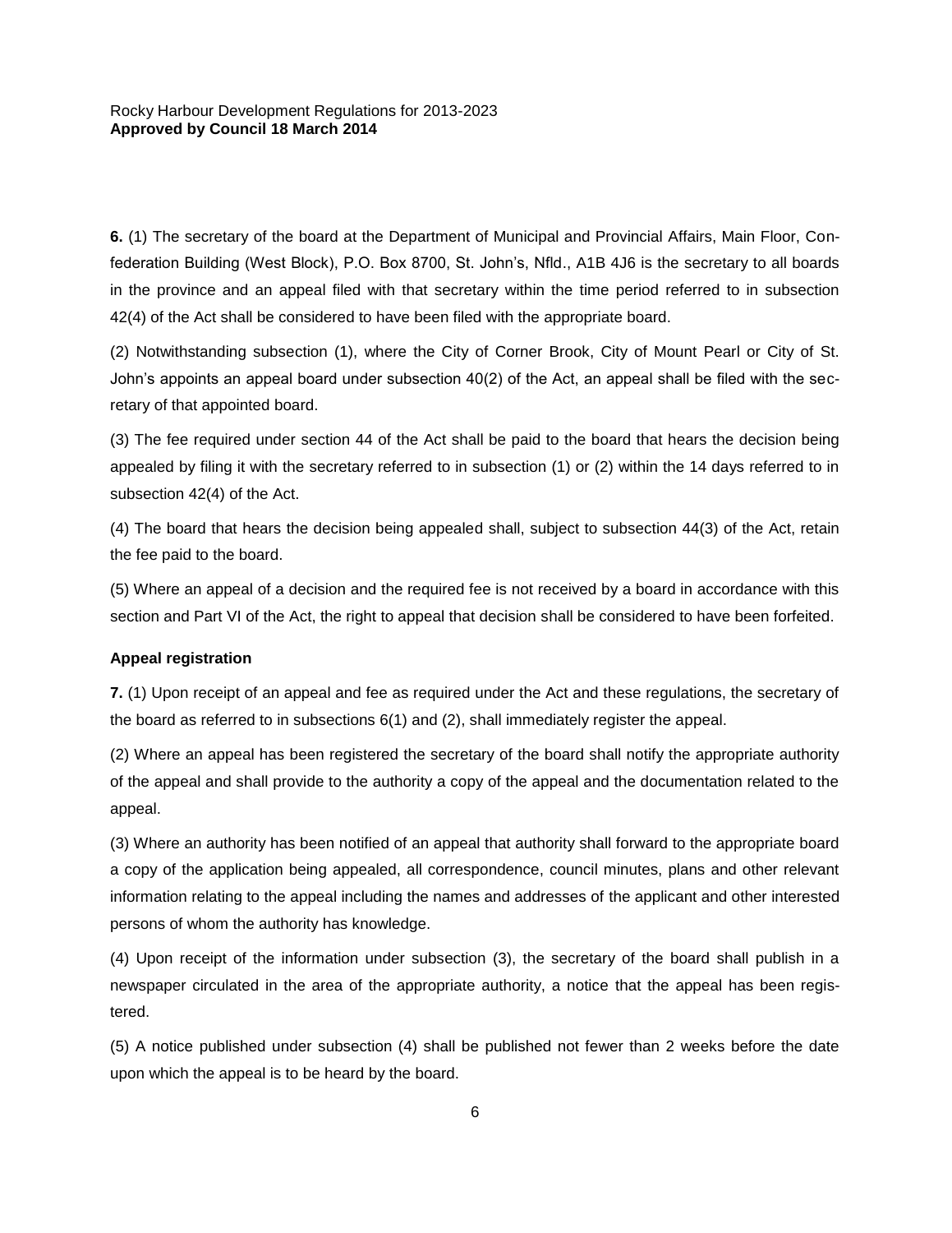**6.** (1) The secretary of the board at the Department of Municipal and Provincial Affairs, Main Floor, Confederation Building (West Block), P.O. Box 8700, St. John's, Nfld., A1B 4J6 is the secretary to all boards in the province and an appeal filed with that secretary within the time period referred to in subsection 42(4) of the Act shall be considered to have been filed with the appropriate board.

(2) Notwithstanding subsection (1), where the City of Corner Brook, City of Mount Pearl or City of St. John's appoints an appeal board under subsection 40(2) of the Act, an appeal shall be filed with the secretary of that appointed board.

(3) The fee required under section 44 of the Act shall be paid to the board that hears the decision being appealed by filing it with the secretary referred to in subsection (1) or (2) within the 14 days referred to in subsection 42(4) of the Act.

(4) The board that hears the decision being appealed shall, subject to subsection 44(3) of the Act, retain the fee paid to the board.

(5) Where an appeal of a decision and the required fee is not received by a board in accordance with this section and Part VI of the Act, the right to appeal that decision shall be considered to have been forfeited.

**Appeal registration**

**7.** (1) Upon receipt of an appeal and fee as required under the Act and these regulations, the secretary of the board as referred to in subsections 6(1) and (2), shall immediately register the appeal.

(2) Where an appeal has been registered the secretary of the board shall notify the appropriate authority of the appeal and shall provide to the authority a copy of the appeal and the documentation related to the appeal.

(3) Where an authority has been notified of an appeal that authority shall forward to the appropriate board a copy of the application being appealed, all correspondence, council minutes, plans and other relevant information relating to the appeal including the names and addresses of the applicant and other interested persons of whom the authority has knowledge.

(4) Upon receipt of the information under subsection (3), the secretary of the board shall publish in a newspaper circulated in the area of the appropriate authority, a notice that the appeal has been registered.

(5) A notice published under subsection (4) shall be published not fewer than 2 weeks before the date upon which the appeal is to be heard by the board.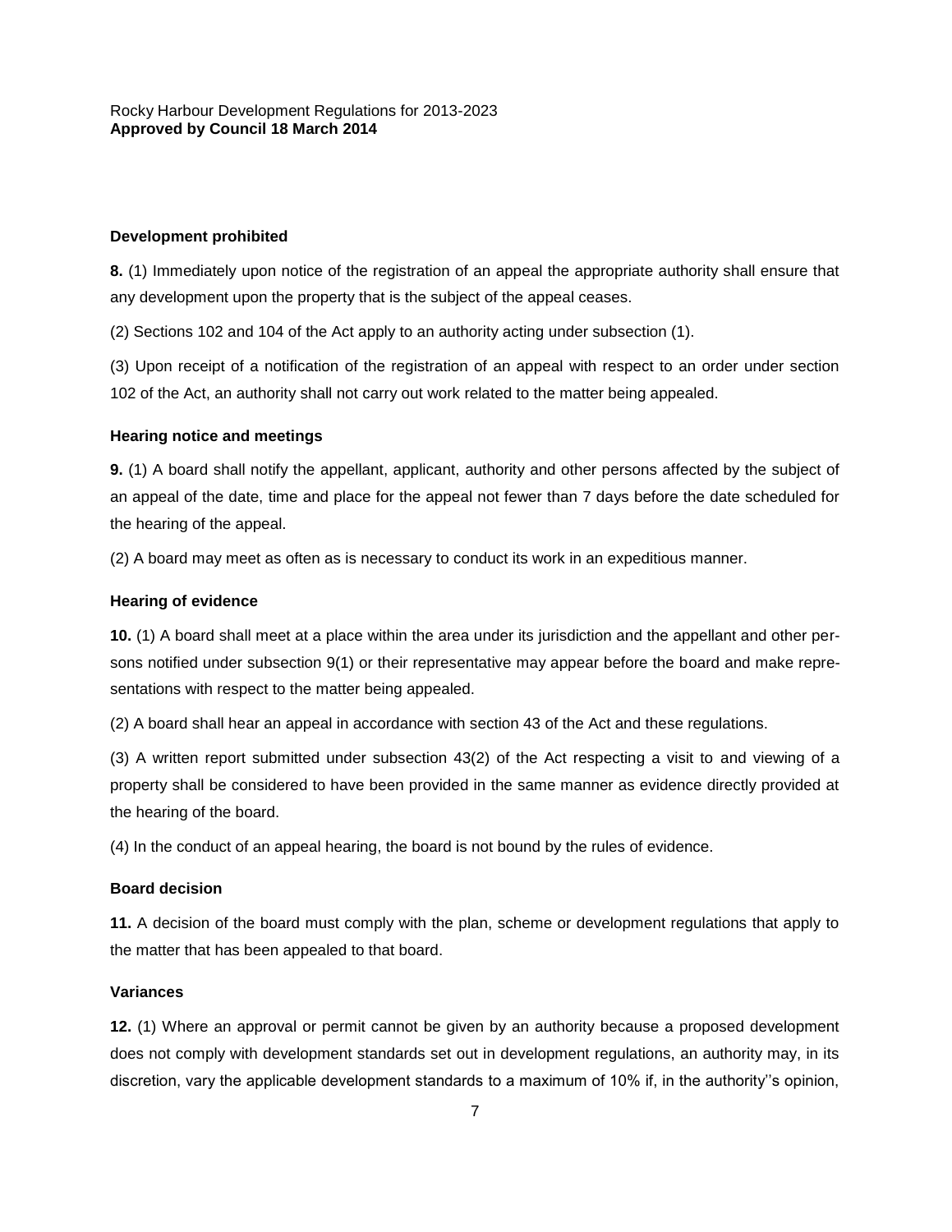**Development prohibited**

**8.** (1) Immediately upon notice of the registration of an appeal the appropriate authority shall ensure that any development upon the property that is the subject of the appeal ceases.

(2) Sections 102 and 104 of the Act apply to an authority acting under subsection (1).

(3) Upon receipt of a notification of the registration of an appeal with respect to an order under section 102 of the Act, an authority shall not carry out work related to the matter being appealed.

**Hearing notice and meetings**

**9.** (1) A board shall notify the appellant, applicant, authority and other persons affected by the subject of an appeal of the date, time and place for the appeal not fewer than 7 days before the date scheduled for the hearing of the appeal.

(2) A board may meet as often as is necessary to conduct its work in an expeditious manner.

**Hearing of evidence**

**10.** (1) A board shall meet at a place within the area under its jurisdiction and the appellant and other persons notified under subsection 9(1) or their representative may appear before the board and make representations with respect to the matter being appealed.

(2) A board shall hear an appeal in accordance with section 43 of the Act and these regulations.

(3) A written report submitted under subsection 43(2) of the Act respecting a visit to and viewing of a property shall be considered to have been provided in the same manner as evidence directly provided at the hearing of the board.

(4) In the conduct of an appeal hearing, the board is not bound by the rules of evidence.

**Board decision**

**11.** A decision of the board must comply with the plan, scheme or development regulations that apply to the matter that has been appealed to that board.

**Variances**

**12.** (1) Where an approval or permit cannot be given by an authority because a proposed development does not comply with development standards set out in development regulations, an authority may, in its discretion, vary the applicable development standards to a maximum of 10% if, in the authority''s opinion,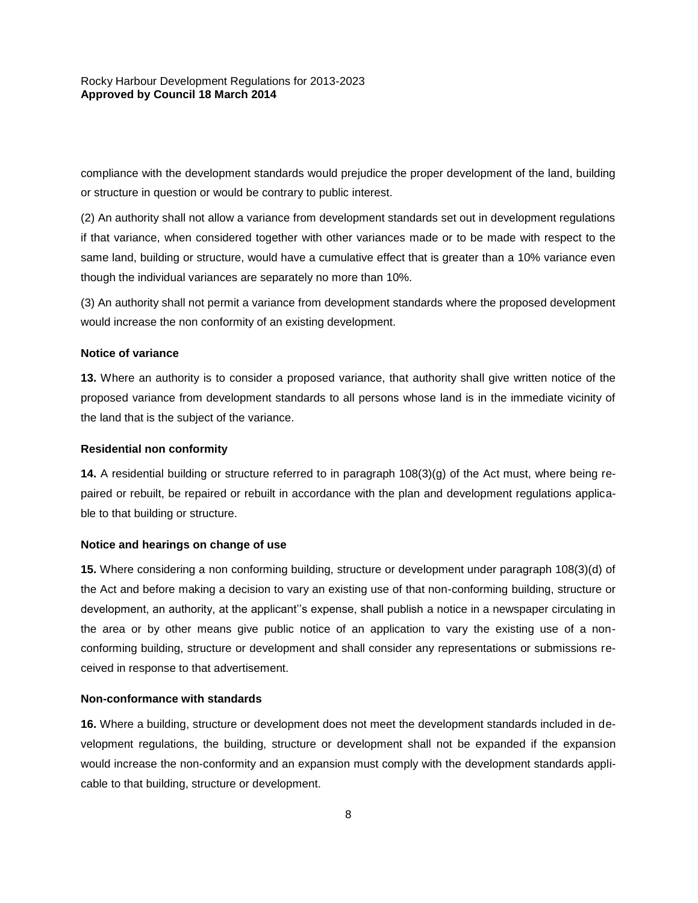compliance with the development standards would prejudice the proper development of the land, building or structure in question or would be contrary to public interest.

(2) An authority shall not allow a variance from development standards set out in development regulations if that variance, when considered together with other variances made or to be made with respect to the same land, building or structure, would have a cumulative effect that is greater than a 10% variance even though the individual variances are separately no more than 10%.

(3) An authority shall not permit a variance from development standards where the proposed development would increase the non conformity of an existing development.

**Notice of variance**

**13.** Where an authority is to consider a proposed variance, that authority shall give written notice of the proposed variance from development standards to all persons whose land is in the immediate vicinity of the land that is the subject of the variance.

**Residential non conformity**

**14.** A residential building or structure referred to in paragraph 108(3)(g) of the Act must, where being repaired or rebuilt, be repaired or rebuilt in accordance with the plan and development regulations applicable to that building or structure.

**Notice and hearings on change of use**

**15.** Where considering a non conforming building, structure or development under paragraph 108(3)(d) of the Act and before making a decision to vary an existing use of that non-conforming building, structure or development, an authority, at the applicant''s expense, shall publish a notice in a newspaper circulating in the area or by other means give public notice of an application to vary the existing use of a non-conforming building, structure or development and shall consider any representations or submissions received in response to that advertisement.

**Non-conformance with standards**

**16.** Where a building, structure or development does not meet the development standards included in development regulations, the building, structure or development shall not be expanded if the expansion would increase the non-conformity and an expansion must comply with the development standards applicable to that building, structure or development.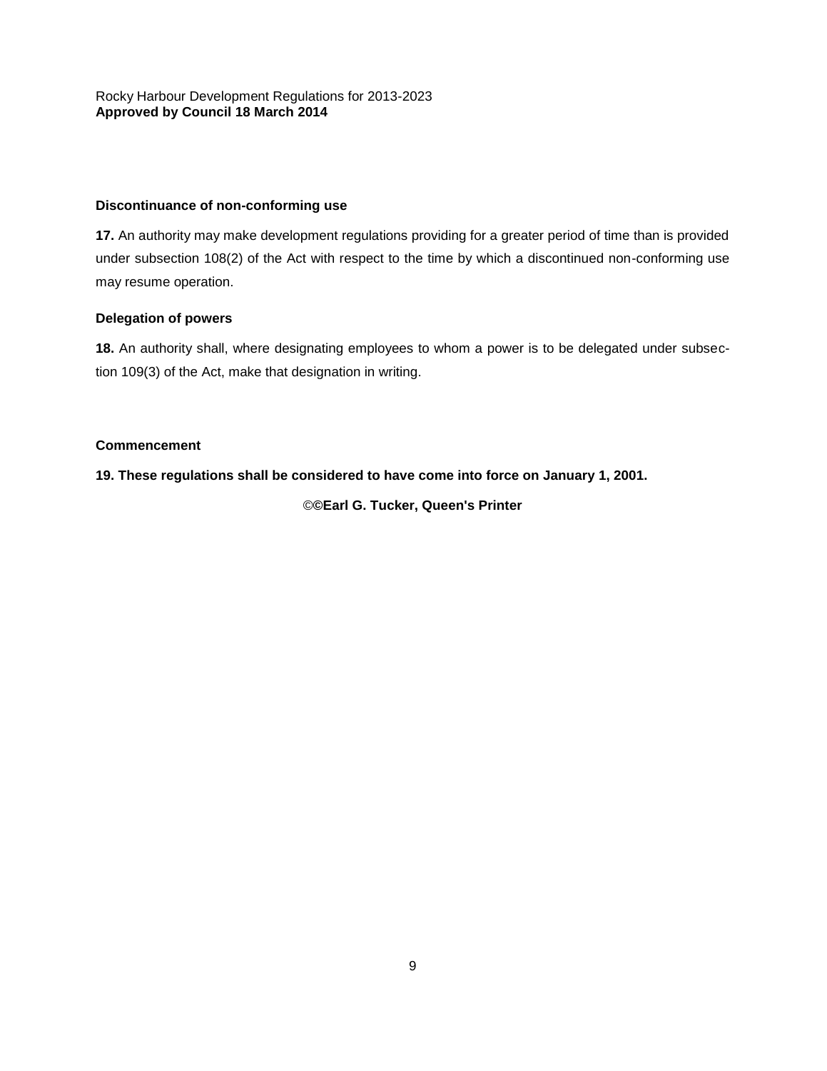### Discontinuance of non-conforming use

**17.** An authority may make development regulations providing for a greater period of time than is provided under subsection 108(2) of the Act with respect to the time by which a discontinued non-conforming use may resume operation.

### Delegation of powers

**18.** An authority shall, where designating employees to whom a power is to be delegated under subsection 109(3) of the Act, make that designation in writing.

### Commencement

**19. These regulations shall be considered to have come into force on January 1, 2001.**

**©©Earl G. Tucker, Queen's Printer**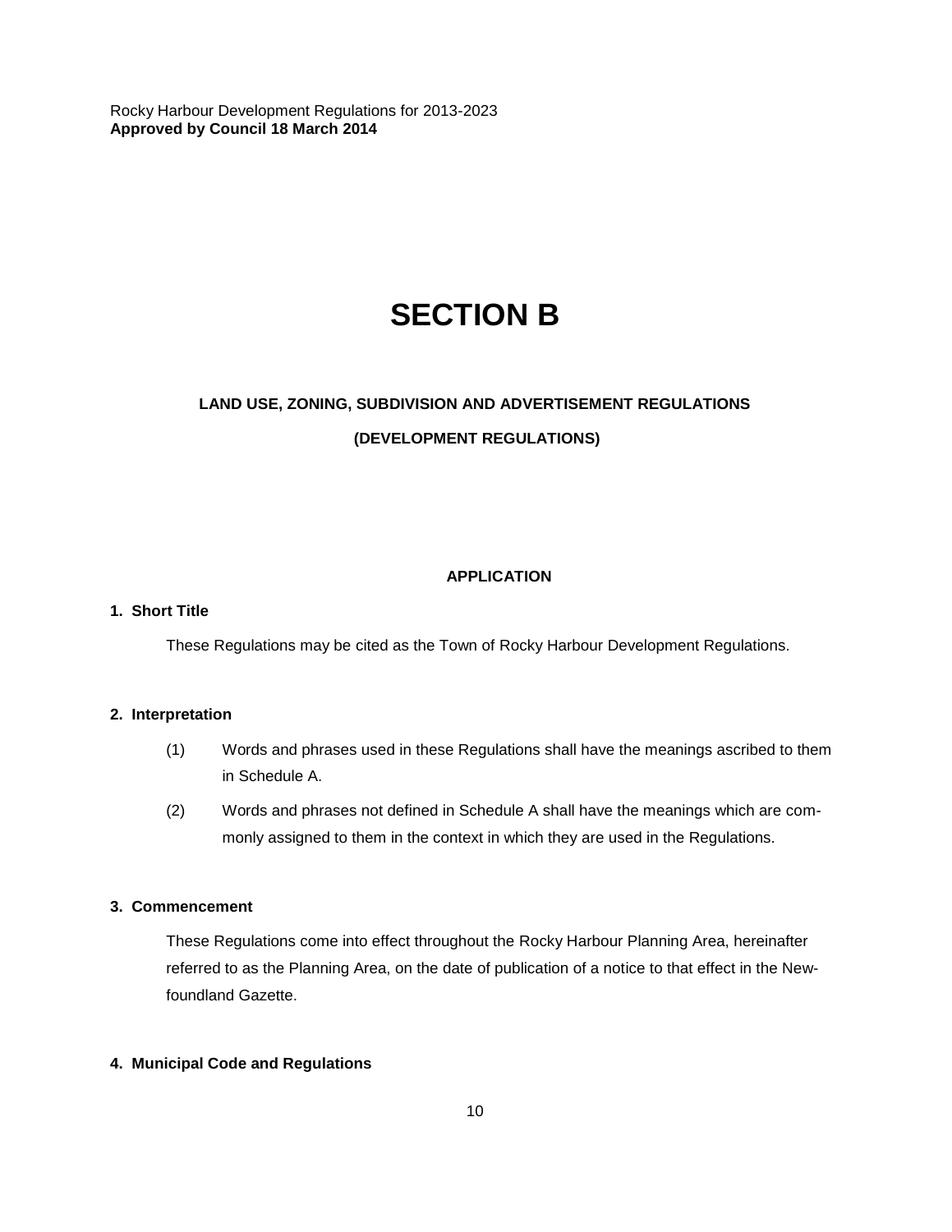# SECTION B

## LAND USE, ZONING, SUBDIVISION AND ADVERTISEMENT REGULATIONS

## (DEVELOPMENT REGULATIONS)

### APPLICATION

**1. Short Title**

These Regulations may be cited as the Town of Rocky Harbour Development Regulations.

**2. Interpretation**

(1) Words and phrases used in these Regulations shall have the meanings ascribed to them in Schedule A.

(2) Words and phrases not defined in Schedule A shall have the meanings which are commonly assigned to them in the context in which they are used in the Regulations.

**3. Commencement**

These Regulations come into effect throughout the Rocky Harbour Planning Area, hereinafter referred to as the Planning Area, on the date of publication of a notice to that effect in the Newfoundland Gazette.

**4. Municipal Code and Regulations**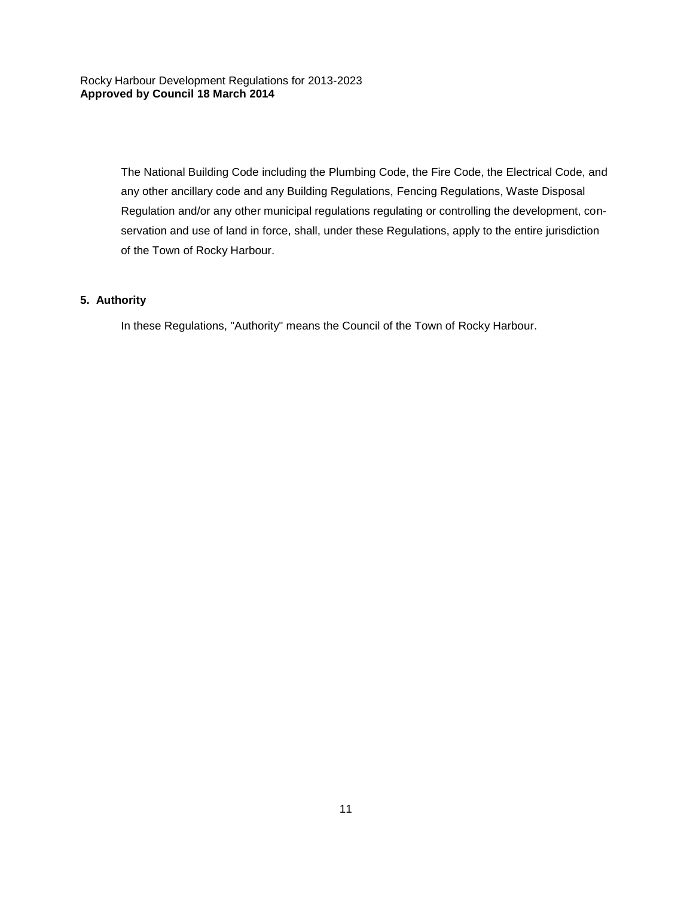The National Building Code including the Plumbing Code, the Fire Code, the Electrical Code, and any other ancillary code and any Building Regulations, Fencing Regulations, Waste Disposal Regulation and/or any other municipal regulations regulating or controlling the development, conservation and use of land in force, shall, under these Regulations, apply to the entire jurisdiction of the Town of Rocky Harbour.

**5. Authority**

In these Regulations, "Authority" means the Council of the Town of Rocky Harbour.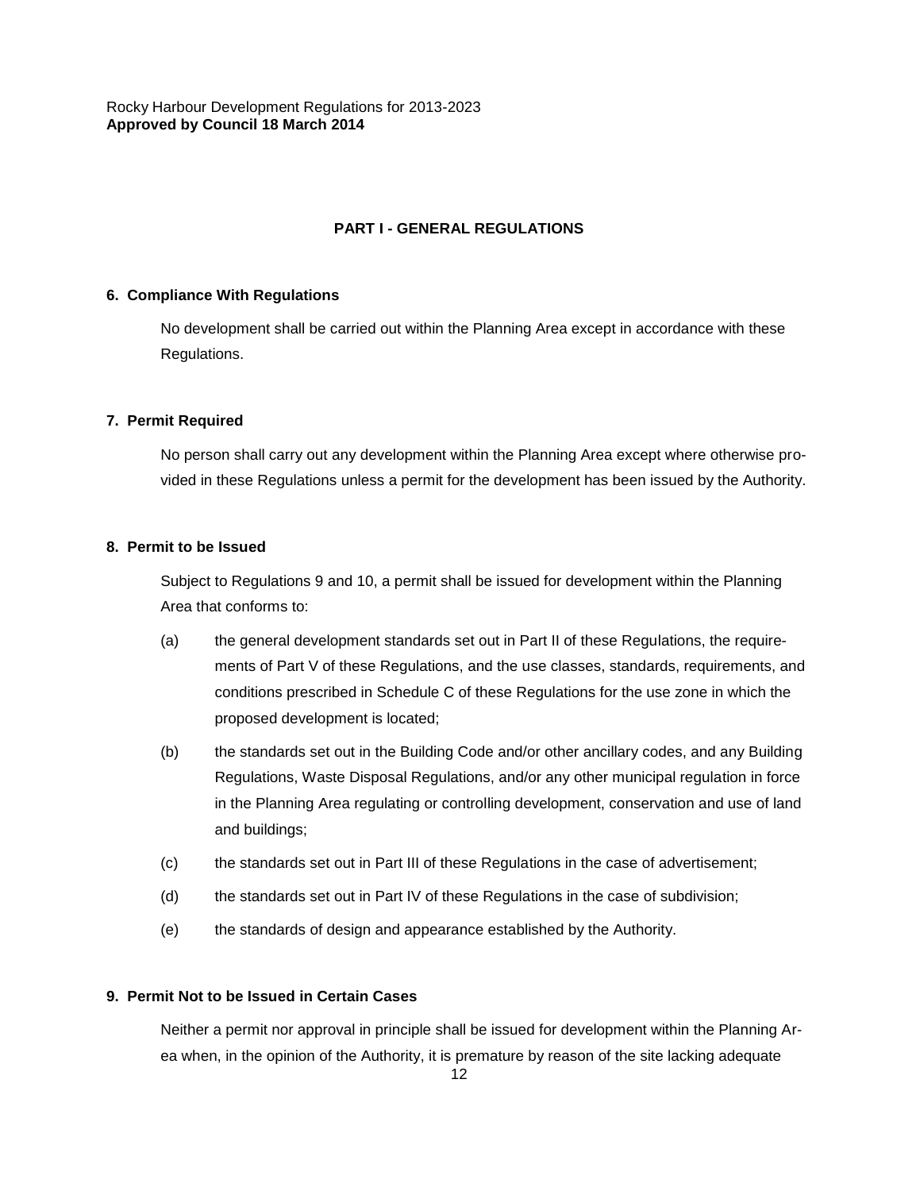## PART I - GENERAL REGULATIONS

### 6. Compliance With Regulations

No development shall be carried out within the Planning Area except in accordance with these Regulations.

### 7. Permit Required

No person shall carry out any development within the Planning Area except where otherwise provided in these Regulations unless a permit for the development has been issued by the Authority.

### 8. Permit to be Issued

Subject to Regulations 9 and 10, a permit shall be issued for development within the Planning Area that conforms to:

(a) the general development standards set out in Part II of these Regulations, the requirements of Part V of these Regulations, and the use classes, standards, requirements, and conditions prescribed in Schedule C of these Regulations for the use zone in which the proposed development is located;

(b) the standards set out in the Building Code and/or other ancillary codes, and any Building Regulations, Waste Disposal Regulations, and/or any other municipal regulation in force in the Planning Area regulating or controlling development, conservation and use of land and buildings;

(c) the standards set out in Part III of these Regulations in the case of advertisement;

(d) the standards set out in Part IV of these Regulations in the case of subdivision;

(e) the standards of design and appearance established by the Authority.

### 9. Permit Not to be Issued in Certain Cases

Neither a permit nor approval in principle shall be issued for development within the Planning Area when, in the opinion of the Authority, it is premature by reason of the site lacking adequate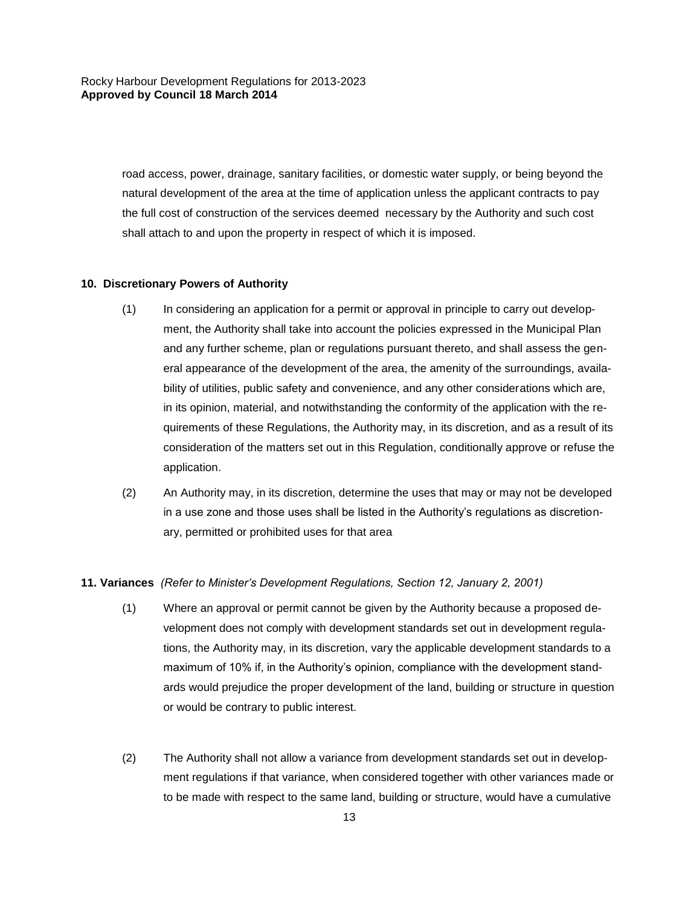road access, power, drainage, sanitary facilities, or domestic water supply, or being beyond the natural development of the area at the time of application unless the applicant contracts to pay the full cost of construction of the services deemed necessary by the Authority and such cost shall attach to and upon the property in respect of which it is imposed.

**10. Discretionary Powers of Authority**

(1) In considering an application for a permit or approval in principle to carry out development, the Authority shall take into account the policies expressed in the Municipal Plan and any further scheme, plan or regulations pursuant thereto, and shall assess the general appearance of the development of the area, the amenity of the surroundings, availability of utilities, public safety and convenience, and any other considerations which are, in its opinion, material, and notwithstanding the conformity of the application with the requirements of these Regulations, the Authority may, in its discretion, and as a result of its consideration of the matters set out in this Regulation, conditionally approve or refuse the application.

(2) An Authority may, in its discretion, determine the uses that may or may not be developed in a use zone and those uses shall be listed in the Authority's regulations as discretionary, permitted or prohibited uses for that area

**11. Variances** *(Refer to Minister's Development Regulations, Section 12, January 2, 2001)*

(1) Where an approval or permit cannot be given by the Authority because a proposed development does not comply with development standards set out in development regulations, the Authority may, in its discretion, vary the applicable development standards to a maximum of 10% if, in the Authority's opinion, compliance with the development standards would prejudice the proper development of the land, building or structure in question or would be contrary to public interest.

(2) The Authority shall not allow a variance from development standards set out in development regulations if that variance, when considered together with other variances made or to be made with respect to the same land, building or structure, would have a cumulative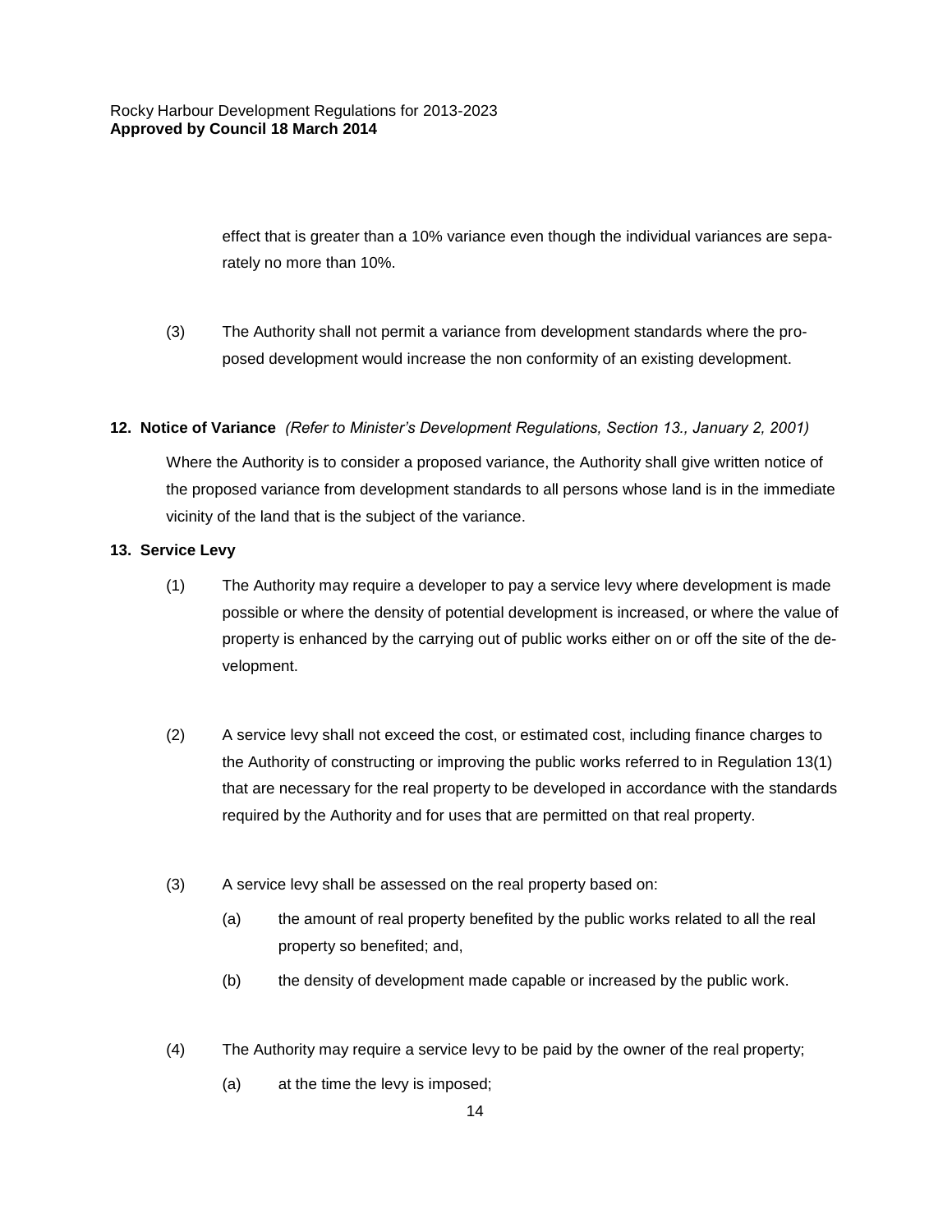effect that is greater than a 10% variance even though the individual variances are separately no more than 10%.

(3) The Authority shall not permit a variance from development standards where the proposed development would increase the non conformity of an existing development.

**12. Notice of Variance** *(Refer to Minister's Development Regulations, Section 13., January 2, 2001)*

Where the Authority is to consider a proposed variance, the Authority shall give written notice of the proposed variance from development standards to all persons whose land is in the immediate vicinity of the land that is the subject of the variance.

**13. Service Levy**

(1) The Authority may require a developer to pay a service levy where development is made possible or where the density of potential development is increased, or where the value of property is enhanced by the carrying out of public works either on or off the site of the development.

(2) A service levy shall not exceed the cost, or estimated cost, including finance charges to the Authority of constructing or improving the public works referred to in Regulation 13(1) that are necessary for the real property to be developed in accordance with the standards required by the Authority and for uses that are permitted on that real property.

(3) A service levy shall be assessed on the real property based on:

(a) the amount of real property benefited by the public works related to all the real property so benefited; and,

(b) the density of development made capable or increased by the public work.

(4) The Authority may require a service levy to be paid by the owner of the real property;

(a) at the time the levy is imposed;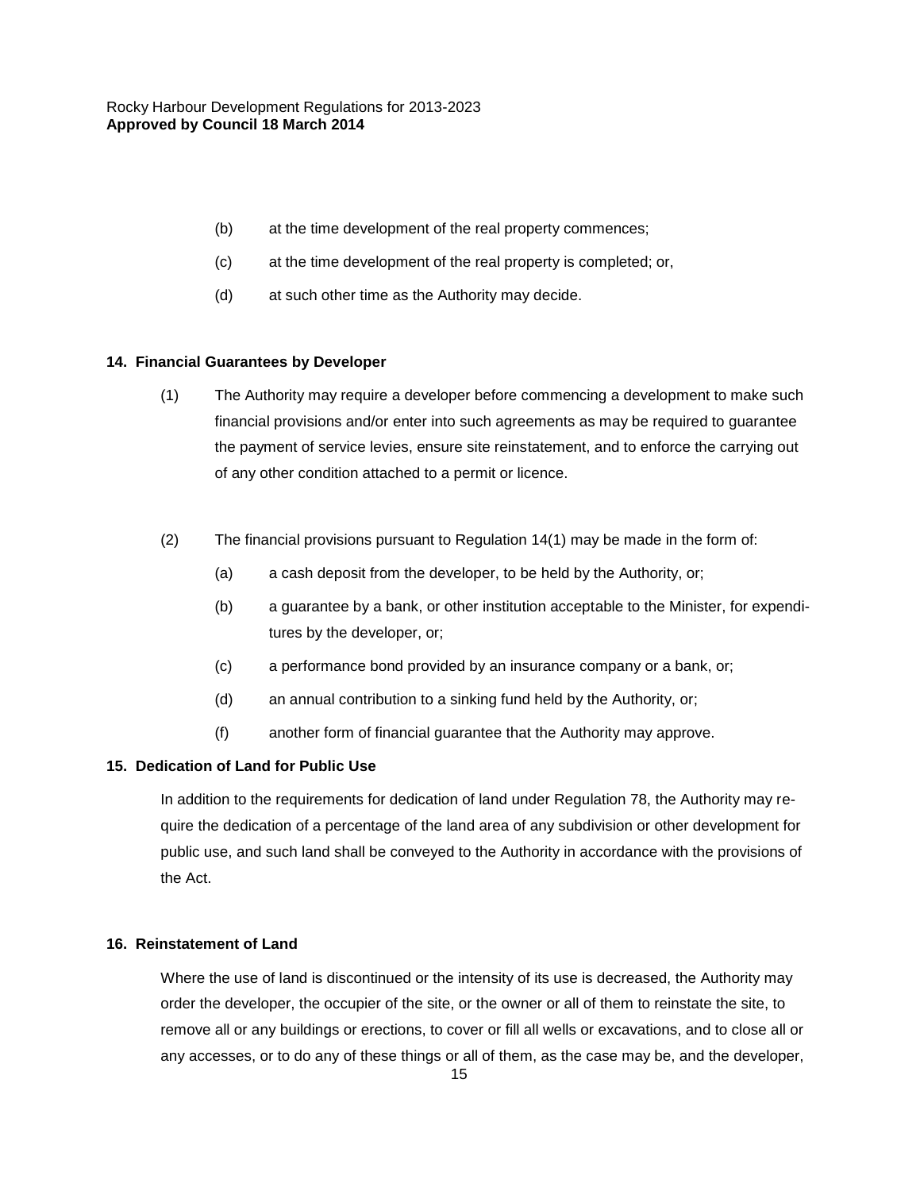(b) at the time development of the real property commences;

(c) at the time development of the real property is completed; or,

(d) at such other time as the Authority may decide.

## 14. Financial Guarantees by Developer

(1) The Authority may require a developer before commencing a development to make such financial provisions and/or enter into such agreements as may be required to guarantee the payment of service levies, ensure site reinstatement, and to enforce the carrying out of any other condition attached to a permit or licence.

(2) The financial provisions pursuant to Regulation 14(1) may be made in the form of:

(a) a cash deposit from the developer, to be held by the Authority, or;

(b) a guarantee by a bank, or other institution acceptable to the Minister, for expenditures by the developer, or;

(c) a performance bond provided by an insurance company or a bank, or;

(d) an annual contribution to a sinking fund held by the Authority, or;

(f) another form of financial guarantee that the Authority may approve.

## 15. Dedication of Land for Public Use

In addition to the requirements for dedication of land under Regulation 78, the Authority may require the dedication of a percentage of the land area of any subdivision or other development for public use, and such land shall be conveyed to the Authority in accordance with the provisions of the Act.

## 16. Reinstatement of Land

Where the use of land is discontinued or the intensity of its use is decreased, the Authority may order the developer, the occupier of the site, or the owner or all of them to reinstate the site, to remove all or any buildings or erections, to cover or fill all wells or excavations, and to close all or any accesses, or to do any of these things or all of them, as the case may be, and the developer,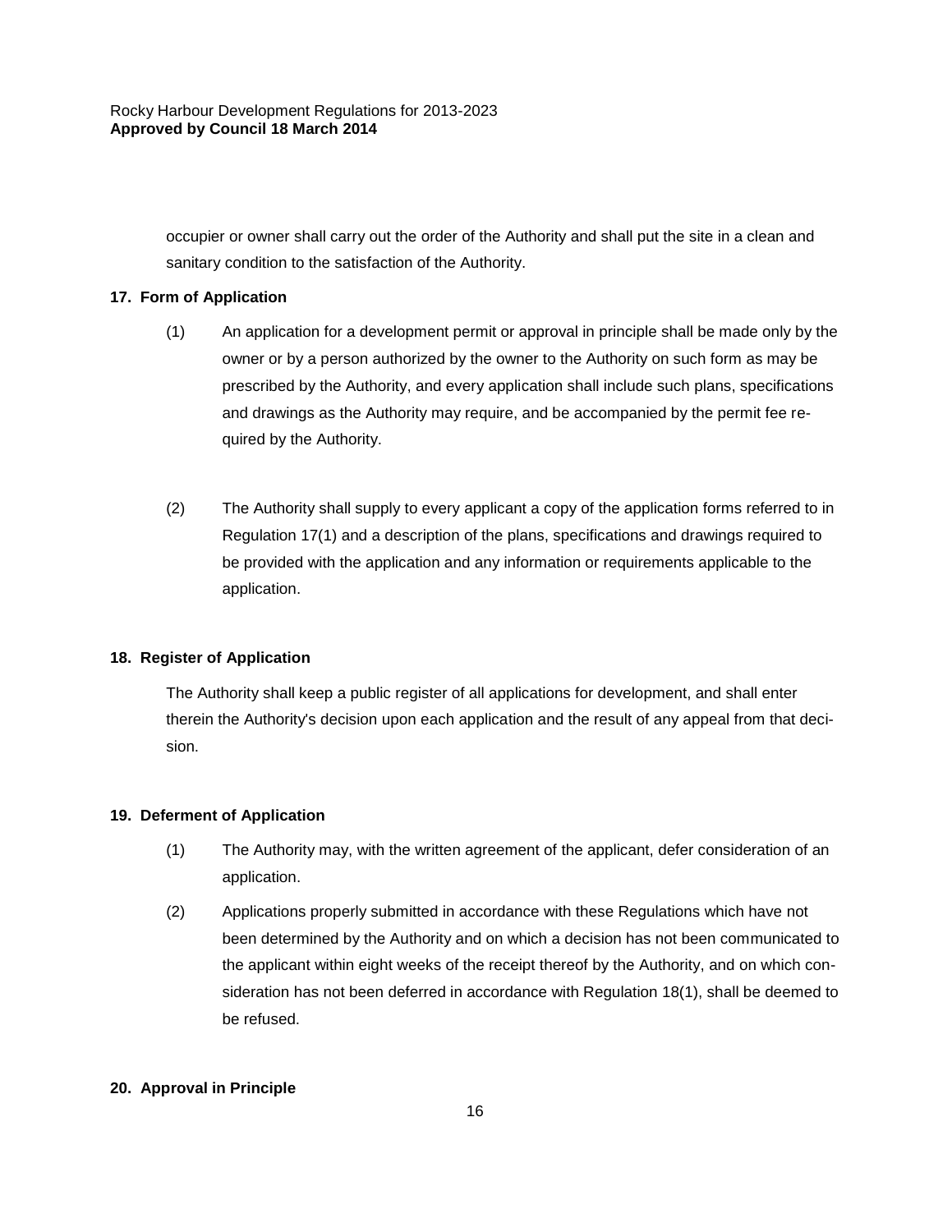occupier or owner shall carry out the order of the Authority and shall put the site in a clean and sanitary condition to the satisfaction of the Authority.

**17. Form of Application**

(1) An application for a development permit or approval in principle shall be made only by the owner or by a person authorized by the owner to the Authority on such form as may be prescribed by the Authority, and every application shall include such plans, specifications and drawings as the Authority may require, and be accompanied by the permit fee required by the Authority.

(2) The Authority shall supply to every applicant a copy of the application forms referred to in Regulation 17(1) and a description of the plans, specifications and drawings required to be provided with the application and any information or requirements applicable to the application.

**18. Register of Application**

The Authority shall keep a public register of all applications for development, and shall enter therein the Authority's decision upon each application and the result of any appeal from that decision.

**19. Deferment of Application**

(1) The Authority may, with the written agreement of the applicant, defer consideration of an application.

(2) Applications properly submitted in accordance with these Regulations which have not been determined by the Authority and on which a decision has not been communicated to the applicant within eight weeks of the receipt thereof by the Authority, and on which consideration has not been deferred in accordance with Regulation 18(1), shall be deemed to be refused.

**20. Approval in Principle**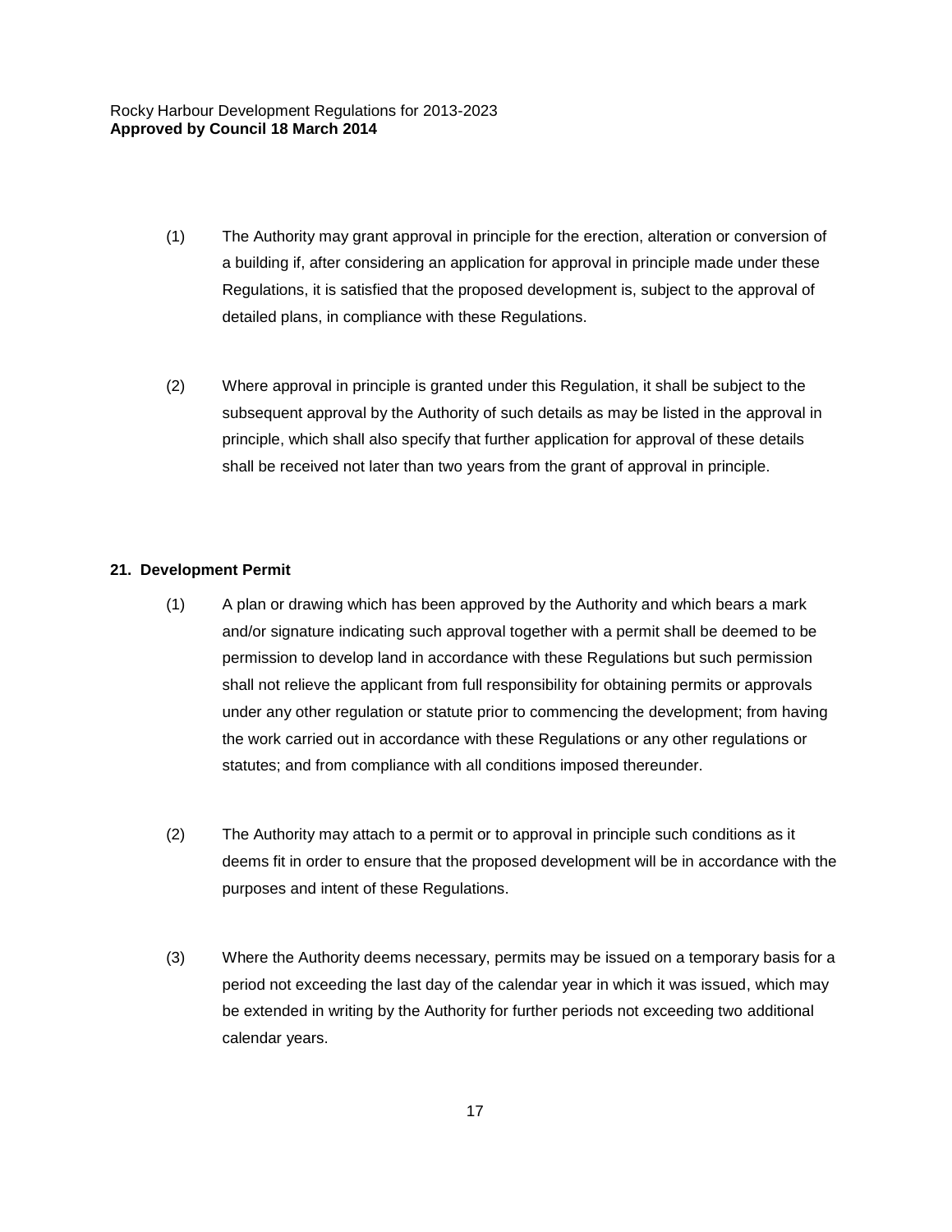(1) The Authority may grant approval in principle for the erection, alteration or conversion of a building if, after considering an application for approval in principle made under these Regulations, it is satisfied that the proposed development is, subject to the approval of detailed plans, in compliance with these Regulations.

(2) Where approval in principle is granted under this Regulation, it shall be subject to the subsequent approval by the Authority of such details as may be listed in the approval in principle, which shall also specify that further application for approval of these details shall be received not later than two years from the grant of approval in principle.

## 21. Development Permit

(1) A plan or drawing which has been approved by the Authority and which bears a mark and/or signature indicating such approval together with a permit shall be deemed to be permission to develop land in accordance with these Regulations but such permission shall not relieve the applicant from full responsibility for obtaining permits or approvals under any other regulation or statute prior to commencing the development; from having the work carried out in accordance with these Regulations or any other regulations or statutes; and from compliance with all conditions imposed thereunder.

(2) The Authority may attach to a permit or to approval in principle such conditions as it deems fit in order to ensure that the proposed development will be in accordance with the purposes and intent of these Regulations.

(3) Where the Authority deems necessary, permits may be issued on a temporary basis for a period not exceeding the last day of the calendar year in which it was issued, which may be extended in writing by the Authority for further periods not exceeding two additional calendar years.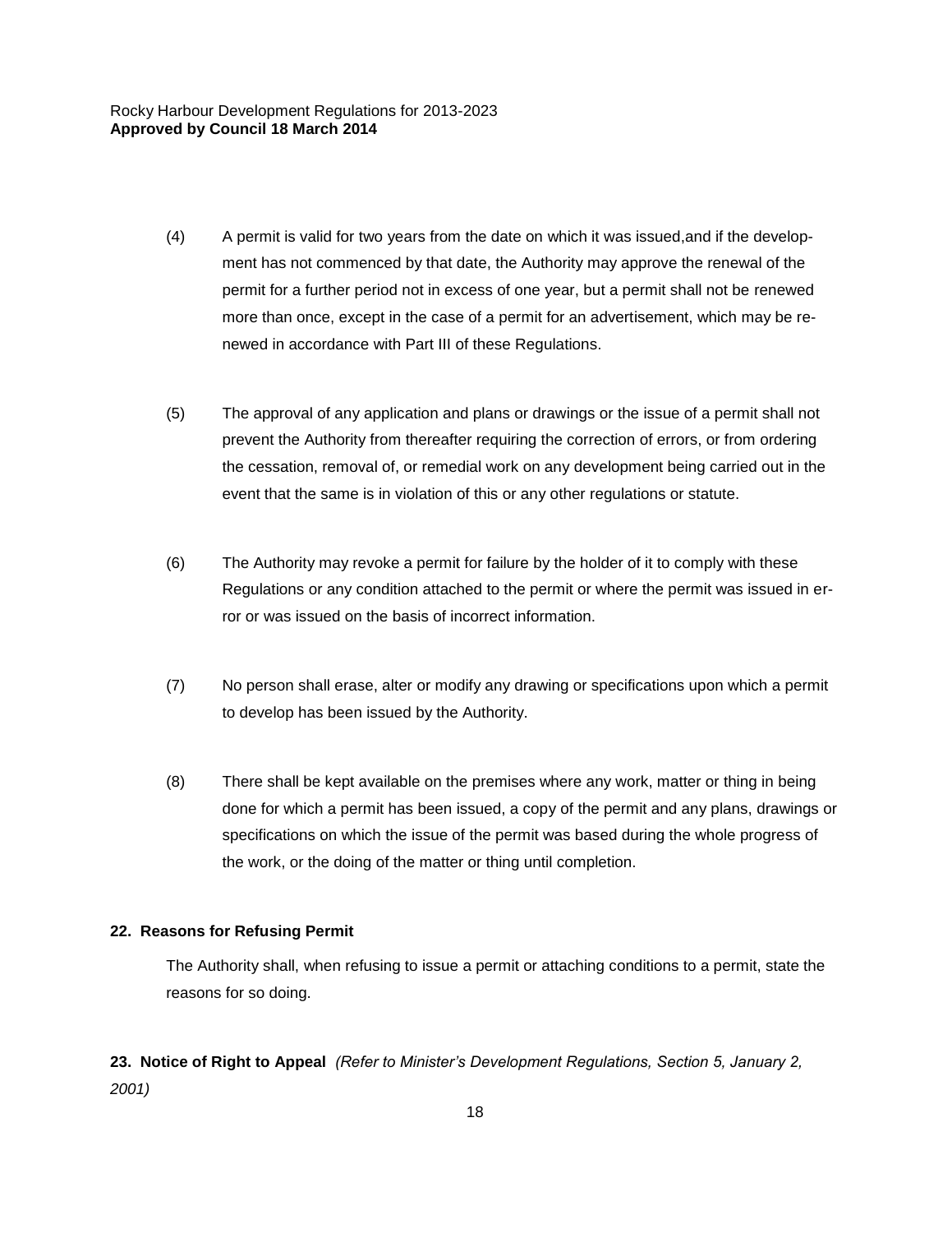(4) A permit is valid for two years from the date on which it was issued,and if the development has not commenced by that date, the Authority may approve the renewal of the permit for a further period not in excess of one year, but a permit shall not be renewed more than once, except in the case of a permit for an advertisement, which may be renewed in accordance with Part III of these Regulations.

(5) The approval of any application and plans or drawings or the issue of a permit shall not prevent the Authority from thereafter requiring the correction of errors, or from ordering the cessation, removal of, or remedial work on any development being carried out in the event that the same is in violation of this or any other regulations or statute.

(6) The Authority may revoke a permit for failure by the holder of it to comply with these Regulations or any condition attached to the permit or where the permit was issued in error or was issued on the basis of incorrect information.

(7) No person shall erase, alter or modify any drawing or specifications upon which a permit to develop has been issued by the Authority.

(8) There shall be kept available on the premises where any work, matter or thing in being done for which a permit has been issued, a copy of the permit and any plans, drawings or specifications on which the issue of the permit was based during the whole progress of the work, or the doing of the matter or thing until completion.

**22. Reasons for Refusing Permit**

The Authority shall, when refusing to issue a permit or attaching conditions to a permit, state the reasons for so doing.

**23. Notice of Right to Appeal** *(Refer to Minister's Development Regulations, Section 5, January 2, 2001)*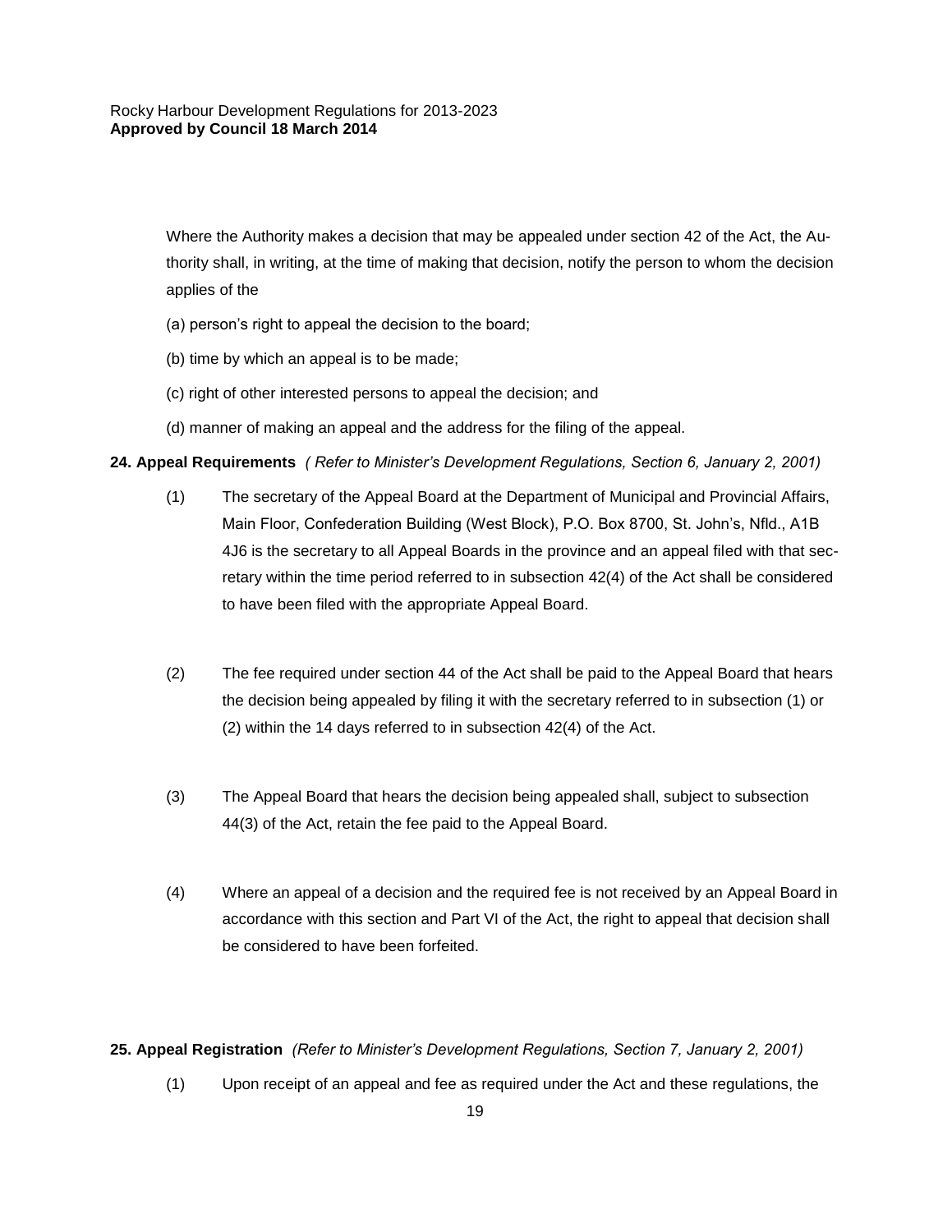Where the Authority makes a decision that may be appealed under section 42 of the Act, the Authority shall, in writing, at the time of making that decision, notify the person to whom the decision applies of the

(a) person's right to appeal the decision to the board;

(b) time by which an appeal is to be made;

(c) right of other interested persons to appeal the decision; and

(d) manner of making an appeal and the address for the filing of the appeal.

**24. Appeal Requirements** *( Refer to Minister's Development Regulations, Section 6, January 2, 2001)*

(1) The secretary of the Appeal Board at the Department of Municipal and Provincial Affairs, Main Floor, Confederation Building (West Block), P.O. Box 8700, St. John's, Nfld., A1B 4J6 is the secretary to all Appeal Boards in the province and an appeal filed with that secretary within the time period referred to in subsection 42(4) of the Act shall be considered to have been filed with the appropriate Appeal Board.

(2) The fee required under section 44 of the Act shall be paid to the Appeal Board that hears the decision being appealed by filing it with the secretary referred to in subsection (1) or (2) within the 14 days referred to in subsection 42(4) of the Act.

(3) The Appeal Board that hears the decision being appealed shall, subject to subsection 44(3) of the Act, retain the fee paid to the Appeal Board.

(4) Where an appeal of a decision and the required fee is not received by an Appeal Board in accordance with this section and Part VI of the Act, the right to appeal that decision shall be considered to have been forfeited.

**25. Appeal Registration** *(Refer to Minister's Development Regulations, Section 7, January 2, 2001)*

(1) Upon receipt of an appeal and fee as required under the Act and these regulations, the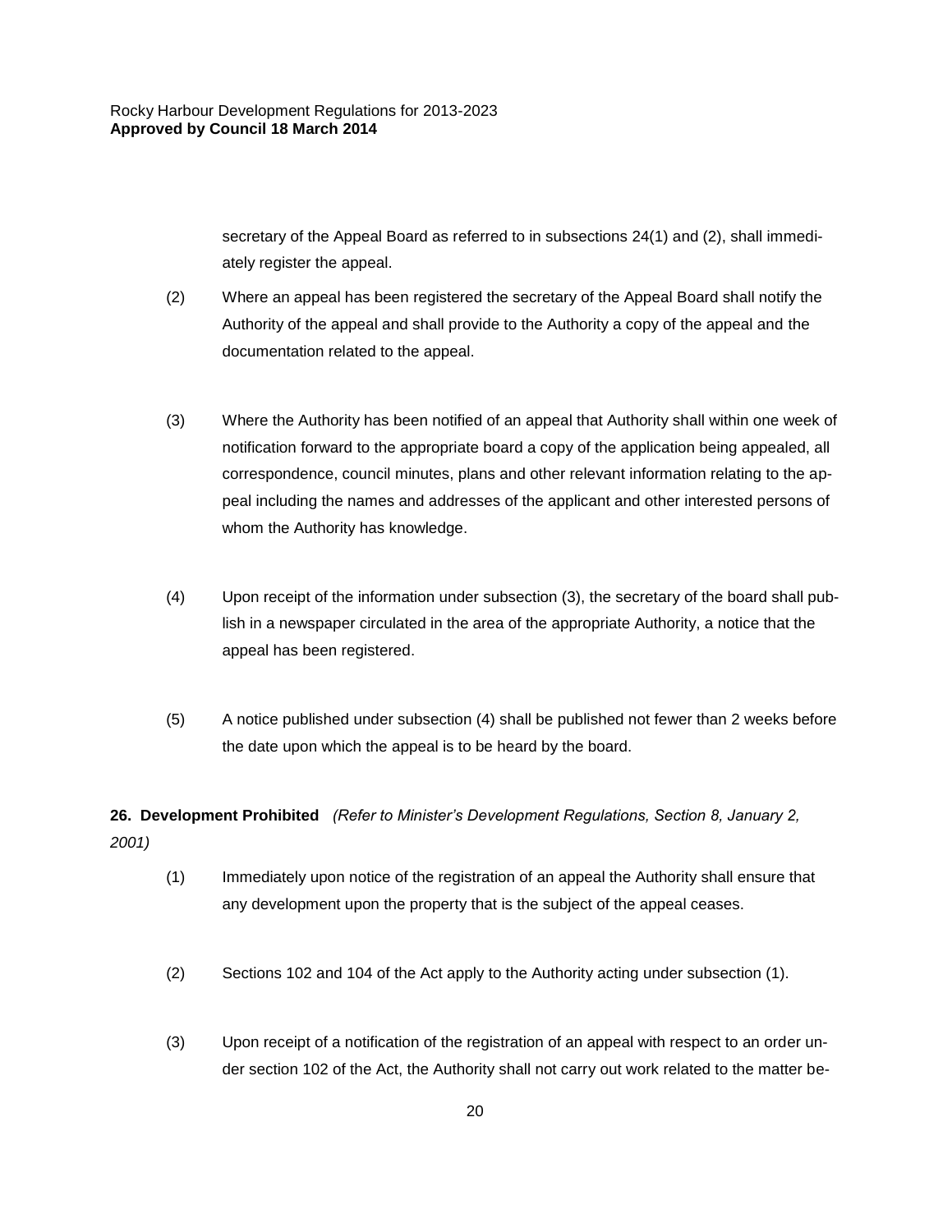secretary of the Appeal Board as referred to in subsections 24(1) and (2), shall immediately register the appeal.

(2) Where an appeal has been registered the secretary of the Appeal Board shall notify the Authority of the appeal and shall provide to the Authority a copy of the appeal and the documentation related to the appeal.

(3) Where the Authority has been notified of an appeal that Authority shall within one week of notification forward to the appropriate board a copy of the application being appealed, all correspondence, council minutes, plans and other relevant information relating to the appeal including the names and addresses of the applicant and other interested persons of whom the Authority has knowledge.

(4) Upon receipt of the information under subsection (3), the secretary of the board shall publish in a newspaper circulated in the area of the appropriate Authority, a notice that the appeal has been registered.

(5) A notice published under subsection (4) shall be published not fewer than 2 weeks before the date upon which the appeal is to be heard by the board.

**26. Development Prohibited** *(Refer to Minister's Development Regulations, Section 8, January 2, 2001)*

(1) Immediately upon notice of the registration of an appeal the Authority shall ensure that any development upon the property that is the subject of the appeal ceases.

(2) Sections 102 and 104 of the Act apply to the Authority acting under subsection (1).

(3) Upon receipt of a notification of the registration of an appeal with respect to an order under section 102 of the Act, the Authority shall not carry out work related to the matter be-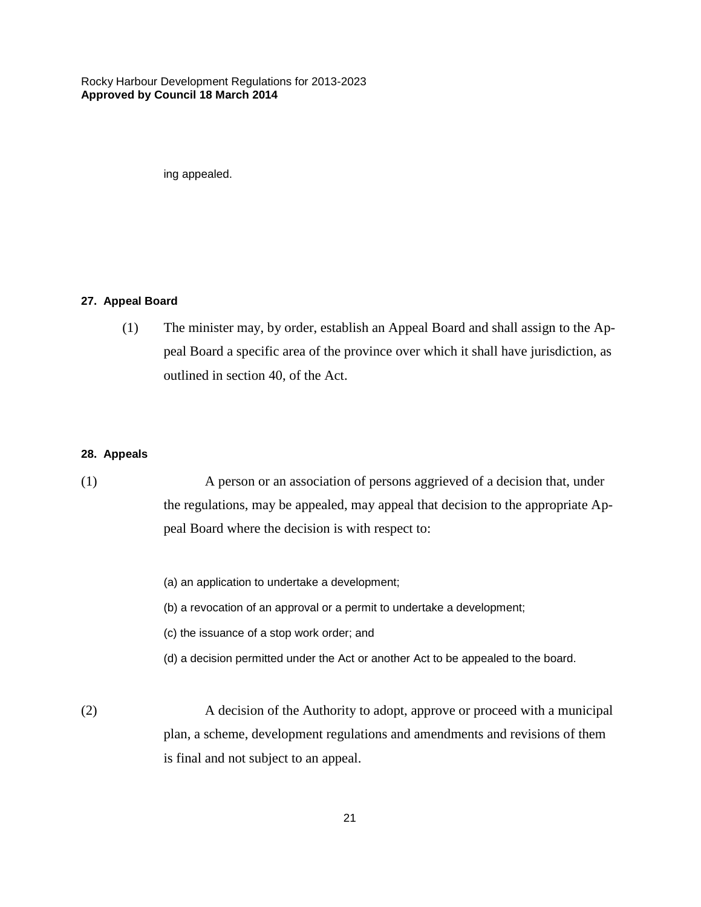ing appealed.

#### 27. Appeal Board

(1) The minister may, by order, establish an Appeal Board and shall assign to the Appeal Board a specific area of the province over which it shall have jurisdiction, as outlined in section 40, of the Act.

#### 28. Appeals

(1) A person or an association of persons aggrieved of a decision that, under the regulations, may be appealed, may appeal that decision to the appropriate Appeal Board where the decision is with respect to:

(a) an application to undertake a development;

(b) a revocation of an approval or a permit to undertake a development;

(c) the issuance of a stop work order; and

(d) a decision permitted under the Act or another Act to be appealed to the board.

(2) A decision of the Authority to adopt, approve or proceed with a municipal plan, a scheme, development regulations and amendments and revisions of them is final and not subject to an appeal.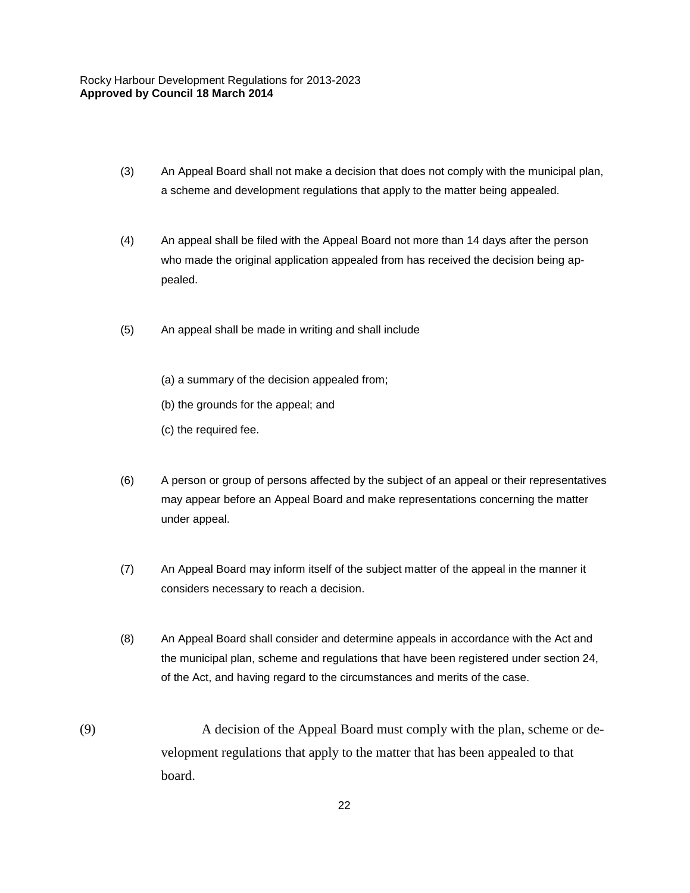(3) An Appeal Board shall not make a decision that does not comply with the municipal plan, a scheme and development regulations that apply to the matter being appealed.

(4) An appeal shall be filed with the Appeal Board not more than 14 days after the person who made the original application appealed from has received the decision being appealed.

(5) An appeal shall be made in writing and shall include

(a) a summary of the decision appealed from;

(b) the grounds for the appeal; and

(c) the required fee.

(6) A person or group of persons affected by the subject of an appeal or their representatives may appear before an Appeal Board and make representations concerning the matter under appeal.

(7) An Appeal Board may inform itself of the subject matter of the appeal in the manner it considers necessary to reach a decision.

(8) An Appeal Board shall consider and determine appeals in accordance with the Act and the municipal plan, scheme and regulations that have been registered under section 24, of the Act, and having regard to the circumstances and merits of the case.

(9) A decision of the Appeal Board must comply with the plan, scheme or development regulations that apply to the matter that has been appealed to that board.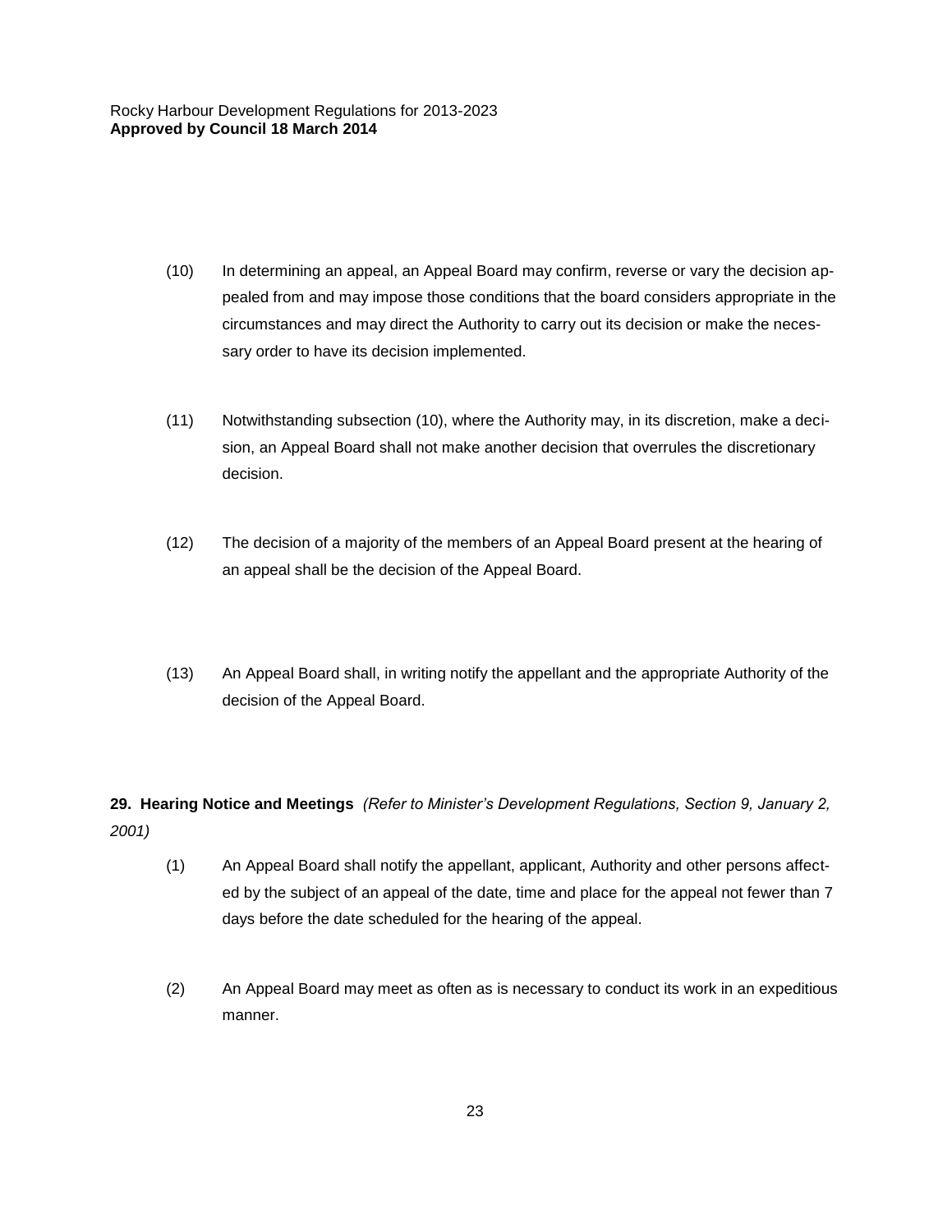(10) In determining an appeal, an Appeal Board may confirm, reverse or vary the decision appealed from and may impose those conditions that the board considers appropriate in the circumstances and may direct the Authority to carry out its decision or make the necessary order to have its decision implemented.

(11) Notwithstanding subsection (10), where the Authority may, in its discretion, make a decision, an Appeal Board shall not make another decision that overrules the discretionary decision.

(12) The decision of a majority of the members of an Appeal Board present at the hearing of an appeal shall be the decision of the Appeal Board.

(13) An Appeal Board shall, in writing notify the appellant and the appropriate Authority of the decision of the Appeal Board.

**29. Hearing Notice and Meetings** *(Refer to Minister's Development Regulations, Section 9, January 2, 2001)*

(1) An Appeal Board shall notify the appellant, applicant, Authority and other persons affected by the subject of an appeal of the date, time and place for the appeal not fewer than 7 days before the date scheduled for the hearing of the appeal.

(2) An Appeal Board may meet as often as is necessary to conduct its work in an expeditious manner.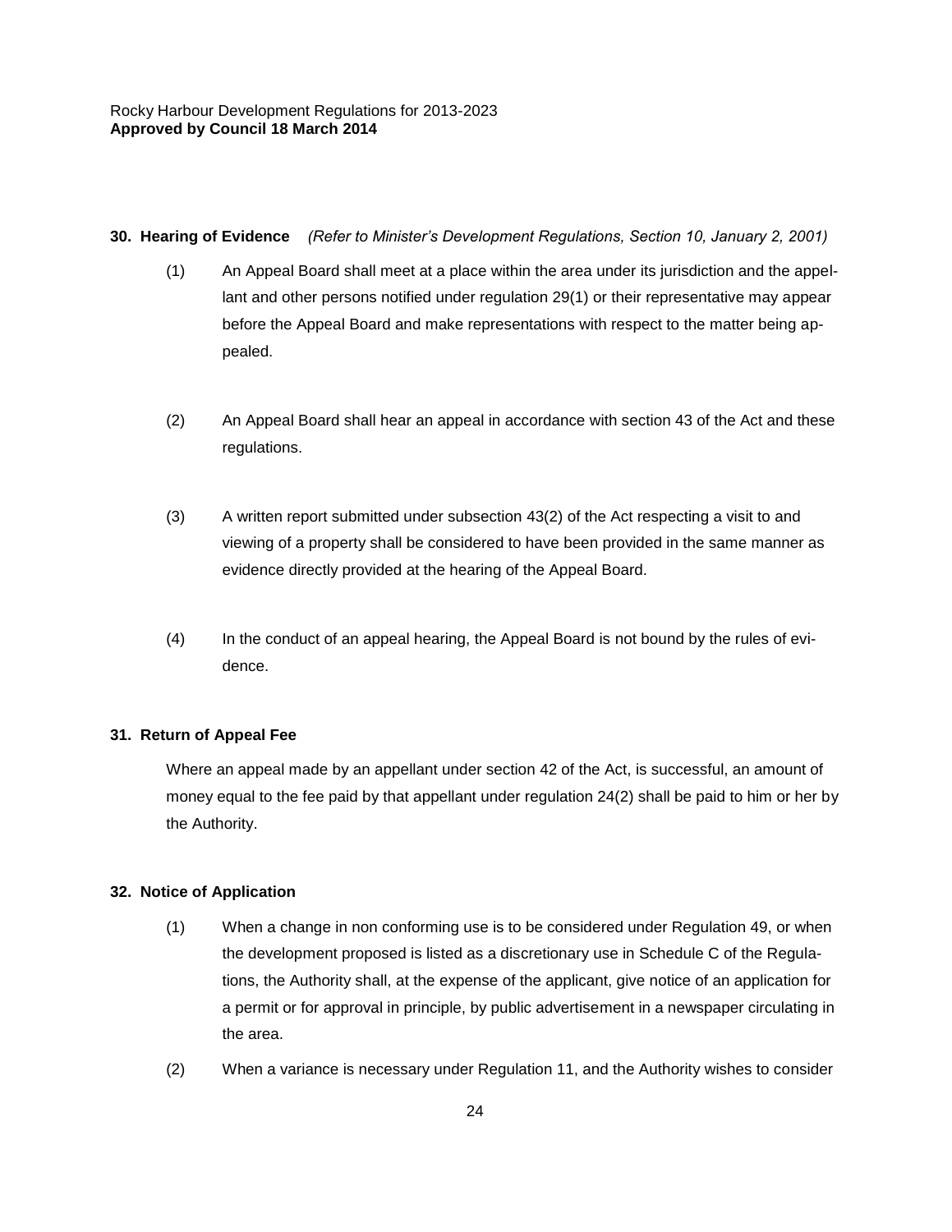**30. Hearing of Evidence** *(Refer to Minister's Development Regulations, Section 10, January 2, 2001)*

(1) An Appeal Board shall meet at a place within the area under its jurisdiction and the appellant and other persons notified under regulation 29(1) or their representative may appear before the Appeal Board and make representations with respect to the matter being appealed.

(2) An Appeal Board shall hear an appeal in accordance with section 43 of the Act and these regulations.

(3) A written report submitted under subsection 43(2) of the Act respecting a visit to and viewing of a property shall be considered to have been provided in the same manner as evidence directly provided at the hearing of the Appeal Board.

(4) In the conduct of an appeal hearing, the Appeal Board is not bound by the rules of evidence.

**31. Return of Appeal Fee**

Where an appeal made by an appellant under section 42 of the Act, is successful, an amount of money equal to the fee paid by that appellant under regulation 24(2) shall be paid to him or her by the Authority.

**32. Notice of Application**

(1) When a change in non conforming use is to be considered under Regulation 49, or when the development proposed is listed as a discretionary use in Schedule C of the Regulations, the Authority shall, at the expense of the applicant, give notice of an application for a permit or for approval in principle, by public advertisement in a newspaper circulating in the area.

(2) When a variance is necessary under Regulation 11, and the Authority wishes to consider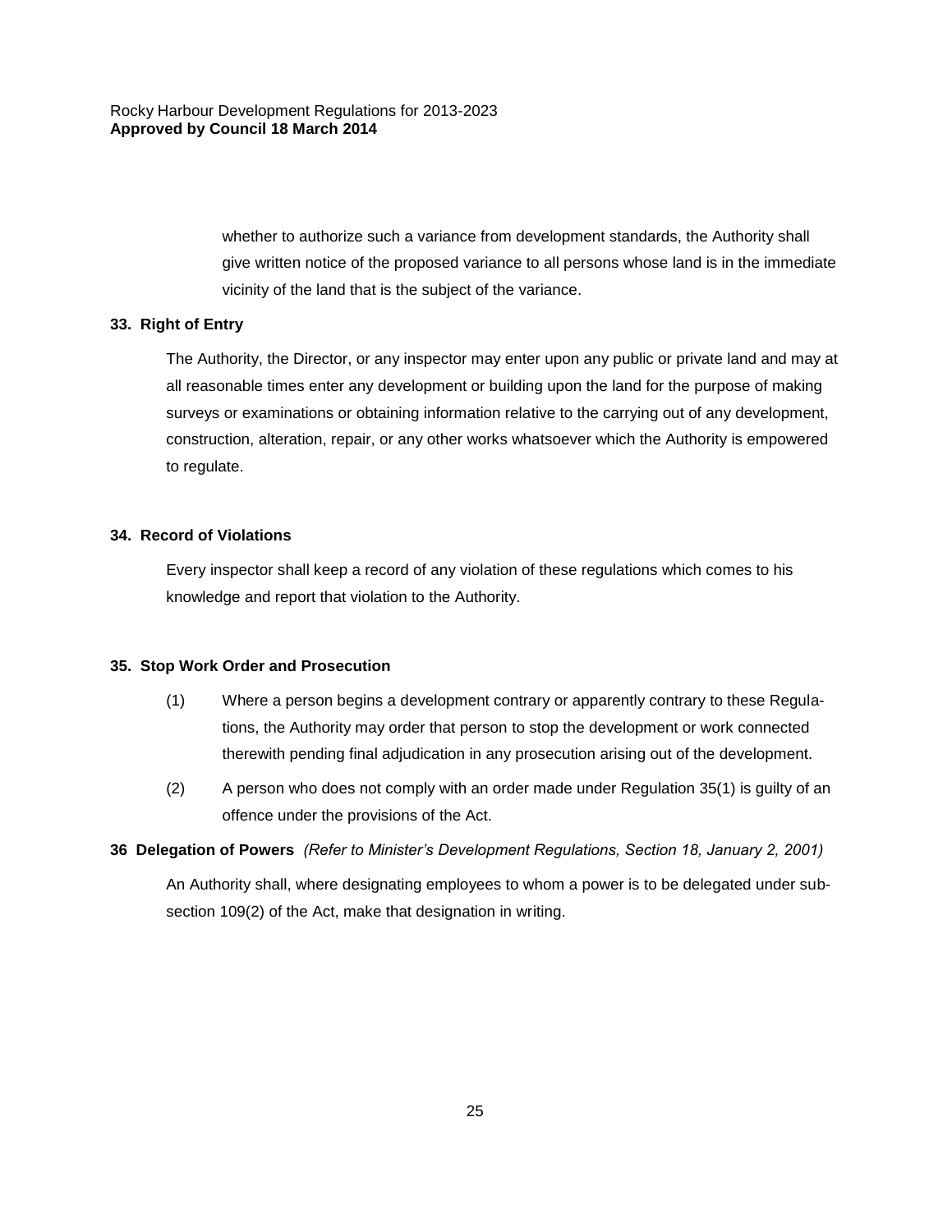whether to authorize such a variance from development standards, the Authority shall give written notice of the proposed variance to all persons whose land is in the immediate vicinity of the land that is the subject of the variance.

**33. Right of Entry**

The Authority, the Director, or any inspector may enter upon any public or private land and may at all reasonable times enter any development or building upon the land for the purpose of making surveys or examinations or obtaining information relative to the carrying out of any development, construction, alteration, repair, or any other works whatsoever which the Authority is empowered to regulate.

**34. Record of Violations**

Every inspector shall keep a record of any violation of these regulations which comes to his knowledge and report that violation to the Authority.

**35. Stop Work Order and Prosecution**

(1) Where a person begins a development contrary or apparently contrary to these Regulations, the Authority may order that person to stop the development or work connected therewith pending final adjudication in any prosecution arising out of the development.

(2) A person who does not comply with an order made under Regulation 35(1) is guilty of an offence under the provisions of the Act.

**36 Delegation of Powers** *(Refer to Minister's Development Regulations, Section 18, January 2, 2001)*

An Authority shall, where designating employees to whom a power is to be delegated under subsection 109(2) of the Act, make that designation in writing.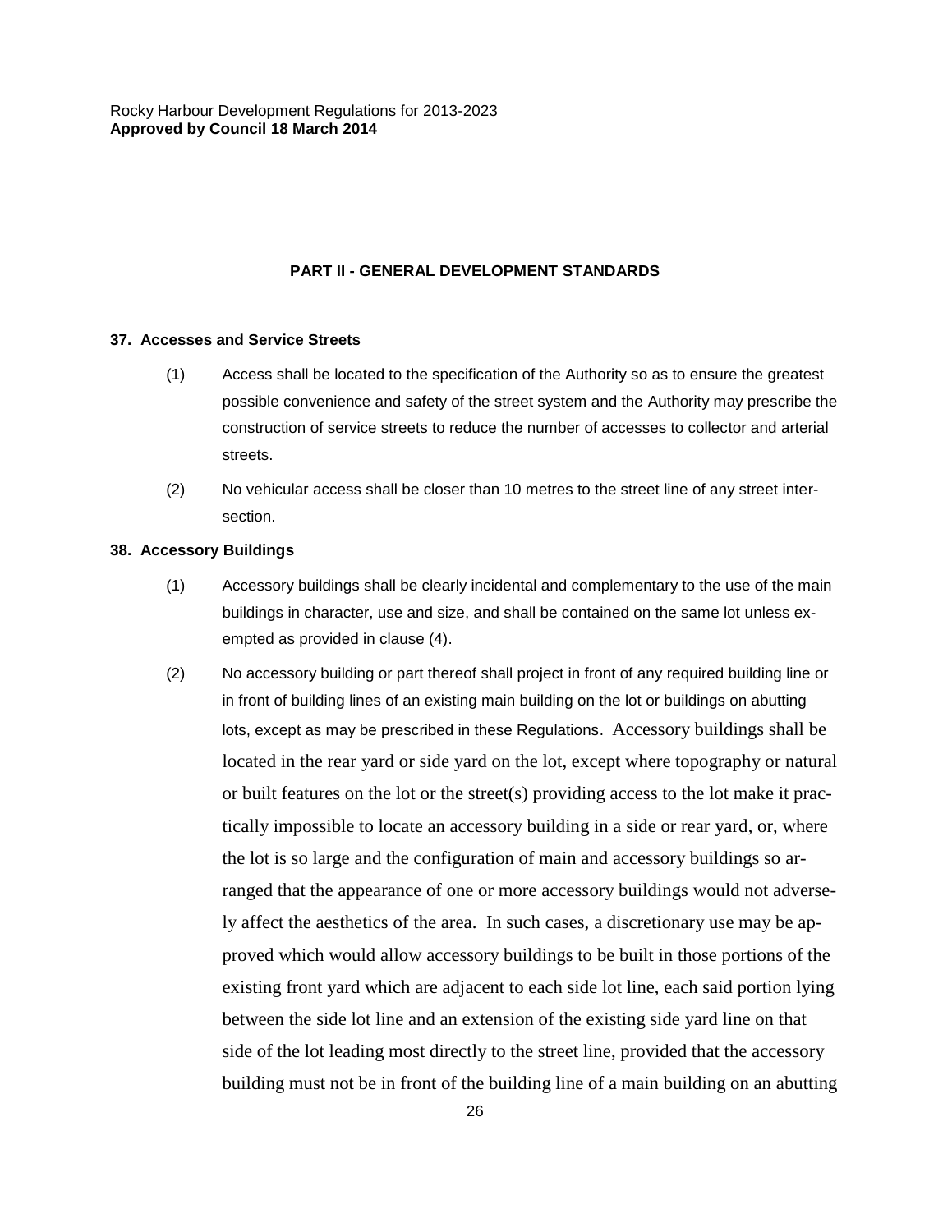## PART II - GENERAL DEVELOPMENT STANDARDS

### 37. Accesses and Service Streets

(1) Access shall be located to the specification of the Authority so as to ensure the greatest possible convenience and safety of the street system and the Authority may prescribe the construction of service streets to reduce the number of accesses to collector and arterial streets.

(2) No vehicular access shall be closer than 10 metres to the street line of any street intersection.

### 38. Accessory Buildings

(1) Accessory buildings shall be clearly incidental and complementary to the use of the main buildings in character, use and size, and shall be contained on the same lot unless exempted as provided in clause (4).

(2) No accessory building or part thereof shall project in front of any required building line or in front of building lines of an existing main building on the lot or buildings on abutting lots, except as may be prescribed in these Regulations. Accessory buildings shall be located in the rear yard or side yard on the lot, except where topography or natural or built features on the lot or the street(s) providing access to the lot make it practically impossible to locate an accessory building in a side or rear yard, or, where the lot is so large and the configuration of main and accessory buildings so arranged that the appearance of one or more accessory buildings would not adversely affect the aesthetics of the area. In such cases, a discretionary use may be approved which would allow accessory buildings to be built in those portions of the existing front yard which are adjacent to each side lot line, each said portion lying between the side lot line and an extension of the existing side yard line on that side of the lot leading most directly to the street line, provided that the accessory building must not be in front of the building line of a main building on an abutting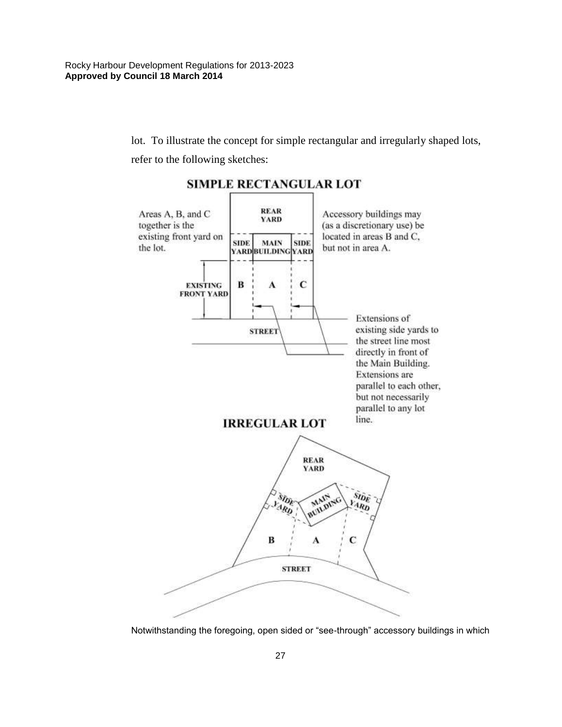lot. To illustrate the concept for simple rectangular and irregularly shaped lots, refer to the following sketches:

**SIMPLE RECTANGULAR LOT**

Areas A, B, and C together is the existing front yard on the lot.

Accessory buildings may (as a discretionary use) be located in areas B and C, but not in area A.

REAR YARD

SIDE YARD | MAIN BUILDING | SIDE YARD

EXISTING FRONT YARD

B | A | C

STREET

Extensions of existing side yards to the street line most directly in front of the Main Building. Extensions are parallel to each other, but not necessarily parallel to any lot line.

**IRREGULAR LOT**

REAR YARD

SIDE YARD | MAIN BUILDING | SIDE YARD

B | A | C

STREET

Notwithstanding the foregoing, open sided or "see-through" accessory buildings in which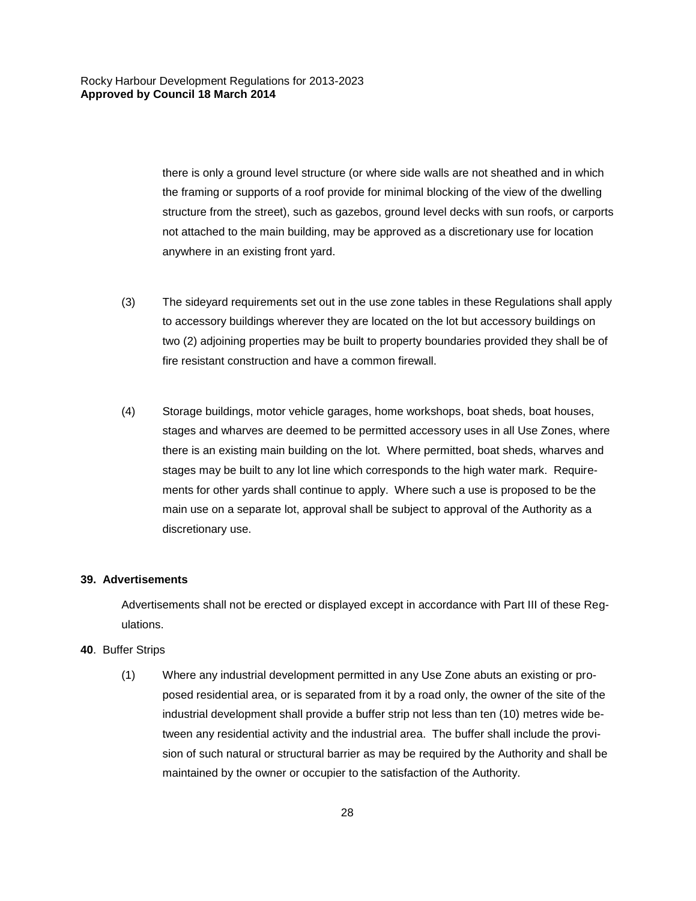there is only a ground level structure (or where side walls are not sheathed and in which the framing or supports of a roof provide for minimal blocking of the view of the dwelling structure from the street), such as gazebos, ground level decks with sun roofs, or carports not attached to the main building, may be approved as a discretionary use for location anywhere in an existing front yard.

(3) The sideyard requirements set out in the use zone tables in these Regulations shall apply to accessory buildings wherever they are located on the lot but accessory buildings on two (2) adjoining properties may be built to property boundaries provided they shall be of fire resistant construction and have a common firewall.

(4) Storage buildings, motor vehicle garages, home workshops, boat sheds, boat houses, stages and wharves are deemed to be permitted accessory uses in all Use Zones, where there is an existing main building on the lot. Where permitted, boat sheds, wharves and stages may be built to any lot line which corresponds to the high water mark. Requirements for other yards shall continue to apply. Where such a use is proposed to be the main use on a separate lot, approval shall be subject to approval of the Authority as a discretionary use.

**39. Advertisements**

Advertisements shall not be erected or displayed except in accordance with Part III of these Regulations.

**40**. Buffer Strips

(1) Where any industrial development permitted in any Use Zone abuts an existing or proposed residential area, or is separated from it by a road only, the owner of the site of the industrial development shall provide a buffer strip not less than ten (10) metres wide between any residential activity and the industrial area. The buffer shall include the provision of such natural or structural barrier as may be required by the Authority and shall be maintained by the owner or occupier to the satisfaction of the Authority.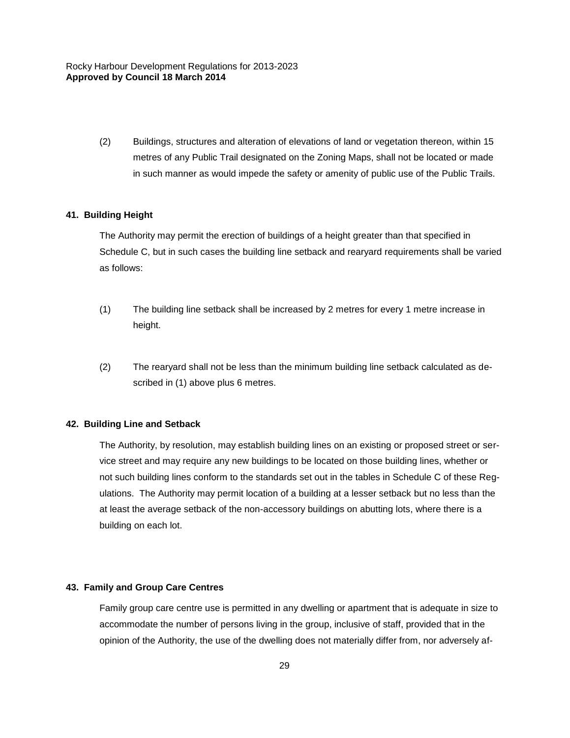(2) Buildings, structures and alteration of elevations of land or vegetation thereon, within 15 metres of any Public Trail designated on the Zoning Maps, shall not be located or made in such manner as would impede the safety or amenity of public use of the Public Trails.

### 41. Building Height

The Authority may permit the erection of buildings of a height greater than that specified in Schedule C, but in such cases the building line setback and rearyard requirements shall be varied as follows:

(1) The building line setback shall be increased by 2 metres for every 1 metre increase in height.

(2) The rearyard shall not be less than the minimum building line setback calculated as described in (1) above plus 6 metres.

### 42. Building Line and Setback

The Authority, by resolution, may establish building lines on an existing or proposed street or service street and may require any new buildings to be located on those building lines, whether or not such building lines conform to the standards set out in the tables in Schedule C of these Regulations. The Authority may permit location of a building at a lesser setback but no less than the at least the average setback of the non-accessory buildings on abutting lots, where there is a building on each lot.

### 43. Family and Group Care Centres

Family group care centre use is permitted in any dwelling or apartment that is adequate in size to accommodate the number of persons living in the group, inclusive of staff, provided that in the opinion of the Authority, the use of the dwelling does not materially differ from, nor adversely af-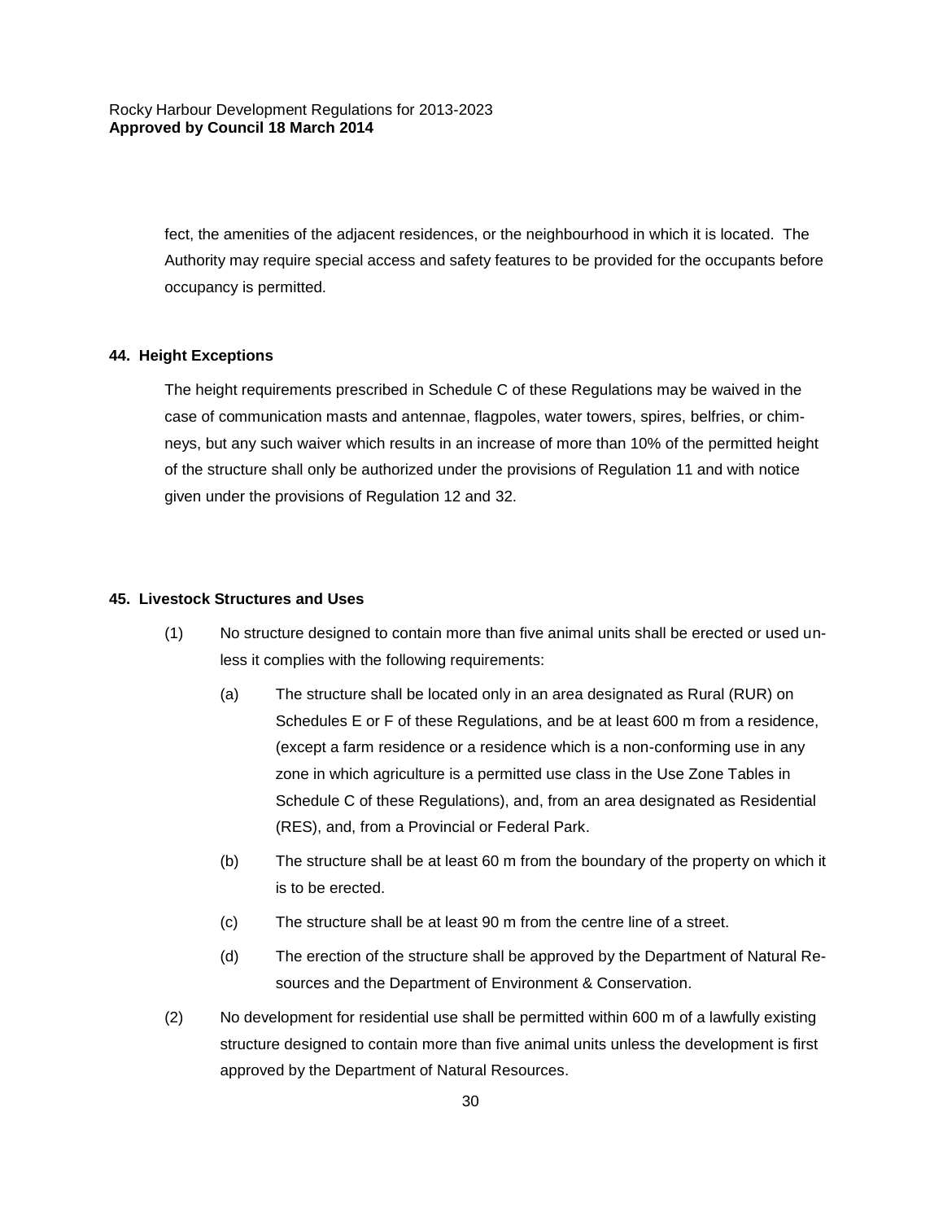fect, the amenities of the adjacent residences, or the neighbourhood in which it is located. The Authority may require special access and safety features to be provided for the occupants before occupancy is permitted.

**44. Height Exceptions**

The height requirements prescribed in Schedule C of these Regulations may be waived in the case of communication masts and antennae, flagpoles, water towers, spires, belfries, or chimneys, but any such waiver which results in an increase of more than 10% of the permitted height of the structure shall only be authorized under the provisions of Regulation 11 and with notice given under the provisions of Regulation 12 and 32.

**45. Livestock Structures and Uses**

(1) No structure designed to contain more than five animal units shall be erected or used unless it complies with the following requirements:

(a) The structure shall be located only in an area designated as Rural (RUR) on Schedules E or F of these Regulations, and be at least 600 m from a residence, (except a farm residence or a residence which is a non-conforming use in any zone in which agriculture is a permitted use class in the Use Zone Tables in Schedule C of these Regulations), and, from an area designated as Residential (RES), and, from a Provincial or Federal Park.

(b) The structure shall be at least 60 m from the boundary of the property on which it is to be erected.

(c) The structure shall be at least 90 m from the centre line of a street.

(d) The erection of the structure shall be approved by the Department of Natural Resources and the Department of Environment & Conservation.

(2) No development for residential use shall be permitted within 600 m of a lawfully existing structure designed to contain more than five animal units unless the development is first approved by the Department of Natural Resources.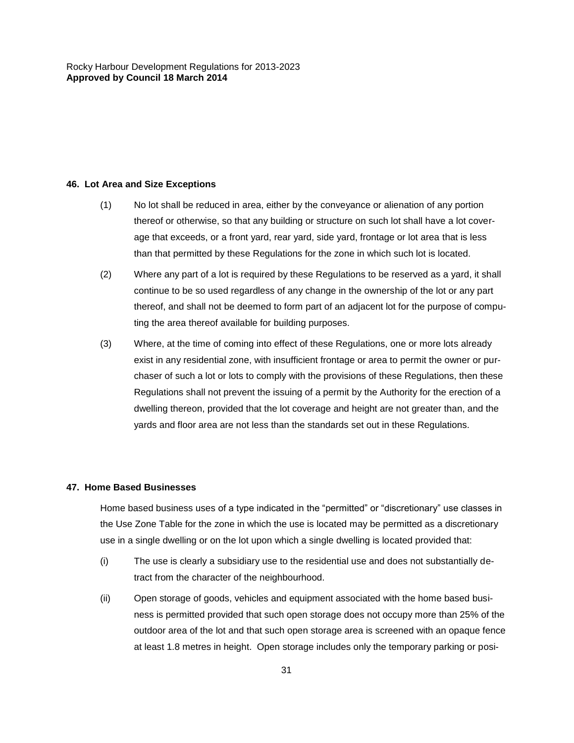### 46. Lot Area and Size Exceptions

(1) No lot shall be reduced in area, either by the conveyance or alienation of any portion thereof or otherwise, so that any building or structure on such lot shall have a lot coverage that exceeds, or a front yard, rear yard, side yard, frontage or lot area that is less than that permitted by these Regulations for the zone in which such lot is located.

(2) Where any part of a lot is required by these Regulations to be reserved as a yard, it shall continue to be so used regardless of any change in the ownership of the lot or any part thereof, and shall not be deemed to form part of an adjacent lot for the purpose of computing the area thereof available for building purposes.

(3) Where, at the time of coming into effect of these Regulations, one or more lots already exist in any residential zone, with insufficient frontage or area to permit the owner or purchaser of such a lot or lots to comply with the provisions of these Regulations, then these Regulations shall not prevent the issuing of a permit by the Authority for the erection of a dwelling thereon, provided that the lot coverage and height are not greater than, and the yards and floor area are not less than the standards set out in these Regulations.

### 47. Home Based Businesses

Home based business uses of a type indicated in the "permitted" or "discretionary" use classes in the Use Zone Table for the zone in which the use is located may be permitted as a discretionary use in a single dwelling or on the lot upon which a single dwelling is located provided that:

(i) The use is clearly a subsidiary use to the residential use and does not substantially detract from the character of the neighbourhood.

(ii) Open storage of goods, vehicles and equipment associated with the home based business is permitted provided that such open storage does not occupy more than 25% of the outdoor area of the lot and that such open storage area is screened with an opaque fence at least 1.8 metres in height. Open storage includes only the temporary parking or posi-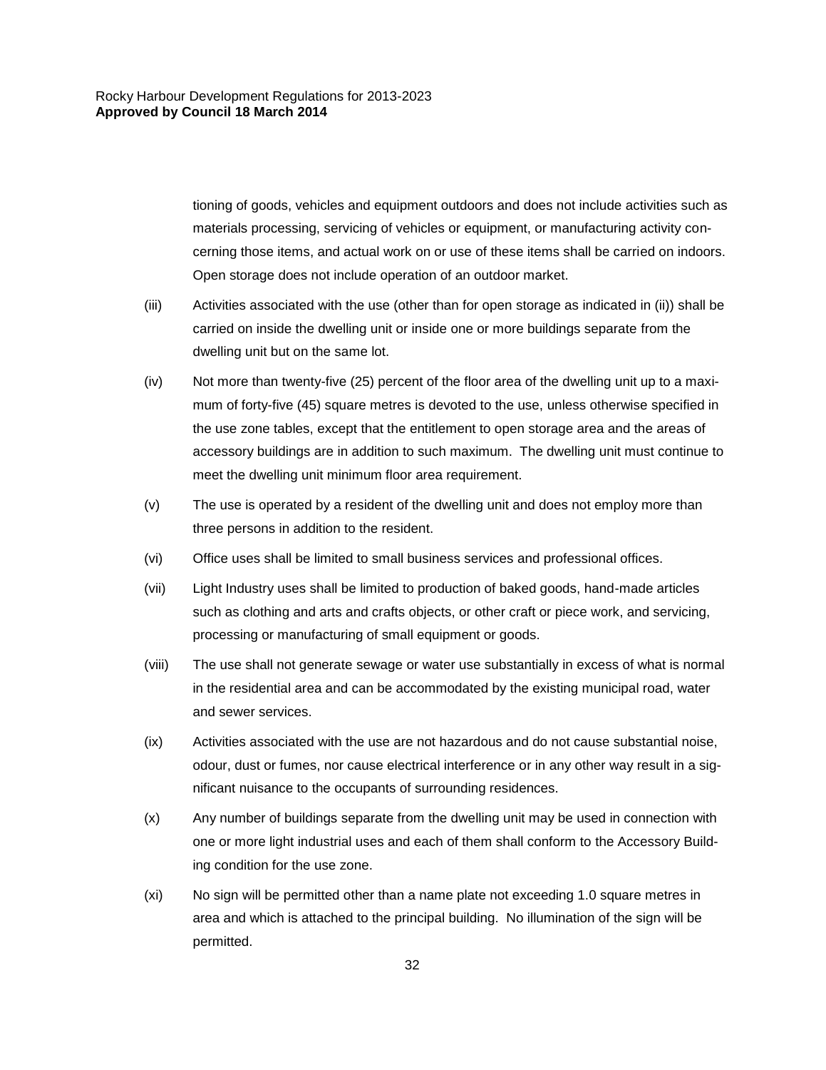tioning of goods, vehicles and equipment outdoors and does not include activities such as materials processing, servicing of vehicles or equipment, or manufacturing activity concerning those items, and actual work on or use of these items shall be carried on indoors. Open storage does not include operation of an outdoor market.

(iii) Activities associated with the use (other than for open storage as indicated in (ii)) shall be carried on inside the dwelling unit or inside one or more buildings separate from the dwelling unit but on the same lot.

(iv) Not more than twenty-five (25) percent of the floor area of the dwelling unit up to a maximum of forty-five (45) square metres is devoted to the use, unless otherwise specified in the use zone tables, except that the entitlement to open storage area and the areas of accessory buildings are in addition to such maximum. The dwelling unit must continue to meet the dwelling unit minimum floor area requirement.

(v) The use is operated by a resident of the dwelling unit and does not employ more than three persons in addition to the resident.

(vi) Office uses shall be limited to small business services and professional offices.

(vii) Light Industry uses shall be limited to production of baked goods, hand-made articles such as clothing and arts and crafts objects, or other craft or piece work, and servicing, processing or manufacturing of small equipment or goods.

(viii) The use shall not generate sewage or water use substantially in excess of what is normal in the residential area and can be accommodated by the existing municipal road, water and sewer services.

(ix) Activities associated with the use are not hazardous and do not cause substantial noise, odour, dust or fumes, nor cause electrical interference or in any other way result in a significant nuisance to the occupants of surrounding residences.

(x) Any number of buildings separate from the dwelling unit may be used in connection with one or more light industrial uses and each of them shall conform to the Accessory Building condition for the use zone.

(xi) No sign will be permitted other than a name plate not exceeding 1.0 square metres in area and which is attached to the principal building. No illumination of the sign will be permitted.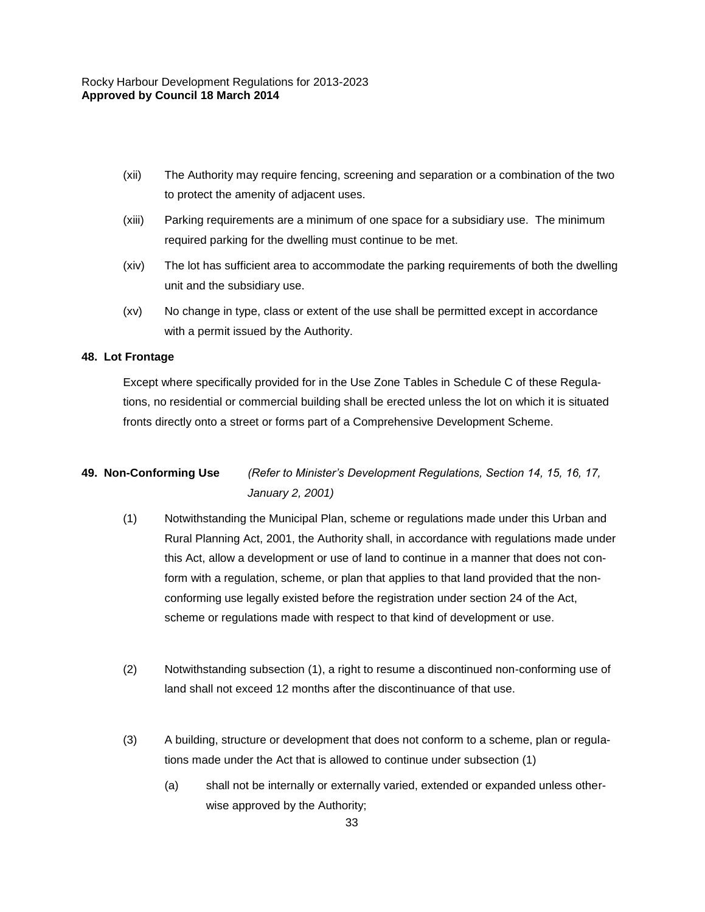(xii) The Authority may require fencing, screening and separation or a combination of the two to protect the amenity of adjacent uses.

(xiii) Parking requirements are a minimum of one space for a subsidiary use. The minimum required parking for the dwelling must continue to be met.

(xiv) The lot has sufficient area to accommodate the parking requirements of both the dwelling unit and the subsidiary use.

(xv) No change in type, class or extent of the use shall be permitted except in accordance with a permit issued by the Authority.

**48. Lot Frontage**

Except where specifically provided for in the Use Zone Tables in Schedule C of these Regulations, no residential or commercial building shall be erected unless the lot on which it is situated fronts directly onto a street or forms part of a Comprehensive Development Scheme.

**49. Non-Conforming Use** *(Refer to Minister's Development Regulations, Section 14, 15, 16, 17, January 2, 2001)*

(1) Notwithstanding the Municipal Plan, scheme or regulations made under this Urban and Rural Planning Act, 2001, the Authority shall, in accordance with regulations made under this Act, allow a development or use of land to continue in a manner that does not conform with a regulation, scheme, or plan that applies to that land provided that the non-conforming use legally existed before the registration under section 24 of the Act, scheme or regulations made with respect to that kind of development or use.

(2) Notwithstanding subsection (1), a right to resume a discontinued non-conforming use of land shall not exceed 12 months after the discontinuance of that use.

(3) A building, structure or development that does not conform to a scheme, plan or regulations made under the Act that is allowed to continue under subsection (1)

(a) shall not be internally or externally varied, extended or expanded unless otherwise approved by the Authority;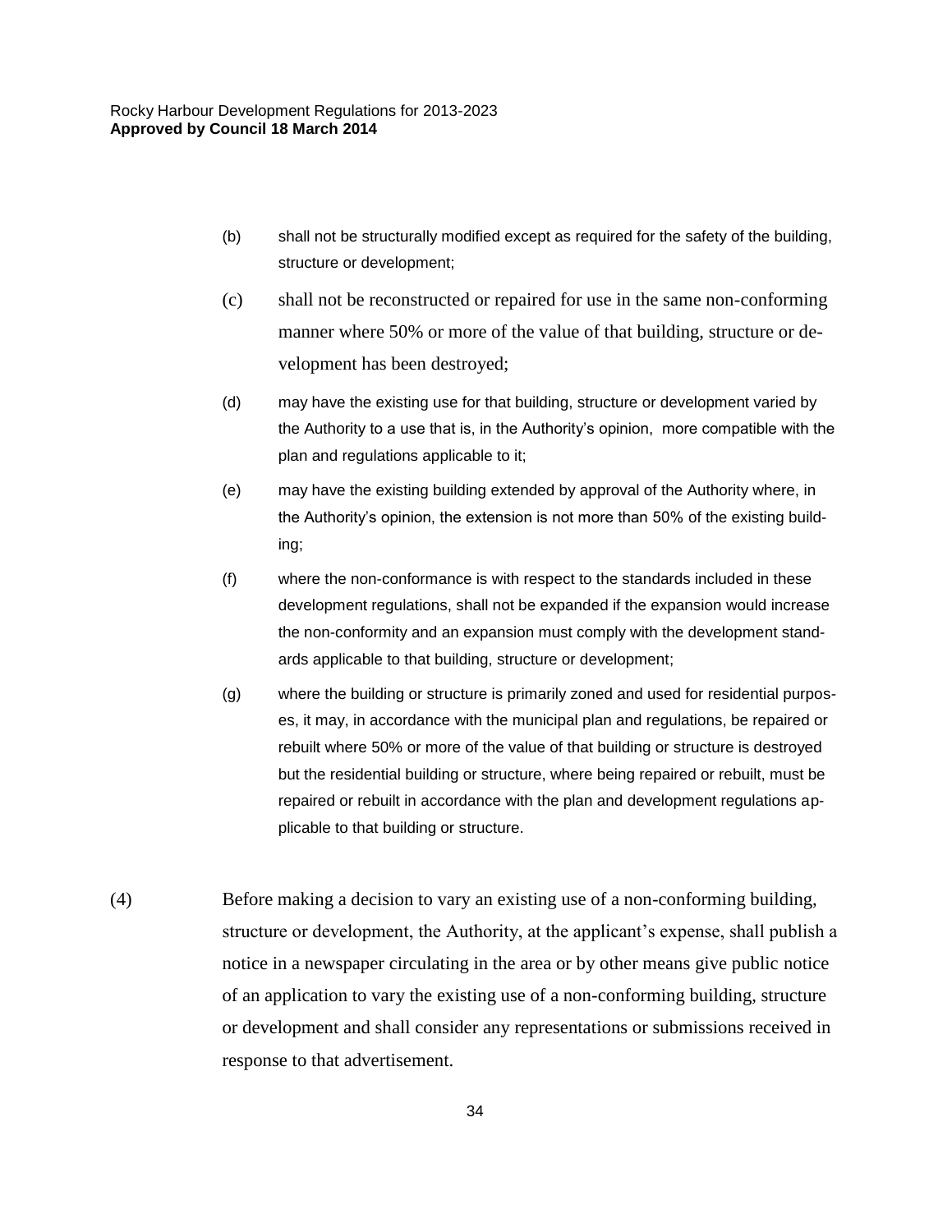(b) shall not be structurally modified except as required for the safety of the building, structure or development;

(c) shall not be reconstructed or repaired for use in the same non-conforming manner where 50% or more of the value of that building, structure or development has been destroyed;

(d) may have the existing use for that building, structure or development varied by the Authority to a use that is, in the Authority's opinion, more compatible with the plan and regulations applicable to it;

(e) may have the existing building extended by approval of the Authority where, in the Authority's opinion, the extension is not more than 50% of the existing building;

(f) where the non-conformance is with respect to the standards included in these development regulations, shall not be expanded if the expansion would increase the non-conformity and an expansion must comply with the development standards applicable to that building, structure or development;

(g) where the building or structure is primarily zoned and used for residential purposes, it may, in accordance with the municipal plan and regulations, be repaired or rebuilt where 50% or more of the value of that building or structure is destroyed but the residential building or structure, where being repaired or rebuilt, must be repaired or rebuilt in accordance with the plan and development regulations applicable to that building or structure.

(4) Before making a decision to vary an existing use of a non-conforming building, structure or development, the Authority, at the applicant's expense, shall publish a notice in a newspaper circulating in the area or by other means give public notice of an application to vary the existing use of a non-conforming building, structure or development and shall consider any representations or submissions received in response to that advertisement.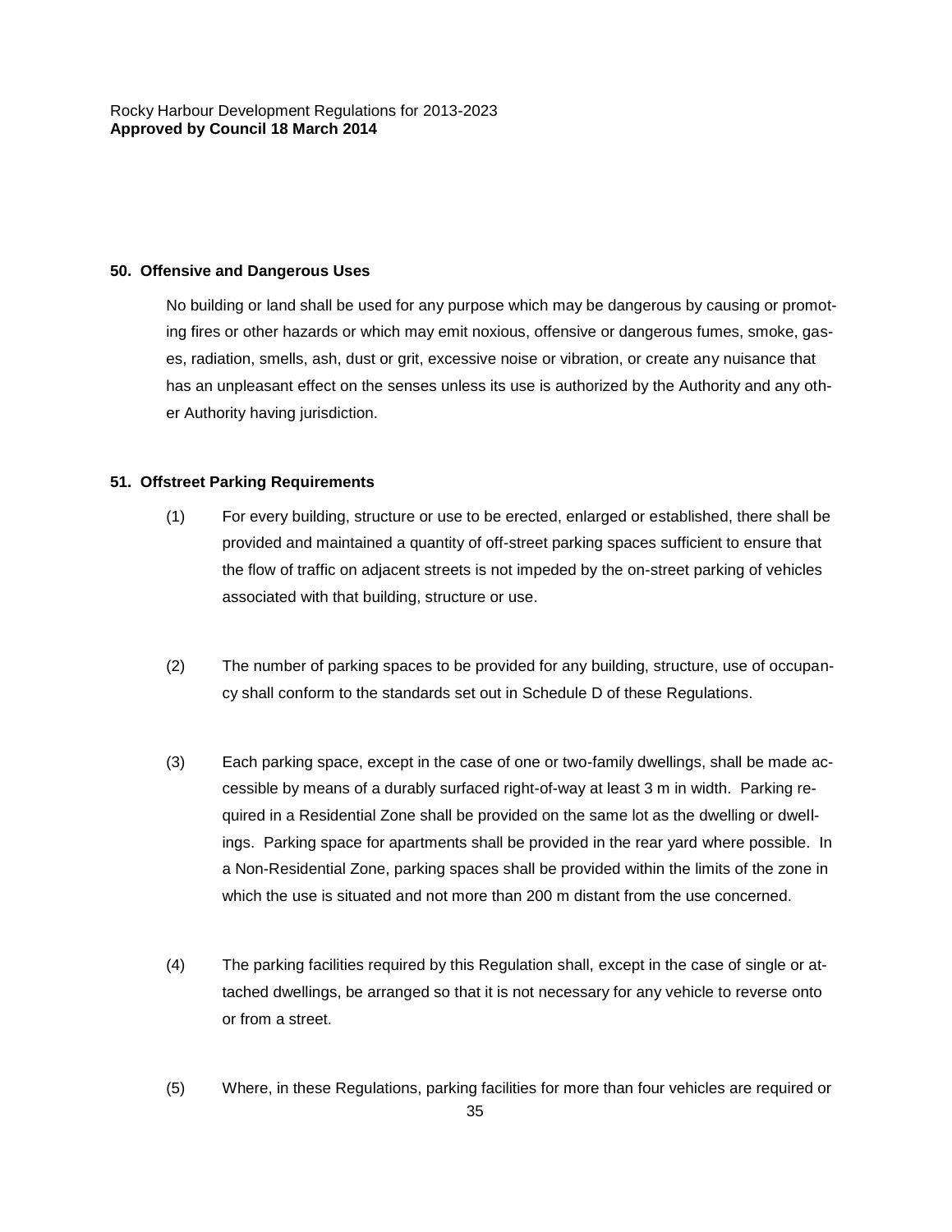## 50. Offensive and Dangerous Uses

No building or land shall be used for any purpose which may be dangerous by causing or promoting fires or other hazards or which may emit noxious, offensive or dangerous fumes, smoke, gases, radiation, smells, ash, dust or grit, excessive noise or vibration, or create any nuisance that has an unpleasant effect on the senses unless its use is authorized by the Authority and any other Authority having jurisdiction.

## 51. Offstreet Parking Requirements

(1) For every building, structure or use to be erected, enlarged or established, there shall be provided and maintained a quantity of off-street parking spaces sufficient to ensure that the flow of traffic on adjacent streets is not impeded by the on-street parking of vehicles associated with that building, structure or use.

(2) The number of parking spaces to be provided for any building, structure, use of occupancy shall conform to the standards set out in Schedule D of these Regulations.

(3) Each parking space, except in the case of one or two-family dwellings, shall be made accessible by means of a durably surfaced right-of-way at least 3 m in width. Parking required in a Residential Zone shall be provided on the same lot as the dwelling or dwellings. Parking space for apartments shall be provided in the rear yard where possible. In a Non-Residential Zone, parking spaces shall be provided within the limits of the zone in which the use is situated and not more than 200 m distant from the use concerned.

(4) The parking facilities required by this Regulation shall, except in the case of single or attached dwellings, be arranged so that it is not necessary for any vehicle to reverse onto or from a street.

(5) Where, in these Regulations, parking facilities for more than four vehicles are required or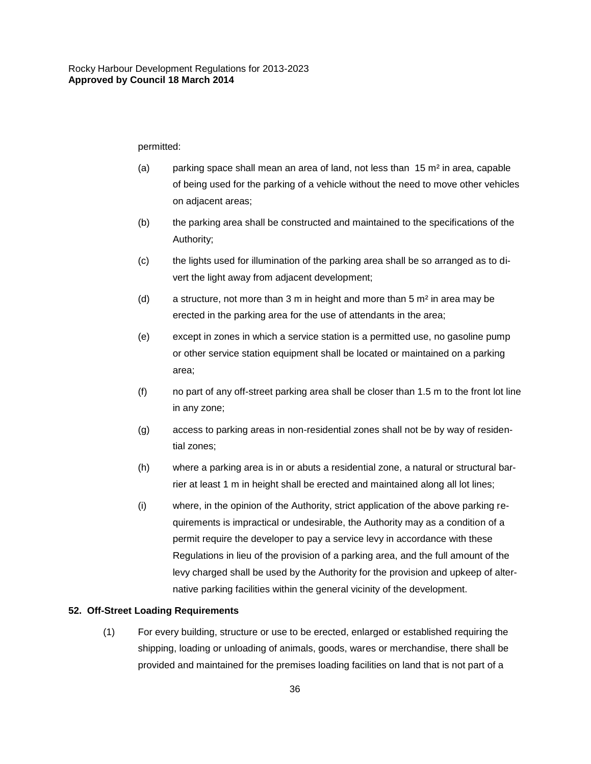permitted:

(a) parking space shall mean an area of land, not less than 15 m² in area, capable of being used for the parking of a vehicle without the need to move other vehicles on adjacent areas;

(b) the parking area shall be constructed and maintained to the specifications of the Authority;

(c) the lights used for illumination of the parking area shall be so arranged as to divert the light away from adjacent development;

(d) a structure, not more than 3 m in height and more than 5 m² in area may be erected in the parking area for the use of attendants in the area;

(e) except in zones in which a service station is a permitted use, no gasoline pump or other service station equipment shall be located or maintained on a parking area;

(f) no part of any off-street parking area shall be closer than 1.5 m to the front lot line in any zone;

(g) access to parking areas in non-residential zones shall not be by way of residential zones;

(h) where a parking area is in or abuts a residential zone, a natural or structural barrier at least 1 m in height shall be erected and maintained along all lot lines;

(i) where, in the opinion of the Authority, strict application of the above parking requirements is impractical or undesirable, the Authority may as a condition of a permit require the developer to pay a service levy in accordance with these Regulations in lieu of the provision of a parking area, and the full amount of the levy charged shall be used by the Authority for the provision and upkeep of alternative parking facilities within the general vicinity of the development.

**52. Off-Street Loading Requirements**

(1) For every building, structure or use to be erected, enlarged or established requiring the shipping, loading or unloading of animals, goods, wares or merchandise, there shall be provided and maintained for the premises loading facilities on land that is not part of a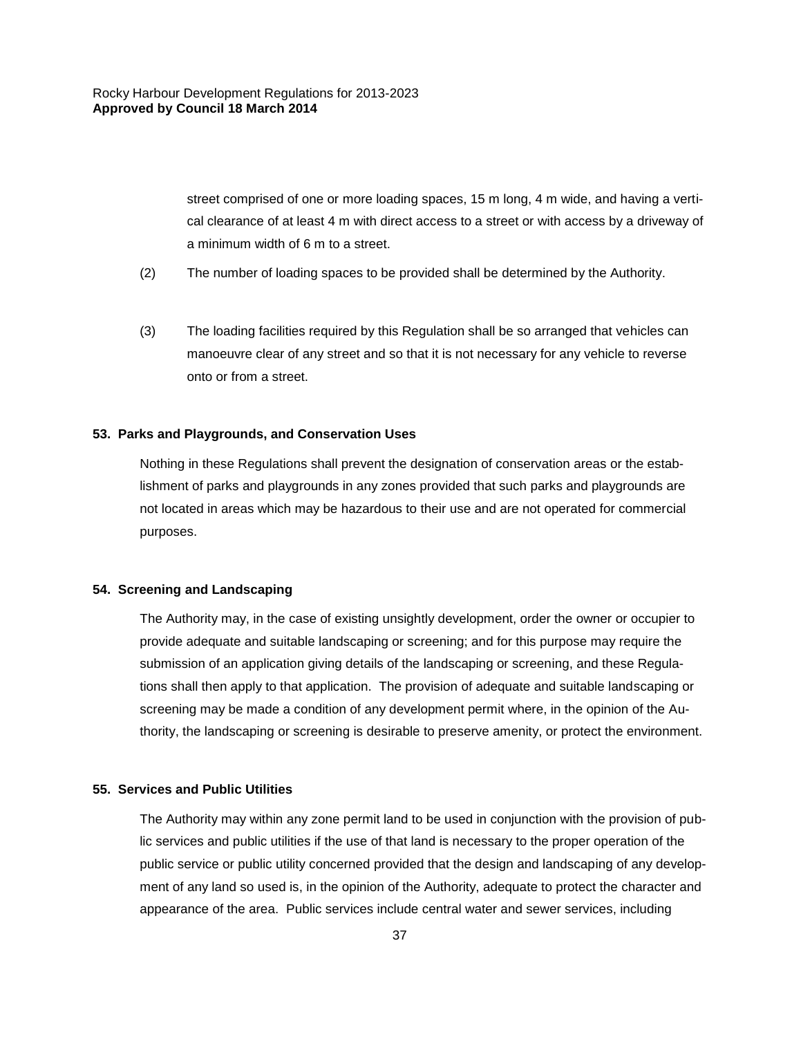street comprised of one or more loading spaces, 15 m long, 4 m wide, and having a vertical clearance of at least 4 m with direct access to a street or with access by a driveway of a minimum width of 6 m to a street.

(2) The number of loading spaces to be provided shall be determined by the Authority.

(3) The loading facilities required by this Regulation shall be so arranged that vehicles can manoeuvre clear of any street and so that it is not necessary for any vehicle to reverse onto or from a street.

**53. Parks and Playgrounds, and Conservation Uses**

Nothing in these Regulations shall prevent the designation of conservation areas or the establishment of parks and playgrounds in any zones provided that such parks and playgrounds are not located in areas which may be hazardous to their use and are not operated for commercial purposes.

**54. Screening and Landscaping**

The Authority may, in the case of existing unsightly development, order the owner or occupier to provide adequate and suitable landscaping or screening; and for this purpose may require the submission of an application giving details of the landscaping or screening, and these Regulations shall then apply to that application. The provision of adequate and suitable landscaping or screening may be made a condition of any development permit where, in the opinion of the Authority, the landscaping or screening is desirable to preserve amenity, or protect the environment.

**55. Services and Public Utilities**

The Authority may within any zone permit land to be used in conjunction with the provision of public services and public utilities if the use of that land is necessary to the proper operation of the public service or public utility concerned provided that the design and landscaping of any development of any land so used is, in the opinion of the Authority, adequate to protect the character and appearance of the area. Public services include central water and sewer services, including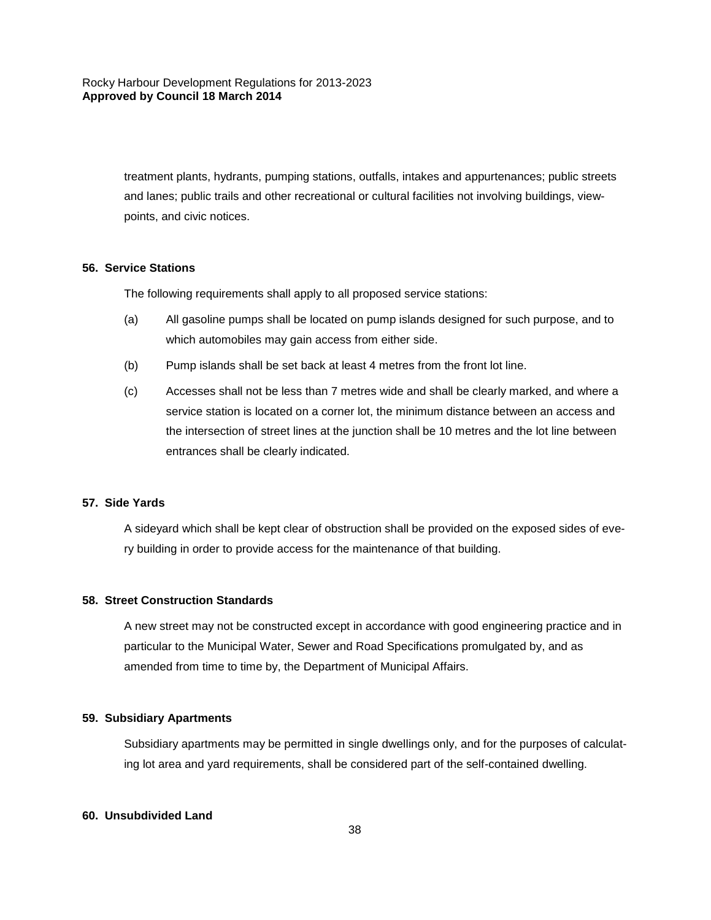treatment plants, hydrants, pumping stations, outfalls, intakes and appurtenances; public streets and lanes; public trails and other recreational or cultural facilities not involving buildings, view-points, and civic notices.

**56. Service Stations**

The following requirements shall apply to all proposed service stations:

(a) All gasoline pumps shall be located on pump islands designed for such purpose, and to which automobiles may gain access from either side.

(b) Pump islands shall be set back at least 4 metres from the front lot line.

(c) Accesses shall not be less than 7 metres wide and shall be clearly marked, and where a service station is located on a corner lot, the minimum distance between an access and the intersection of street lines at the junction shall be 10 metres and the lot line between entrances shall be clearly indicated.

**57. Side Yards**

A sideyard which shall be kept clear of obstruction shall be provided on the exposed sides of every building in order to provide access for the maintenance of that building.

**58. Street Construction Standards**

A new street may not be constructed except in accordance with good engineering practice and in particular to the Municipal Water, Sewer and Road Specifications promulgated by, and as amended from time to time by, the Department of Municipal Affairs.

**59. Subsidiary Apartments**

Subsidiary apartments may be permitted in single dwellings only, and for the purposes of calculating lot area and yard requirements, shall be considered part of the self-contained dwelling.

**60. Unsubdivided Land**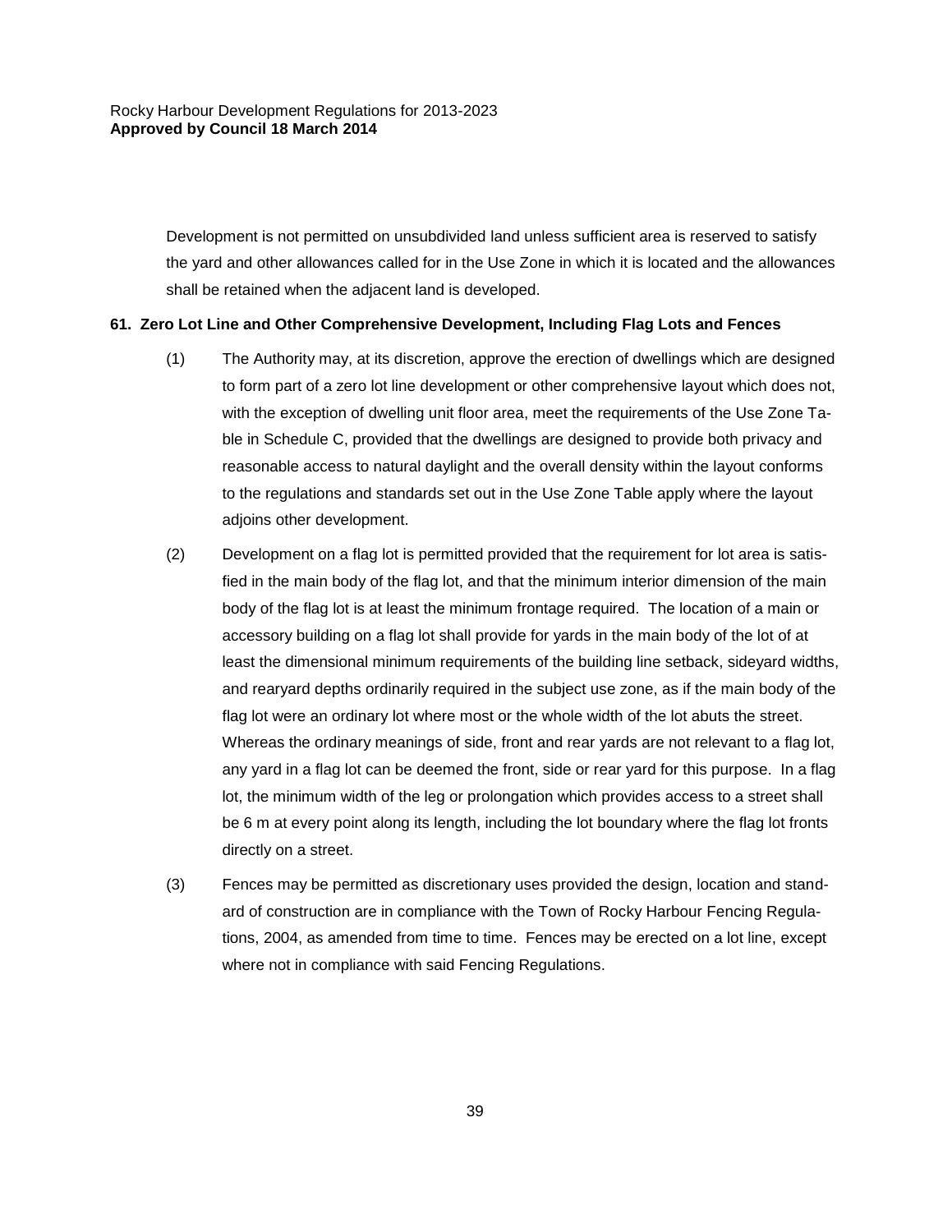Development is not permitted on unsubdivided land unless sufficient area is reserved to satisfy the yard and other allowances called for in the Use Zone in which it is located and the allowances shall be retained when the adjacent land is developed.

**61. Zero Lot Line and Other Comprehensive Development, Including Flag Lots and Fences**

(1) The Authority may, at its discretion, approve the erection of dwellings which are designed to form part of a zero lot line development or other comprehensive layout which does not, with the exception of dwelling unit floor area, meet the requirements of the Use Zone Table in Schedule C, provided that the dwellings are designed to provide both privacy and reasonable access to natural daylight and the overall density within the layout conforms to the regulations and standards set out in the Use Zone Table apply where the layout adjoins other development.

(2) Development on a flag lot is permitted provided that the requirement for lot area is satisfied in the main body of the flag lot, and that the minimum interior dimension of the main body of the flag lot is at least the minimum frontage required. The location of a main or accessory building on a flag lot shall provide for yards in the main body of the lot of at least the dimensional minimum requirements of the building line setback, sideyard widths, and rearyard depths ordinarily required in the subject use zone, as if the main body of the flag lot were an ordinary lot where most or the whole width of the lot abuts the street. Whereas the ordinary meanings of side, front and rear yards are not relevant to a flag lot, any yard in a flag lot can be deemed the front, side or rear yard for this purpose. In a flag lot, the minimum width of the leg or prolongation which provides access to a street shall be 6 m at every point along its length, including the lot boundary where the flag lot fronts directly on a street.

(3) Fences may be permitted as discretionary uses provided the design, location and standard of construction are in compliance with the Town of Rocky Harbour Fencing Regulations, 2004, as amended from time to time. Fences may be erected on a lot line, except where not in compliance with said Fencing Regulations.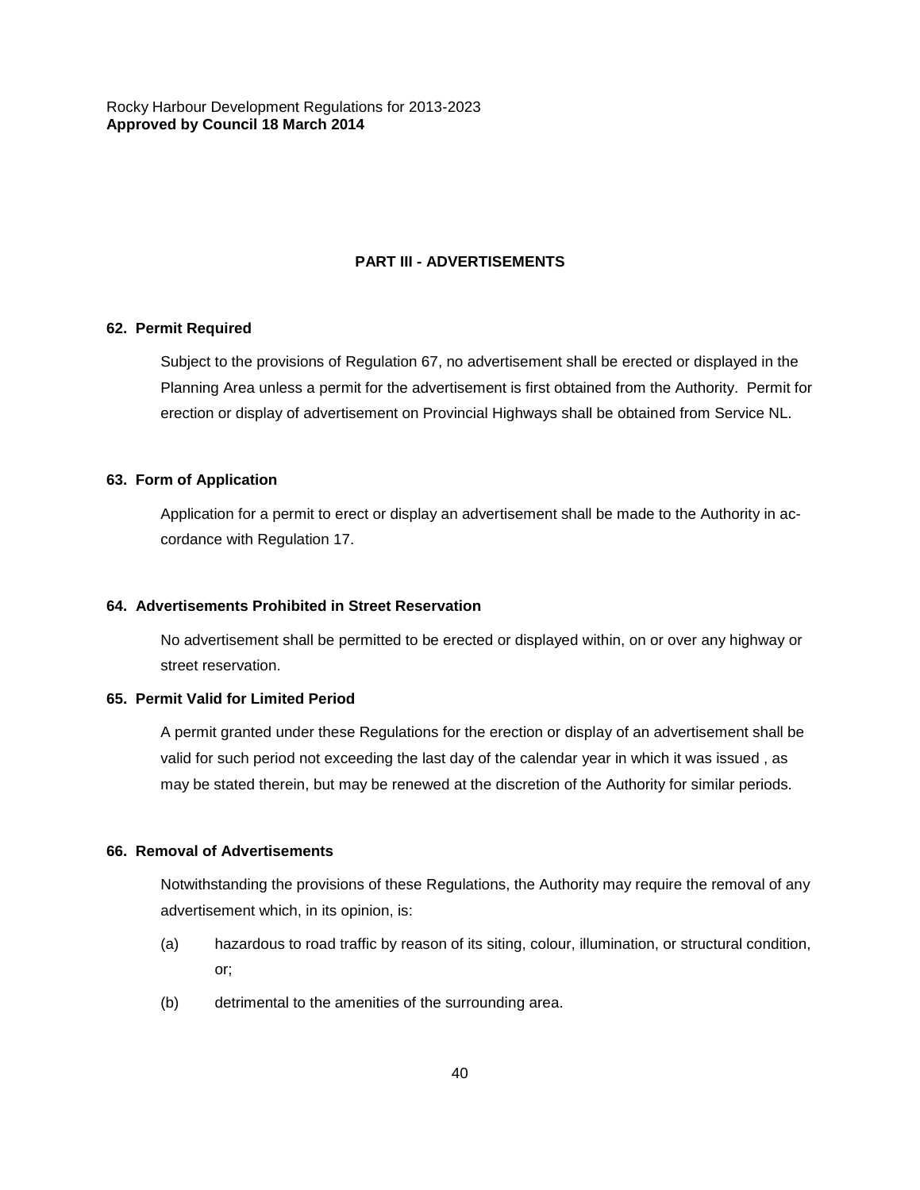## PART III - ADVERTISEMENTS

### 62. Permit Required

Subject to the provisions of Regulation 67, no advertisement shall be erected or displayed in the Planning Area unless a permit for the advertisement is first obtained from the Authority. Permit for erection or display of advertisement on Provincial Highways shall be obtained from Service NL.

### 63. Form of Application

Application for a permit to erect or display an advertisement shall be made to the Authority in accordance with Regulation 17.

### 64. Advertisements Prohibited in Street Reservation

No advertisement shall be permitted to be erected or displayed within, on or over any highway or street reservation.

### 65. Permit Valid for Limited Period

A permit granted under these Regulations for the erection or display of an advertisement shall be valid for such period not exceeding the last day of the calendar year in which it was issued , as may be stated therein, but may be renewed at the discretion of the Authority for similar periods.

### 66. Removal of Advertisements

Notwithstanding the provisions of these Regulations, the Authority may require the removal of any advertisement which, in its opinion, is:

(a) hazardous to road traffic by reason of its siting, colour, illumination, or structural condition, or;

(b) detrimental to the amenities of the surrounding area.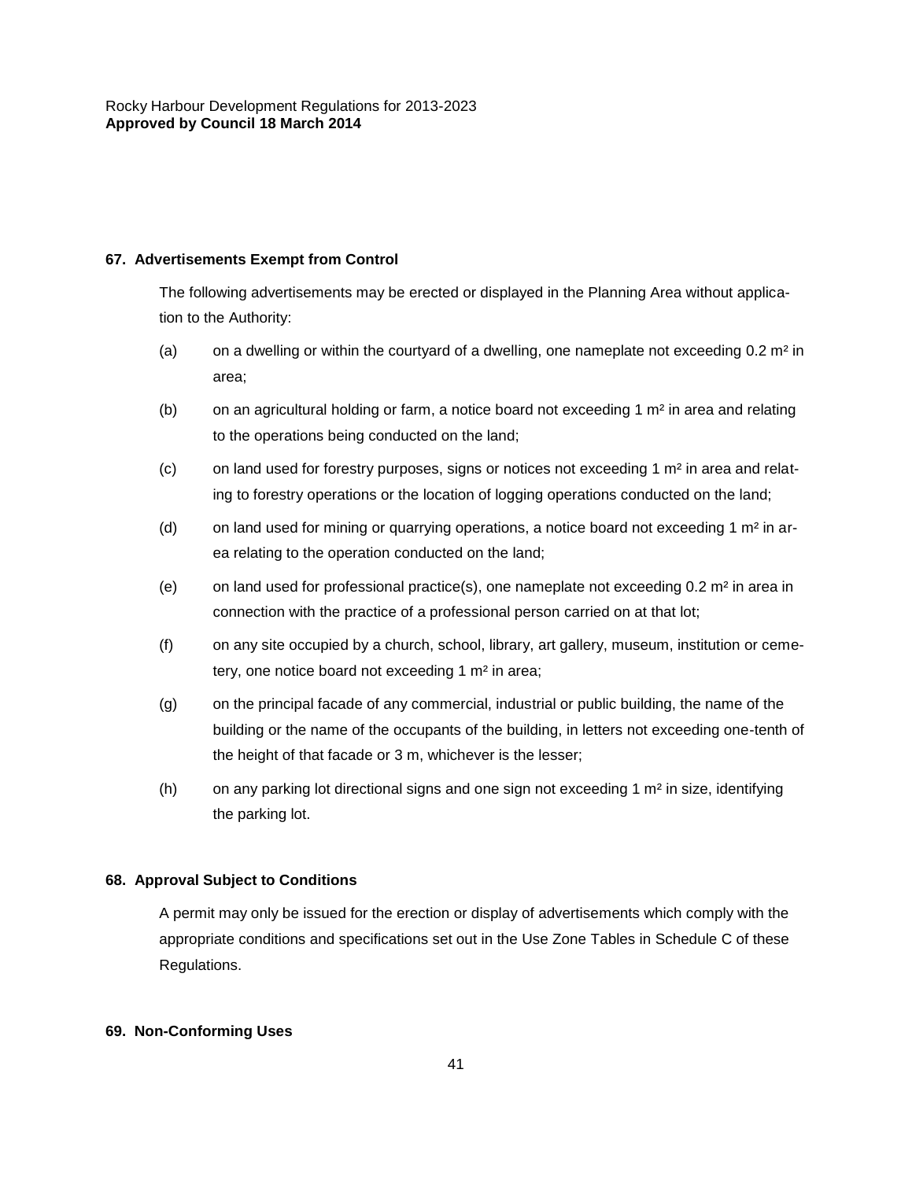### 67. Advertisements Exempt from Control

The following advertisements may be erected or displayed in the Planning Area without application to the Authority:

(a) on a dwelling or within the courtyard of a dwelling, one nameplate not exceeding 0.2 $m^2$ in area;

(b) on an agricultural holding or farm, a notice board not exceeding 1 $m^2$ in area and relating to the operations being conducted on the land;

(c) on land used for forestry purposes, signs or notices not exceeding 1 $m^2$ in area and relating to forestry operations or the location of logging operations conducted on the land;

(d) on land used for mining or quarrying operations, a notice board not exceeding 1 $m^2$ in area relating to the operation conducted on the land;

(e) on land used for professional practice(s), one nameplate not exceeding 0.2 $m^2$ in area in connection with the practice of a professional person carried on at that lot;

(f) on any site occupied by a church, school, library, art gallery, museum, institution or cemetery, one notice board not exceeding 1 $m^2$ in area;

(g) on the principal facade of any commercial, industrial or public building, the name of the building or the name of the occupants of the building, in letters not exceeding one-tenth of the height of that facade or 3 m, whichever is the lesser;

(h) on any parking lot directional signs and one sign not exceeding 1 $m^2$ in size, identifying the parking lot.

### 68. Approval Subject to Conditions

A permit may only be issued for the erection or display of advertisements which comply with the appropriate conditions and specifications set out in the Use Zone Tables in Schedule C of these Regulations.

### 69. Non-Conforming Uses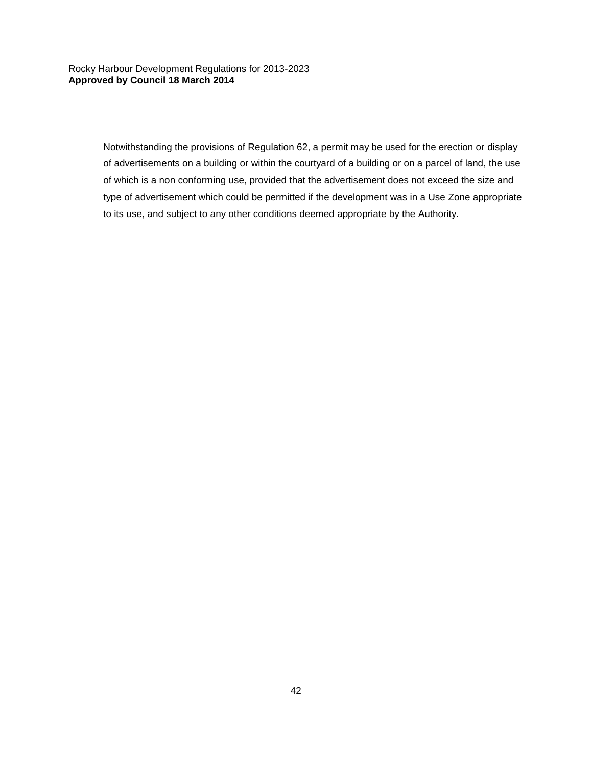Notwithstanding the provisions of Regulation 62, a permit may be used for the erection or display of advertisements on a building or within the courtyard of a building or on a parcel of land, the use of which is a non conforming use, provided that the advertisement does not exceed the size and type of advertisement which could be permitted if the development was in a Use Zone appropriate to its use, and subject to any other conditions deemed appropriate by the Authority.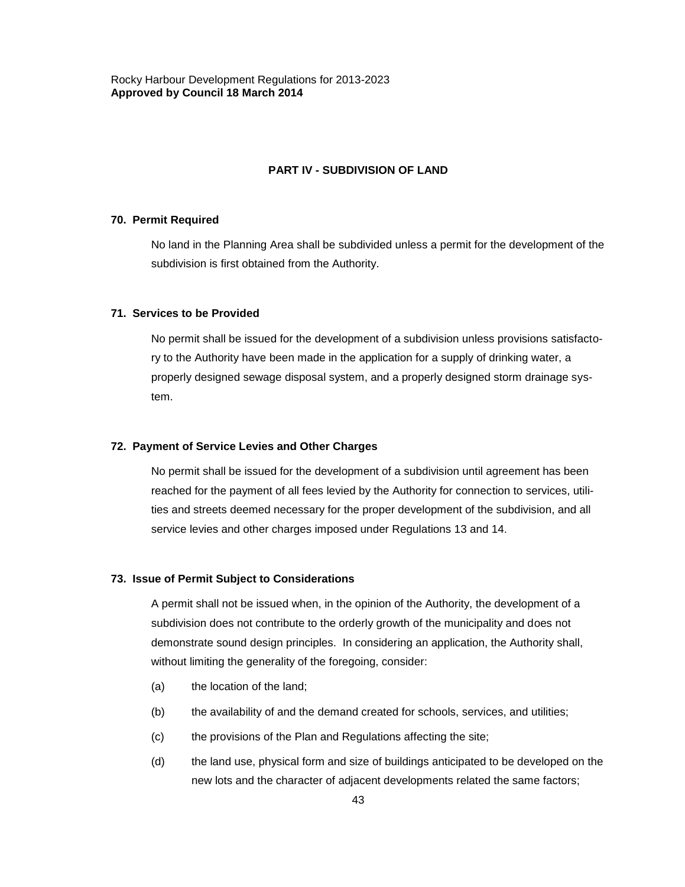## PART IV - SUBDIVISION OF LAND

### 70. Permit Required

No land in the Planning Area shall be subdivided unless a permit for the development of the subdivision is first obtained from the Authority.

### 71. Services to be Provided

No permit shall be issued for the development of a subdivision unless provisions satisfactory to the Authority have been made in the application for a supply of drinking water, a properly designed sewage disposal system, and a properly designed storm drainage system.

### 72. Payment of Service Levies and Other Charges

No permit shall be issued for the development of a subdivision until agreement has been reached for the payment of all fees levied by the Authority for connection to services, utilities and streets deemed necessary for the proper development of the subdivision, and all service levies and other charges imposed under Regulations 13 and 14.

### 73. Issue of Permit Subject to Considerations

A permit shall not be issued when, in the opinion of the Authority, the development of a subdivision does not contribute to the orderly growth of the municipality and does not demonstrate sound design principles. In considering an application, the Authority shall, without limiting the generality of the foregoing, consider:

(a) the location of the land;

(b) the availability of and the demand created for schools, services, and utilities;

(c) the provisions of the Plan and Regulations affecting the site;

(d) the land use, physical form and size of buildings anticipated to be developed on the new lots and the character of adjacent developments related the same factors;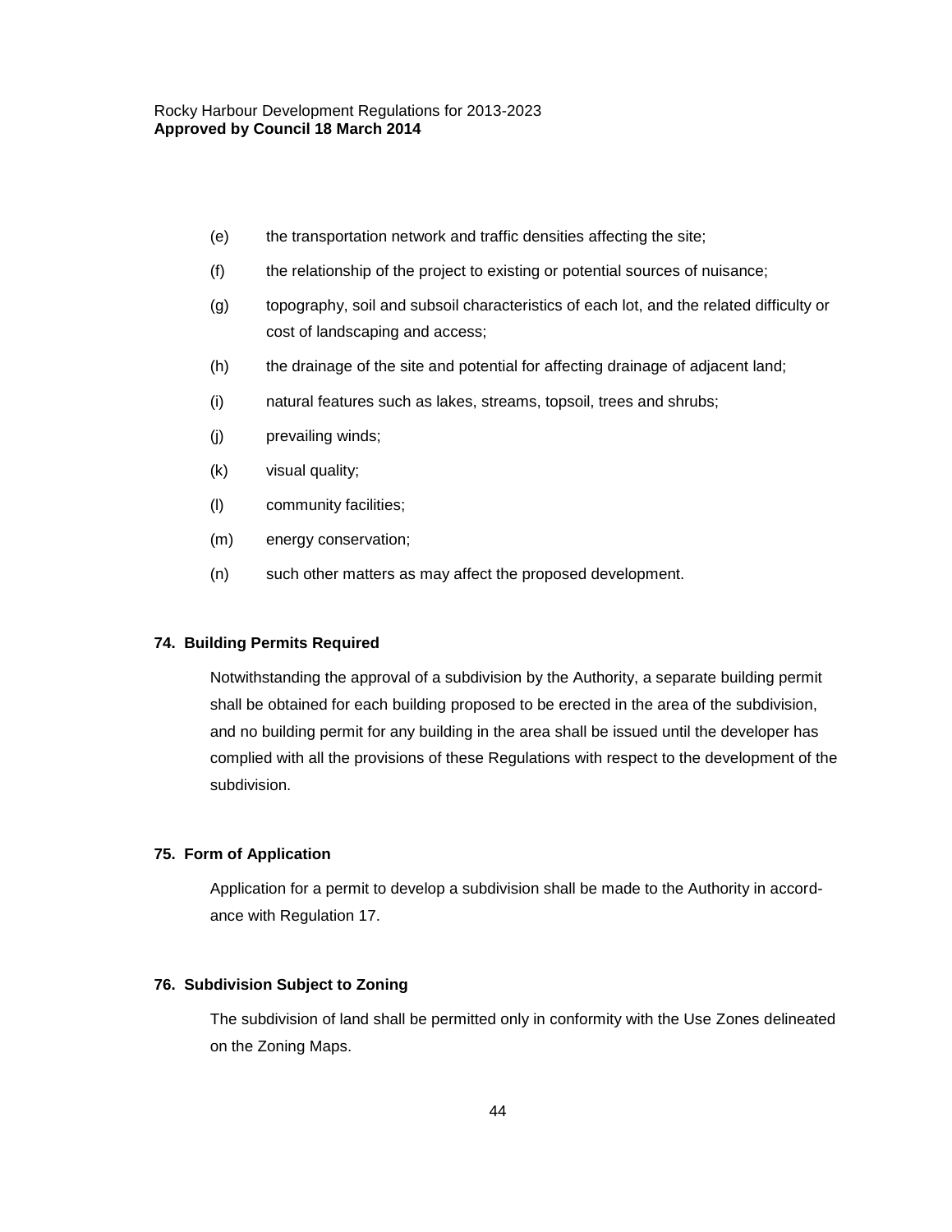(e) the transportation network and traffic densities affecting the site;

(f) the relationship of the project to existing or potential sources of nuisance;

(g) topography, soil and subsoil characteristics of each lot, and the related difficulty or cost of landscaping and access;

(h) the drainage of the site and potential for affecting drainage of adjacent land;

(i) natural features such as lakes, streams, topsoil, trees and shrubs;

(j) prevailing winds;

(k) visual quality;

(l) community facilities;

(m) energy conservation;

(n) such other matters as may affect the proposed development.

## 74. Building Permits Required

Notwithstanding the approval of a subdivision by the Authority, a separate building permit shall be obtained for each building proposed to be erected in the area of the subdivision, and no building permit for any building in the area shall be issued until the developer has complied with all the provisions of these Regulations with respect to the development of the subdivision.

## 75. Form of Application

Application for a permit to develop a subdivision shall be made to the Authority in accordance with Regulation 17.

## 76. Subdivision Subject to Zoning

The subdivision of land shall be permitted only in conformity with the Use Zones delineated on the Zoning Maps.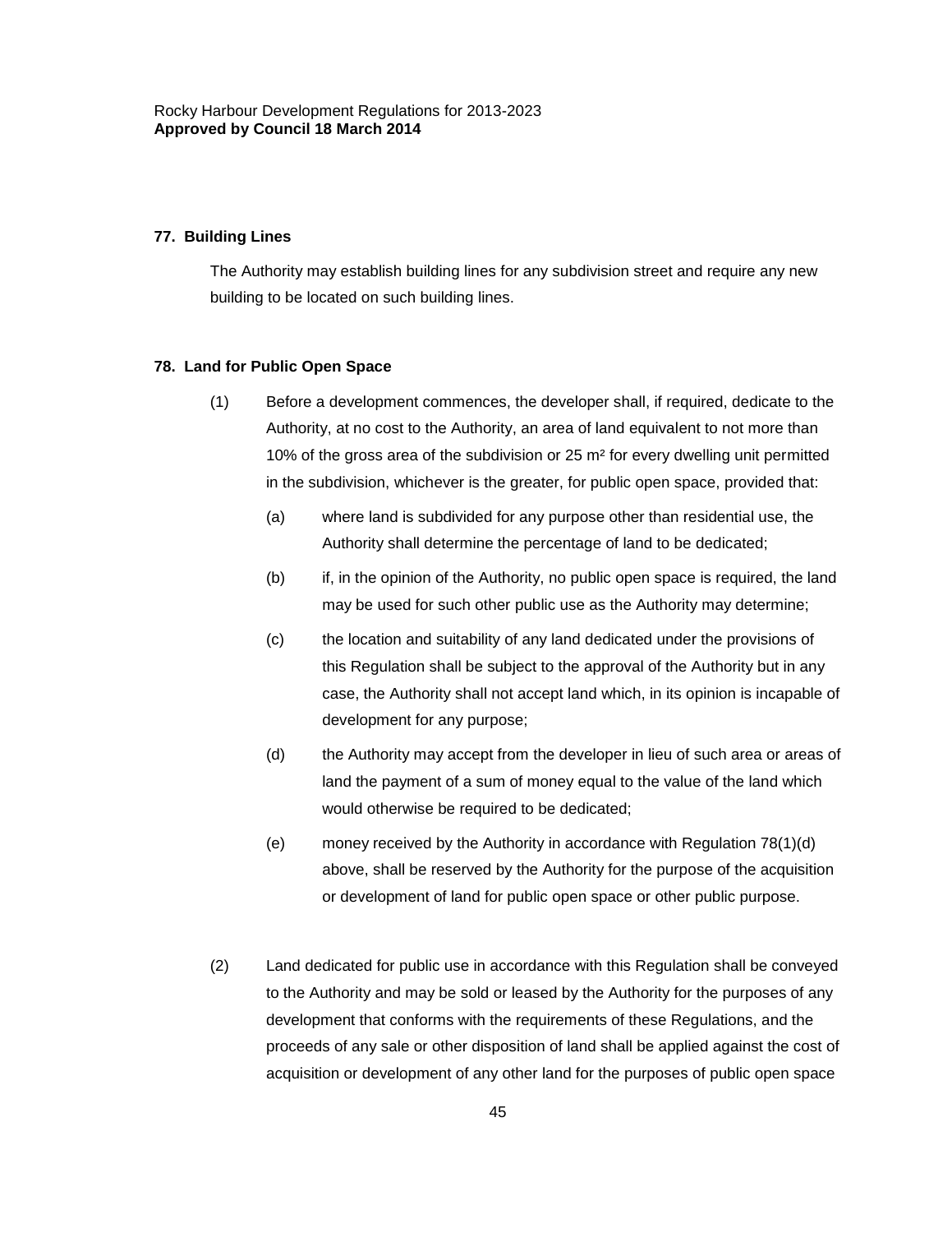**77. Building Lines**

The Authority may establish building lines for any subdivision street and require any new building to be located on such building lines.

**78. Land for Public Open Space**

(1) Before a development commences, the developer shall, if required, dedicate to the Authority, at no cost to the Authority, an area of land equivalent to not more than 10% of the gross area of the subdivision or 25 m² for every dwelling unit permitted in the subdivision, whichever is the greater, for public open space, provided that:

(a) where land is subdivided for any purpose other than residential use, the Authority shall determine the percentage of land to be dedicated;

(b) if, in the opinion of the Authority, no public open space is required, the land may be used for such other public use as the Authority may determine;

(c) the location and suitability of any land dedicated under the provisions of this Regulation shall be subject to the approval of the Authority but in any case, the Authority shall not accept land which, in its opinion is incapable of development for any purpose;

(d) the Authority may accept from the developer in lieu of such area or areas of land the payment of a sum of money equal to the value of the land which would otherwise be required to be dedicated;

(e) money received by the Authority in accordance with Regulation 78(1)(d) above, shall be reserved by the Authority for the purpose of the acquisition or development of land for public open space or other public purpose.

(2) Land dedicated for public use in accordance with this Regulation shall be conveyed to the Authority and may be sold or leased by the Authority for the purposes of any development that conforms with the requirements of these Regulations, and the proceeds of any sale or other disposition of land shall be applied against the cost of acquisition or development of any other land for the purposes of public open space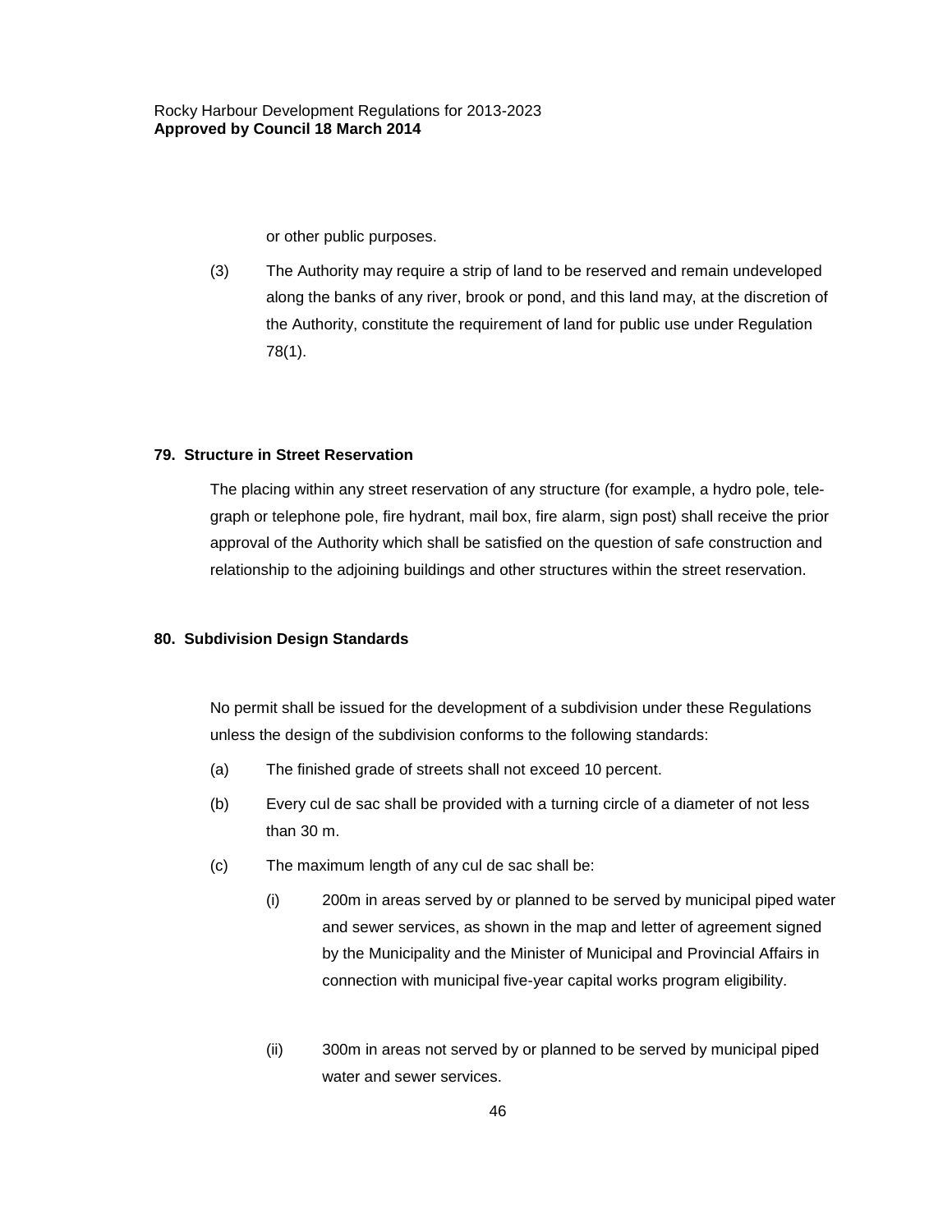or other public purposes.

(3) The Authority may require a strip of land to be reserved and remain undeveloped along the banks of any river, brook or pond, and this land may, at the discretion of the Authority, constitute the requirement of land for public use under Regulation 78(1).

**79. Structure in Street Reservation**

The placing within any street reservation of any structure (for example, a hydro pole, telegraph or telephone pole, fire hydrant, mail box, fire alarm, sign post) shall receive the prior approval of the Authority which shall be satisfied on the question of safe construction and relationship to the adjoining buildings and other structures within the street reservation.

**80. Subdivision Design Standards**

No permit shall be issued for the development of a subdivision under these Regulations unless the design of the subdivision conforms to the following standards:

(a) The finished grade of streets shall not exceed 10 percent.

(b) Every cul de sac shall be provided with a turning circle of a diameter of not less than 30 m.

(c) The maximum length of any cul de sac shall be:

(i) 200m in areas served by or planned to be served by municipal piped water and sewer services, as shown in the map and letter of agreement signed by the Municipality and the Minister of Municipal and Provincial Affairs in connection with municipal five-year capital works program eligibility.

(ii) 300m in areas not served by or planned to be served by municipal piped water and sewer services.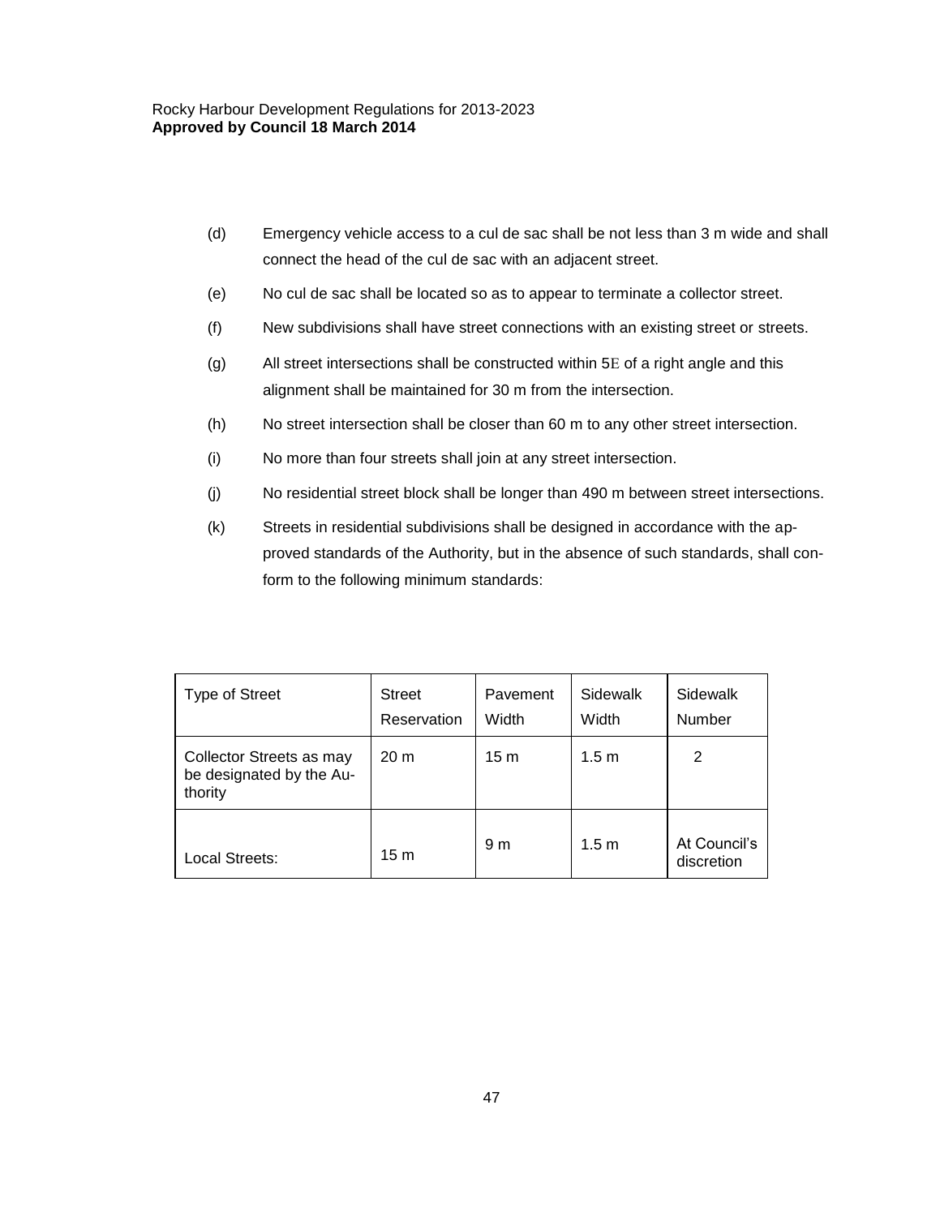(d) Emergency vehicle access to a cul de sac shall be not less than 3 m wide and shall connect the head of the cul de sac with an adjacent street.

(e) No cul de sac shall be located so as to appear to terminate a collector street.

(f) New subdivisions shall have street connections with an existing street or streets.

(g) All street intersections shall be constructed within 5E of a right angle and this alignment shall be maintained for 30 m from the intersection.

(h) No street intersection shall be closer than 60 m to any other street intersection.

(i) No more than four streets shall join at any street intersection.

(j) No residential street block shall be longer than 490 m between street intersections.

(k) Streets in residential subdivisions shall be designed in accordance with the approved standards of the Authority, but in the absence of such standards, shall conform to the following minimum standards:

| Type of Street | Street Reservation | Pavement Width | Sidewalk Width | Sidewalk Number |
|---|---|---|---|---|
| Collector Streets as may be designated by the Authority | 20 m | 15 m | 1.5 m | 2 |
| Local Streets: | 15 m | 9 m | 1.5 m | At Council's discretion |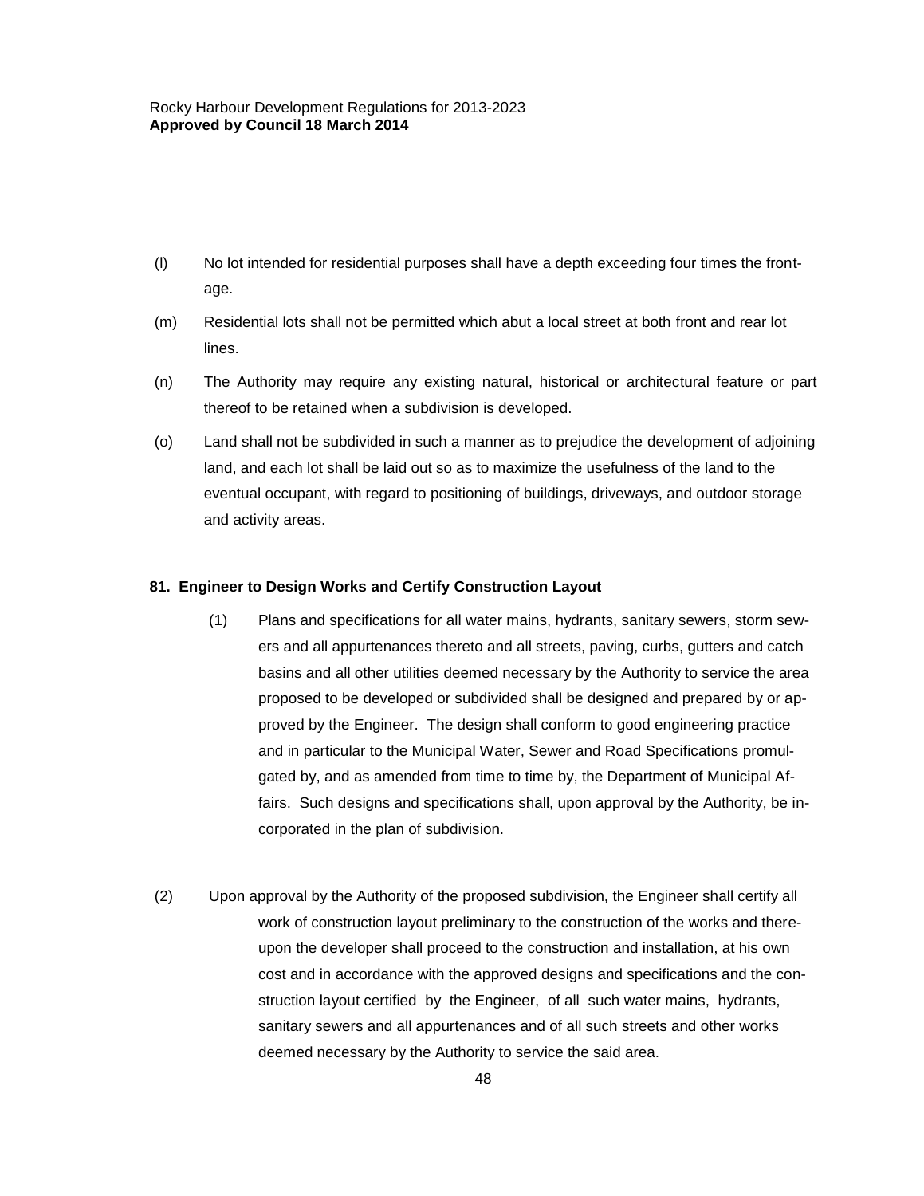(l) No lot intended for residential purposes shall have a depth exceeding four times the frontage.

(m) Residential lots shall not be permitted which abut a local street at both front and rear lot lines.

(n) The Authority may require any existing natural, historical or architectural feature or part thereof to be retained when a subdivision is developed.

(o) Land shall not be subdivided in such a manner as to prejudice the development of adjoining land, and each lot shall be laid out so as to maximize the usefulness of the land to the eventual occupant, with regard to positioning of buildings, driveways, and outdoor storage and activity areas.

**81. Engineer to Design Works and Certify Construction Layout**

(1) Plans and specifications for all water mains, hydrants, sanitary sewers, storm sewers and all appurtenances thereto and all streets, paving, curbs, gutters and catch basins and all other utilities deemed necessary by the Authority to service the area proposed to be developed or subdivided shall be designed and prepared by or approved by the Engineer. The design shall conform to good engineering practice and in particular to the Municipal Water, Sewer and Road Specifications promulgated by, and as amended from time to time by, the Department of Municipal Affairs. Such designs and specifications shall, upon approval by the Authority, be incorporated in the plan of subdivision.

(2) Upon approval by the Authority of the proposed subdivision, the Engineer shall certify all work of construction layout preliminary to the construction of the works and thereupon the developer shall proceed to the construction and installation, at his own cost and in accordance with the approved designs and specifications and the construction layout certified by the Engineer, of all such water mains, hydrants, sanitary sewers and all appurtenances and of all such streets and other works deemed necessary by the Authority to service the said area.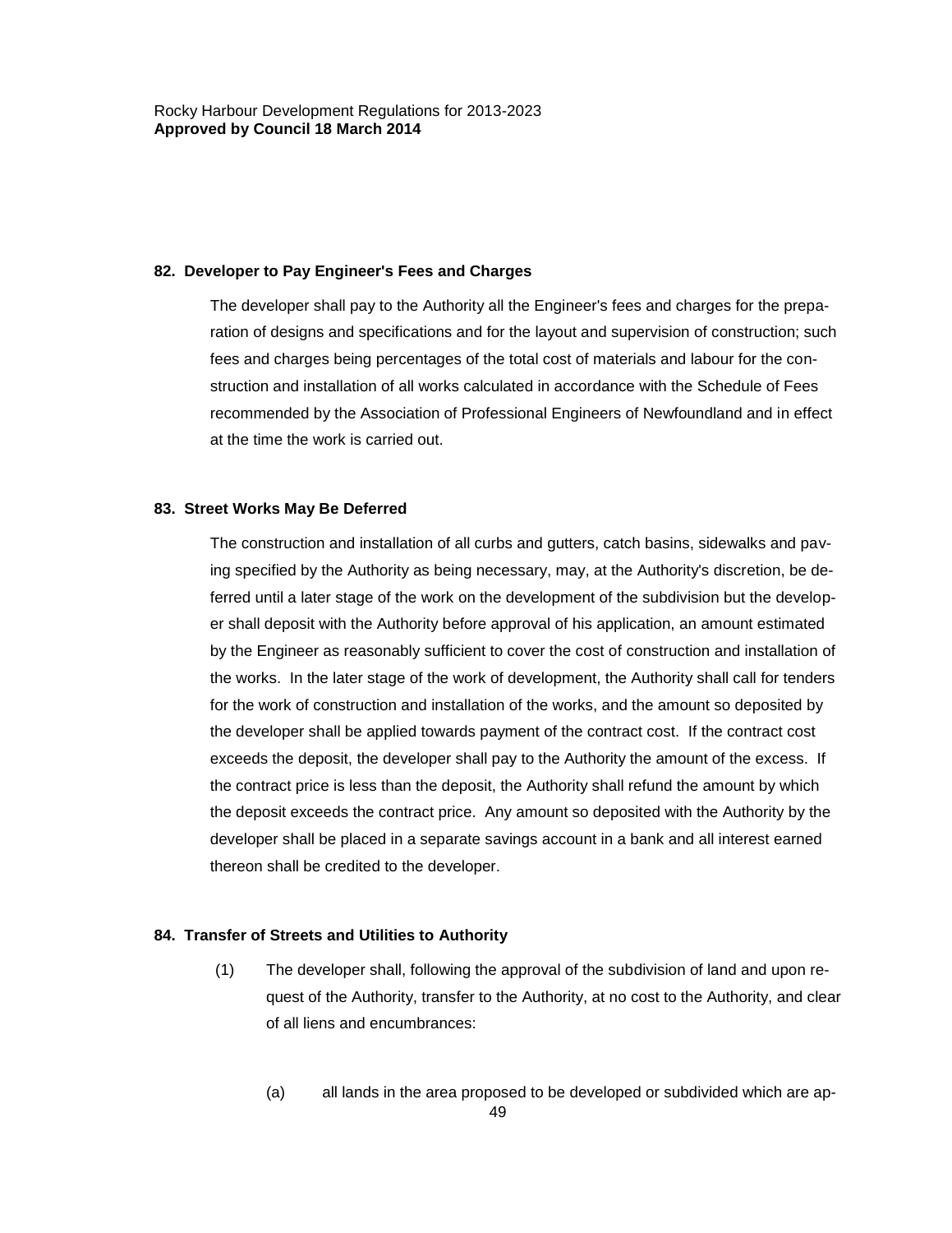### 82. Developer to Pay Engineer's Fees and Charges

The developer shall pay to the Authority all the Engineer's fees and charges for the preparation of designs and specifications and for the layout and supervision of construction; such fees and charges being percentages of the total cost of materials and labour for the construction and installation of all works calculated in accordance with the Schedule of Fees recommended by the Association of Professional Engineers of Newfoundland and in effect at the time the work is carried out.

### 83. Street Works May Be Deferred

The construction and installation of all curbs and gutters, catch basins, sidewalks and paving specified by the Authority as being necessary, may, at the Authority's discretion, be deferred until a later stage of the work on the development of the subdivision but the developer shall deposit with the Authority before approval of his application, an amount estimated by the Engineer as reasonably sufficient to cover the cost of construction and installation of the works. In the later stage of the work of development, the Authority shall call for tenders for the work of construction and installation of the works, and the amount so deposited by the developer shall be applied towards payment of the contract cost. If the contract cost exceeds the deposit, the developer shall pay to the Authority the amount of the excess. If the contract price is less than the deposit, the Authority shall refund the amount by which the deposit exceeds the contract price. Any amount so deposited with the Authority by the developer shall be placed in a separate savings account in a bank and all interest earned thereon shall be credited to the developer.

### 84. Transfer of Streets and Utilities to Authority

(1) The developer shall, following the approval of the subdivision of land and upon request of the Authority, transfer to the Authority, at no cost to the Authority, and clear of all liens and encumbrances:

(a) all lands in the area proposed to be developed or subdivided which are ap-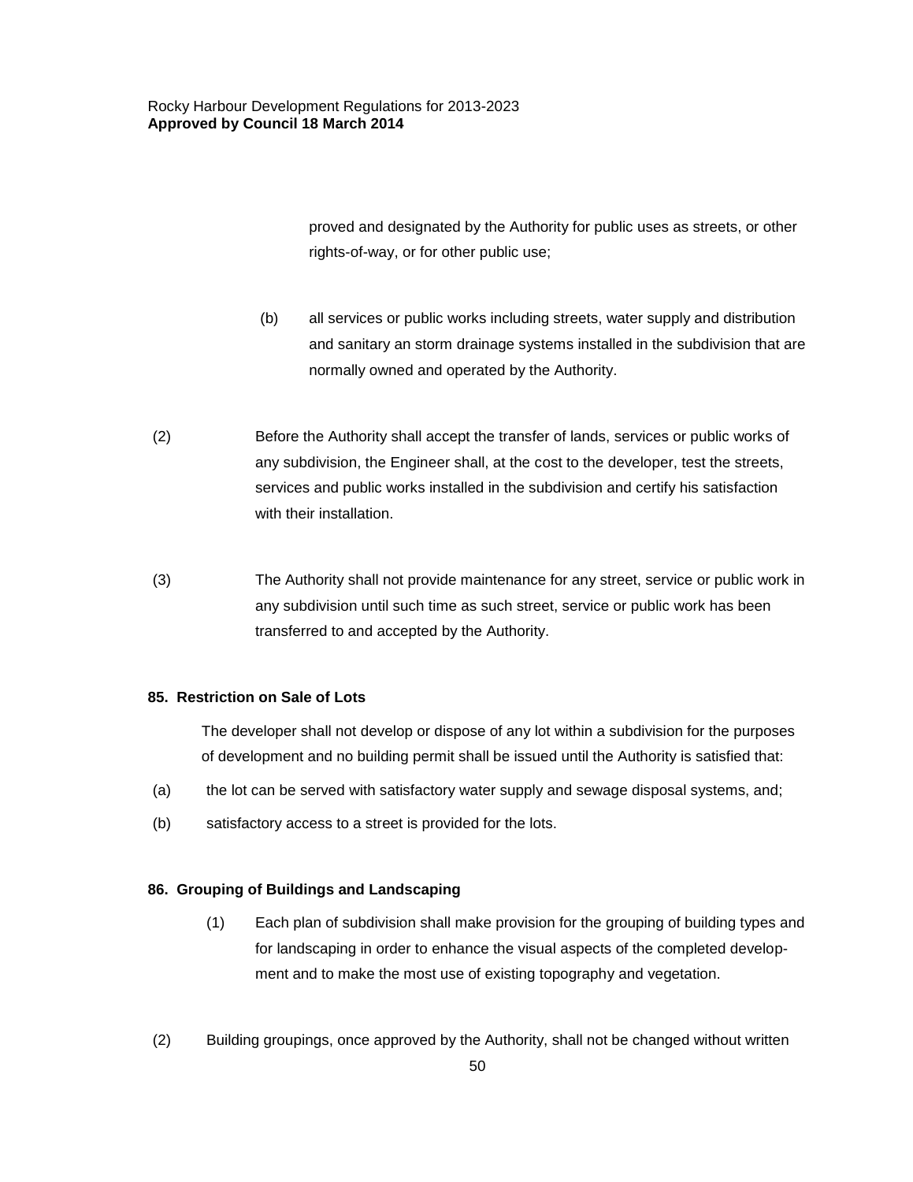proved and designated by the Authority for public uses as streets, or other rights-of-way, or for other public use;

(b) all services or public works including streets, water supply and distribution and sanitary an storm drainage systems installed in the subdivision that are normally owned and operated by the Authority.

(2) Before the Authority shall accept the transfer of lands, services or public works of any subdivision, the Engineer shall, at the cost to the developer, test the streets, services and public works installed in the subdivision and certify his satisfaction with their installation.

(3) The Authority shall not provide maintenance for any street, service or public work in any subdivision until such time as such street, service or public work has been transferred to and accepted by the Authority.

**85. Restriction on Sale of Lots**

The developer shall not develop or dispose of any lot within a subdivision for the purposes of development and no building permit shall be issued until the Authority is satisfied that:

(a) the lot can be served with satisfactory water supply and sewage disposal systems, and;

(b) satisfactory access to a street is provided for the lots.

**86. Grouping of Buildings and Landscaping**

(1) Each plan of subdivision shall make provision for the grouping of building types and for landscaping in order to enhance the visual aspects of the completed development and to make the most use of existing topography and vegetation.

(2) Building groupings, once approved by the Authority, shall not be changed without written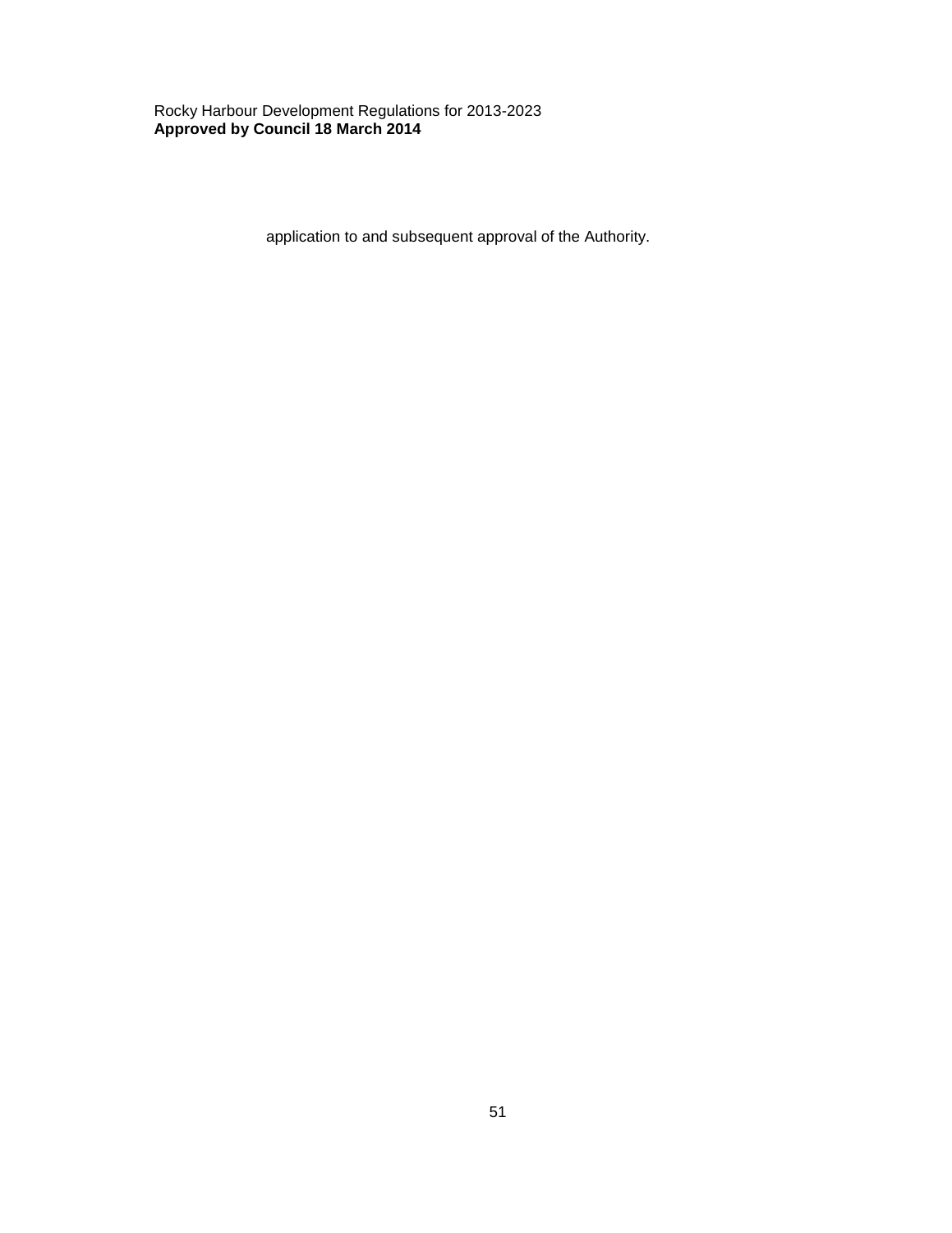application to and subsequent approval of the Authority.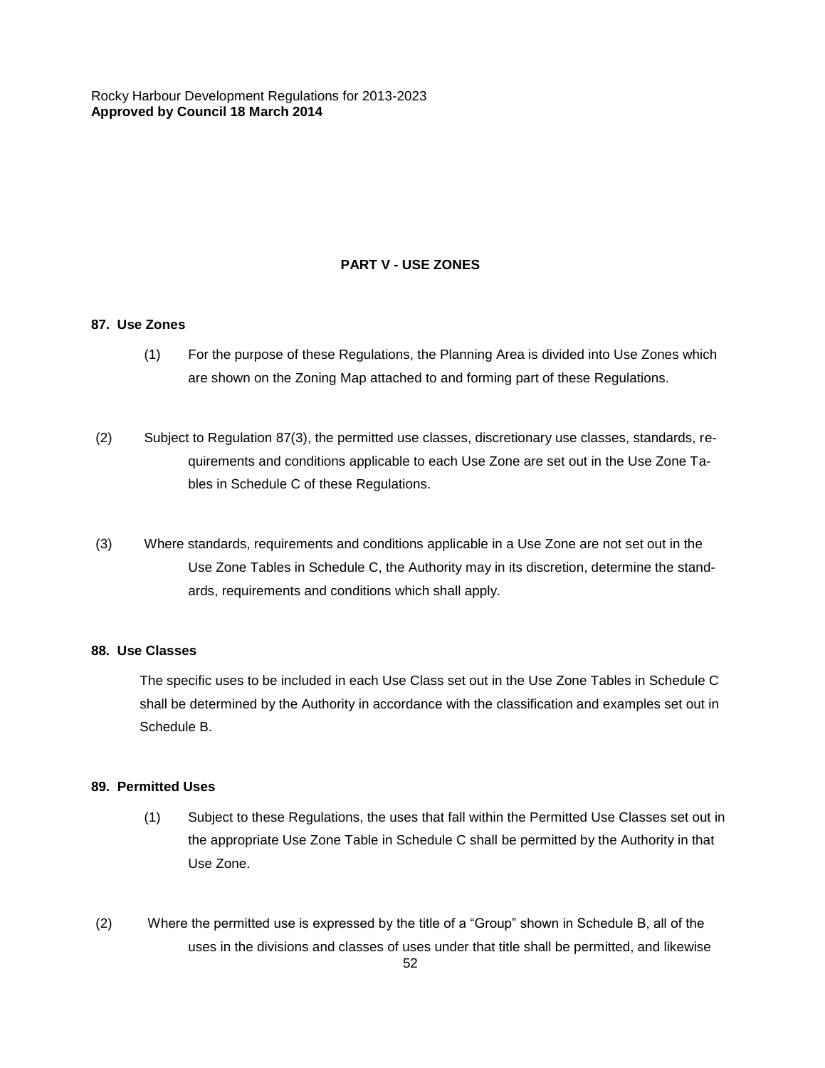## PART V - USE ZONES

### 87. Use Zones

(1) For the purpose of these Regulations, the Planning Area is divided into Use Zones which are shown on the Zoning Map attached to and forming part of these Regulations.

(2) Subject to Regulation 87(3), the permitted use classes, discretionary use classes, standards, requirements and conditions applicable to each Use Zone are set out in the Use Zone Tables in Schedule C of these Regulations.

(3) Where standards, requirements and conditions applicable in a Use Zone are not set out in the Use Zone Tables in Schedule C, the Authority may in its discretion, determine the standards, requirements and conditions which shall apply.

### 88. Use Classes

The specific uses to be included in each Use Class set out in the Use Zone Tables in Schedule C shall be determined by the Authority in accordance with the classification and examples set out in Schedule B.

### 89. Permitted Uses

(1) Subject to these Regulations, the uses that fall within the Permitted Use Classes set out in the appropriate Use Zone Table in Schedule C shall be permitted by the Authority in that Use Zone.

(2) Where the permitted use is expressed by the title of a “Group” shown in Schedule B, all of the uses in the divisions and classes of uses under that title shall be permitted, and likewise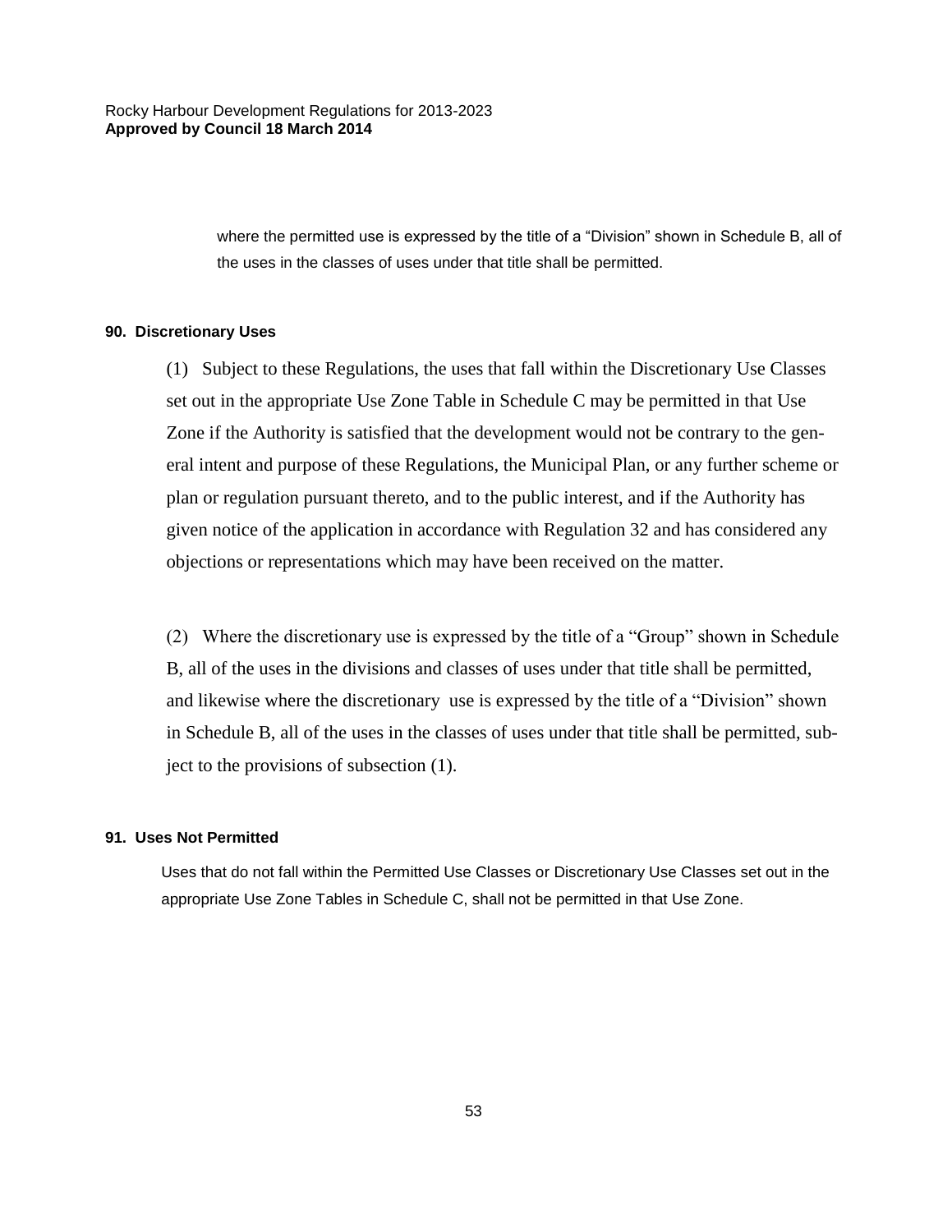where the permitted use is expressed by the title of a “Division” shown in Schedule B, all of the uses in the classes of uses under that title shall be permitted.

**90. Discretionary Uses**

(1) Subject to these Regulations, the uses that fall within the Discretionary Use Classes set out in the appropriate Use Zone Table in Schedule C may be permitted in that Use Zone if the Authority is satisfied that the development would not be contrary to the general intent and purpose of these Regulations, the Municipal Plan, or any further scheme or plan or regulation pursuant thereto, and to the public interest, and if the Authority has given notice of the application in accordance with Regulation 32 and has considered any objections or representations which may have been received on the matter.

(2) Where the discretionary use is expressed by the title of a “Group” shown in Schedule B, all of the uses in the divisions and classes of uses under that title shall be permitted, and likewise where the discretionary use is expressed by the title of a “Division” shown in Schedule B, all of the uses in the classes of uses under that title shall be permitted, subject to the provisions of subsection (1).

**91. Uses Not Permitted**

Uses that do not fall within the Permitted Use Classes or Discretionary Use Classes set out in the appropriate Use Zone Tables in Schedule C, shall not be permitted in that Use Zone.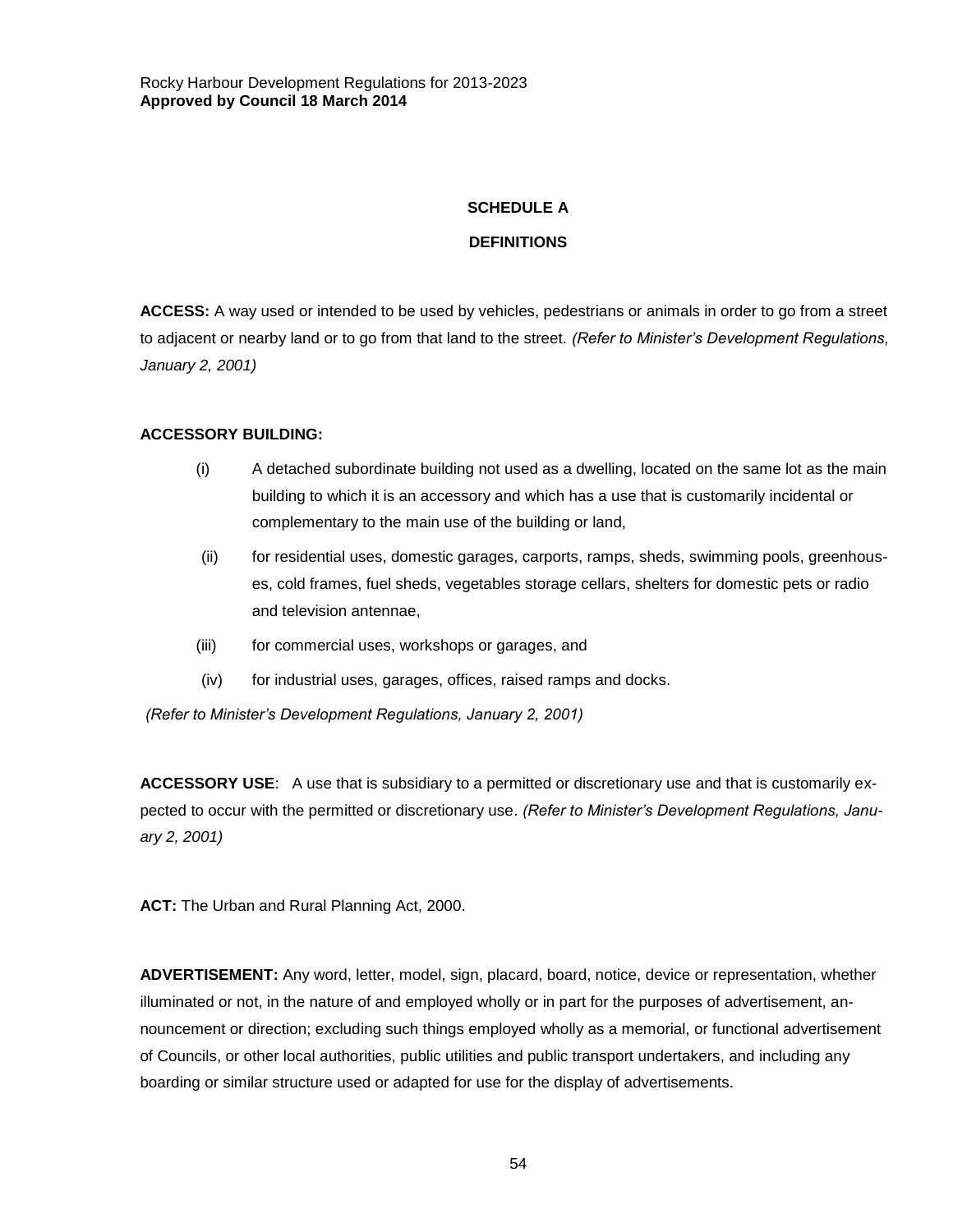## SCHEDULE A

## DEFINITIONS

**ACCESS:** A way used or intended to be used by vehicles, pedestrians or animals in order to go from a street to adjacent or nearby land or to go from that land to the street. *(Refer to Minister's Development Regulations, January 2, 2001)*

**ACCESSORY BUILDING:**

(i) A detached subordinate building not used as a dwelling, located on the same lot as the main building to which it is an accessory and which has a use that is customarily incidental or complementary to the main use of the building or land,

(ii) for residential uses, domestic garages, carports, ramps, sheds, swimming pools, greenhouses, cold frames, fuel sheds, vegetables storage cellars, shelters for domestic pets or radio and television antennae,

(iii) for commercial uses, workshops or garages, and

(iv) for industrial uses, garages, offices, raised ramps and docks.

*(Refer to Minister's Development Regulations, January 2, 2001)*

**ACCESSORY USE**: A use that is subsidiary to a permitted or discretionary use and that is customarily expected to occur with the permitted or discretionary use. *(Refer to Minister's Development Regulations, January 2, 2001)*

**ACT:** The Urban and Rural Planning Act, 2000.

**ADVERTISEMENT:** Any word, letter, model, sign, placard, board, notice, device or representation, whether illuminated or not, in the nature of and employed wholly or in part for the purposes of advertisement, announcement or direction; excluding such things employed wholly as a memorial, or functional advertisement of Councils, or other local authorities, public utilities and public transport undertakers, and including any boarding or similar structure used or adapted for use for the display of advertisements.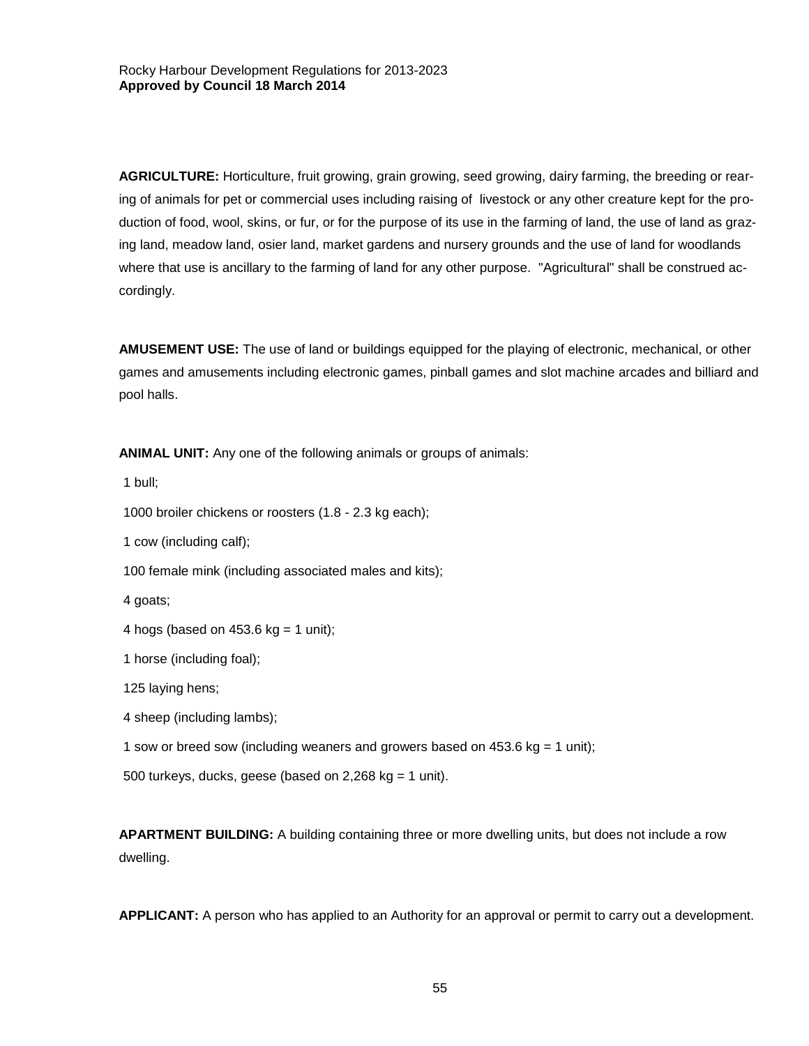**AGRICULTURE:** Horticulture, fruit growing, grain growing, seed growing, dairy farming, the breeding or rearing of animals for pet or commercial uses including raising of livestock or any other creature kept for the production of food, wool, skins, or fur, or for the purpose of its use in the farming of land, the use of land as grazing land, meadow land, osier land, market gardens and nursery grounds and the use of land for woodlands where that use is ancillary to the farming of land for any other purpose. "Agricultural" shall be construed accordingly.

**AMUSEMENT USE:** The use of land or buildings equipped for the playing of electronic, mechanical, or other games and amusements including electronic games, pinball games and slot machine arcades and billiard and pool halls.

**ANIMAL UNIT:** Any one of the following animals or groups of animals:

1 bull;

1000 broiler chickens or roosters (1.8 - 2.3 kg each);

1 cow (including calf);

100 female mink (including associated males and kits);

4 goats;

4 hogs (based on 453.6 kg = 1 unit);

1 horse (including foal);

125 laying hens;

4 sheep (including lambs);

1 sow or breed sow (including weaners and growers based on 453.6 kg = 1 unit);

500 turkeys, ducks, geese (based on 2,268 kg = 1 unit).

**APARTMENT BUILDING:** A building containing three or more dwelling units, but does not include a row dwelling.

**APPLICANT:** A person who has applied to an Authority for an approval or permit to carry out a development.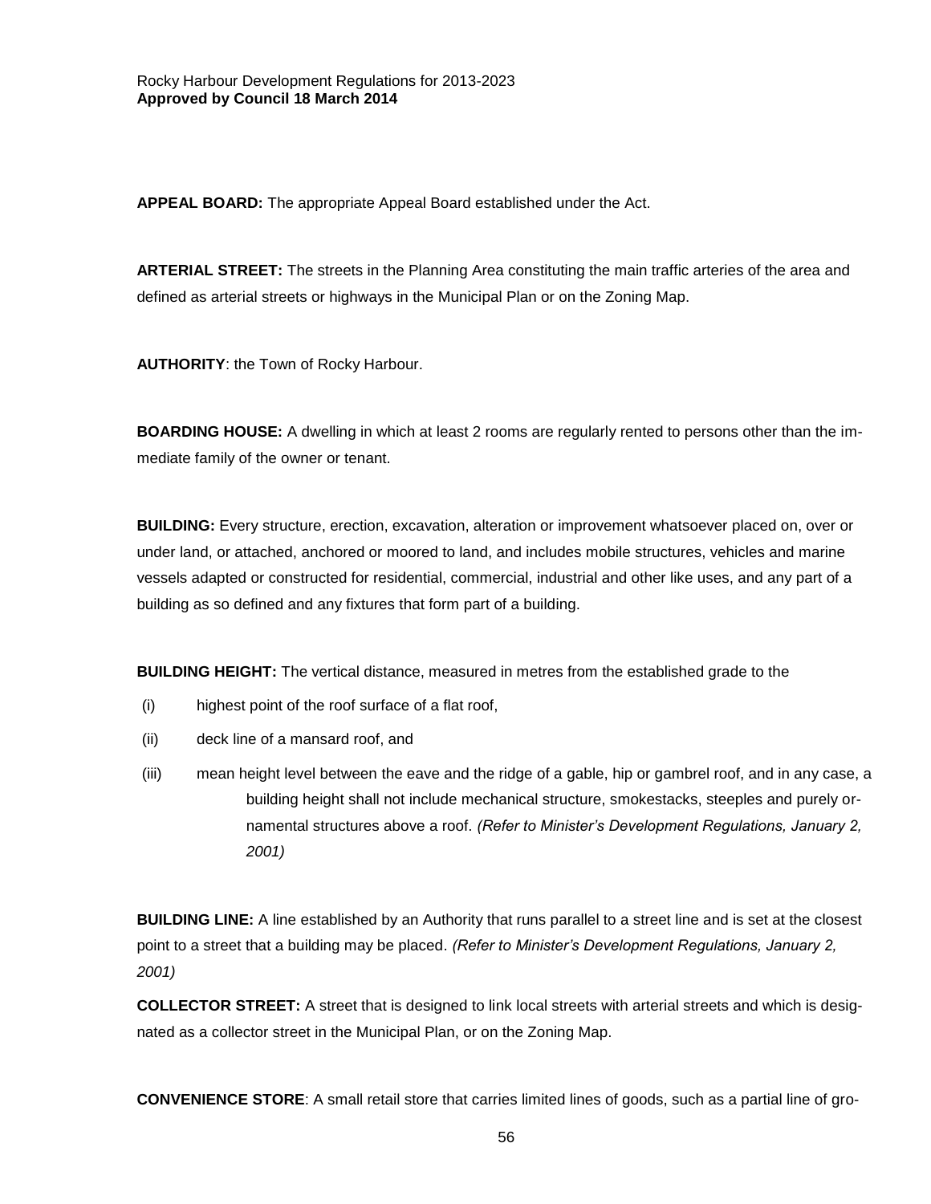**APPEAL BOARD:** The appropriate Appeal Board established under the Act.

**ARTERIAL STREET:** The streets in the Planning Area constituting the main traffic arteries of the area and defined as arterial streets or highways in the Municipal Plan or on the Zoning Map.

**AUTHORITY**: the Town of Rocky Harbour.

**BOARDING HOUSE:** A dwelling in which at least 2 rooms are regularly rented to persons other than the immediate family of the owner or tenant.

**BUILDING:** Every structure, erection, excavation, alteration or improvement whatsoever placed on, over or under land, or attached, anchored or moored to land, and includes mobile structures, vehicles and marine vessels adapted or constructed for residential, commercial, industrial and other like uses, and any part of a building as so defined and any fixtures that form part of a building.

**BUILDING HEIGHT:** The vertical distance, measured in metres from the established grade to the

(i) highest point of the roof surface of a flat roof,

(ii) deck line of a mansard roof, and

(iii) mean height level between the eave and the ridge of a gable, hip or gambrel roof, and in any case, a building height shall not include mechanical structure, smokestacks, steeples and purely ornamental structures above a roof. *(Refer to Minister's Development Regulations, January 2, 2001)*

**BUILDING LINE:** A line established by an Authority that runs parallel to a street line and is set at the closest point to a street that a building may be placed. *(Refer to Minister's Development Regulations, January 2, 2001)*

**COLLECTOR STREET:** A street that is designed to link local streets with arterial streets and which is designated as a collector street in the Municipal Plan, or on the Zoning Map.

**CONVENIENCE STORE**: A small retail store that carries limited lines of goods, such as a partial line of gro-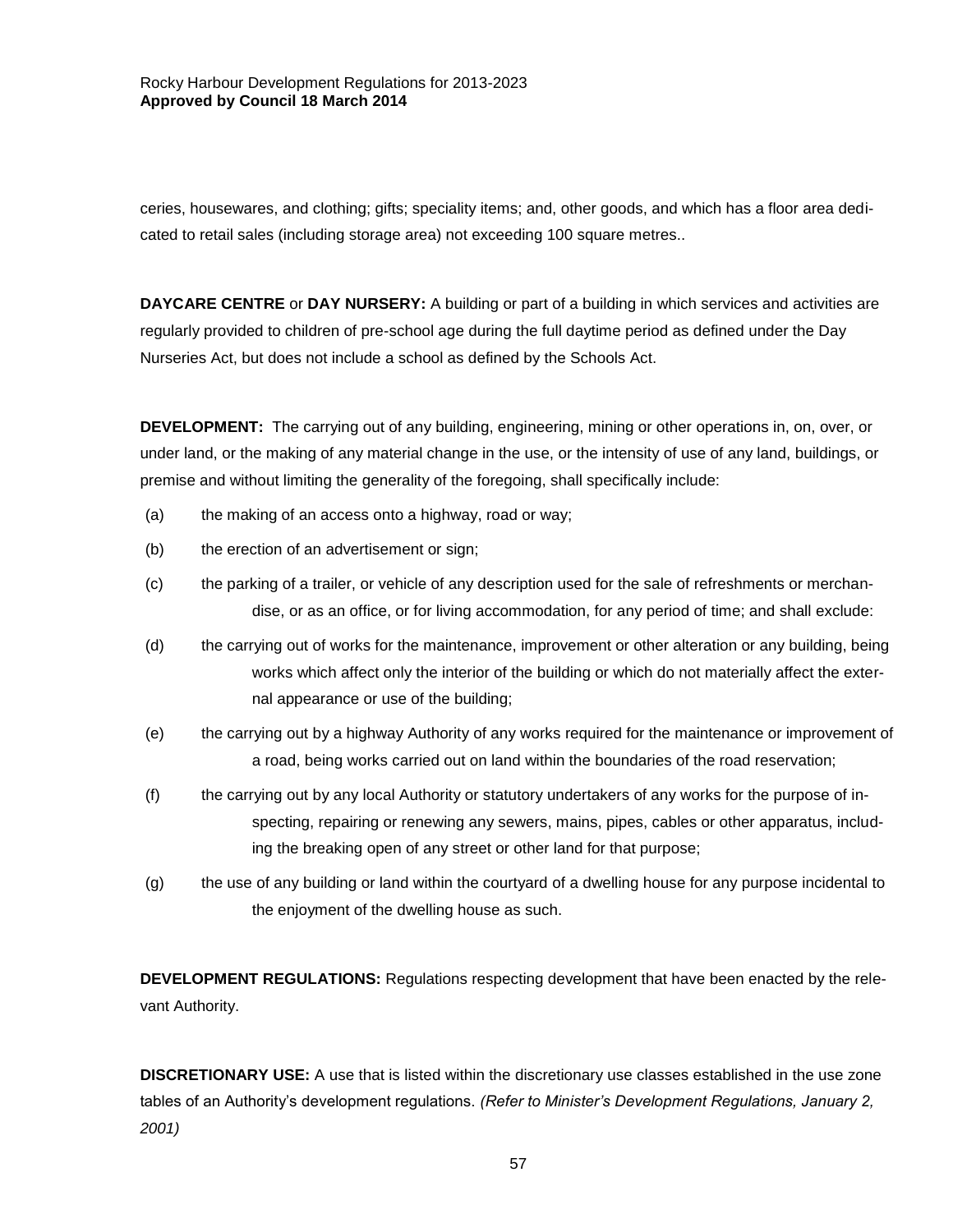ceries, housewares, and clothing; gifts; speciality items; and, other goods, and which has a floor area dedicated to retail sales (including storage area) not exceeding 100 square metres..

**DAYCARE CENTRE** or **DAY NURSERY:** A building or part of a building in which services and activities are regularly provided to children of pre-school age during the full daytime period as defined under the Day Nurseries Act, but does not include a school as defined by the Schools Act.

**DEVELOPMENT:** The carrying out of any building, engineering, mining or other operations in, on, over, or under land, or the making of any material change in the use, or the intensity of use of any land, buildings, or premise and without limiting the generality of the foregoing, shall specifically include:

(a) the making of an access onto a highway, road or way;

(b) the erection of an advertisement or sign;

(c) the parking of a trailer, or vehicle of any description used for the sale of refreshments or merchandise, or as an office, or for living accommodation, for any period of time; and shall exclude:

(d) the carrying out of works for the maintenance, improvement or other alteration or any building, being works which affect only the interior of the building or which do not materially affect the external appearance or use of the building;

(e) the carrying out by a highway Authority of any works required for the maintenance or improvement of a road, being works carried out on land within the boundaries of the road reservation;

(f) the carrying out by any local Authority or statutory undertakers of any works for the purpose of inspecting, repairing or renewing any sewers, mains, pipes, cables or other apparatus, including the breaking open of any street or other land for that purpose;

(g) the use of any building or land within the courtyard of a dwelling house for any purpose incidental to the enjoyment of the dwelling house as such.

**DEVELOPMENT REGULATIONS:** Regulations respecting development that have been enacted by the relevant Authority.

**DISCRETIONARY USE:** A use that is listed within the discretionary use classes established in the use zone tables of an Authority's development regulations. *(Refer to Minister's Development Regulations, January 2, 2001)*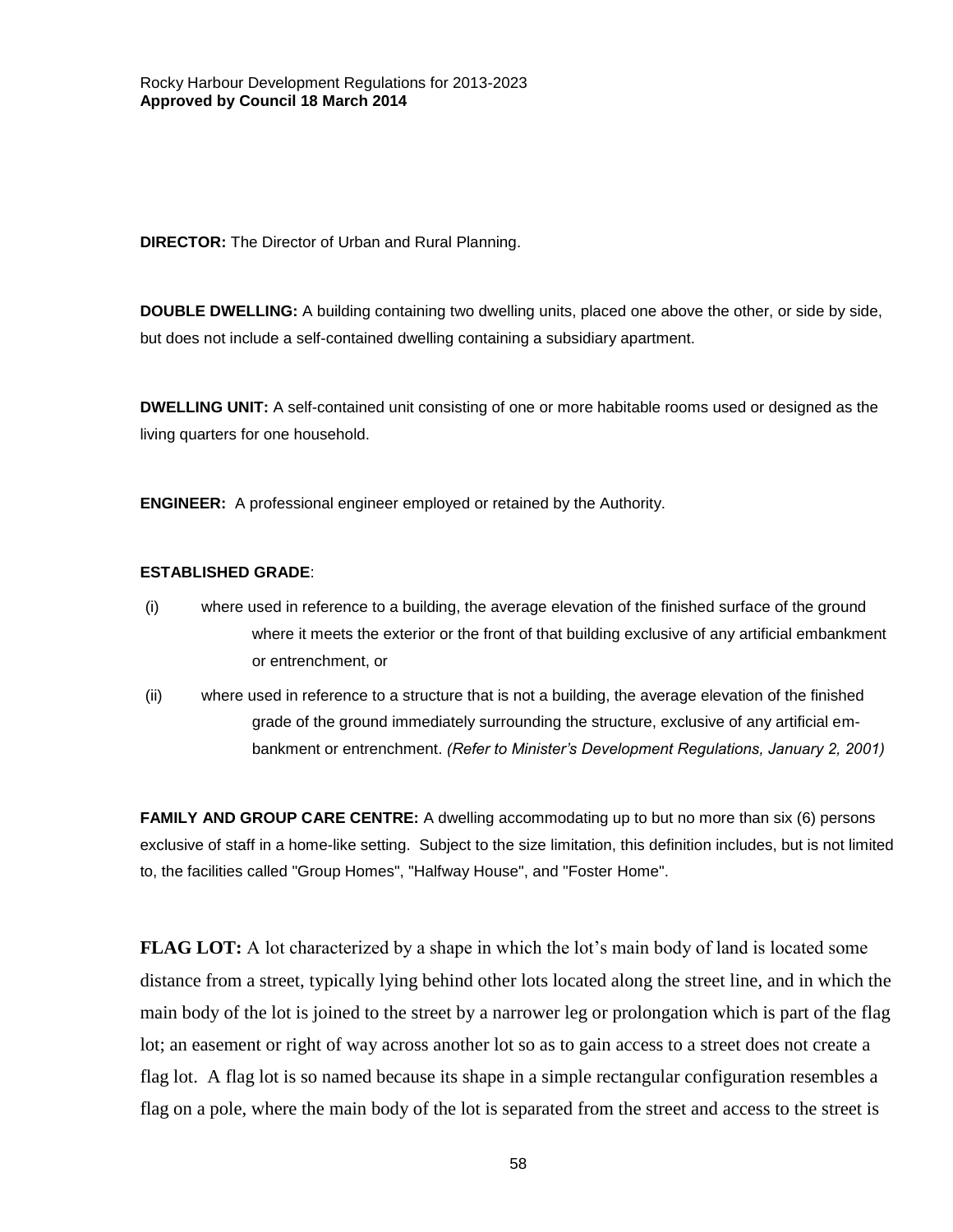**DIRECTOR:** The Director of Urban and Rural Planning.

**DOUBLE DWELLING:** A building containing two dwelling units, placed one above the other, or side by side, but does not include a self-contained dwelling containing a subsidiary apartment.

**DWELLING UNIT:** A self-contained unit consisting of one or more habitable rooms used or designed as the living quarters for one household.

**ENGINEER:** A professional engineer employed or retained by the Authority.

**ESTABLISHED GRADE**:

(i) where used in reference to a building, the average elevation of the finished surface of the ground where it meets the exterior or the front of that building exclusive of any artificial embankment or entrenchment, or

(ii) where used in reference to a structure that is not a building, the average elevation of the finished grade of the ground immediately surrounding the structure, exclusive of any artificial embankment or entrenchment. *(Refer to Minister's Development Regulations, January 2, 2001)*

**FAMILY AND GROUP CARE CENTRE:** A dwelling accommodating up to but no more than six (6) persons exclusive of staff in a home-like setting. Subject to the size limitation, this definition includes, but is not limited to, the facilities called "Group Homes", "Halfway House", and "Foster Home".

**FLAG LOT:** A lot characterized by a shape in which the lot's main body of land is located some distance from a street, typically lying behind other lots located along the street line, and in which the main body of the lot is joined to the street by a narrower leg or prolongation which is part of the flag lot; an easement or right of way across another lot so as to gain access to a street does not create a flag lot. A flag lot is so named because its shape in a simple rectangular configuration resembles a flag on a pole, where the main body of the lot is separated from the street and access to the street is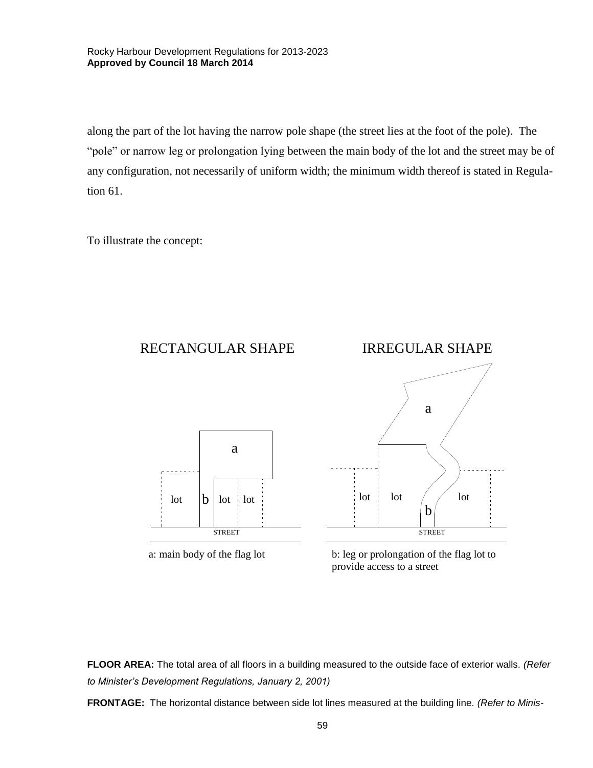along the part of the lot having the narrow pole shape (the street lies at the foot of the pole). The "pole" or narrow leg or prolongation lying between the main body of the lot and the street may be of any configuration, not necessarily of uniform width; the minimum width thereof is stated in Regulation 61.

To illustrate the concept:

RECTANGULAR SHAPE

IRREGULAR SHAPE

a: main body of the flag lot

b: leg or prolongation of the flag lot to provide access to a street

**FLOOR AREA:** The total area of all floors in a building measured to the outside face of exterior walls. *(Refer to Minister's Development Regulations, January 2, 2001)*

**FRONTAGE:** The horizontal distance between side lot lines measured at the building line. *(Refer to Minis-*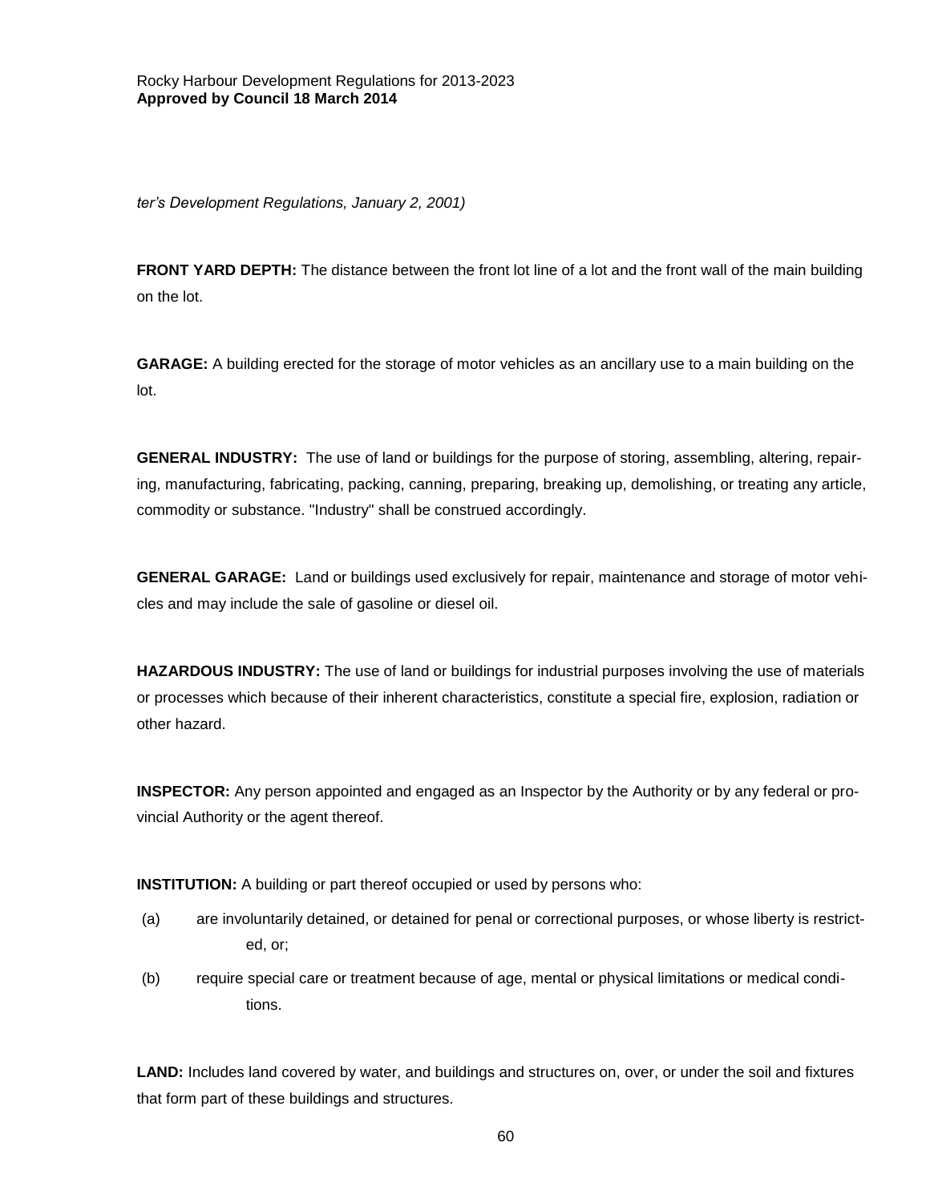*ter's Development Regulations, January 2, 2001)*

**FRONT YARD DEPTH:** The distance between the front lot line of a lot and the front wall of the main building on the lot.

**GARAGE:** A building erected for the storage of motor vehicles as an ancillary use to a main building on the lot.

**GENERAL INDUSTRY:** The use of land or buildings for the purpose of storing, assembling, altering, repairing, manufacturing, fabricating, packing, canning, preparing, breaking up, demolishing, or treating any article, commodity or substance. "Industry" shall be construed accordingly.

**GENERAL GARAGE:** Land or buildings used exclusively for repair, maintenance and storage of motor vehicles and may include the sale of gasoline or diesel oil.

**HAZARDOUS INDUSTRY:** The use of land or buildings for industrial purposes involving the use of materials or processes which because of their inherent characteristics, constitute a special fire, explosion, radiation or other hazard.

**INSPECTOR:** Any person appointed and engaged as an Inspector by the Authority or by any federal or provincial Authority or the agent thereof.

**INSTITUTION:** A building or part thereof occupied or used by persons who:

(a) are involuntarily detained, or detained for penal or correctional purposes, or whose liberty is restricted, or;

(b) require special care or treatment because of age, mental or physical limitations or medical conditions.

**LAND:** Includes land covered by water, and buildings and structures on, over, or under the soil and fixtures that form part of these buildings and structures.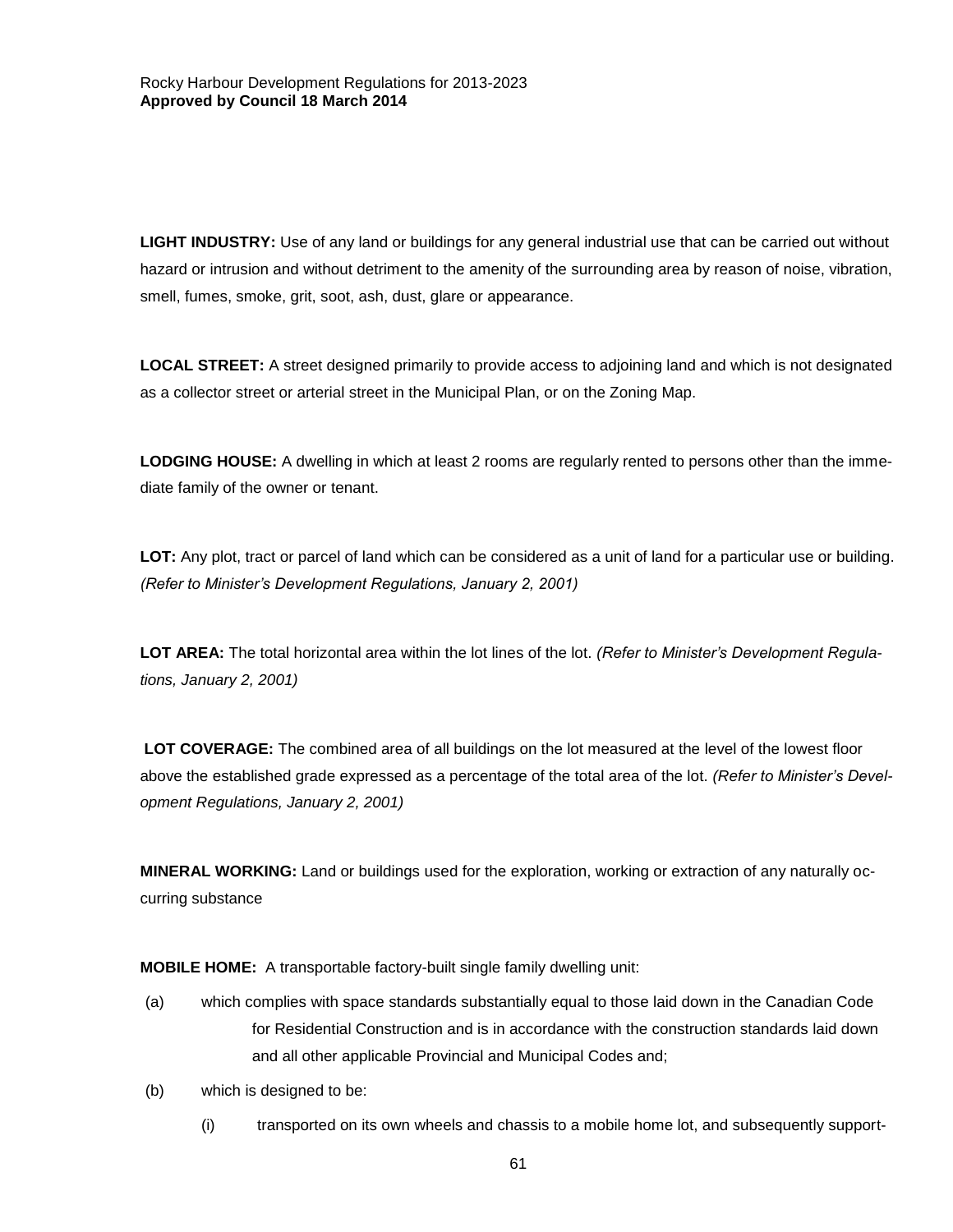**LIGHT INDUSTRY:** Use of any land or buildings for any general industrial use that can be carried out without hazard or intrusion and without detriment to the amenity of the surrounding area by reason of noise, vibration, smell, fumes, smoke, grit, soot, ash, dust, glare or appearance.

**LOCAL STREET:** A street designed primarily to provide access to adjoining land and which is not designated as a collector street or arterial street in the Municipal Plan, or on the Zoning Map.

**LODGING HOUSE:** A dwelling in which at least 2 rooms are regularly rented to persons other than the immediate family of the owner or tenant.

**LOT:** Any plot, tract or parcel of land which can be considered as a unit of land for a particular use or building. *(Refer to Minister's Development Regulations, January 2, 2001)*

**LOT AREA:** The total horizontal area within the lot lines of the lot. *(Refer to Minister's Development Regulations, January 2, 2001)*

**LOT COVERAGE:** The combined area of all buildings on the lot measured at the level of the lowest floor above the established grade expressed as a percentage of the total area of the lot. *(Refer to Minister's Development Regulations, January 2, 2001)*

**MINERAL WORKING:** Land or buildings used for the exploration, working or extraction of any naturally occurring substance

**MOBILE HOME:** A transportable factory-built single family dwelling unit:

(a) which complies with space standards substantially equal to those laid down in the Canadian Code for Residential Construction and is in accordance with the construction standards laid down and all other applicable Provincial and Municipal Codes and;

(b) which is designed to be:

(i) transported on its own wheels and chassis to a mobile home lot, and subsequently support-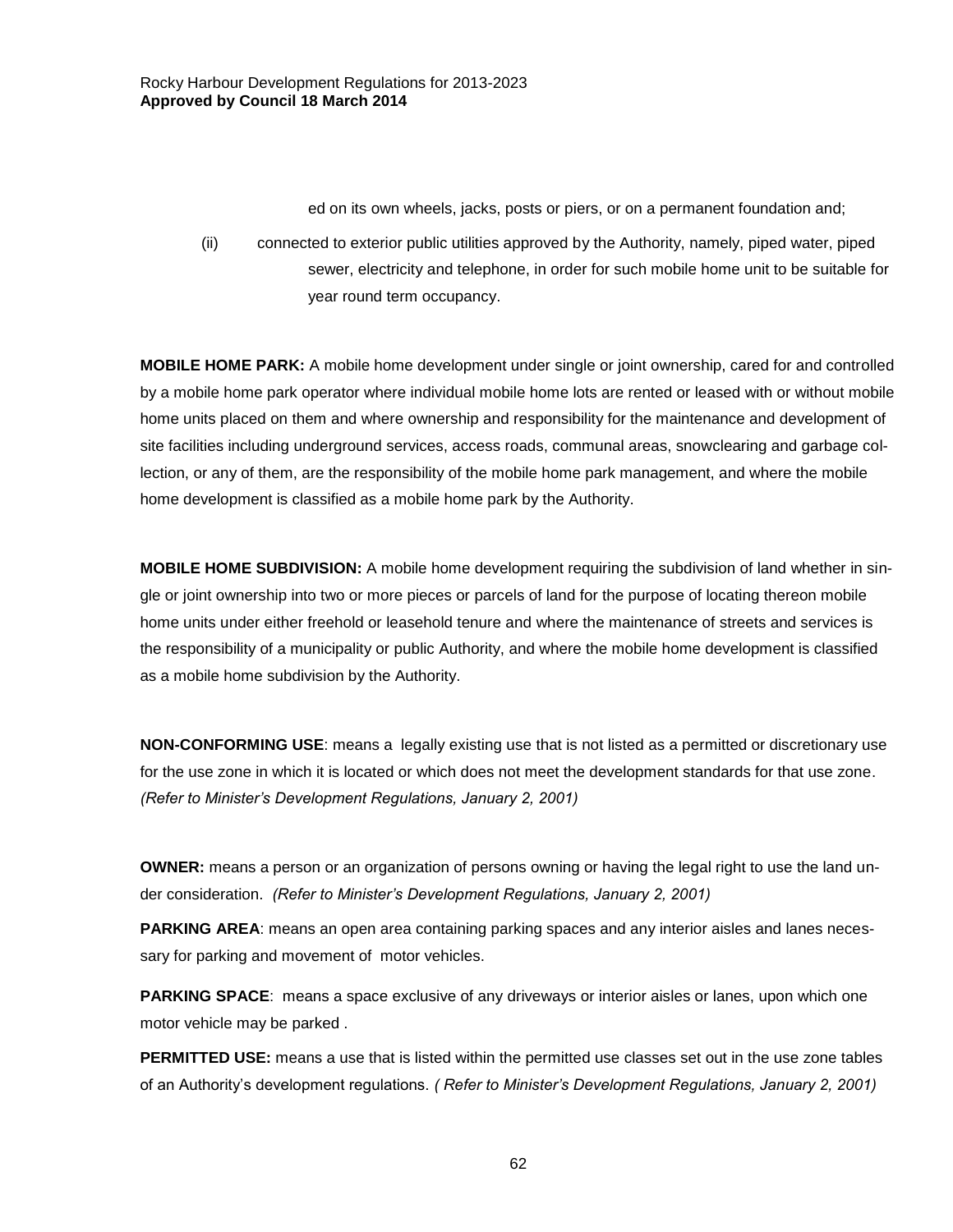ed on its own wheels, jacks, posts or piers, or on a permanent foundation and;

(ii) connected to exterior public utilities approved by the Authority, namely, piped water, piped sewer, electricity and telephone, in order for such mobile home unit to be suitable for year round term occupancy.

**MOBILE HOME PARK:** A mobile home development under single or joint ownership, cared for and controlled by a mobile home park operator where individual mobile home lots are rented or leased with or without mobile home units placed on them and where ownership and responsibility for the maintenance and development of site facilities including underground services, access roads, communal areas, snowclearing and garbage collection, or any of them, are the responsibility of the mobile home park management, and where the mobile home development is classified as a mobile home park by the Authority.

**MOBILE HOME SUBDIVISION:** A mobile home development requiring the subdivision of land whether in single or joint ownership into two or more pieces or parcels of land for the purpose of locating thereon mobile home units under either freehold or leasehold tenure and where the maintenance of streets and services is the responsibility of a municipality or public Authority, and where the mobile home development is classified as a mobile home subdivision by the Authority.

**NON-CONFORMING USE**: means a legally existing use that is not listed as a permitted or discretionary use for the use zone in which it is located or which does not meet the development standards for that use zone. *(Refer to Minister's Development Regulations, January 2, 2001)*

**OWNER:** means a person or an organization of persons owning or having the legal right to use the land under consideration. *(Refer to Minister's Development Regulations, January 2, 2001)*

**PARKING AREA**: means an open area containing parking spaces and any interior aisles and lanes necessary for parking and movement of motor vehicles.

**PARKING SPACE**: means a space exclusive of any driveways or interior aisles or lanes, upon which one motor vehicle may be parked .

**PERMITTED USE:** means a use that is listed within the permitted use classes set out in the use zone tables of an Authority's development regulations. *( Refer to Minister's Development Regulations, January 2, 2001)*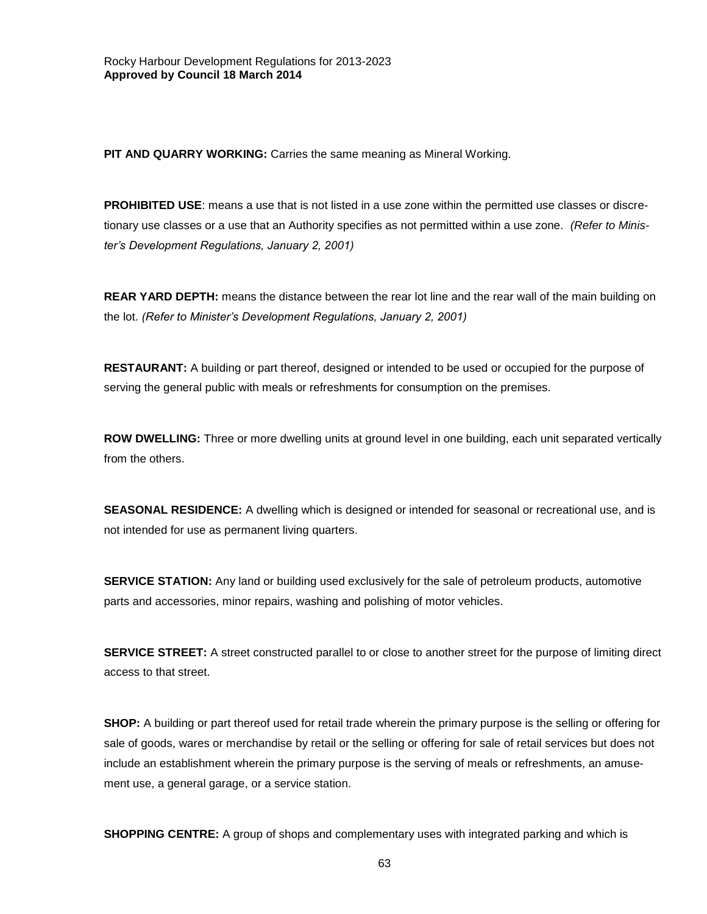**PIT AND QUARRY WORKING:** Carries the same meaning as Mineral Working.

**PROHIBITED USE**: means a use that is not listed in a use zone within the permitted use classes or discretionary use classes or a use that an Authority specifies as not permitted within a use zone. *(Refer to Minister's Development Regulations, January 2, 2001)*

**REAR YARD DEPTH:** means the distance between the rear lot line and the rear wall of the main building on the lot. *(Refer to Minister's Development Regulations, January 2, 2001)*

**RESTAURANT:** A building or part thereof, designed or intended to be used or occupied for the purpose of serving the general public with meals or refreshments for consumption on the premises.

**ROW DWELLING:** Three or more dwelling units at ground level in one building, each unit separated vertically from the others.

**SEASONAL RESIDENCE:** A dwelling which is designed or intended for seasonal or recreational use, and is not intended for use as permanent living quarters.

**SERVICE STATION:** Any land or building used exclusively for the sale of petroleum products, automotive parts and accessories, minor repairs, washing and polishing of motor vehicles.

**SERVICE STREET:** A street constructed parallel to or close to another street for the purpose of limiting direct access to that street.

**SHOP:** A building or part thereof used for retail trade wherein the primary purpose is the selling or offering for sale of goods, wares or merchandise by retail or the selling or offering for sale of retail services but does not include an establishment wherein the primary purpose is the serving of meals or refreshments, an amusement use, a general garage, or a service station.

**SHOPPING CENTRE:** A group of shops and complementary uses with integrated parking and which is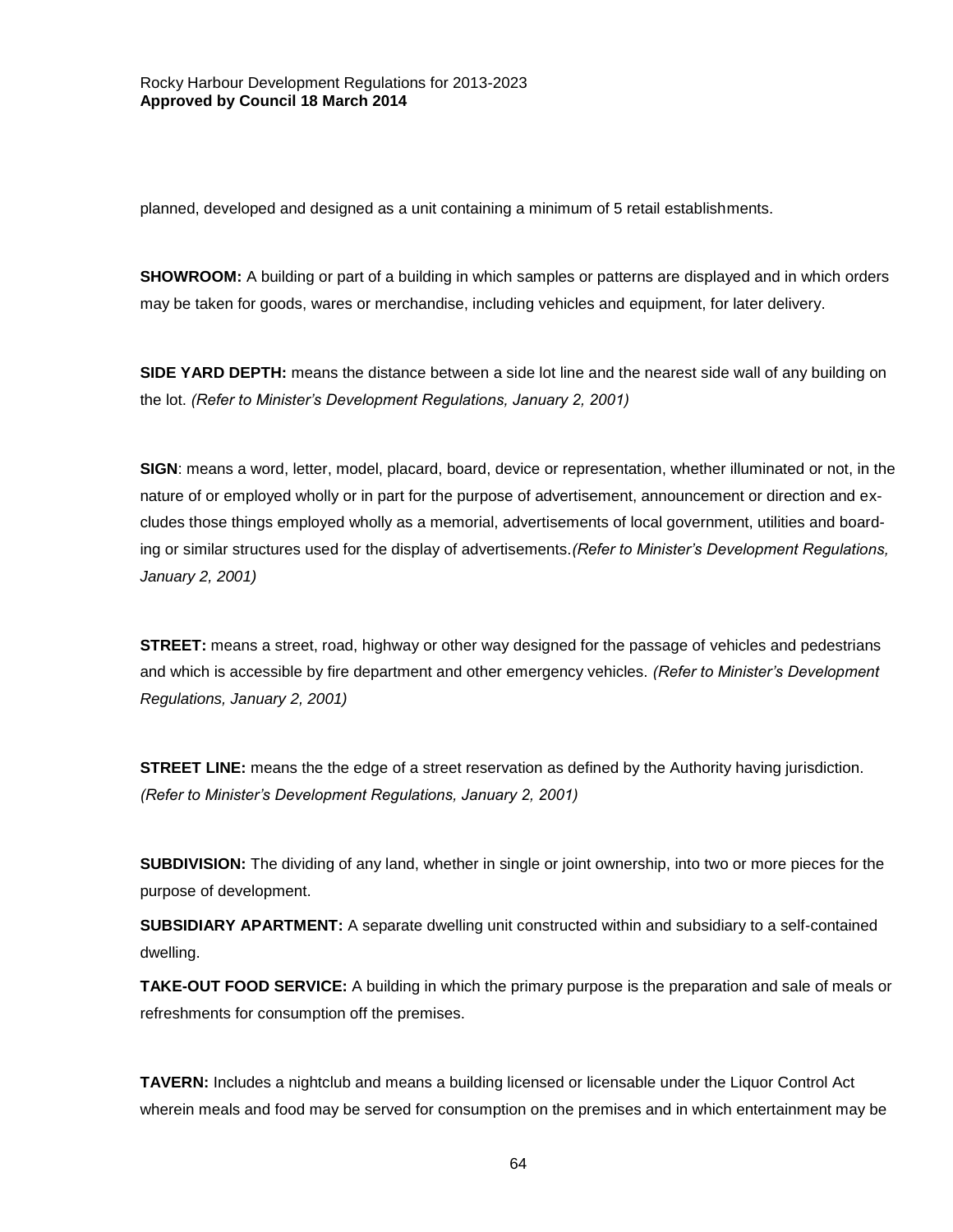planned, developed and designed as a unit containing a minimum of 5 retail establishments.

**SHOWROOM:** A building or part of a building in which samples or patterns are displayed and in which orders may be taken for goods, wares or merchandise, including vehicles and equipment, for later delivery.

**SIDE YARD DEPTH:** means the distance between a side lot line and the nearest side wall of any building on the lot. *(Refer to Minister's Development Regulations, January 2, 2001)*

**SIGN**: means a word, letter, model, placard, board, device or representation, whether illuminated or not, in the nature of or employed wholly or in part for the purpose of advertisement, announcement or direction and excludes those things employed wholly as a memorial, advertisements of local government, utilities and boarding or similar structures used for the display of advertisements.*(Refer to Minister's Development Regulations, January 2, 2001)*

**STREET:** means a street, road, highway or other way designed for the passage of vehicles and pedestrians and which is accessible by fire department and other emergency vehicles. *(Refer to Minister's Development Regulations, January 2, 2001)*

**STREET LINE:** means the the edge of a street reservation as defined by the Authority having jurisdiction. *(Refer to Minister's Development Regulations, January 2, 2001)*

**SUBDIVISION:** The dividing of any land, whether in single or joint ownership, into two or more pieces for the purpose of development.

**SUBSIDIARY APARTMENT:** A separate dwelling unit constructed within and subsidiary to a self-contained dwelling.

**TAKE-OUT FOOD SERVICE:** A building in which the primary purpose is the preparation and sale of meals or refreshments for consumption off the premises.

**TAVERN:** Includes a nightclub and means a building licensed or licensable under the Liquor Control Act wherein meals and food may be served for consumption on the premises and in which entertainment may be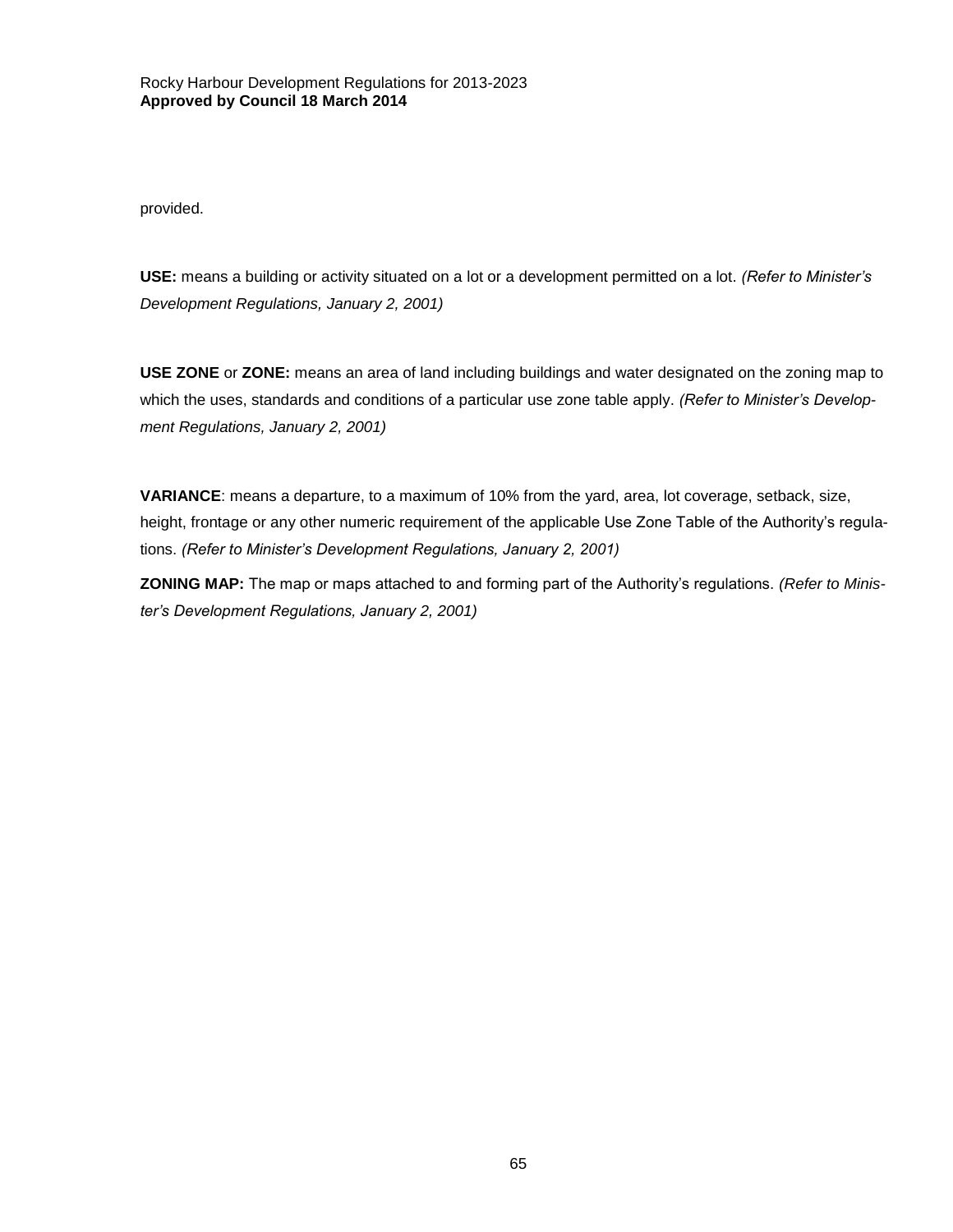provided.

**USE:** means a building or activity situated on a lot or a development permitted on a lot. *(Refer to Minister's Development Regulations, January 2, 2001)*

**USE ZONE** or **ZONE:** means an area of land including buildings and water designated on the zoning map to which the uses, standards and conditions of a particular use zone table apply. *(Refer to Minister's Development Regulations, January 2, 2001)*

**VARIANCE**: means a departure, to a maximum of 10% from the yard, area, lot coverage, setback, size, height, frontage or any other numeric requirement of the applicable Use Zone Table of the Authority's regulations. *(Refer to Minister's Development Regulations, January 2, 2001)*

**ZONING MAP:** The map or maps attached to and forming part of the Authority's regulations. *(Refer to Minister's Development Regulations, January 2, 2001)*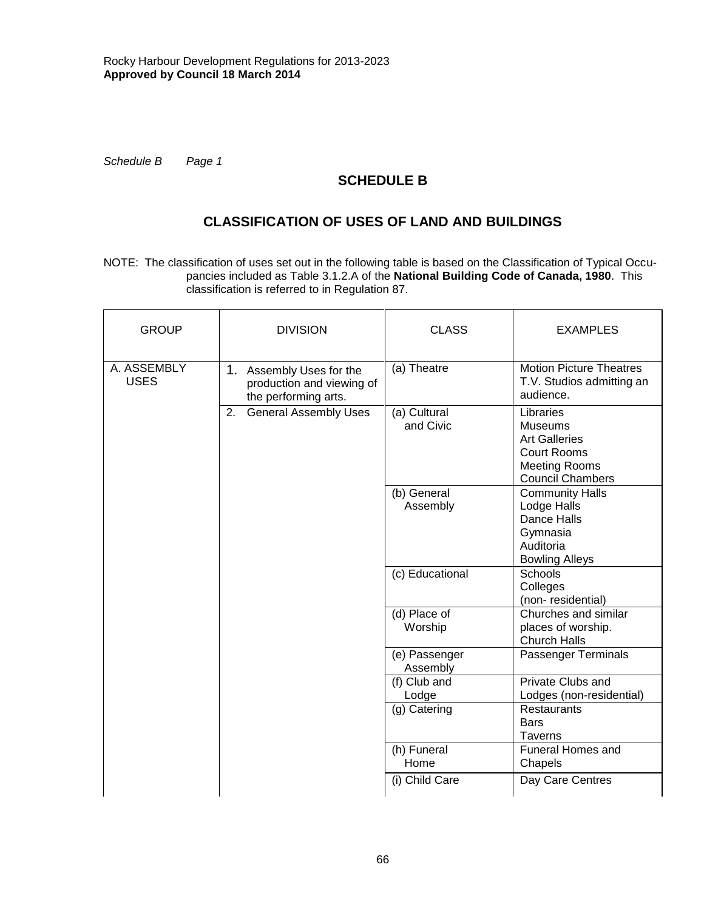*Schedule B Page 1*

## SCHEDULE B

## CLASSIFICATION OF USES OF LAND AND BUILDINGS

NOTE: The classification of uses set out in the following table is based on the Classification of Typical Occupancies included as Table 3.1.2.A of the **National Building Code of Canada, 1980**. This classification is referred to in Regulation 87.

| GROUP | DIVISION | CLASS | EXAMPLES |
|---|---|---|---|
| A. ASSEMBLY USES | 1. Assembly Uses for the production and viewing of the performing arts. | (a) Theatre | Motion Picture Theatres<br>T.V. Studios admitting an audience. |
| | 2. General Assembly Uses | (a) Cultural and Civic | Libraries<br>Museums<br>Art Galleries<br>Court Rooms<br>Meeting Rooms<br>Council Chambers |
| | | (b) General Assembly | Community Halls<br>Lodge Halls<br>Dance Halls<br>Gymnasia<br>Auditoria<br>Bowling Alleys |
| | | (c) Educational | Schools<br>Colleges<br>(non- residential) |
| | | (d) Place of Worship | Churches and similar places of worship.<br>Church Halls |
| | | (e) Passenger Assembly | Passenger Terminals |
| | | (f) Club and Lodge | Private Clubs and Lodges (non-residential) |
| | | (g) Catering | Restaurants<br>Bars<br>Taverns |
| | | (h) Funeral Home | Funeral Homes and Chapels |
| | | (i) Child Care | Day Care Centres |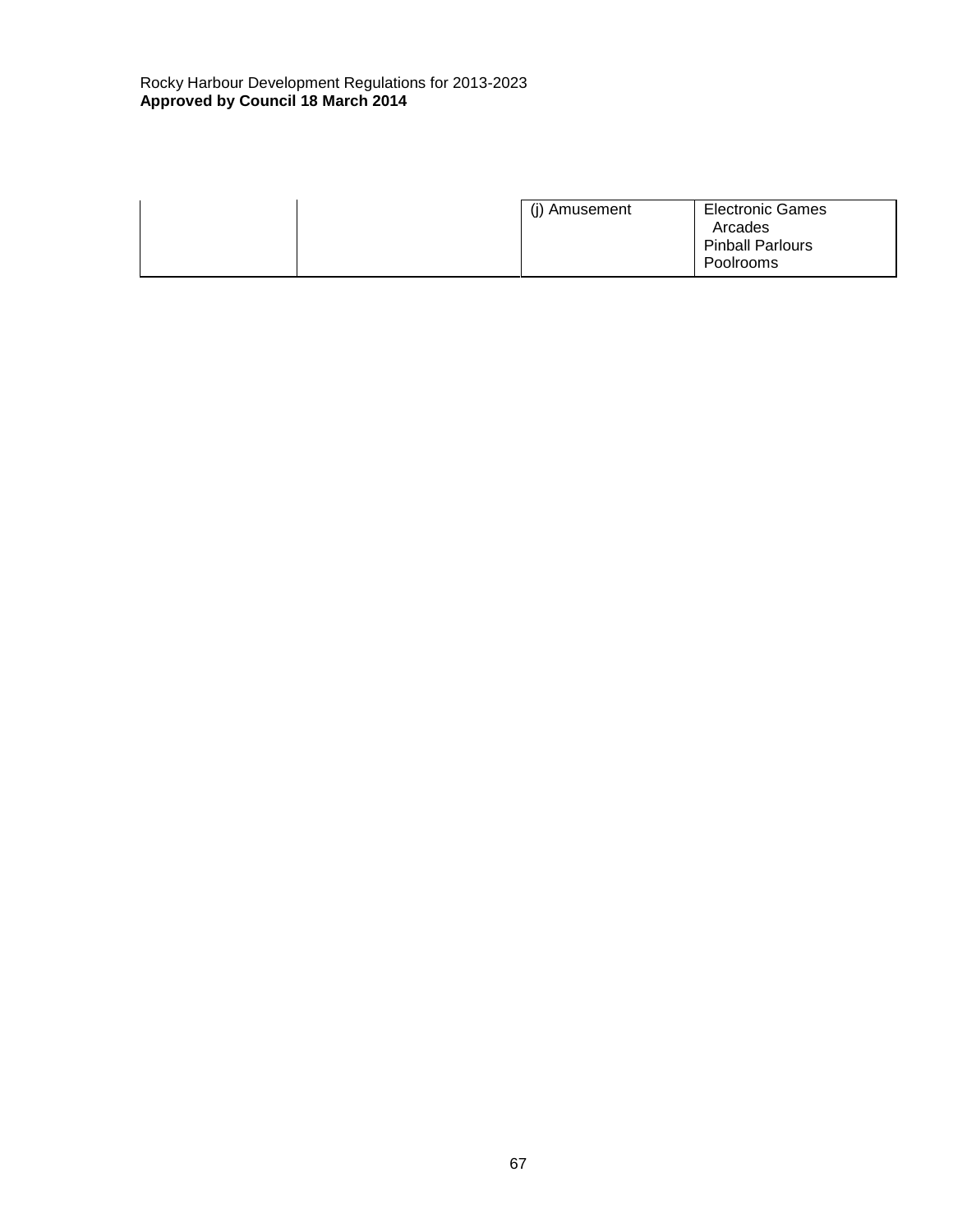| | | (j) Amusement | Electronic Games Arcades<br>Pinball Parlours<br>Poolrooms |
|---|---|---|---|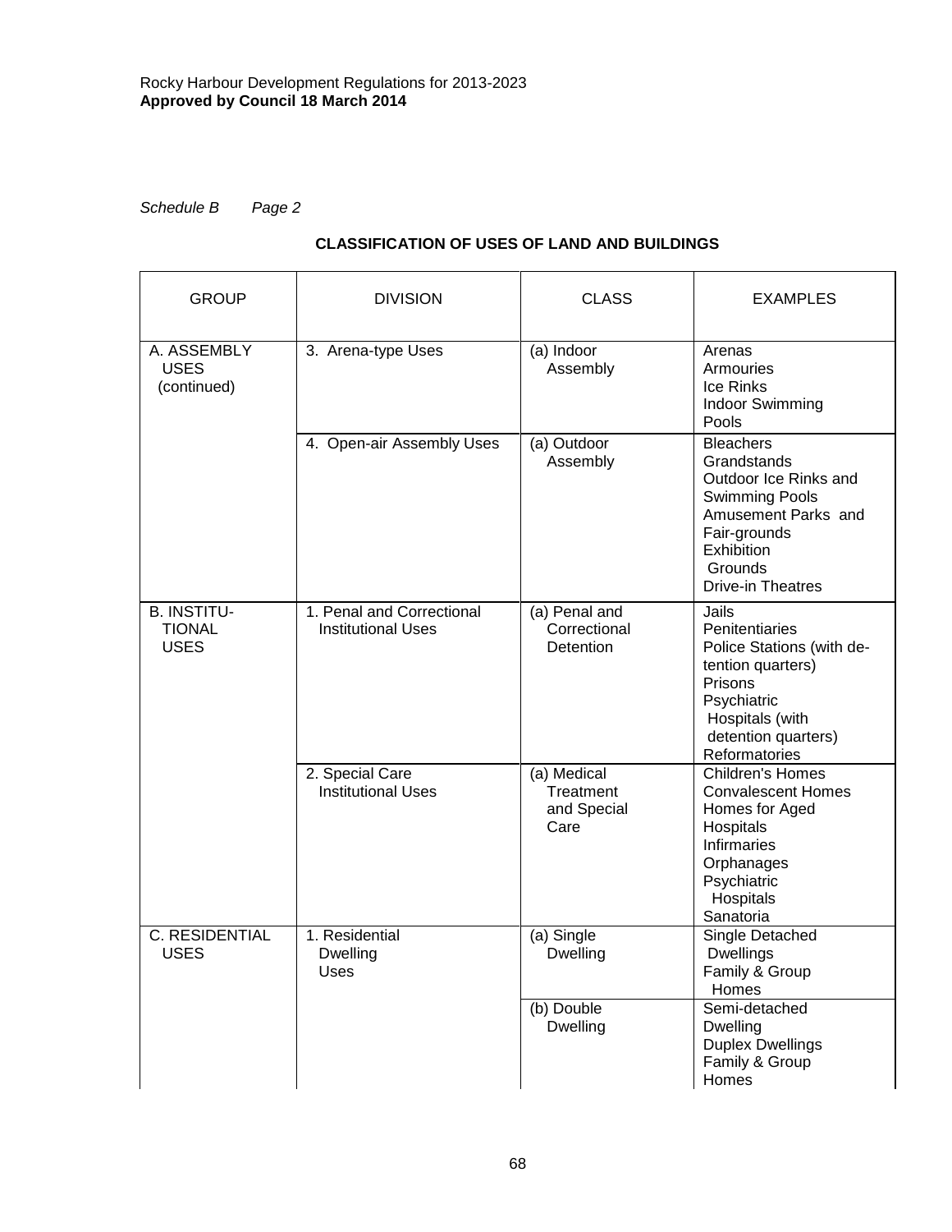*Schedule B Page 2*

**CLASSIFICATION OF USES OF LAND AND BUILDINGS**

| GROUP | DIVISION | CLASS | EXAMPLES |
|---|---|---|---|
| A. ASSEMBLY USES (continued) | 3. Arena-type Uses | (a) Indoor Assembly | Arenas<br>Armouries<br>Ice Rinks<br>Indoor Swimming Pools |
| | 4. Open-air Assembly Uses | (a) Outdoor Assembly | Bleachers<br>Grandstands<br>Outdoor Ice Rinks and Swimming Pools<br>Amusement Parks and Fair-grounds<br>Exhibition Grounds<br>Drive-in Theatres |
| B. INSTITU-TIONAL USES | 1. Penal and Correctional Institutional Uses | (a) Penal and Correctional Detention | Jails<br>Penitentiaries<br>Police Stations (with de-tention quarters)<br>Prisons<br>Psychiatric Hospitals (with detention quarters)<br>Reformatories |
| | 2. Special Care Institutional Uses | (a) Medical Treatment and Special Care | Children's Homes<br>Convalescent Homes<br>Homes for Aged<br>Hospitals<br>Infirmaries<br>Orphanages<br>Psychiatric Hospitals<br>Sanatoria |
| C. RESIDENTIAL USES | 1. Residential Dwelling Uses | (a) Single Dwelling | Single Detached Dwellings<br>Family & Group Homes |
| | | (b) Double Dwelling | Semi-detached Dwelling<br>Duplex Dwellings<br>Family & Group Homes |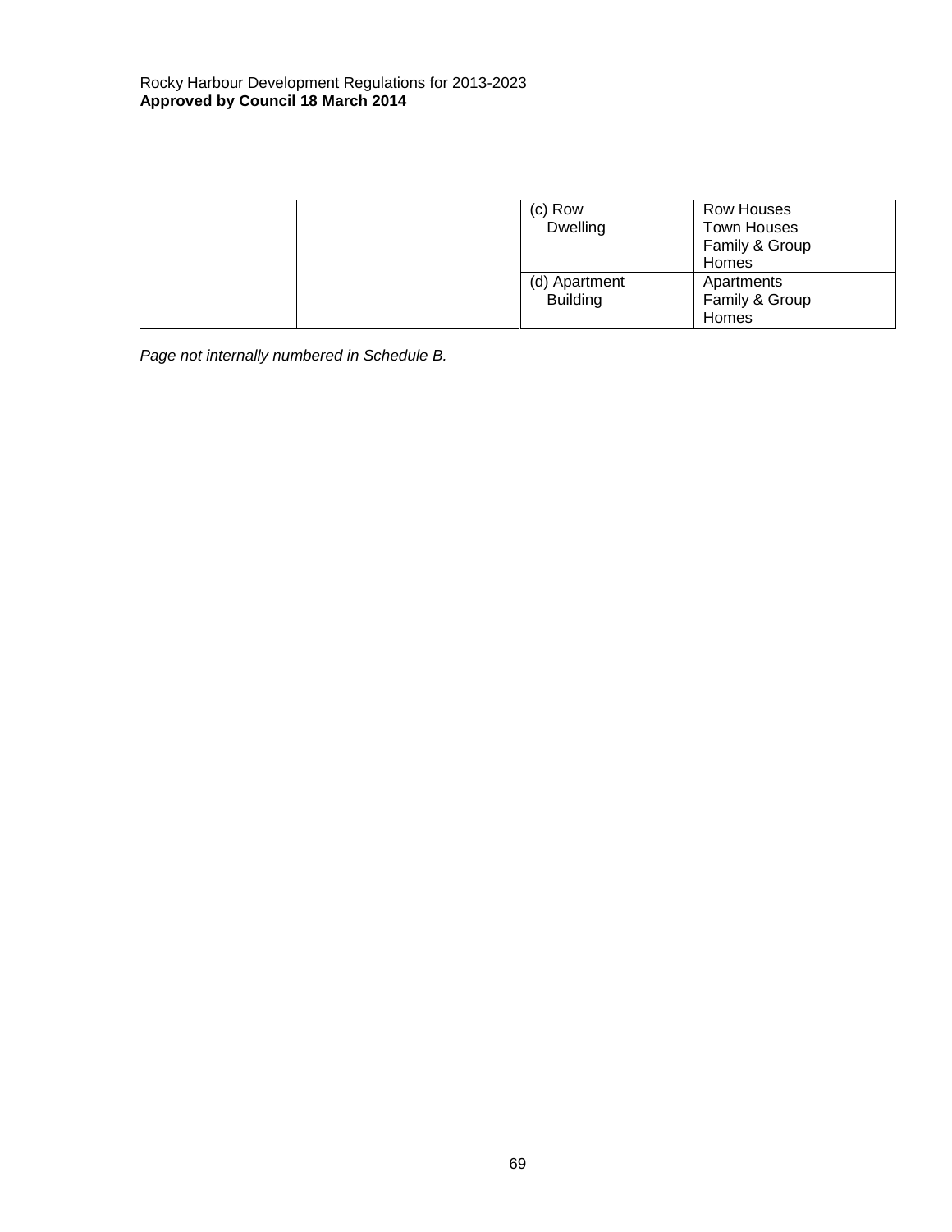| | | | |
|---|---|---|---|
| | | (c) Row Dwelling | Row Houses<br>Town Houses<br>Family & Group Homes |
| | | (d) Apartment Building | Apartments<br>Family & Group Homes |

*Page not internally numbered in Schedule B.*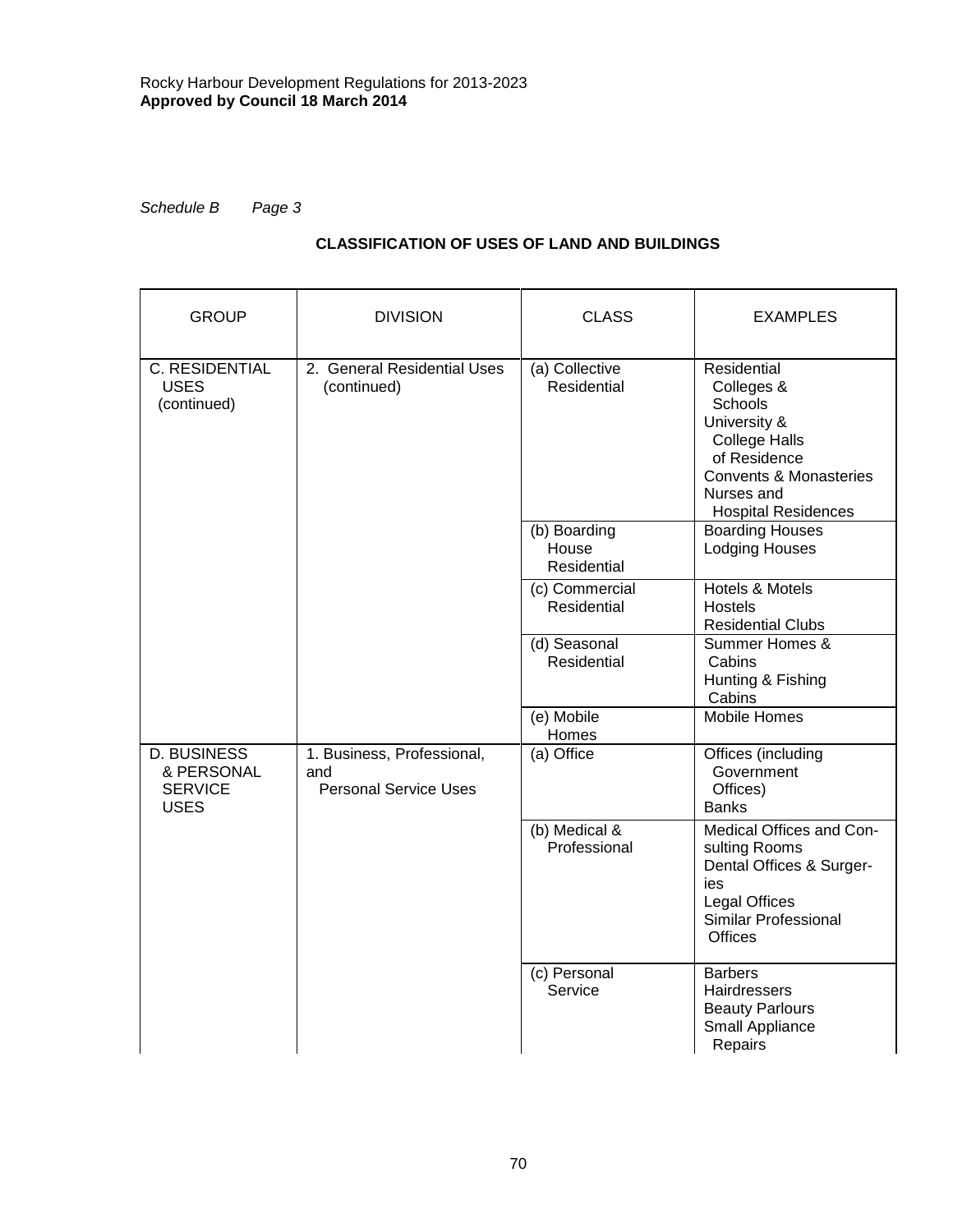*Schedule B Page 3*

**CLASSIFICATION OF USES OF LAND AND BUILDINGS**

| GROUP | DIVISION | CLASS | EXAMPLES |
|---|---|---|---|
| C. RESIDENTIAL USES (continued) | 2. General Residential Uses (continued) | (a) Collective Residential | Residential Colleges & Schools<br>University & College Halls of Residence<br>Convents & Monasteries<br>Nurses and Hospital Residences |
| | | (b) Boarding House Residential | Boarding Houses<br>Lodging Houses |
| | | (c) Commercial Residential | Hotels & Motels<br>Hostels<br>Residential Clubs |
| | | (d) Seasonal Residential | Summer Homes & Cabins<br>Hunting & Fishing Cabins |
| | | (e) Mobile Homes | Mobile Homes |
| D. BUSINESS & PERSONAL SERVICE USES | 1. Business, Professional, and Personal Service Uses | (a) Office | Offices (including Government Offices)<br>Banks |
| | | (b) Medical & Professional | Medical Offices and Consulting Rooms<br>Dental Offices & Surgeries<br>Legal Offices<br>Similar Professional Offices |
| | | (c) Personal Service | Barbers<br>Hairdressers<br>Beauty Parlours<br>Small Appliance Repairs |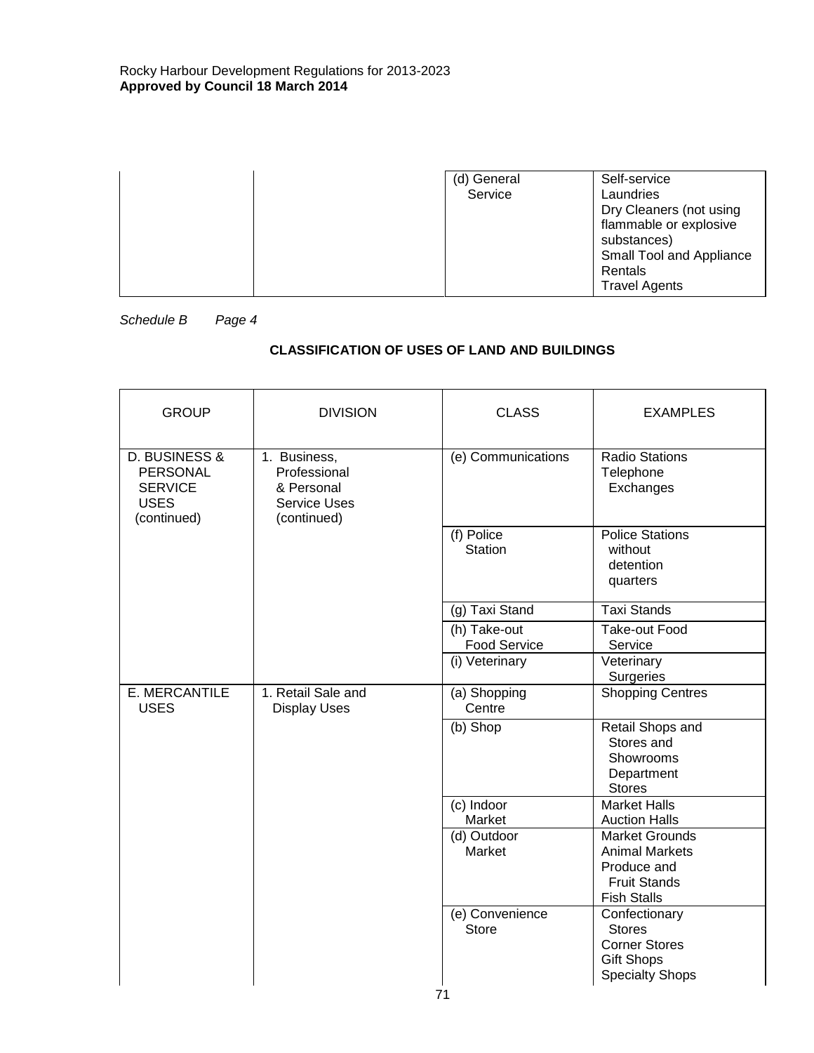| | | (d) General Service | Self-service Laundries<br>Dry Cleaners (not using flammable or explosive substances)<br>Small Tool and Appliance Rentals<br>Travel Agents |
|---|---|---|---|

*Schedule B Page 4*

**CLASSIFICATION OF USES OF LAND AND BUILDINGS**

| GROUP | DIVISION | CLASS | EXAMPLES |
|---|---|---|---|
| D. BUSINESS & PERSONAL SERVICE USES (continued) | 1. Business, Professional & Personal Service Uses (continued) | (e) Communications | Radio Stations<br>Telephone Exchanges |
| | | (f) Police Station | Police Stations without detention quarters |
| | | (g) Taxi Stand | Taxi Stands |
| | | (h) Take-out Food Service | Take-out Food Service |
| | | (i) Veterinary | Veterinary Surgeries |
| E. MERCANTILE USES | 1. Retail Sale and Display Uses | (a) Shopping Centre | Shopping Centres |
| | | (b) Shop | Retail Shops and Stores and Showrooms<br>Department Stores |
| | | (c) Indoor Market | Market Halls<br>Auction Halls |
| | | (d) Outdoor Market | Market Grounds<br>Animal Markets<br>Produce and Fruit Stands<br>Fish Stalls |
| | | (e) Convenience Store | Confectionary Stores<br>Corner Stores<br>Gift Shops<br>Specialty Shops |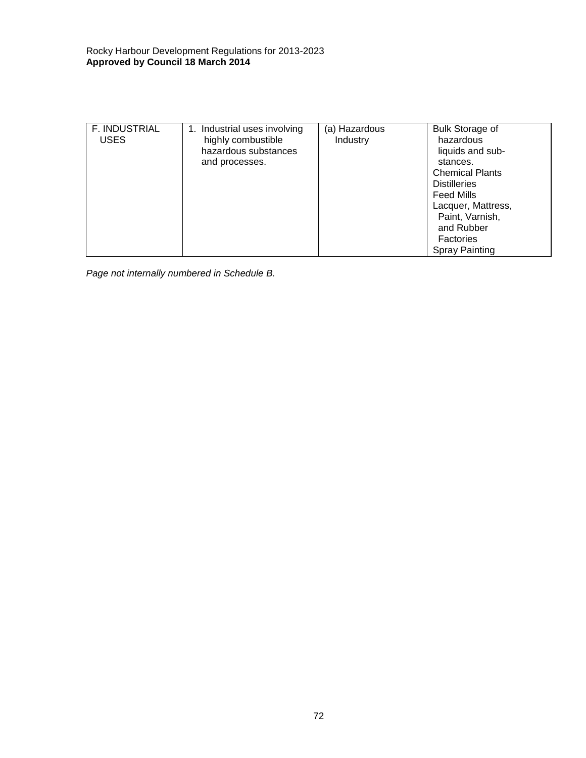| F. INDUSTRIAL USES | 1. Industrial uses involving highly combustible hazardous substances and processes. | (a) Hazardous Industry | Bulk Storage of hazardous liquids and sub-stances.<br>Chemical Plants<br>Distilleries<br>Feed Mills<br>Lacquer, Mattress, Paint, Varnish, and Rubber Factories<br>Spray Painting |
|---|---|---|---|

*Page not internally numbered in Schedule B.*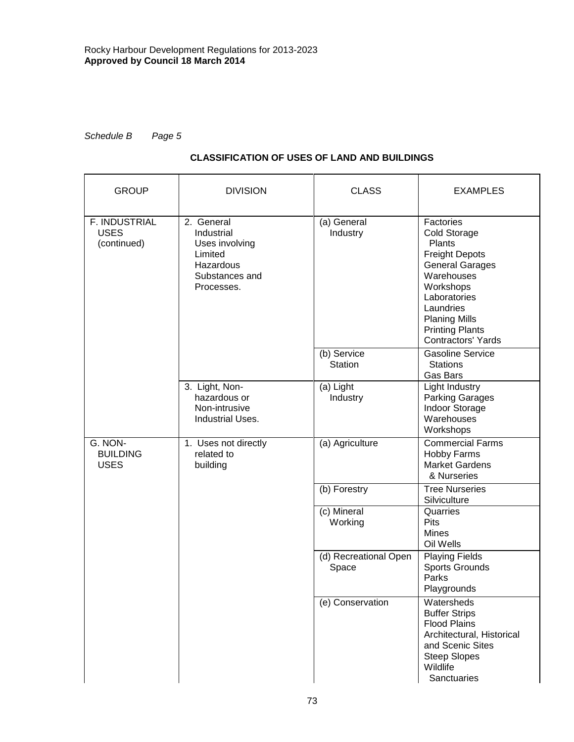*Schedule B     Page 5*

**CLASSIFICATION OF USES OF LAND AND BUILDINGS**

| GROUP | DIVISION | CLASS | EXAMPLES |
|---|---|---|---|
| F. INDUSTRIAL USES (continued) | 2. General Industrial Uses involving Limited Hazardous Substances and Processes. | (a) General Industry | Factories<br>Cold Storage Plants<br>Freight Depots<br>General Garages<br>Warehouses<br>Workshops<br>Laboratories<br>Laundries<br>Planing Mills<br>Printing Plants<br>Contractors' Yards |
| | | (b) Service Station | Gasoline Service Stations<br>Gas Bars |
| | 3. Light, Non-hazardous or Non-intrusive Industrial Uses. | (a) Light Industry | Light Industry<br>Parking Garages<br>Indoor Storage<br>Warehouses<br>Workshops |
| G. NON-BUILDING USES | 1. Uses not directly related to building | (a) Agriculture | Commercial Farms<br>Hobby Farms<br>Market Gardens & Nurseries |
| | | (b) Forestry | Tree Nurseries<br>Silviculture |
| | | (c) Mineral Working | Quarries<br>Pits<br>Mines<br>Oil Wells |
| | | (d) Recreational Open Space | Playing Fields<br>Sports Grounds<br>Parks<br>Playgrounds |
| | | (e) Conservation | Watersheds<br>Buffer Strips<br>Flood Plains<br>Architectural, Historical and Scenic Sites<br>Steep Slopes<br>Wildlife Sanctuaries |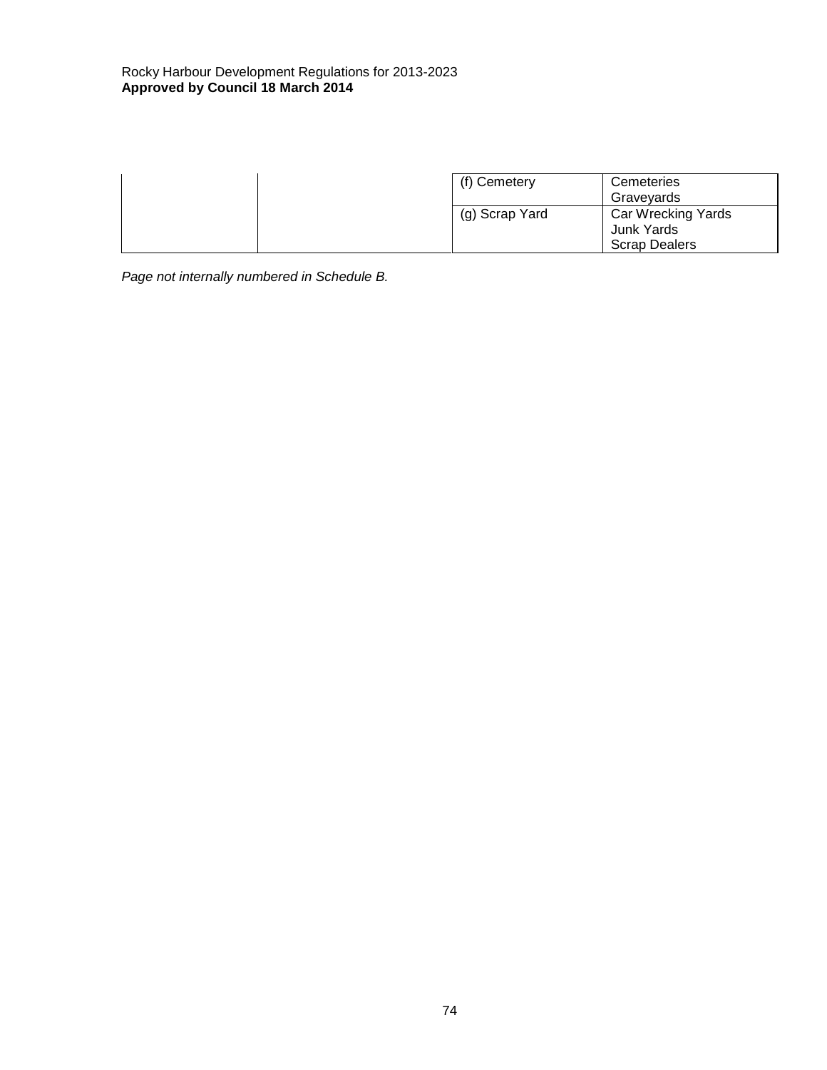|  |  | (f) Cemetery | Cemeteries<br>Graveyards |
|---|---|---|---|
|  |  | (g) Scrap Yard | Car Wrecking Yards<br>Junk Yards<br>Scrap Dealers |

*Page not internally numbered in Schedule B.*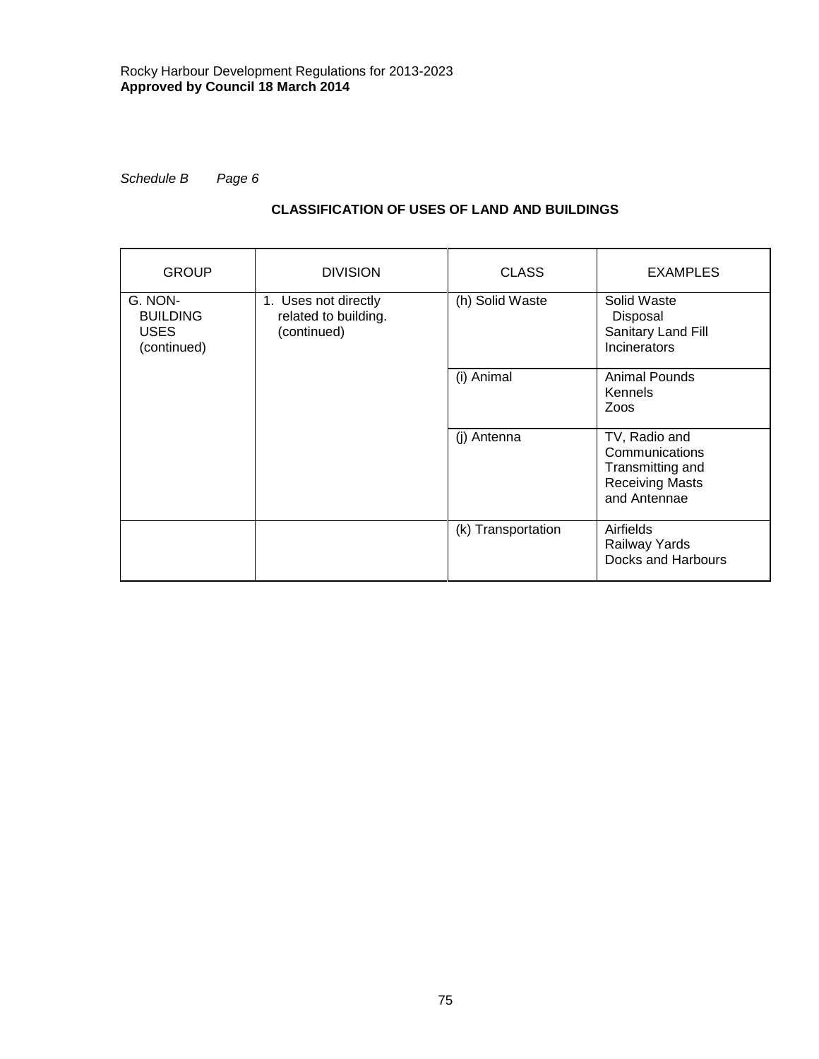*Schedule B Page 6*

**CLASSIFICATION OF USES OF LAND AND BUILDINGS**

| GROUP | DIVISION | CLASS | EXAMPLES |
|---|---|---|---|
| G. NON-BUILDING USES (continued) | 1. Uses not directly related to building. (continued) | (h) Solid Waste | Solid Waste Disposal<br>Sanitary Land Fill<br>Incinerators |
| | | (i) Animal | Animal Pounds<br>Kennels<br>Zoos |
| | | (j) Antenna | TV, Radio and Communications Transmitting and Receiving Masts and Antennae |
| | | (k) Transportation | Airfields<br>Railway Yards<br>Docks and Harbours |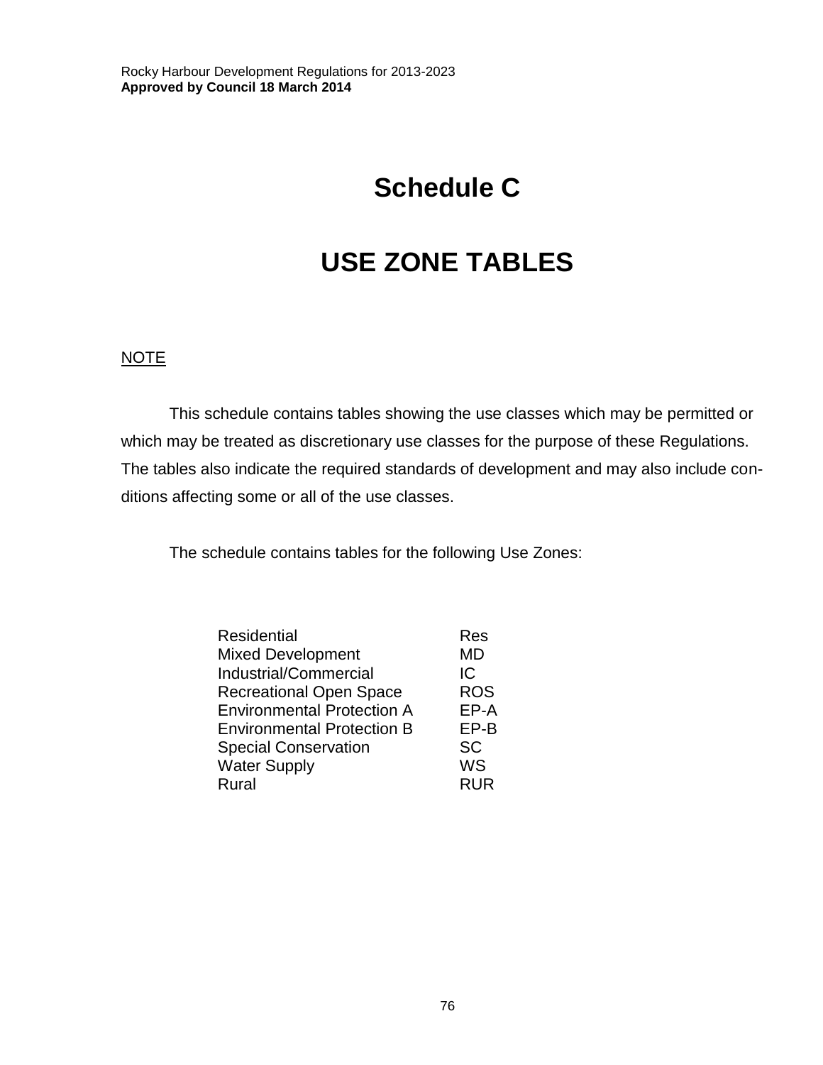# Schedule C

# USE ZONE TABLES

<u>NOTE</u>

This schedule contains tables showing the use classes which may be permitted or which may be treated as discretionary use classes for the purpose of these Regulations. The tables also indicate the required standards of development and may also include conditions affecting some or all of the use classes.

The schedule contains tables for the following Use Zones:

| | |
|---|---|
| Residential | Res |
| Mixed Development | MD |
| Industrial/Commercial | IC |
| Recreational Open Space | ROS |
| Environmental Protection A | EP-A |
| Environmental Protection B | EP-B |
| Special Conservation | SC |
| Water Supply | WS |
| Rural | RUR |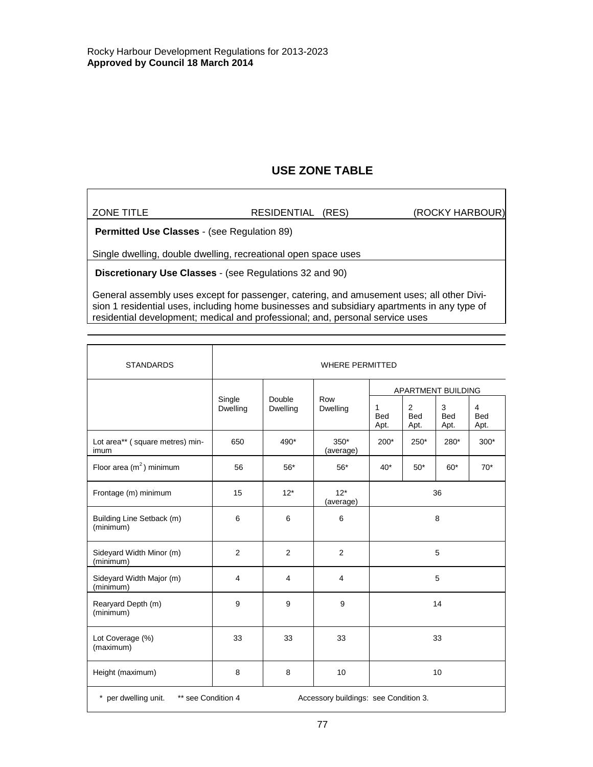## USE ZONE TABLE

| ZONE TITLE | RESIDENTIAL (RES) | (ROCKY HARBOUR) |
|---|---|---|

**Permitted Use Classes** - (see Regulation 89)

Single dwelling, double dwelling, recreational open space uses

**Discretionary Use Classes** - (see Regulations 32 and 90)

General assembly uses except for passenger, catering, and amusement uses; all other Division 1 residential uses, including home businesses and subsidiary apartments in any type of residential development; medical and professional; and, personal service uses

| STANDARDS | WHERE PERMITTED | | | | | | |
|---|---|---|---|---|---|---|---|
| | | | | APARTMENT BUILDING | | | |
| | Single Dwelling | Double Dwelling | Row Dwelling | 1 Bed Apt. | 2 Bed Apt. | 3 Bed Apt. | 4 Bed Apt. |
| Lot area** ( square metres) minimum | 650 | 490* | 350* (average) | 200* | 250* | 280* | 300* |
| Floor area ($m^2$) minimum | 56 | 56* | 56* | 40* | 50* | 60* | 70* |
| Frontage (m) minimum | 15 | 12* | 12* (average) | 36 | | | |
| Building Line Setback (m) (minimum) | 6 | 6 | 6 | 8 | | | |
| Sideyard Width Minor (m) (minimum) | 2 | 2 | 2 | 5 | | | |
| Sideyard Width Major (m) (minimum) | 4 | 4 | 4 | 5 | | | |
| Rearyard Depth (m) (minimum) | 9 | 9 | 9 | 14 | | | |
| Lot Coverage (%) (maximum) | 33 | 33 | 33 | 33 | | | |
| Height (maximum) | 8 | 8 | 10 | 10 | | | |

\* per dwelling unit. ** see Condition 4 Accessory buildings: see Condition 3.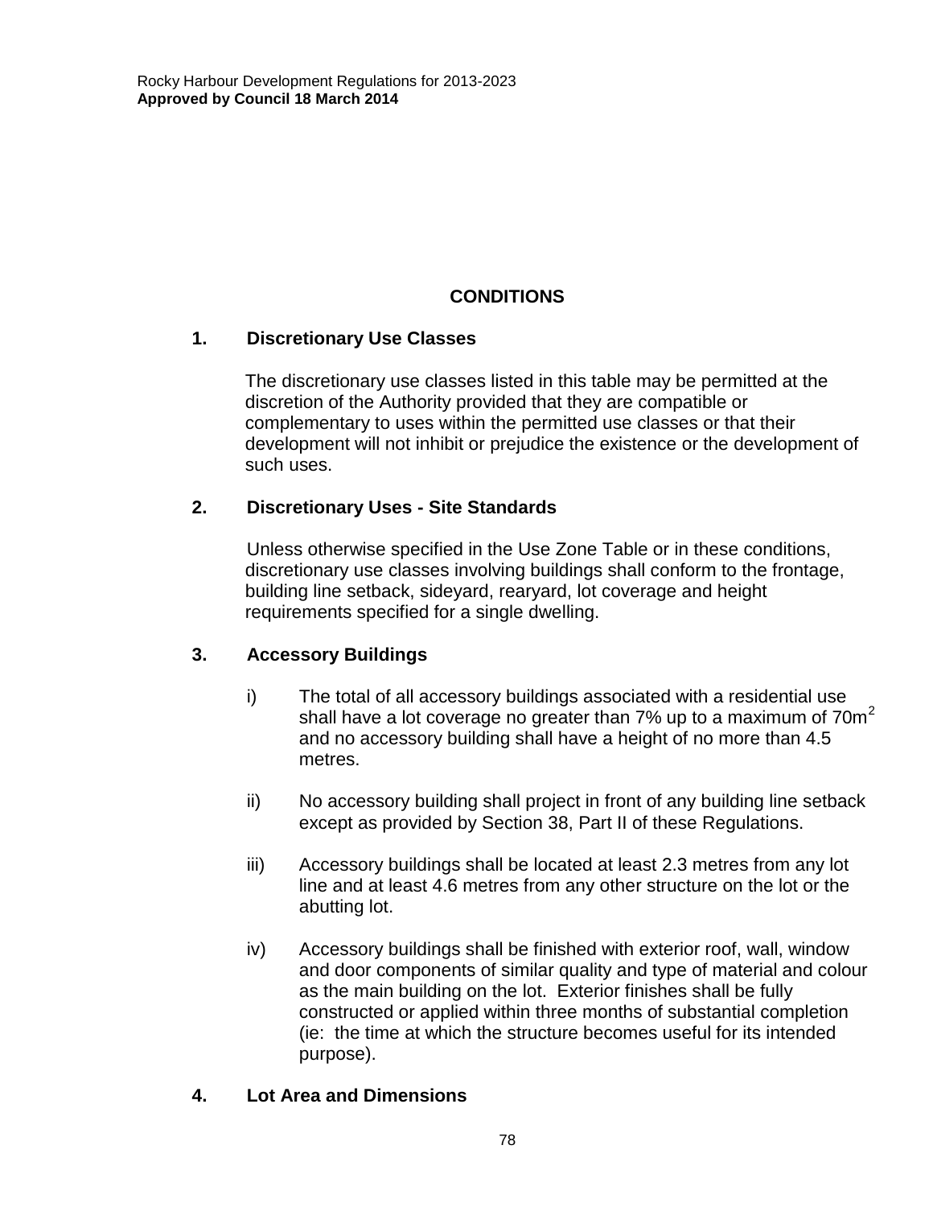## CONDITIONS

### 1. Discretionary Use Classes

The discretionary use classes listed in this table may be permitted at the discretion of the Authority provided that they are compatible or complementary to uses within the permitted use classes or that their development will not inhibit or prejudice the existence or the development of such uses.

### 2. Discretionary Uses - Site Standards

Unless otherwise specified in the Use Zone Table or in these conditions, discretionary use classes involving buildings shall conform to the frontage, building line setback, sideyard, rearyard, lot coverage and height requirements specified for a single dwelling.

### 3. Accessory Buildings

i) The total of all accessory buildings associated with a residential use shall have a lot coverage no greater than 7% up to a maximum of $70m^2$ and no accessory building shall have a height of no more than 4.5 metres.

ii) No accessory building shall project in front of any building line setback except as provided by Section 38, Part II of these Regulations.

iii) Accessory buildings shall be located at least 2.3 metres from any lot line and at least 4.6 metres from any other structure on the lot or the abutting lot.

iv) Accessory buildings shall be finished with exterior roof, wall, window and door components of similar quality and type of material and colour as the main building on the lot. Exterior finishes shall be fully constructed or applied within three months of substantial completion (ie: the time at which the structure becomes useful for its intended purpose).

### 4. Lot Area and Dimensions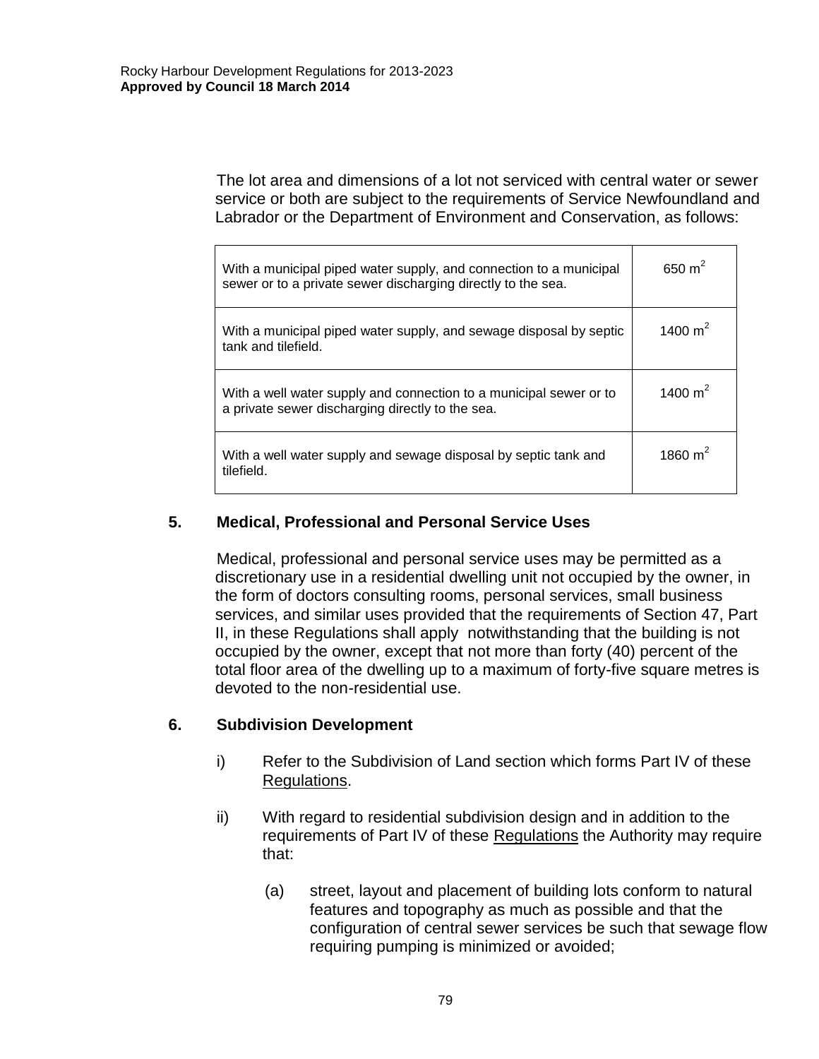The lot area and dimensions of a lot not serviced with central water or sewer service or both are subject to the requirements of Service Newfoundland and Labrador or the Department of Environment and Conservation, as follows:

| | |
|---|---|
| With a municipal piped water supply, and connection to a municipal sewer or to a private sewer discharging directly to the sea. | 650 $m^2$ |
| With a municipal piped water supply, and sewage disposal by septic tank and tilefield. | 1400 $m^2$ |
| With a well water supply and connection to a municipal sewer or to a private sewer discharging directly to the sea. | 1400 $m^2$ |
| With a well water supply and sewage disposal by septic tank and tilefield. | 1860 $m^2$ |

## 5. Medical, Professional and Personal Service Uses

Medical, professional and personal service uses may be permitted as a discretionary use in a residential dwelling unit not occupied by the owner, in the form of doctors consulting rooms, personal services, small business services, and similar uses provided that the requirements of Section 47, Part II, in these Regulations shall apply notwithstanding that the building is not occupied by the owner, except that not more than forty (40) percent of the total floor area of the dwelling up to a maximum of forty-five square metres is devoted to the non-residential use.

## 6. Subdivision Development

i) Refer to the Subdivision of Land section which forms Part IV of these Regulations.

ii) With regard to residential subdivision design and in addition to the requirements of Part IV of these Regulations the Authority may require that:

(a) street, layout and placement of building lots conform to natural features and topography as much as possible and that the configuration of central sewer services be such that sewage flow requiring pumping is minimized or avoided;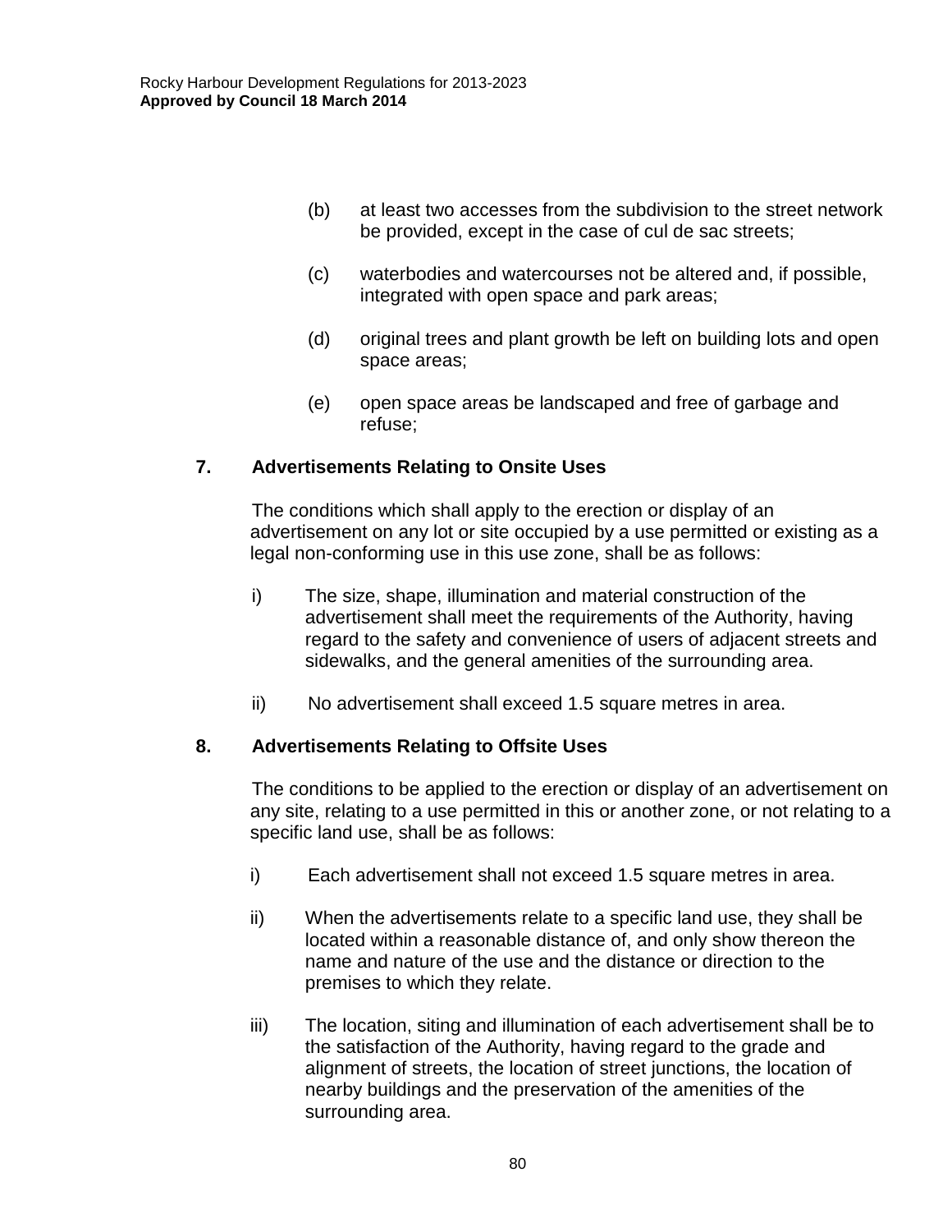(b) at least two accesses from the subdivision to the street network be provided, except in the case of cul de sac streets;

(c) waterbodies and watercourses not be altered and, if possible, integrated with open space and park areas;

(d) original trees and plant growth be left on building lots and open space areas;

(e) open space areas be landscaped and free of garbage and refuse;

**7. Advertisements Relating to Onsite Uses**

The conditions which shall apply to the erection or display of an advertisement on any lot or site occupied by a use permitted or existing as a legal non-conforming use in this use zone, shall be as follows:

i) The size, shape, illumination and material construction of the advertisement shall meet the requirements of the Authority, having regard to the safety and convenience of users of adjacent streets and sidewalks, and the general amenities of the surrounding area.

ii) No advertisement shall exceed 1.5 square metres in area.

**8. Advertisements Relating to Offsite Uses**

The conditions to be applied to the erection or display of an advertisement on any site, relating to a use permitted in this or another zone, or not relating to a specific land use, shall be as follows:

i) Each advertisement shall not exceed 1.5 square metres in area.

ii) When the advertisements relate to a specific land use, they shall be located within a reasonable distance of, and only show thereon the name and nature of the use and the distance or direction to the premises to which they relate.

iii) The location, siting and illumination of each advertisement shall be to the satisfaction of the Authority, having regard to the grade and alignment of streets, the location of street junctions, the location of nearby buildings and the preservation of the amenities of the surrounding area.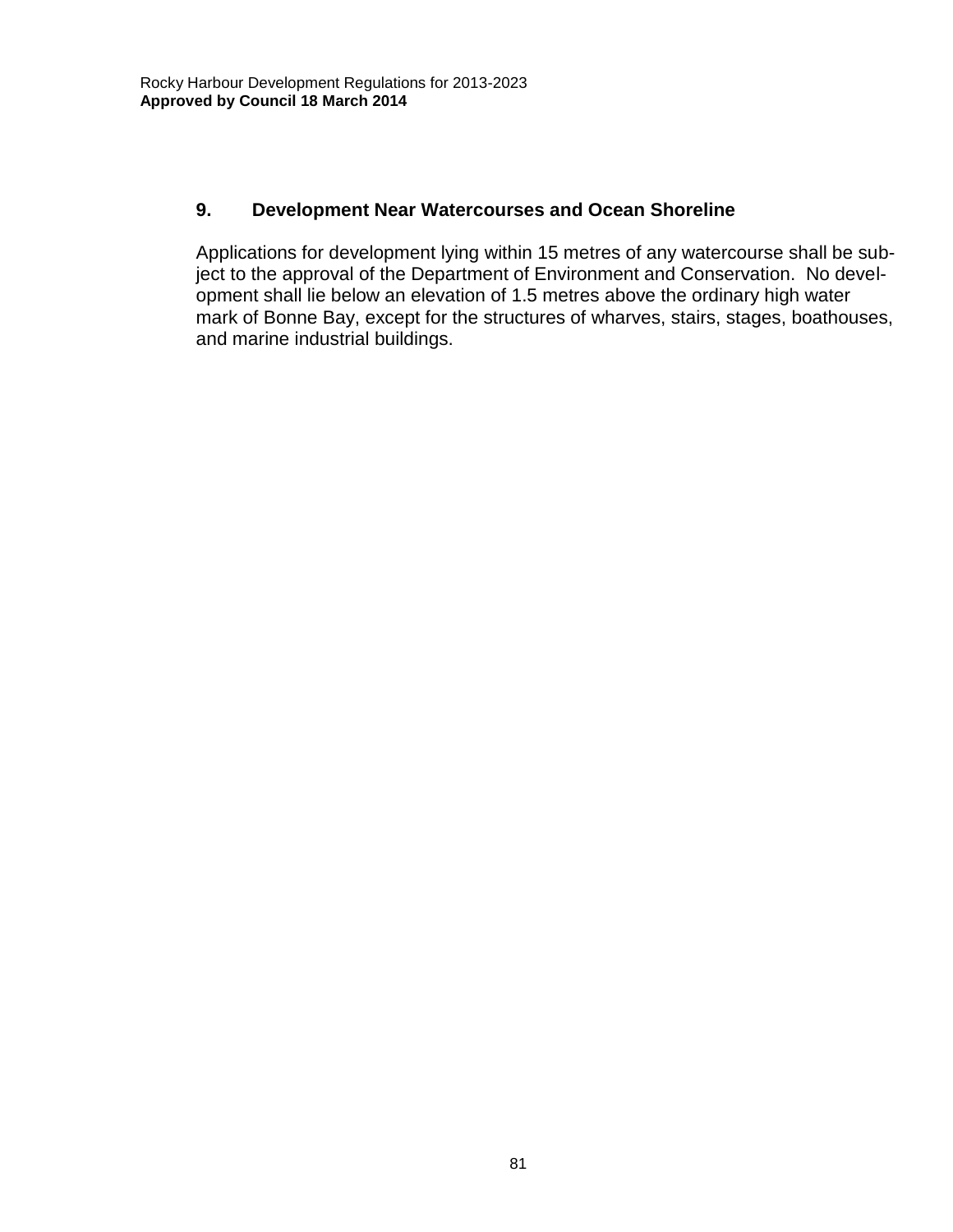## 9. Development Near Watercourses and Ocean Shoreline

Applications for development lying within 15 metres of any watercourse shall be subject to the approval of the Department of Environment and Conservation. No development shall lie below an elevation of 1.5 metres above the ordinary high water mark of Bonne Bay, except for the structures of wharves, stairs, stages, boathouses, and marine industrial buildings.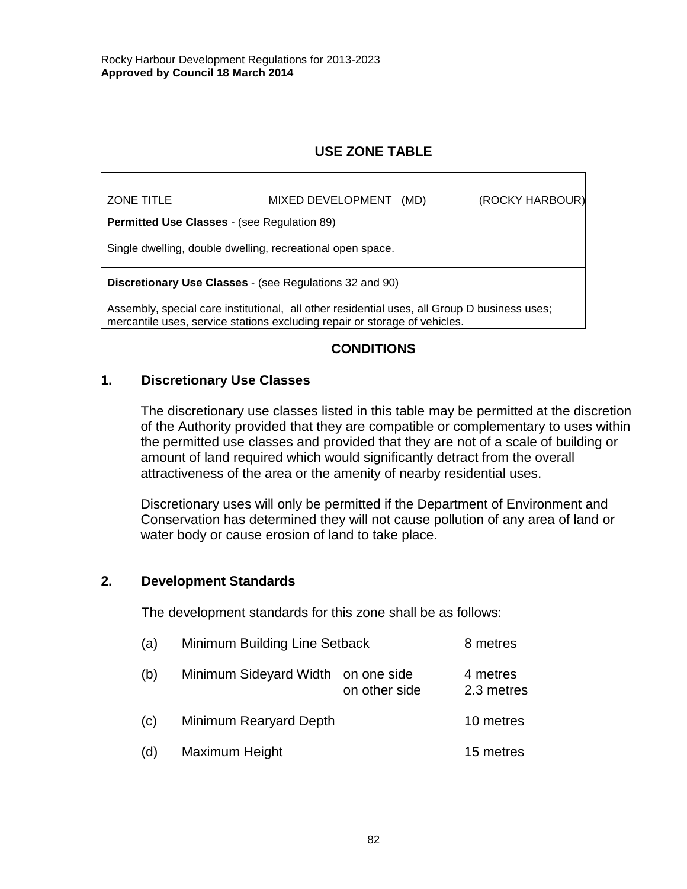## USE ZONE TABLE

| ZONE TITLE | MIXED DEVELOPMENT (MD) | (ROCKY HARBOUR) |
|---|---|---|
| **Permitted Use Classes** - (see Regulation 89) | | |
| Single dwelling, double dwelling, recreational open space. | | |
| **Discretionary Use Classes** - (see Regulations 32 and 90) | | |
| Assembly, special care institutional, all other residential uses, all Group D business uses; mercantile uses, service stations excluding repair or storage of vehicles. | | |

## CONDITIONS

### 1. Discretionary Use Classes

The discretionary use classes listed in this table may be permitted at the discretion of the Authority provided that they are compatible or complementary to uses within the permitted use classes and provided that they are not of a scale of building or amount of land required which would significantly detract from the overall attractiveness of the area or the amenity of nearby residential uses.

Discretionary uses will only be permitted if the Department of Environment and Conservation has determined they will not cause pollution of any area of land or water body or cause erosion of land to take place.

### 2. Development Standards

The development standards for this zone shall be as follows:

| | | | |
|---|---|---|---|
| (a) | Minimum Building Line Setback | | 8 metres |
| (b) | Minimum Sideyard Width | on one side | 4 metres |
| | | on other side | 2.3 metres |
| (c) | Minimum Rearyard Depth | | 10 metres |
| (d) | Maximum Height | | 15 metres |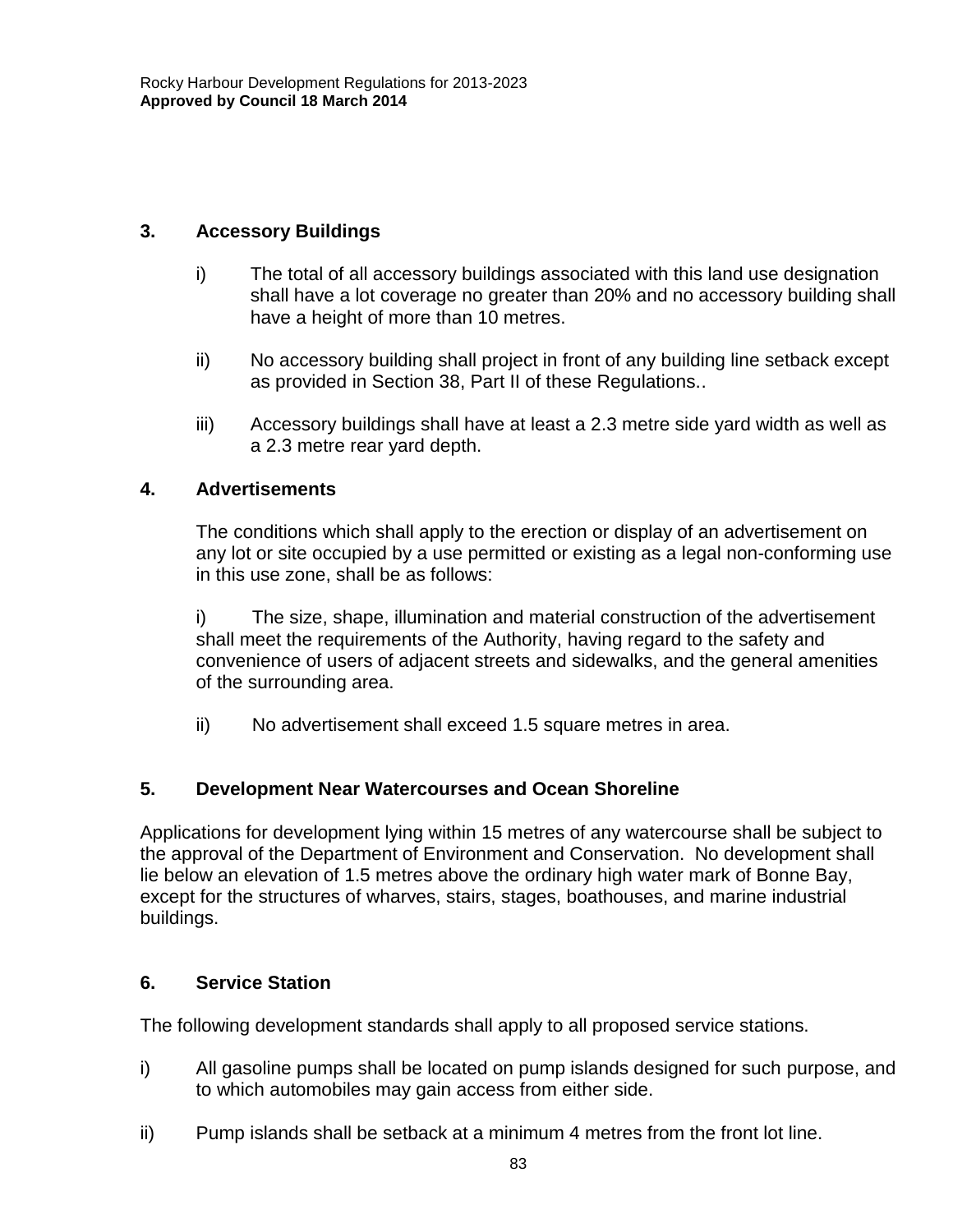### 3. Accessory Buildings

i) The total of all accessory buildings associated with this land use designation shall have a lot coverage no greater than 20% and no accessory building shall have a height of more than 10 metres.

ii) No accessory building shall project in front of any building line setback except as provided in Section 38, Part II of these Regulations..

iii) Accessory buildings shall have at least a 2.3 metre side yard width as well as a 2.3 metre rear yard depth.

### 4. Advertisements

The conditions which shall apply to the erection or display of an advertisement on any lot or site occupied by a use permitted or existing as a legal non-conforming use in this use zone, shall be as follows:

i) The size, shape, illumination and material construction of the advertisement shall meet the requirements of the Authority, having regard to the safety and convenience of users of adjacent streets and sidewalks, and the general amenities of the surrounding area.

ii) No advertisement shall exceed 1.5 square metres in area.

### 5. Development Near Watercourses and Ocean Shoreline

Applications for development lying within 15 metres of any watercourse shall be subject to the approval of the Department of Environment and Conservation. No development shall lie below an elevation of 1.5 metres above the ordinary high water mark of Bonne Bay, except for the structures of wharves, stairs, stages, boathouses, and marine industrial buildings.

### 6. Service Station

The following development standards shall apply to all proposed service stations.

i) All gasoline pumps shall be located on pump islands designed for such purpose, and to which automobiles may gain access from either side.

ii) Pump islands shall be setback at a minimum 4 metres from the front lot line.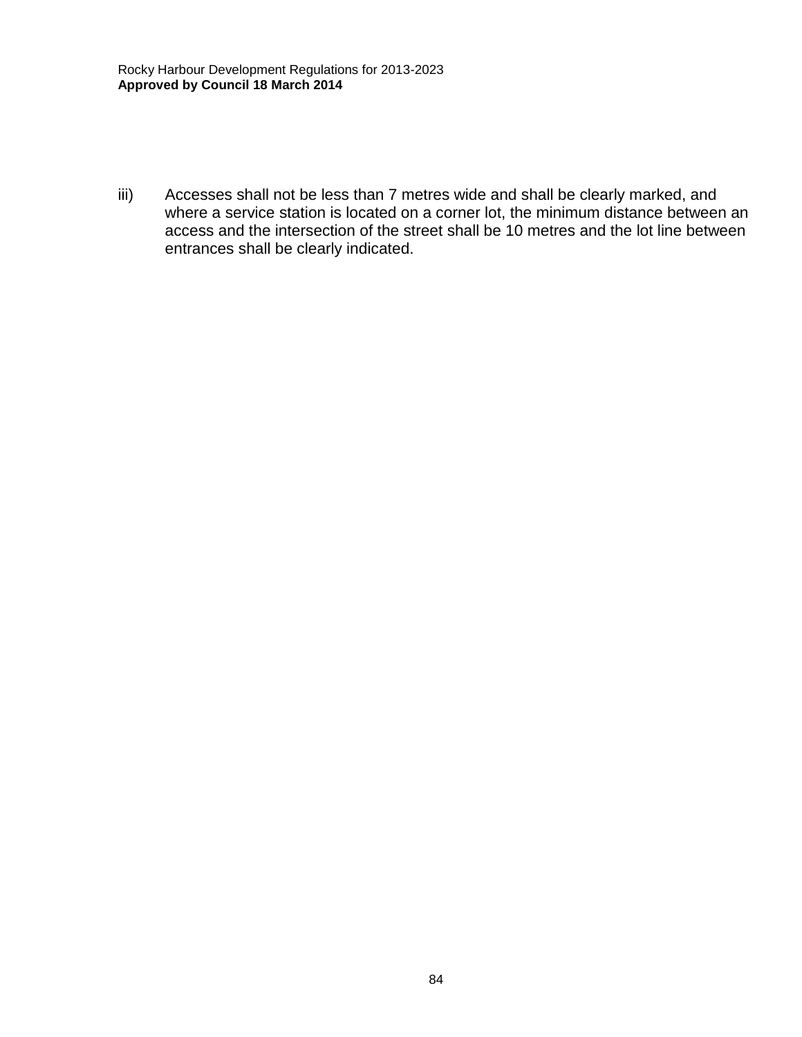iii) Accesses shall not be less than 7 metres wide and shall be clearly marked, and where a service station is located on a corner lot, the minimum distance between an access and the intersection of the street shall be 10 metres and the lot line between entrances shall be clearly indicated.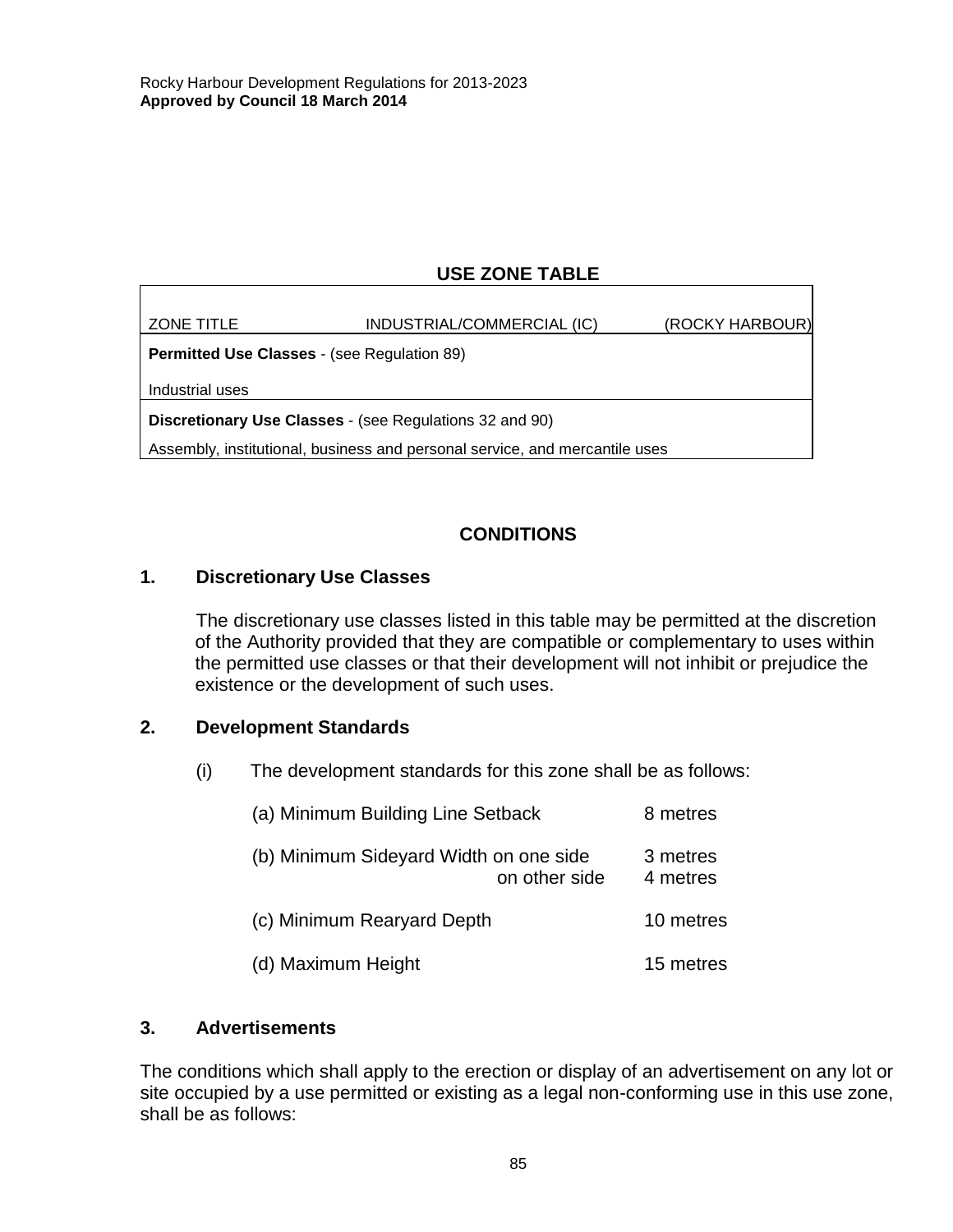## USE ZONE TABLE

| ZONE TITLE | INDUSTRIAL/COMMERCIAL (IC) | (ROCKY HARBOUR) |
|---|---|---|
| **Permitted Use Classes** - (see Regulation 89) | | |
| Industrial uses | | |
| **Discretionary Use Classes** - (see Regulations 32 and 90) | | |
| Assembly, institutional, business and personal service, and mercantile uses | | |

## CONDITIONS

### 1. Discretionary Use Classes

The discretionary use classes listed in this table may be permitted at the discretion of the Authority provided that they are compatible or complementary to uses within the permitted use classes or that their development will not inhibit or prejudice the existence or the development of such uses.

### 2. Development Standards

(i) The development standards for this zone shall be as follows:

| | |
|---|---|
| (a) Minimum Building Line Setback | 8 metres |
| (b) Minimum Sideyard Width on one side | 3 metres |
| on other side | 4 metres |
| (c) Minimum Rearyard Depth | 10 metres |
| (d) Maximum Height | 15 metres |

### 3. Advertisements

The conditions which shall apply to the erection or display of an advertisement on any lot or site occupied by a use permitted or existing as a legal non-conforming use in this use zone, shall be as follows: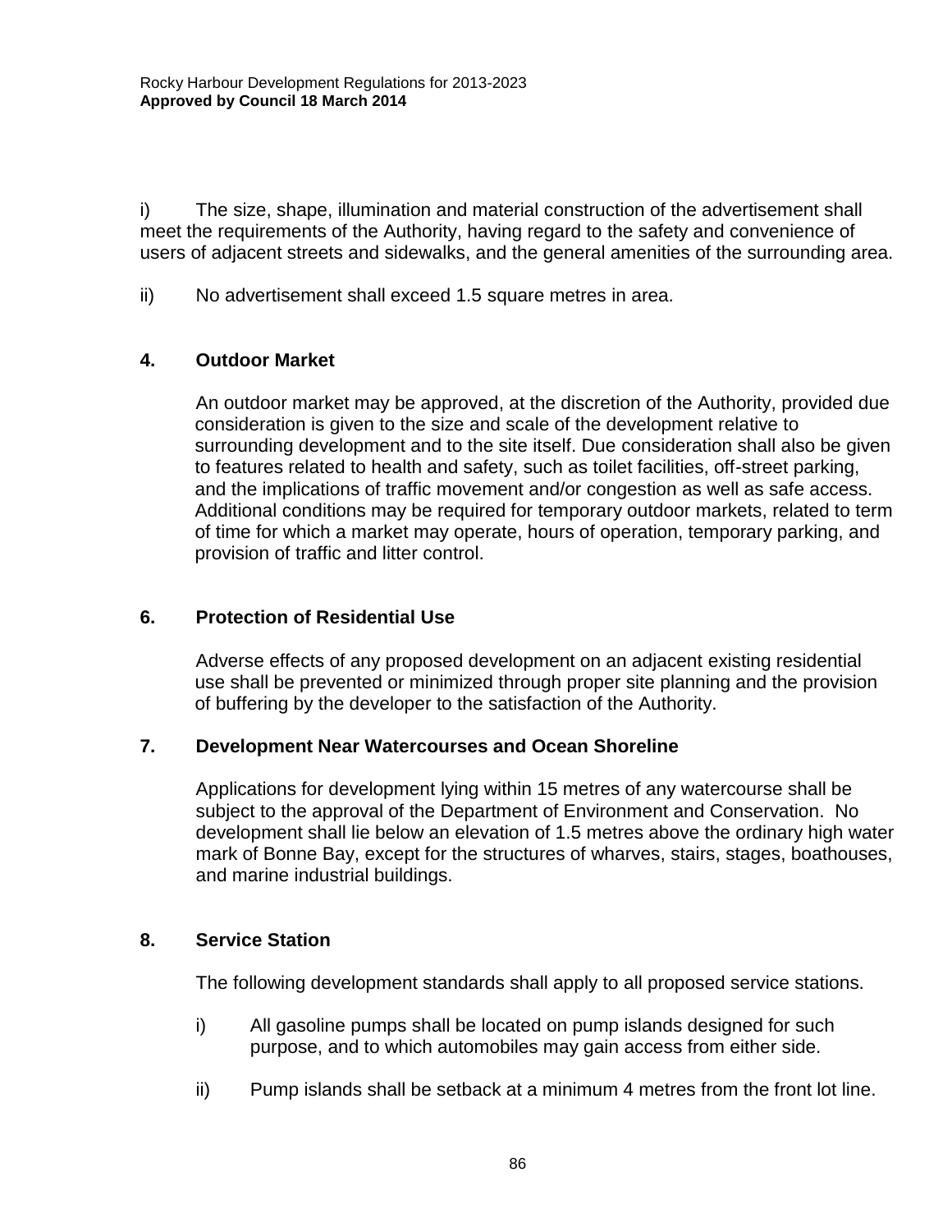i) The size, shape, illumination and material construction of the advertisement shall meet the requirements of the Authority, having regard to the safety and convenience of users of adjacent streets and sidewalks, and the general amenities of the surrounding area.

ii) No advertisement shall exceed 1.5 square metres in area.

### 4. Outdoor Market

An outdoor market may be approved, at the discretion of the Authority, provided due consideration is given to the size and scale of the development relative to surrounding development and to the site itself. Due consideration shall also be given to features related to health and safety, such as toilet facilities, off-street parking, and the implications of traffic movement and/or congestion as well as safe access. Additional conditions may be required for temporary outdoor markets, related to term of time for which a market may operate, hours of operation, temporary parking, and provision of traffic and litter control.

### 6. Protection of Residential Use

Adverse effects of any proposed development on an adjacent existing residential use shall be prevented or minimized through proper site planning and the provision of buffering by the developer to the satisfaction of the Authority.

### 7. Development Near Watercourses and Ocean Shoreline

Applications for development lying within 15 metres of any watercourse shall be subject to the approval of the Department of Environment and Conservation. No development shall lie below an elevation of 1.5 metres above the ordinary high water mark of Bonne Bay, except for the structures of wharves, stairs, stages, boathouses, and marine industrial buildings.

### 8. Service Station

The following development standards shall apply to all proposed service stations.

i) All gasoline pumps shall be located on pump islands designed for such purpose, and to which automobiles may gain access from either side.

ii) Pump islands shall be setback at a minimum 4 metres from the front lot line.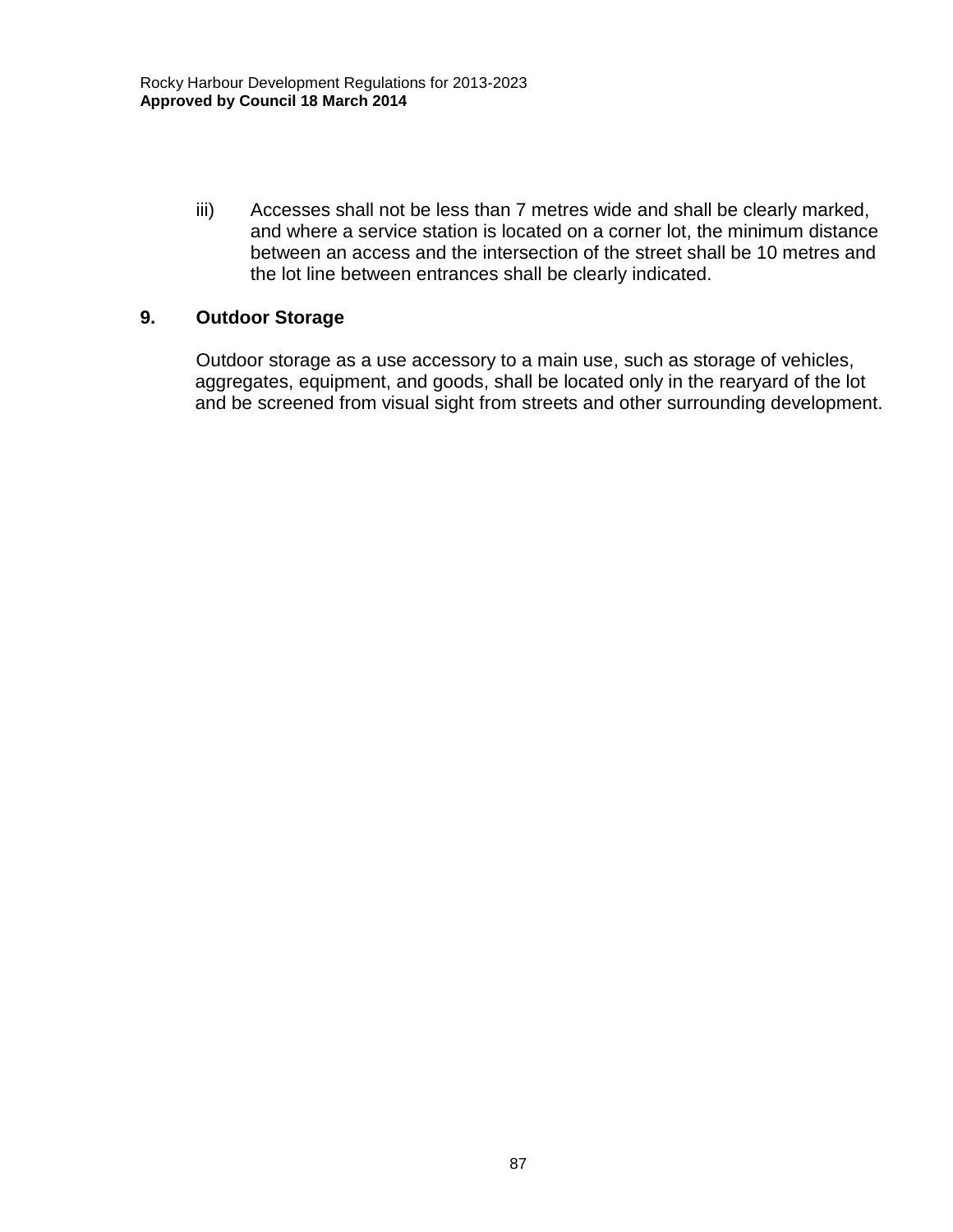iii) Accesses shall not be less than 7 metres wide and shall be clearly marked, and where a service station is located on a corner lot, the minimum distance between an access and the intersection of the street shall be 10 metres and the lot line between entrances shall be clearly indicated.

## 9. Outdoor Storage

Outdoor storage as a use accessory to a main use, such as storage of vehicles, aggregates, equipment, and goods, shall be located only in the rearyard of the lot and be screened from visual sight from streets and other surrounding development.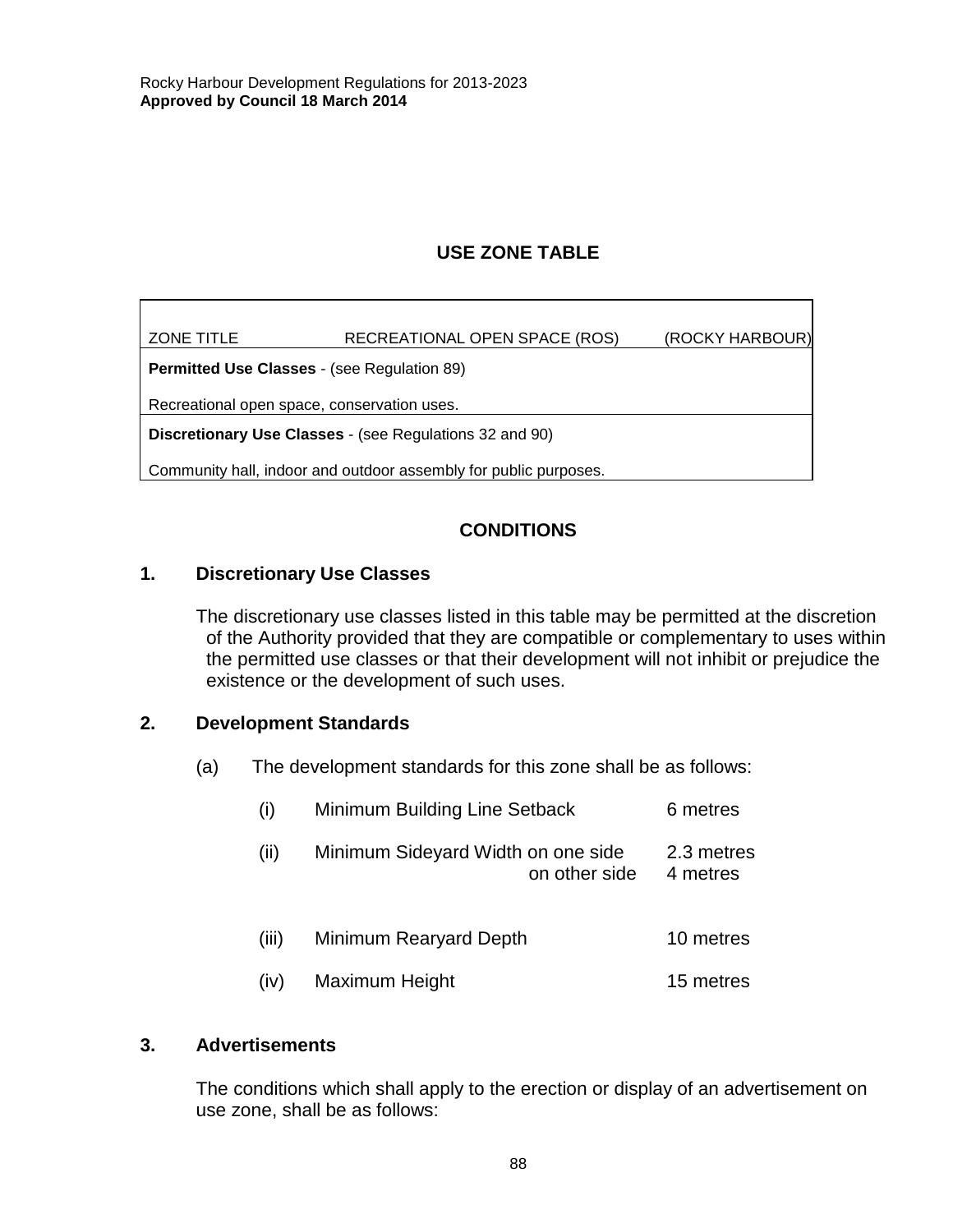## USE ZONE TABLE

| ZONE TITLE | RECREATIONAL OPEN SPACE (ROS) | (ROCKY HARBOUR) |
|---|---|---|
| **Permitted Use Classes** - (see Regulation 89) | | |
| Recreational open space, conservation uses. | | |
| **Discretionary Use Classes** - (see Regulations 32 and 90) | | |
| Community hall, indoor and outdoor assembly for public purposes. | | |

## CONDITIONS

### 1. Discretionary Use Classes

The discretionary use classes listed in this table may be permitted at the discretion of the Authority provided that they are compatible or complementary to uses within the permitted use classes or that their development will not inhibit or prejudice the existence or the development of such uses.

### 2. Development Standards

(a) The development standards for this zone shall be as follows:

| | | |
|---|---|---|
| (i) | Minimum Building Line Setback | 6 metres |
| (ii) | Minimum Sideyard Width on one side | 2.3 metres |
| | on other side | 4 metres |
| (iii) | Minimum Rearyard Depth | 10 metres |
| (iv) | Maximum Height | 15 metres |

### 3. Advertisements

The conditions which shall apply to the erection or display of an advertisement on use zone, shall be as follows: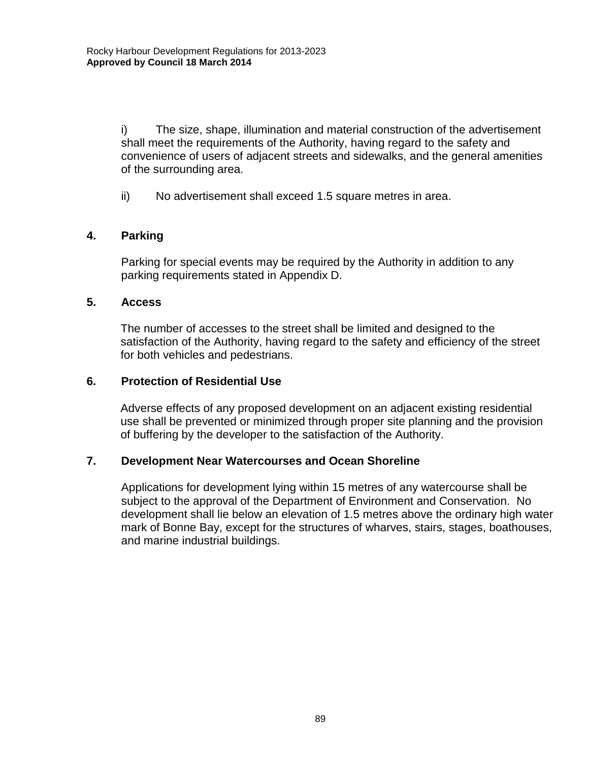i) The size, shape, illumination and material construction of the advertisement shall meet the requirements of the Authority, having regard to the safety and convenience of users of adjacent streets and sidewalks, and the general amenities of the surrounding area.

ii) No advertisement shall exceed 1.5 square metres in area.

### 4. Parking

Parking for special events may be required by the Authority in addition to any parking requirements stated in Appendix D.

### 5. Access

The number of accesses to the street shall be limited and designed to the satisfaction of the Authority, having regard to the safety and efficiency of the street for both vehicles and pedestrians.

### 6. Protection of Residential Use

Adverse effects of any proposed development on an adjacent existing residential use shall be prevented or minimized through proper site planning and the provision of buffering by the developer to the satisfaction of the Authority.

### 7. Development Near Watercourses and Ocean Shoreline

Applications for development lying within 15 metres of any watercourse shall be subject to the approval of the Department of Environment and Conservation. No development shall lie below an elevation of 1.5 metres above the ordinary high water mark of Bonne Bay, except for the structures of wharves, stairs, stages, boathouses, and marine industrial buildings.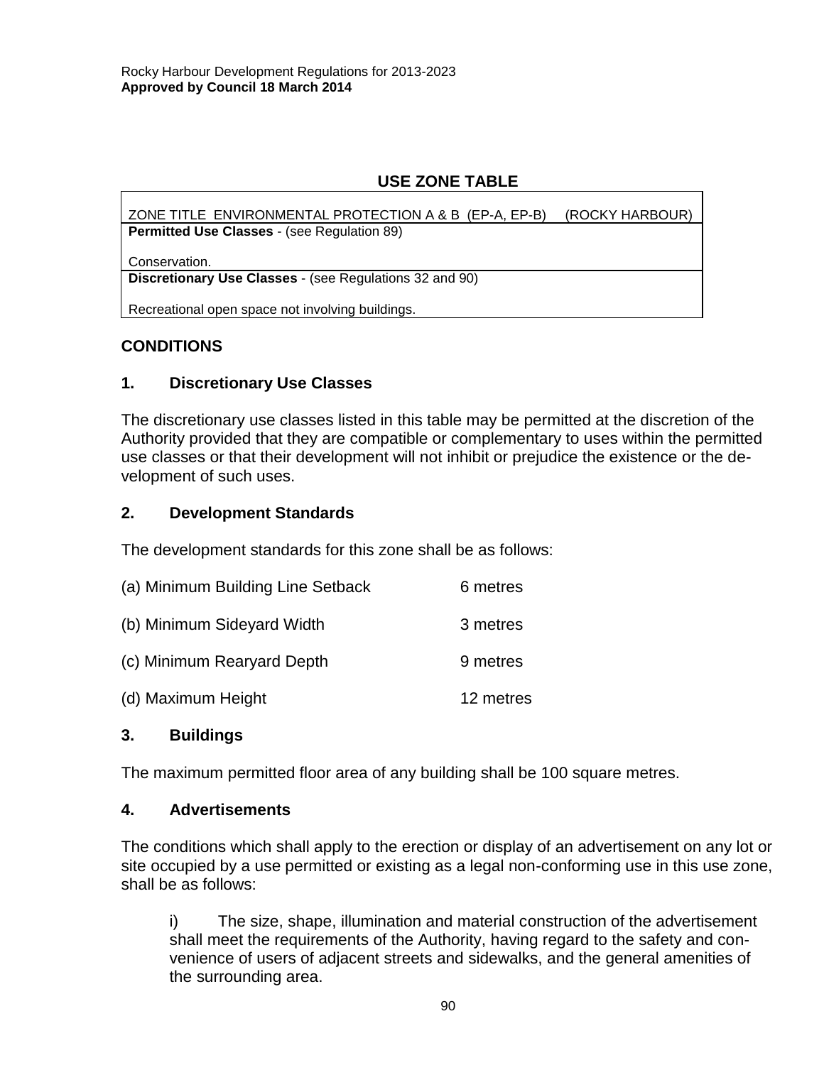## USE ZONE TABLE

| ZONE TITLE ENVIRONMENTAL PROTECTION A & B (EP-A, EP-B) (ROCKY HARBOUR) |
|---|
| **Permitted Use Classes** - (see Regulation 89)<br><br>Conservation. |
| **Discretionary Use Classes** - (see Regulations 32 and 90)<br><br>Recreational open space not involving buildings. |

### CONDITIONS

### 1. Discretionary Use Classes

The discretionary use classes listed in this table may be permitted at the discretion of the Authority provided that they are compatible or complementary to uses within the permitted use classes or that their development will not inhibit or prejudice the existence or the development of such uses.

### 2. Development Standards

The development standards for this zone shall be as follows:

(a) Minimum Building Line Setback 6 metres

(b) Minimum Sideyard Width 3 metres

(c) Minimum Rearyard Depth 9 metres

(d) Maximum Height 12 metres

### 3. Buildings

The maximum permitted floor area of any building shall be 100 square metres.

### 4. Advertisements

The conditions which shall apply to the erection or display of an advertisement on any lot or site occupied by a use permitted or existing as a legal non-conforming use in this use zone, shall be as follows:

i) The size, shape, illumination and material construction of the advertisement shall meet the requirements of the Authority, having regard to the safety and convenience of users of adjacent streets and sidewalks, and the general amenities of the surrounding area.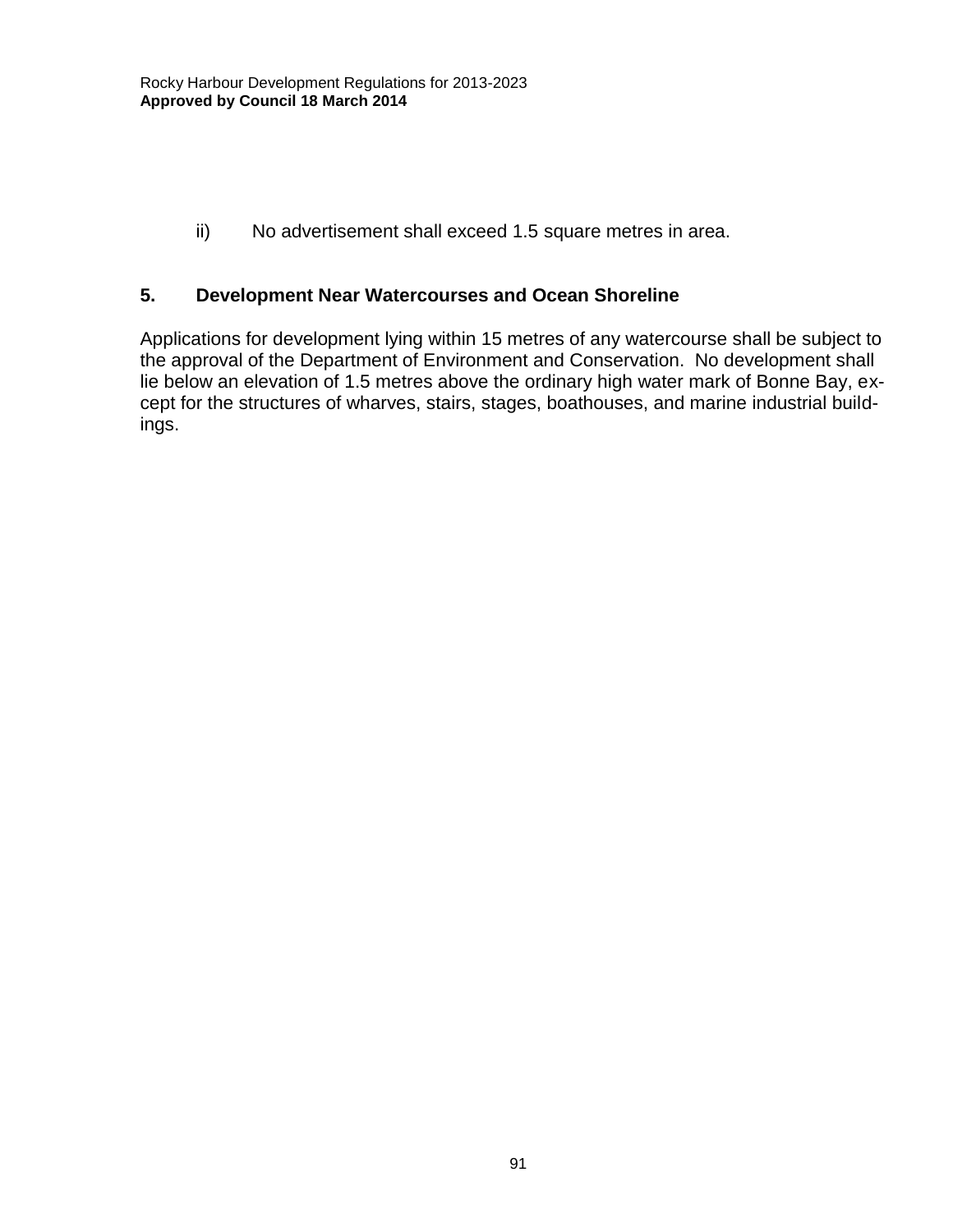ii) No advertisement shall exceed 1.5 square metres in area.

## 5. Development Near Watercourses and Ocean Shoreline

Applications for development lying within 15 metres of any watercourse shall be subject to the approval of the Department of Environment and Conservation. No development shall lie below an elevation of 1.5 metres above the ordinary high water mark of Bonne Bay, except for the structures of wharves, stairs, stages, boathouses, and marine industrial buildings.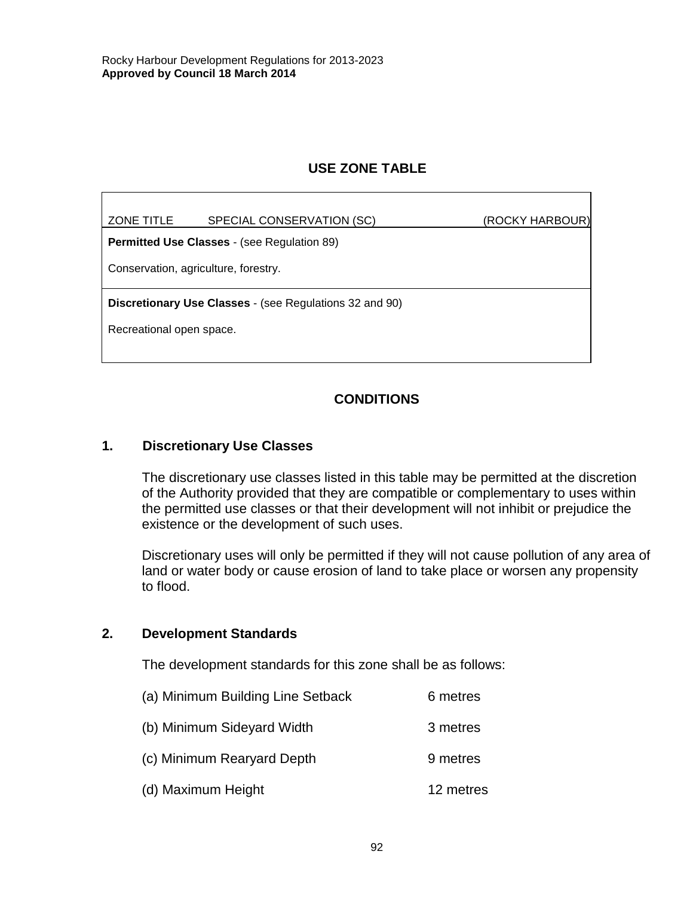## USE ZONE TABLE

| ZONE TITLE SPECIAL CONSERVATION (SC) | (ROCKY HARBOUR) |
|---|---|
| **Permitted Use Classes** - (see Regulation 89)<br><br>Conservation, agriculture, forestry. | |
| **Discretionary Use Classes** - (see Regulations 32 and 90)<br><br>Recreational open space. | |

## CONDITIONS

### 1. Discretionary Use Classes

The discretionary use classes listed in this table may be permitted at the discretion of the Authority provided that they are compatible or complementary to uses within the permitted use classes or that their development will not inhibit or prejudice the existence or the development of such uses.

Discretionary uses will only be permitted if they will not cause pollution of any area of land or water body or cause erosion of land to take place or worsen any propensity to flood.

### 2. Development Standards

The development standards for this zone shall be as follows:

| | |
|---|---|
| (a) Minimum Building Line Setback | 6 metres |
| (b) Minimum Sideyard Width | 3 metres |
| (c) Minimum Rearyard Depth | 9 metres |
| (d) Maximum Height | 12 metres |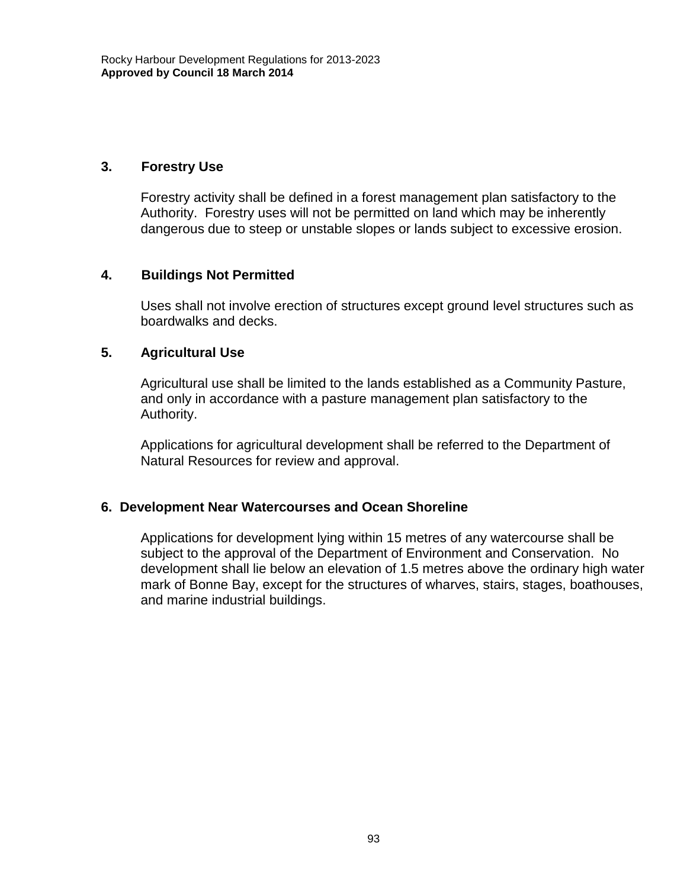### 3. Forestry Use

Forestry activity shall be defined in a forest management plan satisfactory to the Authority. Forestry uses will not be permitted on land which may be inherently dangerous due to steep or unstable slopes or lands subject to excessive erosion.

### 4. Buildings Not Permitted

Uses shall not involve erection of structures except ground level structures such as boardwalks and decks.

### 5. Agricultural Use

Agricultural use shall be limited to the lands established as a Community Pasture, and only in accordance with a pasture management plan satisfactory to the Authority.

Applications for agricultural development shall be referred to the Department of Natural Resources for review and approval.

### 6. Development Near Watercourses and Ocean Shoreline

Applications for development lying within 15 metres of any watercourse shall be subject to the approval of the Department of Environment and Conservation. No development shall lie below an elevation of 1.5 metres above the ordinary high water mark of Bonne Bay, except for the structures of wharves, stairs, stages, boathouses, and marine industrial buildings.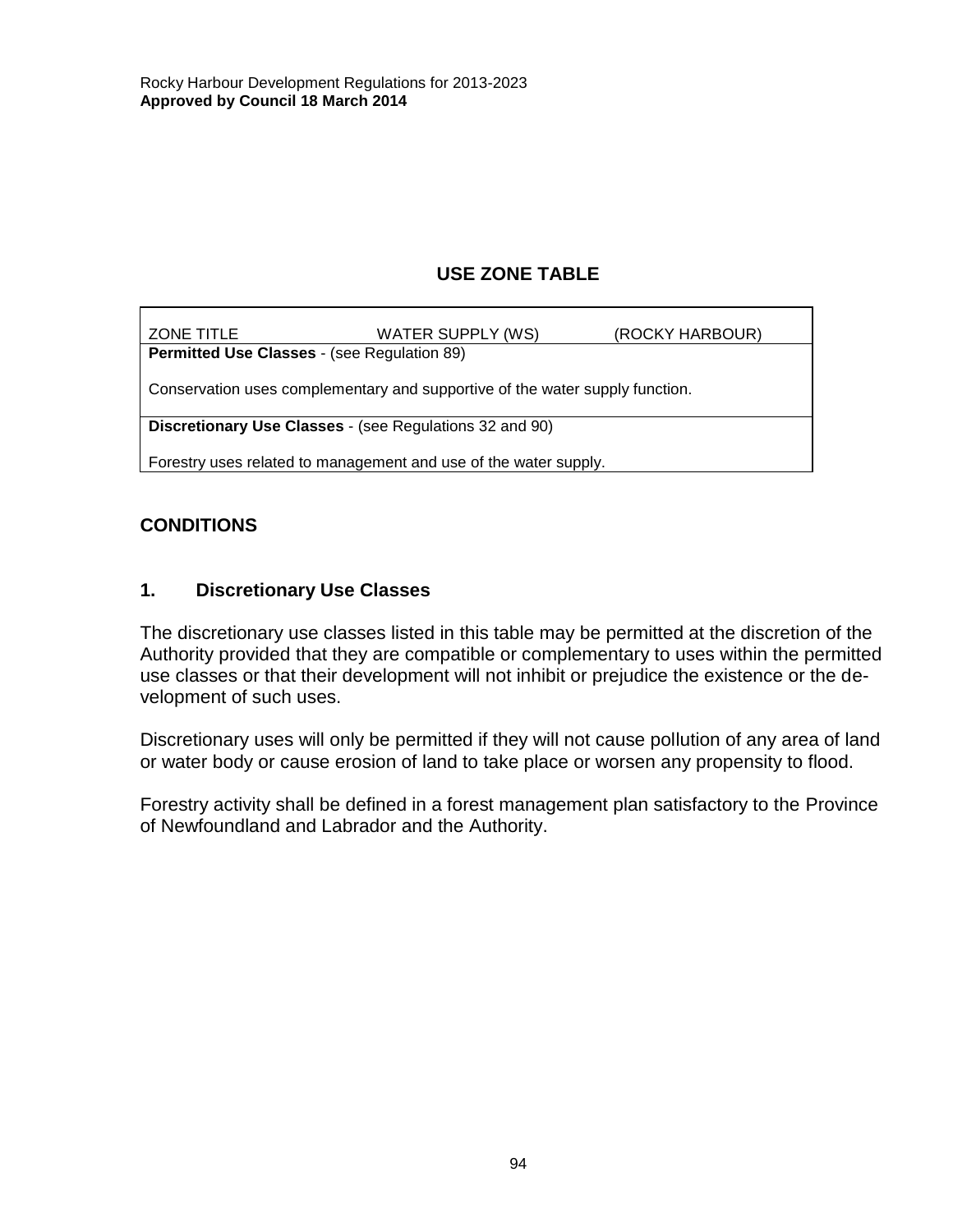## USE ZONE TABLE

| ZONE TITLE | WATER SUPPLY (WS) | (ROCKY HARBOUR) |
|---|---|---|
| **Permitted Use Classes** - (see Regulation 89)<br><br>Conservation uses complementary and supportive of the water supply function. | | |
| **Discretionary Use Classes** - (see Regulations 32 and 90)<br><br>Forestry uses related to management and use of the water supply. | | |

## CONDITIONS

### 1. Discretionary Use Classes

The discretionary use classes listed in this table may be permitted at the discretion of the Authority provided that they are compatible or complementary to uses within the permitted use classes or that their development will not inhibit or prejudice the existence or the development of such uses.

Discretionary uses will only be permitted if they will not cause pollution of any area of land or water body or cause erosion of land to take place or worsen any propensity to flood.

Forestry activity shall be defined in a forest management plan satisfactory to the Province of Newfoundland and Labrador and the Authority.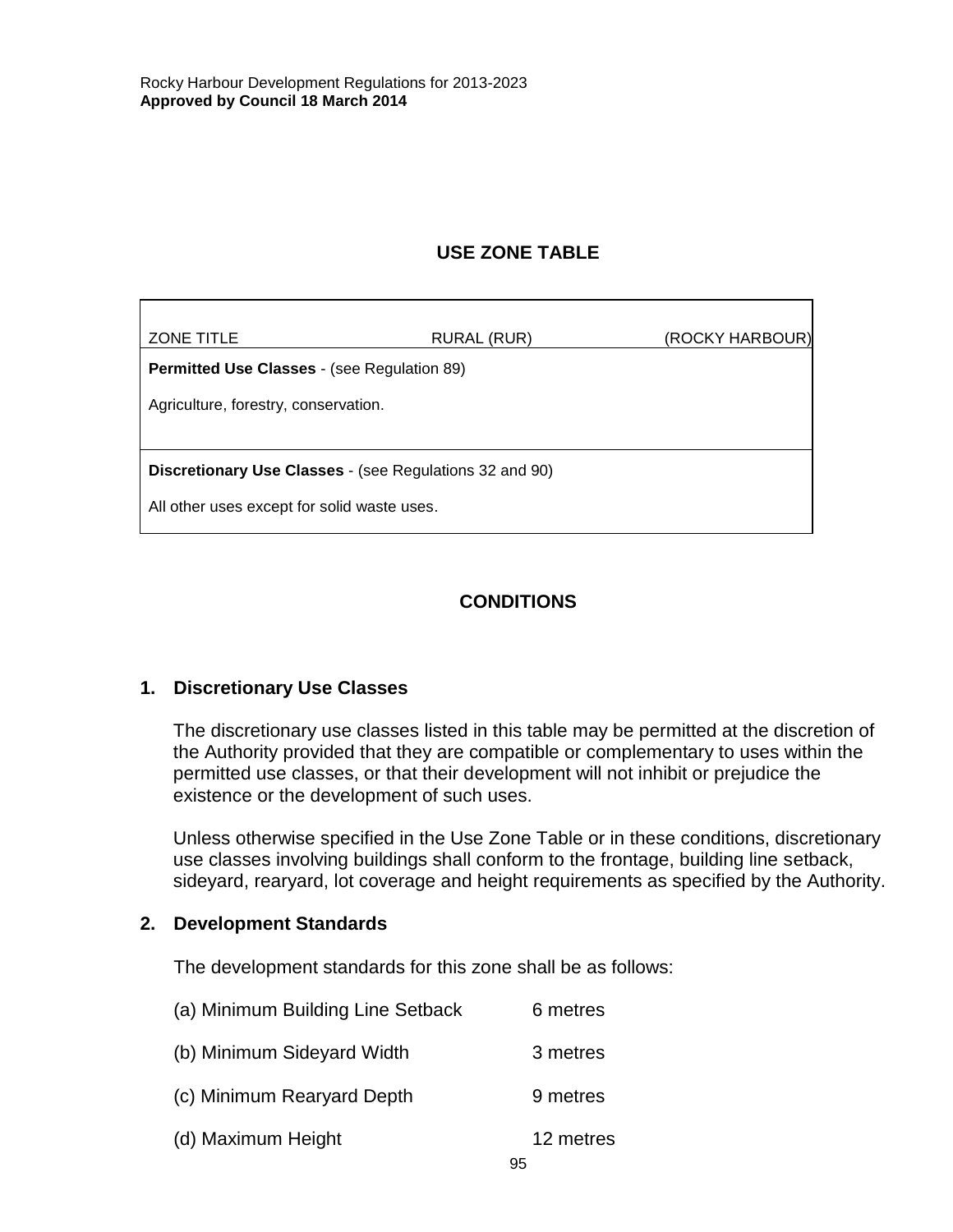## USE ZONE TABLE

| ZONE TITLE | RURAL (RUR) | (ROCKY HARBOUR) |
|---|---|---|
| **Permitted Use Classes** - (see Regulation 89)<br><br>Agriculture, forestry, conservation. | | |
| **Discretionary Use Classes** - (see Regulations 32 and 90)<br><br>All other uses except for solid waste uses. | | |

## CONDITIONS

### 1. Discretionary Use Classes

The discretionary use classes listed in this table may be permitted at the discretion of the Authority provided that they are compatible or complementary to uses within the permitted use classes, or that their development will not inhibit or prejudice the existence or the development of such uses.

Unless otherwise specified in the Use Zone Table or in these conditions, discretionary use classes involving buildings shall conform to the frontage, building line setback, sideyard, rearyard, lot coverage and height requirements as specified by the Authority.

### 2. Development Standards

The development standards for this zone shall be as follows:

(a) Minimum Building Line Setback 6 metres

(b) Minimum Sideyard Width 3 metres

(c) Minimum Rearyard Depth 9 metres

(d) Maximum Height 12 metres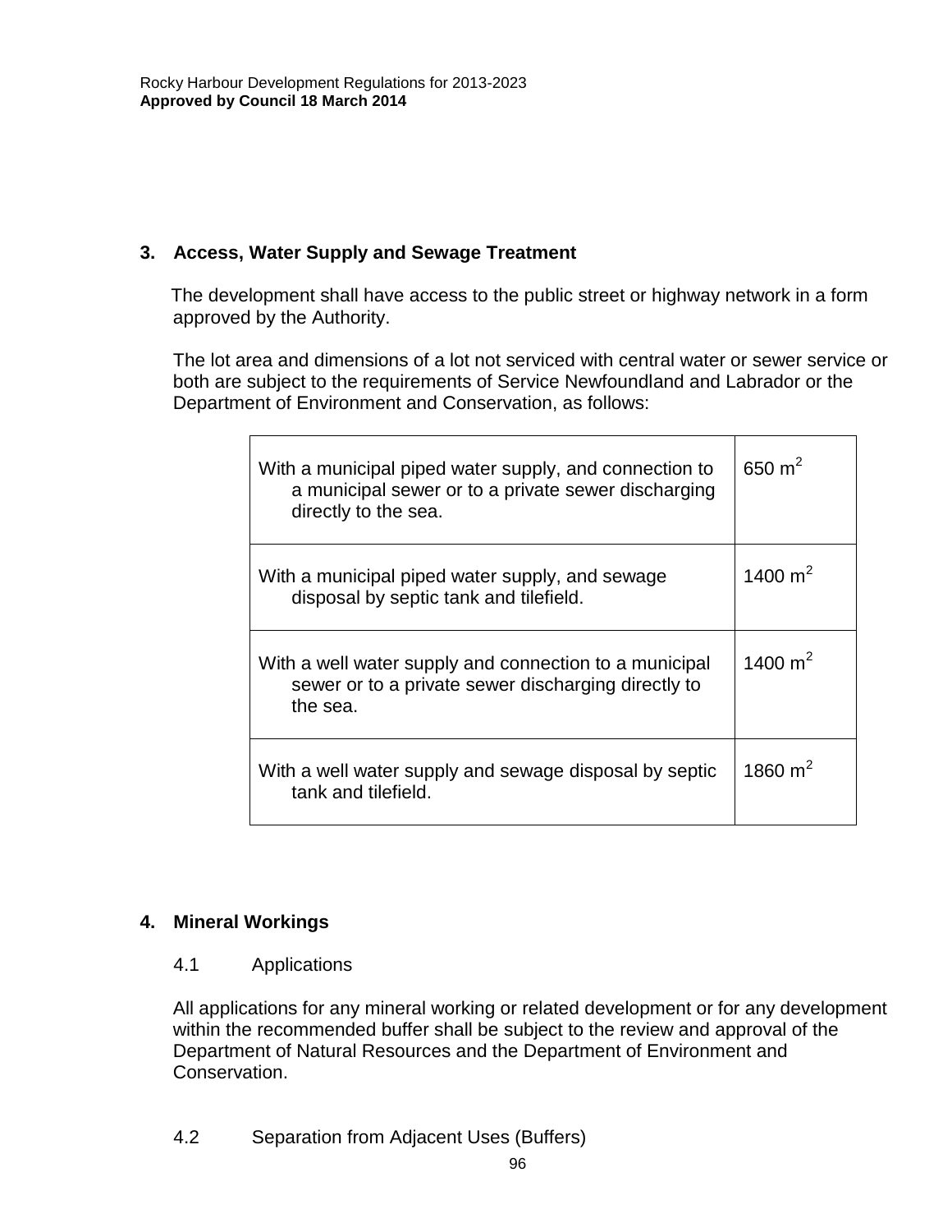## 3. Access, Water Supply and Sewage Treatment

The development shall have access to the public street or highway network in a form approved by the Authority.

The lot area and dimensions of a lot not serviced with central water or sewer service or both are subject to the requirements of Service Newfoundland and Labrador or the Department of Environment and Conservation, as follows:

| | |
|---|---|
| With a municipal piped water supply, and connection to a municipal sewer or to a private sewer discharging directly to the sea. | 650 $m^2$ |
| With a municipal piped water supply, and sewage disposal by septic tank and tilefield. | 1400 $m^2$ |
| With a well water supply and connection to a municipal sewer or to a private sewer discharging directly to the sea. | 1400 $m^2$ |
| With a well water supply and sewage disposal by septic tank and tilefield. | 1860 $m^2$ |

## 4. Mineral Workings

### 4.1 Applications

All applications for any mineral working or related development or for any development within the recommended buffer shall be subject to the review and approval of the Department of Natural Resources and the Department of Environment and Conservation.

### 4.2 Separation from Adjacent Uses (Buffers)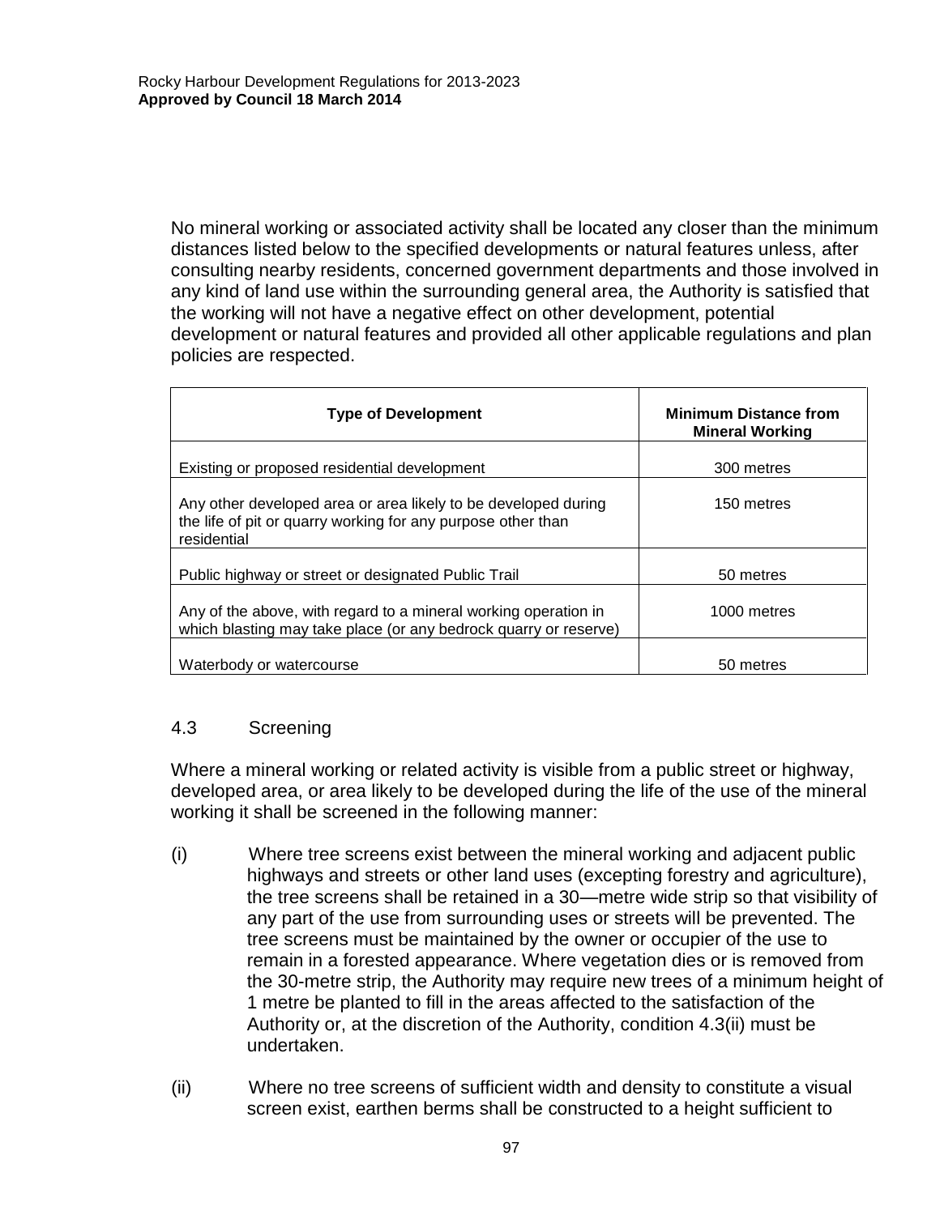No mineral working or associated activity shall be located any closer than the minimum distances listed below to the specified developments or natural features unless, after consulting nearby residents, concerned government departments and those involved in any kind of land use within the surrounding general area, the Authority is satisfied that the working will not have a negative effect on other development, potential development or natural features and provided all other applicable regulations and plan policies are respected.

| Type of Development | Minimum Distance from Mineral Working |
|---|---|
| Existing or proposed residential development | 300 metres |
| Any other developed area or area likely to be developed during the life of pit or quarry working for any purpose other than residential | 150 metres |
| Public highway or street or designated Public Trail | 50 metres |
| Any of the above, with regard to a mineral working operation in which blasting may take place (or any bedrock quarry or reserve) | 1000 metres |
| Waterbody or watercourse | 50 metres |

## 4.3 Screening

Where a mineral working or related activity is visible from a public street or highway, developed area, or area likely to be developed during the life of the use of the mineral working it shall be screened in the following manner:

(i) Where tree screens exist between the mineral working and adjacent public highways and streets or other land uses (excepting forestry and agriculture), the tree screens shall be retained in a 30—metre wide strip so that visibility of any part of the use from surrounding uses or streets will be prevented. The tree screens must be maintained by the owner or occupier of the use to remain in a forested appearance. Where vegetation dies or is removed from the 30-metre strip, the Authority may require new trees of a minimum height of 1 metre be planted to fill in the areas affected to the satisfaction of the Authority or, at the discretion of the Authority, condition 4.3(ii) must be undertaken.

(ii) Where no tree screens of sufficient width and density to constitute a visual screen exist, earthen berms shall be constructed to a height sufficient to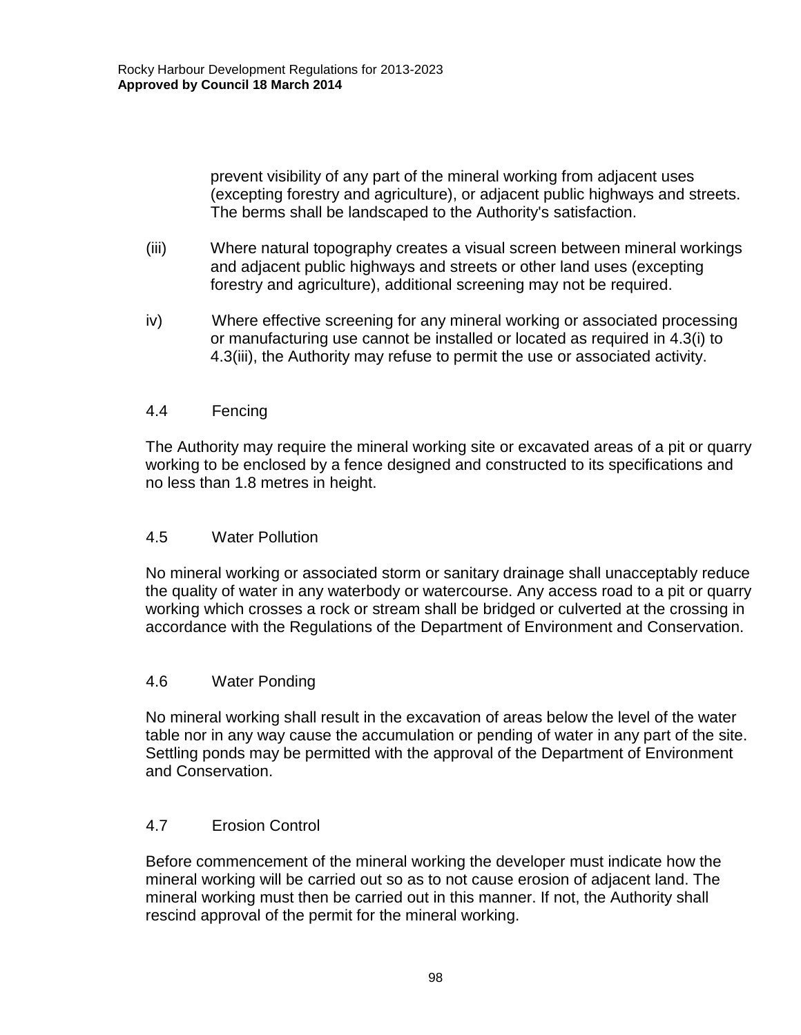prevent visibility of any part of the mineral working from adjacent uses (excepting forestry and agriculture), or adjacent public highways and streets. The berms shall be landscaped to the Authority's satisfaction.

(iii) Where natural topography creates a visual screen between mineral workings and adjacent public highways and streets or other land uses (excepting forestry and agriculture), additional screening may not be required.

iv) Where effective screening for any mineral working or associated processing or manufacturing use cannot be installed or located as required in 4.3(i) to 4.3(iii), the Authority may refuse to permit the use or associated activity.

### 4.4 Fencing

The Authority may require the mineral working site or excavated areas of a pit or quarry working to be enclosed by a fence designed and constructed to its specifications and no less than 1.8 metres in height.

### 4.5 Water Pollution

No mineral working or associated storm or sanitary drainage shall unacceptably reduce the quality of water in any waterbody or watercourse. Any access road to a pit or quarry working which crosses a rock or stream shall be bridged or culverted at the crossing in accordance with the Regulations of the Department of Environment and Conservation.

### 4.6 Water Ponding

No mineral working shall result in the excavation of areas below the level of the water table nor in any way cause the accumulation or pending of water in any part of the site. Settling ponds may be permitted with the approval of the Department of Environment and Conservation.

### 4.7 Erosion Control

Before commencement of the mineral working the developer must indicate how the mineral working will be carried out so as to not cause erosion of adjacent land. The mineral working must then be carried out in this manner. If not, the Authority shall rescind approval of the permit for the mineral working.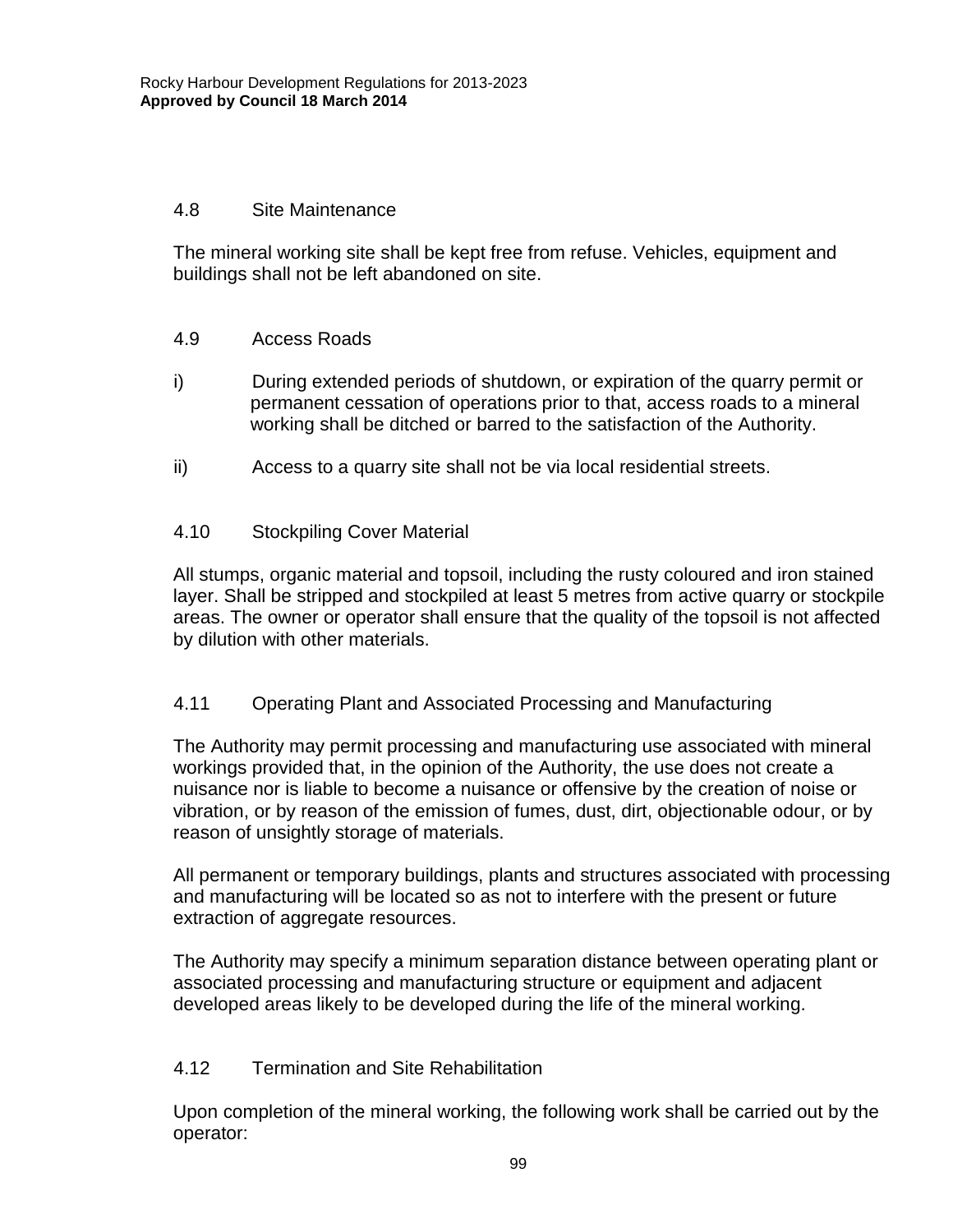### 4.8 Site Maintenance

The mineral working site shall be kept free from refuse. Vehicles, equipment and buildings shall not be left abandoned on site.

### 4.9 Access Roads

i) During extended periods of shutdown, or expiration of the quarry permit or permanent cessation of operations prior to that, access roads to a mineral working shall be ditched or barred to the satisfaction of the Authority.

ii) Access to a quarry site shall not be via local residential streets.

### 4.10 Stockpiling Cover Material

All stumps, organic material and topsoil, including the rusty coloured and iron stained layer. Shall be stripped and stockpiled at least 5 metres from active quarry or stockpile areas. The owner or operator shall ensure that the quality of the topsoil is not affected by dilution with other materials.

### 4.11 Operating Plant and Associated Processing and Manufacturing

The Authority may permit processing and manufacturing use associated with mineral workings provided that, in the opinion of the Authority, the use does not create a nuisance nor is liable to become a nuisance or offensive by the creation of noise or vibration, or by reason of the emission of fumes, dust, dirt, objectionable odour, or by reason of unsightly storage of materials.

All permanent or temporary buildings, plants and structures associated with processing and manufacturing will be located so as not to interfere with the present or future extraction of aggregate resources.

The Authority may specify a minimum separation distance between operating plant or associated processing and manufacturing structure or equipment and adjacent developed areas likely to be developed during the life of the mineral working.

### 4.12 Termination and Site Rehabilitation

Upon completion of the mineral working, the following work shall be carried out by the operator: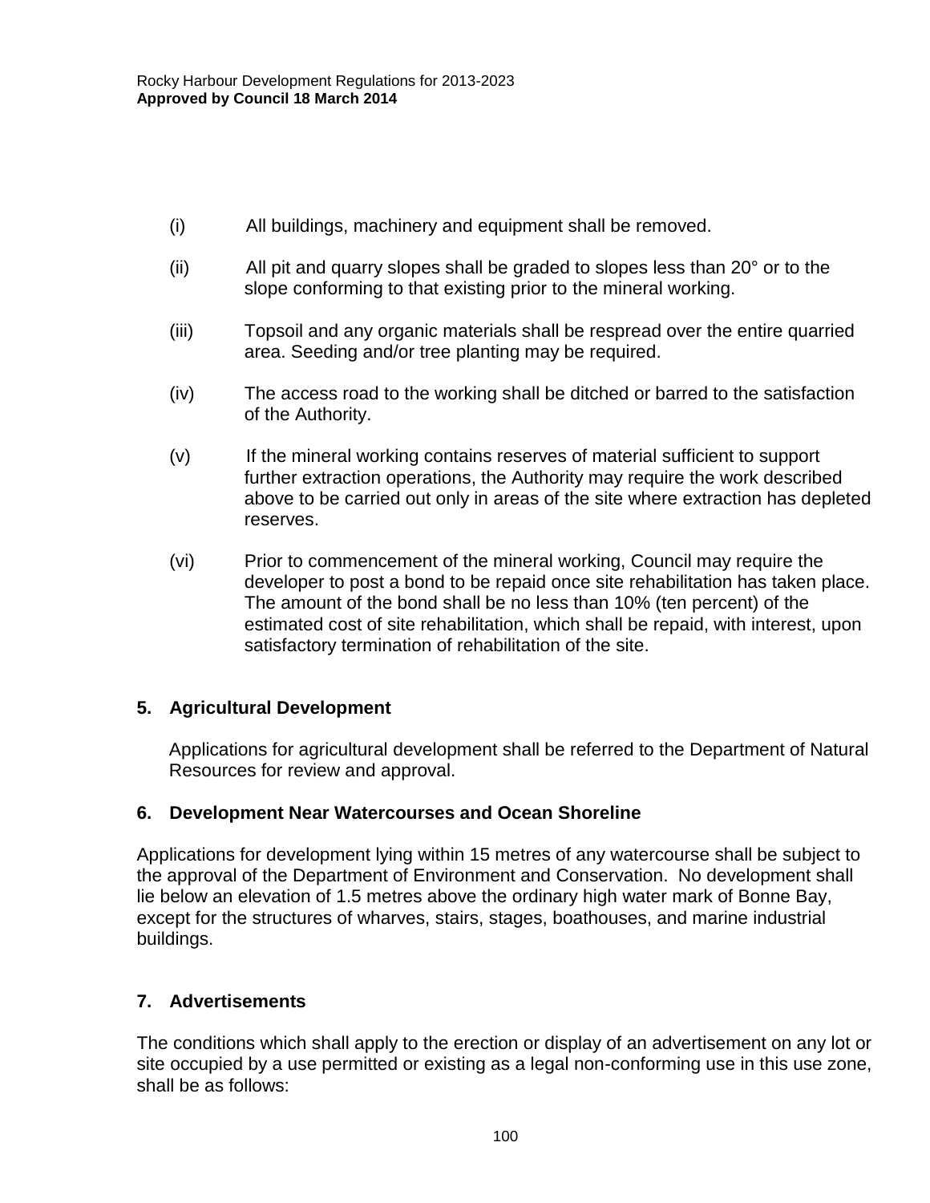(i) All buildings, machinery and equipment shall be removed.

(ii) All pit and quarry slopes shall be graded to slopes less than 20° or to the slope conforming to that existing prior to the mineral working.

(iii) Topsoil and any organic materials shall be respread over the entire quarried area. Seeding and/or tree planting may be required.

(iv) The access road to the working shall be ditched or barred to the satisfaction of the Authority.

(v) If the mineral working contains reserves of material sufficient to support further extraction operations, the Authority may require the work described above to be carried out only in areas of the site where extraction has depleted reserves.

(vi) Prior to commencement of the mineral working, Council may require the developer to post a bond to be repaid once site rehabilitation has taken place. The amount of the bond shall be no less than 10% (ten percent) of the estimated cost of site rehabilitation, which shall be repaid, with interest, upon satisfactory termination of rehabilitation of the site.

## 5. Agricultural Development

Applications for agricultural development shall be referred to the Department of Natural Resources for review and approval.

## 6. Development Near Watercourses and Ocean Shoreline

Applications for development lying within 15 metres of any watercourse shall be subject to the approval of the Department of Environment and Conservation. No development shall lie below an elevation of 1.5 metres above the ordinary high water mark of Bonne Bay, except for the structures of wharves, stairs, stages, boathouses, and marine industrial buildings.

## 7. Advertisements

The conditions which shall apply to the erection or display of an advertisement on any lot or site occupied by a use permitted or existing as a legal non-conforming use in this use zone, shall be as follows: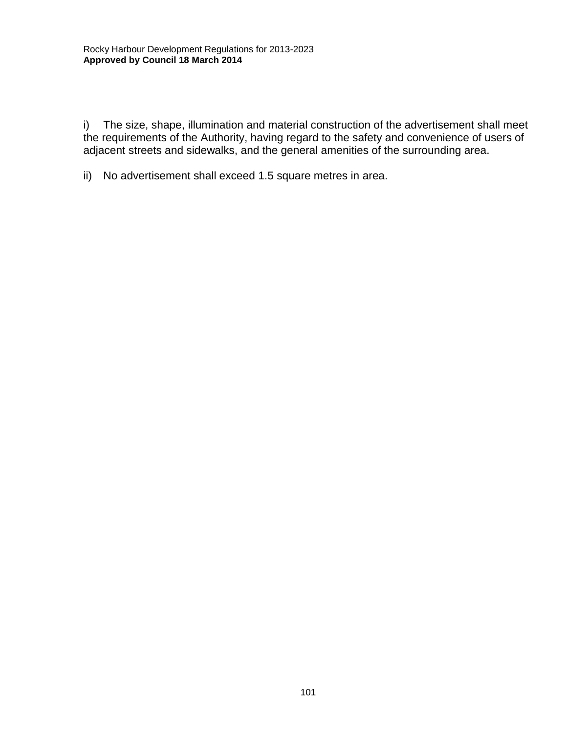i) The size, shape, illumination and material construction of the advertisement shall meet the requirements of the Authority, having regard to the safety and convenience of users of adjacent streets and sidewalks, and the general amenities of the surrounding area.

ii) No advertisement shall exceed 1.5 square metres in area.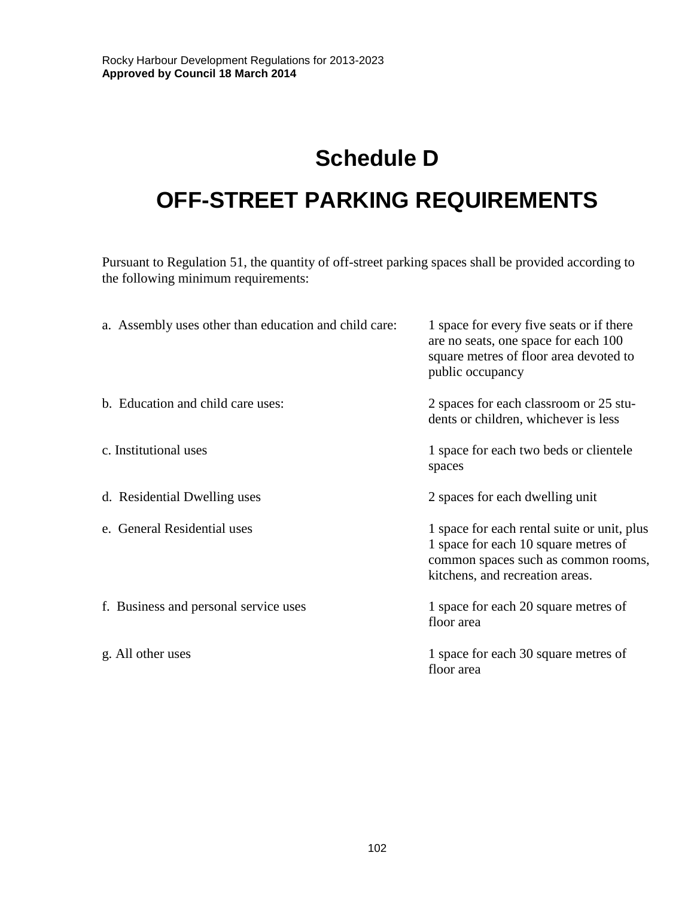# Schedule D

## OFF-STREET PARKING REQUIREMENTS

Pursuant to Regulation 51, the quantity of off-street parking spaces shall be provided according to the following minimum requirements:

| Use | Requirement |
|---|---|
| a. Assembly uses other than education and child care: | 1 space for every five seats or if there are no seats, one space for each 100 square metres of floor area devoted to public occupancy |
| b. Education and child care uses: | 2 spaces for each classroom or 25 students or children, whichever is less |
| c. Institutional uses | 1 space for each two beds or clientele spaces |
| d. Residential Dwelling uses | 2 spaces for each dwelling unit |
| e. General Residential uses | 1 space for each rental suite or unit, plus 1 space for each 10 square metres of common spaces such as common rooms, kitchens, and recreation areas. |
| f. Business and personal service uses | 1 space for each 20 square metres of floor area |
| g. All other uses | 1 space for each 30 square metres of floor area |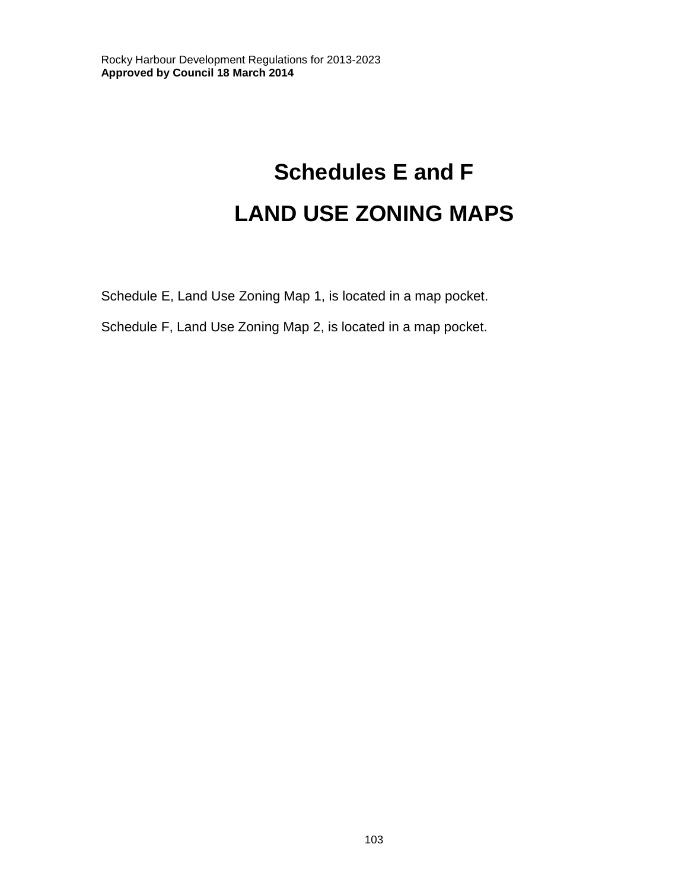# Schedules E and F

# LAND USE ZONING MAPS

Schedule E, Land Use Zoning Map 1, is located in a map pocket.

Schedule F, Land Use Zoning Map 2, is located in a map pocket.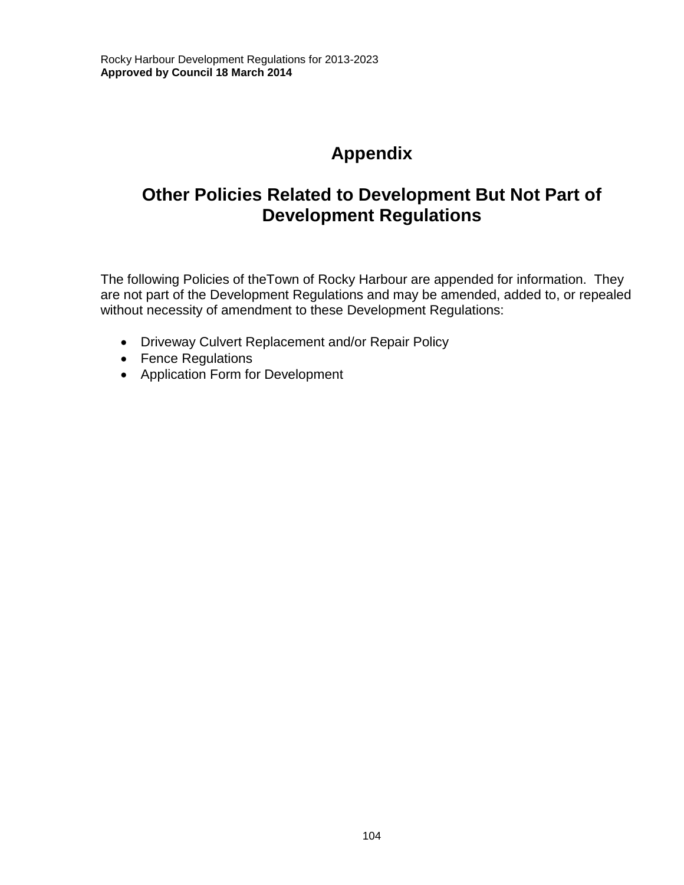# Appendix

## Other Policies Related to Development But Not Part of Development Regulations

The following Policies of theTown of Rocky Harbour are appended for information. They are not part of the Development Regulations and may be amended, added to, or repealed without necessity of amendment to these Development Regulations:

- Driveway Culvert Replacement and/or Repair Policy
- Fence Regulations
- Application Form for Development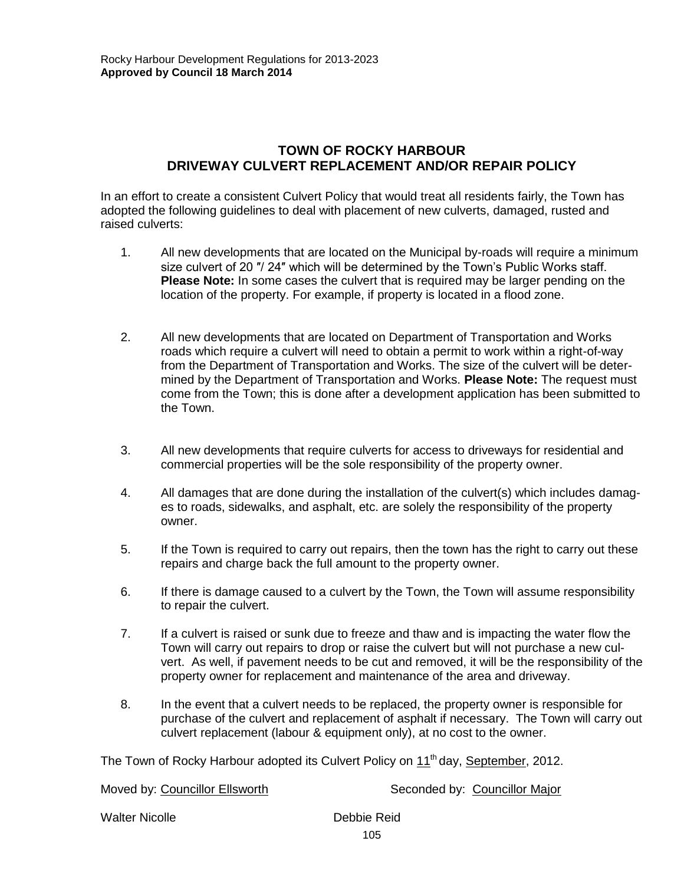## TOWN OF ROCKY HARBOUR
## DRIVEWAY CULVERT REPLACEMENT AND/OR REPAIR POLICY

In an effort to create a consistent Culvert Policy that would treat all residents fairly, the Town has adopted the following guidelines to deal with placement of new culverts, damaged, rusted and raised culverts:

1. All new developments that are located on the Municipal by-roads will require a minimum size culvert of 20 ″/ 24″ which will be determined by the Town's Public Works staff. **Please Note:** In some cases the culvert that is required may be larger pending on the location of the property. For example, if property is located in a flood zone.

2. All new developments that are located on Department of Transportation and Works roads which require a culvert will need to obtain a permit to work within a right-of-way from the Department of Transportation and Works. The size of the culvert will be determined by the Department of Transportation and Works. **Please Note:** The request must come from the Town; this is done after a development application has been submitted to the Town.

3. All new developments that require culverts for access to driveways for residential and commercial properties will be the sole responsibility of the property owner.

4. All damages that are done during the installation of the culvert(s) which includes damages to roads, sidewalks, and asphalt, etc. are solely the responsibility of the property owner.

5. If the Town is required to carry out repairs, then the town has the right to carry out these repairs and charge back the full amount to the property owner.

6. If there is damage caused to a culvert by the Town, the Town will assume responsibility to repair the culvert.

7. If a culvert is raised or sunk due to freeze and thaw and is impacting the water flow the Town will carry out repairs to drop or raise the culvert but will not purchase a new culvert. As well, if pavement needs to be cut and removed, it will be the responsibility of the property owner for replacement and maintenance of the area and driveway.

8. In the event that a culvert needs to be replaced, the property owner is responsible for purchase of the culvert and replacement of asphalt if necessary. The Town will carry out culvert replacement (labour & equipment only), at no cost to the owner.

The Town of Rocky Harbour adopted its Culvert Policy on 11th day, September, 2012.

Moved by: Councillor Ellsworth　　　Seconded by: Councillor Major

Walter Nicolle　　　Debbie Reid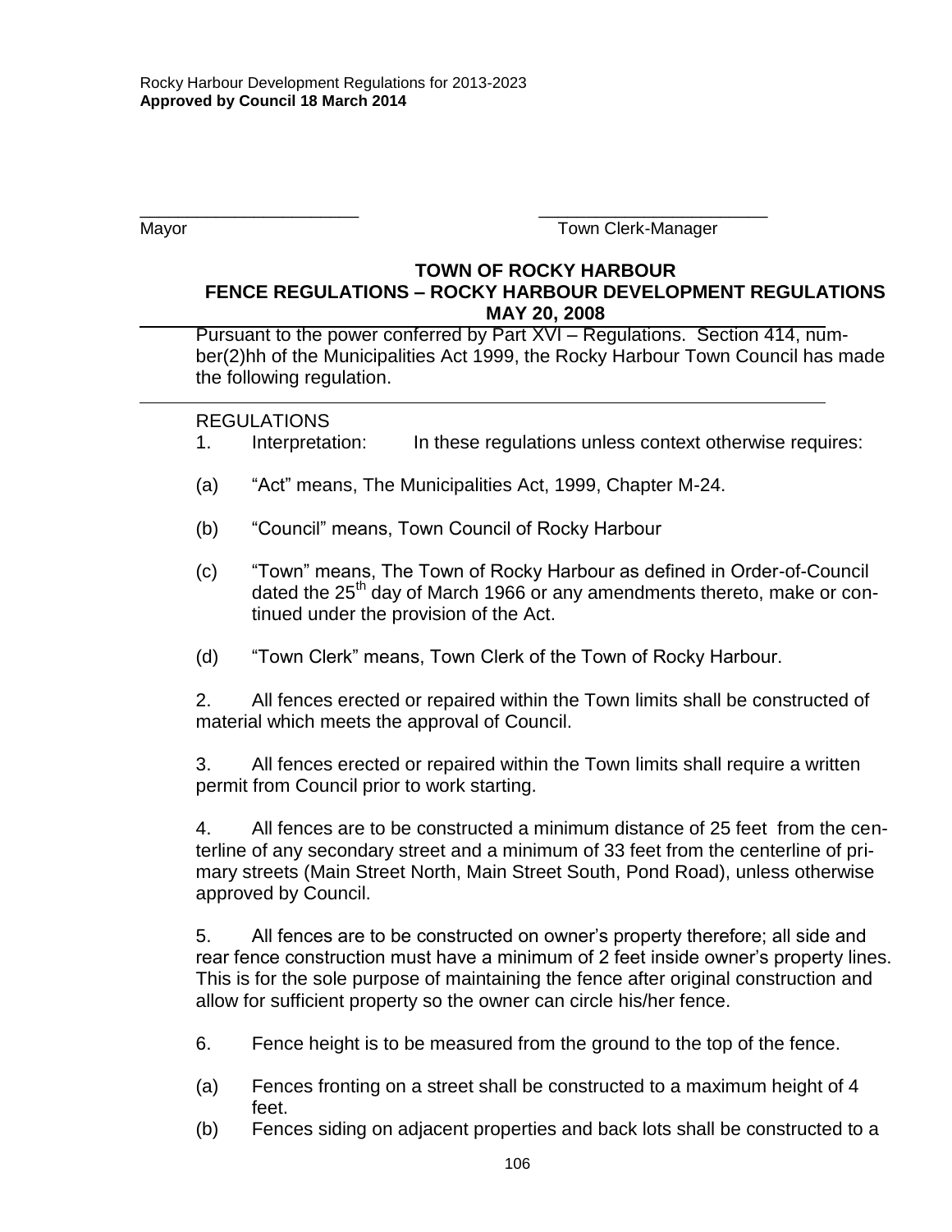Rocky Harbour Development Regulations for 2013-2023
**Approved by Council 18 March 2014**

\_\_\_\_\_\_\_\_\_\_\_\_\_\_\_\_\_\_\_\_\_\_\_ \_\_\_\_\_\_\_\_\_\_\_\_\_\_\_\_\_\_\_\_\_\_\_

Mayor Town Clerk-Manager

## TOWN OF ROCKY HARBOUR
## FENCE REGULATIONS – ROCKY HARBOUR DEVELOPMENT REGULATIONS
## MAY 20, 2008

Pursuant to the power conferred by Part XVI – Regulations. Section 414, number(2)hh of the Municipalities Act 1999, the Rocky Harbour Town Council has made the following regulation.

REGULATIONS

1. Interpretation: In these regulations unless context otherwise requires:

(a) "Act" means, The Municipalities Act, 1999, Chapter M-24.

(b) "Council" means, Town Council of Rocky Harbour

(c) "Town" means, The Town of Rocky Harbour as defined in Order-of-Council dated the 25th day of March 1966 or any amendments thereto, make or continued under the provision of the Act.

(d) "Town Clerk" means, Town Clerk of the Town of Rocky Harbour.

2. All fences erected or repaired within the Town limits shall be constructed of material which meets the approval of Council.

3. All fences erected or repaired within the Town limits shall require a written permit from Council prior to work starting.

4. All fences are to be constructed a minimum distance of 25 feet from the centerline of any secondary street and a minimum of 33 feet from the centerline of primary streets (Main Street North, Main Street South, Pond Road), unless otherwise approved by Council.

5. All fences are to be constructed on owner's property therefore; all side and rear fence construction must have a minimum of 2 feet inside owner's property lines. This is for the sole purpose of maintaining the fence after original construction and allow for sufficient property so the owner can circle his/her fence.

6. Fence height is to be measured from the ground to the top of the fence.

(a) Fences fronting on a street shall be constructed to a maximum height of 4 feet.

(b) Fences siding on adjacent properties and back lots shall be constructed to a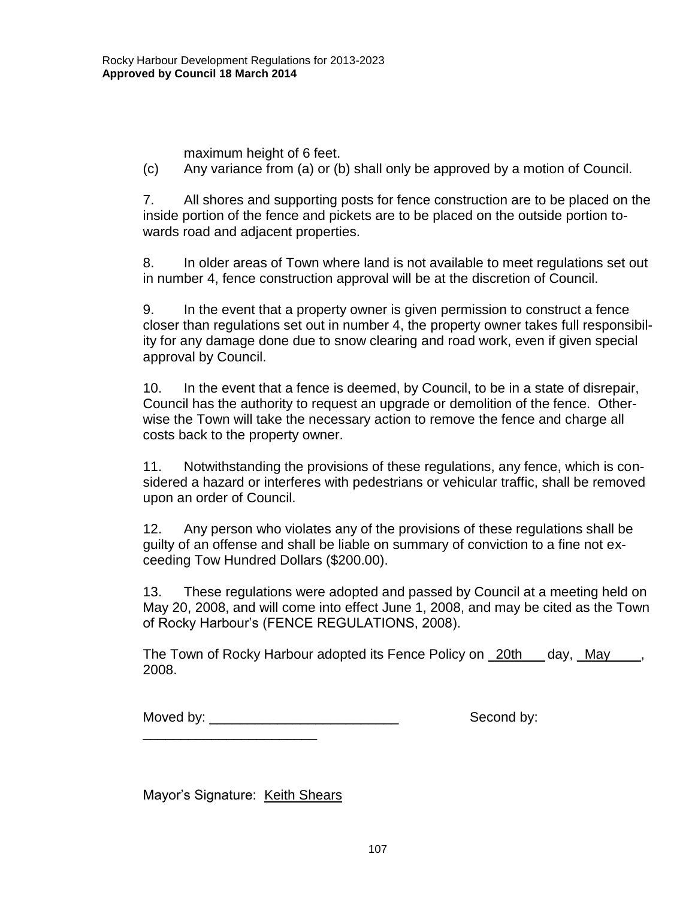maximum height of 6 feet.

(c) Any variance from (a) or (b) shall only be approved by a motion of Council.

7. All shores and supporting posts for fence construction are to be placed on the inside portion of the fence and pickets are to be placed on the outside portion towards road and adjacent properties.

8. In older areas of Town where land is not available to meet regulations set out in number 4, fence construction approval will be at the discretion of Council.

9. In the event that a property owner is given permission to construct a fence closer than regulations set out in number 4, the property owner takes full responsibility for any damage done due to snow clearing and road work, even if given special approval by Council.

10. In the event that a fence is deemed, by Council, to be in a state of disrepair, Council has the authority to request an upgrade or demolition of the fence. Otherwise the Town will take the necessary action to remove the fence and charge all costs back to the property owner.

11. Notwithstanding the provisions of these regulations, any fence, which is considered a hazard or interferes with pedestrians or vehicular traffic, shall be removed upon an order of Council.

12. Any person who violates any of the provisions of these regulations shall be guilty of an offense and shall be liable on summary of conviction to a fine not exceeding Tow Hundred Dollars ($200.00).

13. These regulations were adopted and passed by Council at a meeting held on May 20, 2008, and will come into effect June 1, 2008, and may be cited as the Town of Rocky Harbour's (FENCE REGULATIONS, 2008).

The Town of Rocky Harbour adopted its Fence Policy on 20th day, May, 2008.

Moved by: _________________________ Second by: _______________________

Mayor's Signature: Keith Shears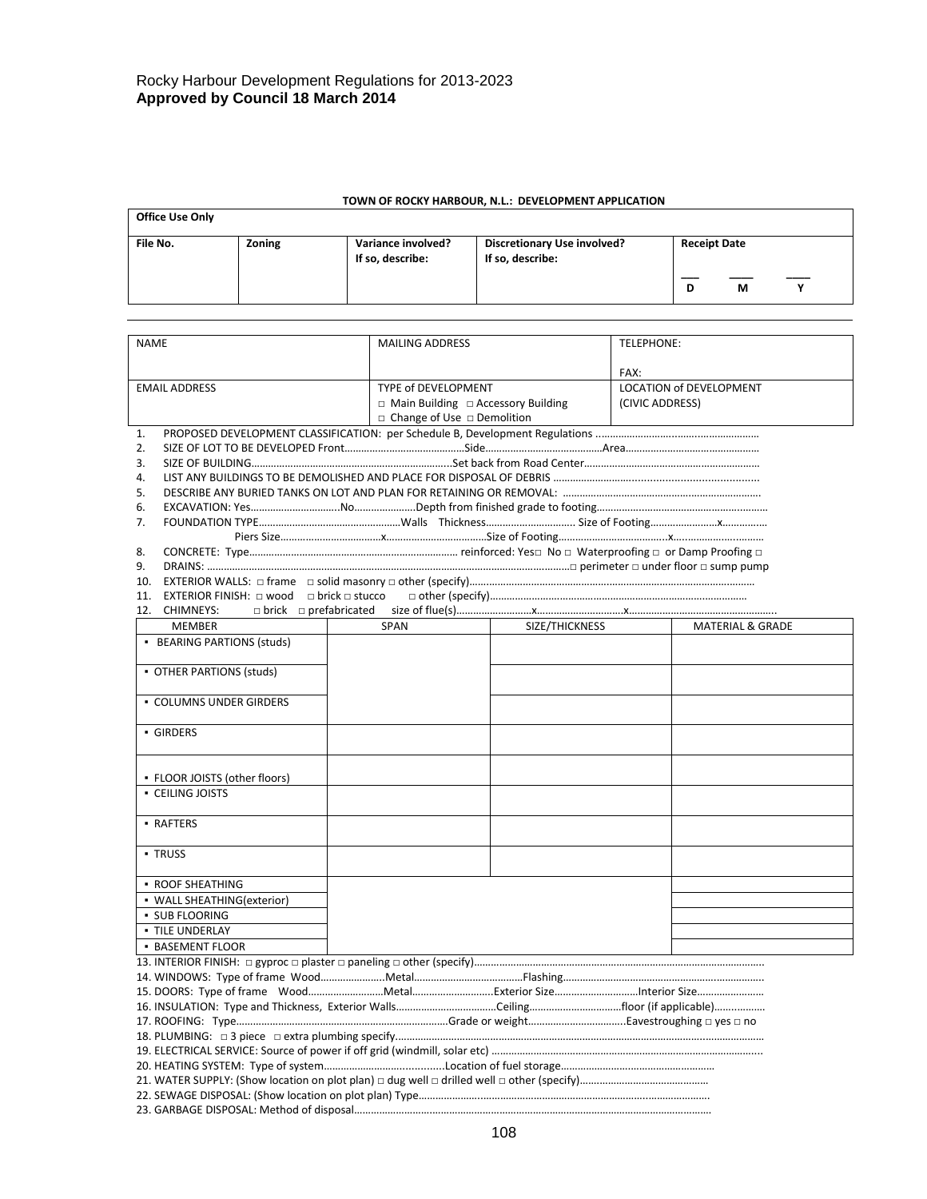Rocky Harbour Development Regulations for 2013-2023
**Approved by Council 18 March 2014**

**TOWN OF ROCKY HARBOUR, N.L.: DEVELOPMENT APPLICATION**

| **Office Use Only** | | | | |
|---|---|---|---|---|
| **File No.** | **Zoning** | **Variance involved? If so, describe:** | **Discretionary Use involved? If so, describe:** | **Receipt Date** ___ D ___ M ___ Y |

| NAME | MAILING ADDRESS | TELEPHONE: FAX: |
|---|---|---|
| EMAIL ADDRESS | TYPE of DEVELOPMENT □ Main Building □ Accessory Building □ Change of Use □ Demolition | LOCATION of DEVELOPMENT (CIVIC ADDRESS) |

1. PROPOSED DEVELOPMENT CLASSIFICATION: per Schedule B, Development Regulations ……………………………………………
2. SIZE OF LOT TO BE DEVELOPED Front……………………………………Side……………………………………Area……………………………………
3. SIZE OF BUILDING………………………………………………………………Set back from Road Center………………………………………………………
4. LIST ANY BUILDINGS TO BE DEMOLISHED AND PLACE FOR DISPOSAL OF DEBRIS ……………………………………………………………………
5. DESCRIBE ANY BURIED TANKS ON LOT AND PLAN FOR RETAINING OR REMOVAL: ……………………………………………………………………
6. EXCAVATION: Yes…………………………No…………………Depth from finished grade to footing……………………………………………………
7. FOUNDATION TYPE……………………………………………Walls Thickness………………………… Size of Footing……………………x……………
   Piers Size……………………………x……………………………Size of Footing…………………………………x……………………………
8. CONCRETE: Type…………………………………………………………… reinforced: Yes□ No □ Waterproofing □ or Damp Proofing □
9. DRAINS: ………………………………………………………………………………………………………………□ perimeter □ under floor □ sump pump
10. EXTERIOR WALLS: □ frame □ solid masonry □ other (specify)……………………………………………………………………………………
11. EXTERIOR FINISH: □ wood □ brick □ stucco □ other (specify)…………………………………………………………………………………
12. CHIMNEYS: □ brick □ prefabricated size of flue(s)…………………………x……………………………x…………………………………………

| MEMBER | SPAN | SIZE/THICKNESS | MATERIAL & GRADE |
|---|---|---|---|
| ▪ BEARING PARTIONS (studs) | | | |
| ▪ OTHER PARTIONS (studs) | | | |
| ▪ COLUMNS UNDER GIRDERS | | | |
| ▪ GIRDERS | | | |
| ▪ FLOOR JOISTS (other floors) | | | |
| ▪ CEILING JOISTS | | | |
| ▪ RAFTERS | | | |
| ▪ TRUSS | | | |
| ▪ ROOF SHEATHING | | | |
| ▪ WALL SHEATHING(exterior) | | | |
| ▪ SUB FLOORING | | | |
| ▪ TILE UNDERLAY | | | |
| ▪ BASEMENT FLOOR | | | |

13. INTERIOR FINISH: □ gyproc □ plaster □ paneling □ other (specify)……………………………………………………………………………………
14. WINDOWS: Type of frame Wood……………………Metal…………………………………Flashing……………………………………………………………
15. DOORS: Type of frame Wood………………………Metal…………………………Exterior Size…………………………Interior Size……………………
16. INSULATION: Type and Thickness, Exterior Walls………………………………Ceiling……………………………floor (if applicable)………………
17. ROOFING: Type……………………………………………………………………Grade or weight………………………………Eavestroughing □ yes □ no
18. PLUMBING: □ 3 piece □ extra plumbing specify……………………………………………………………………………………………………………
19. ELECTRICAL SERVICE: Source of power if off grid (windmill, solar etc) ……………………………………………………………………………………
20. HEATING SYSTEM: Type of system…………………………………….Location of fuel storage…………………………………………………
21. WATER SUPPLY: (Show location on plot plan) □ dug well □ drilled well □ other (specify)………………………………………
22. SEWAGE DISPOSAL: (Show location on plot plan) Type………………………………………………………………………………………
23. GARBAGE DISPOSAL: Method of disposal…………………………………………………………………………………………………………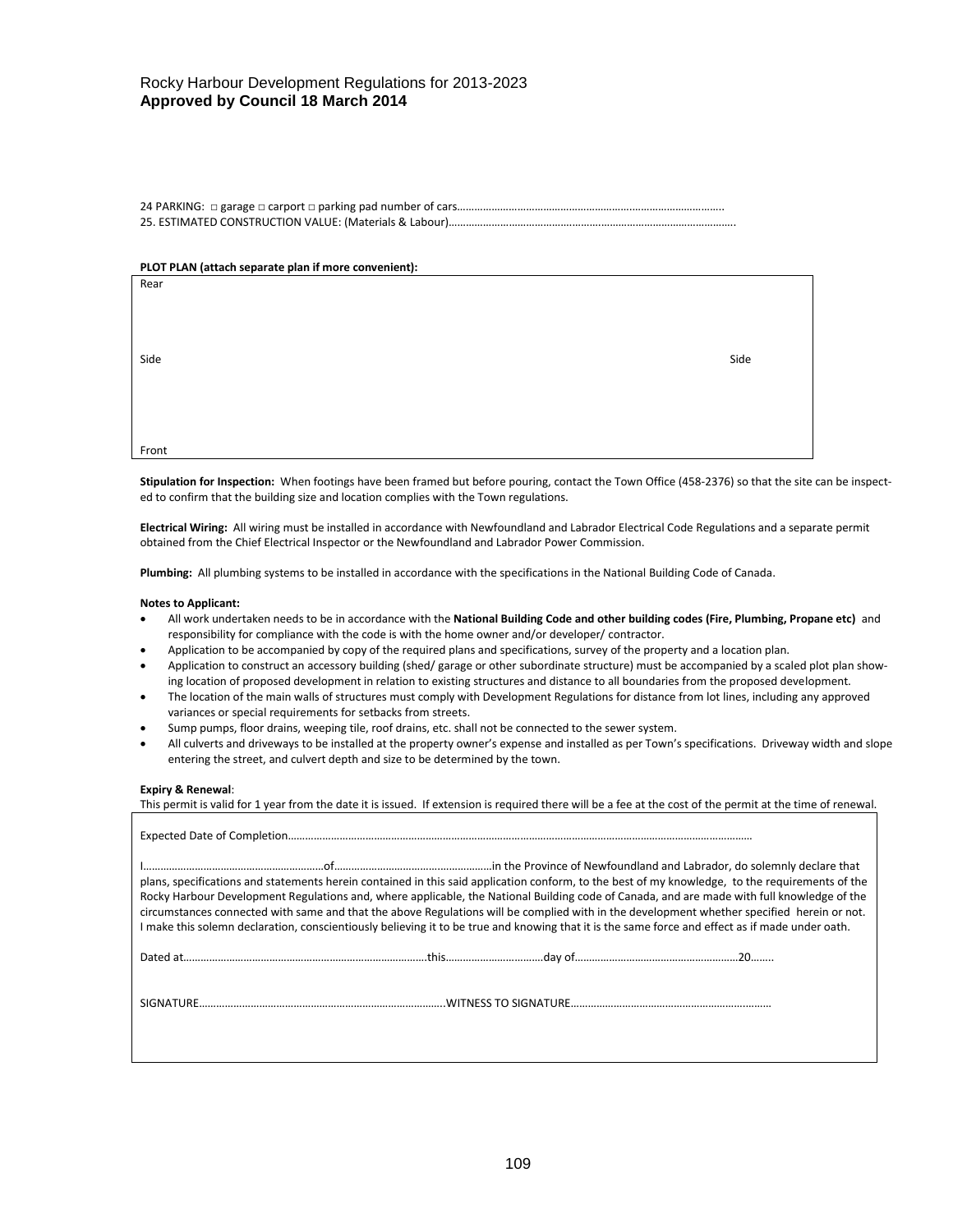24 PARKING: □ garage □ carport □ parking pad number of cars……………………………………………………………………………….
25. ESTIMATED CONSTRUCTION VALUE: (Materials & Labour)……………………………………………………………………………………….

**PLOT PLAN (attach separate plan if more convenient):**

| Rear | |
|---|---|
| Side | Side |
| Front | |

**Stipulation for Inspection:** When footings have been framed but before pouring, contact the Town Office (458-2376) so that the site can be inspected to confirm that the building size and location complies with the Town regulations.

**Electrical Wiring:** All wiring must be installed in accordance with Newfoundland and Labrador Electrical Code Regulations and a separate permit obtained from the Chief Electrical Inspector or the Newfoundland and Labrador Power Commission.

**Plumbing:** All plumbing systems to be installed in accordance with the specifications in the National Building Code of Canada.

**Notes to Applicant:**

- All work undertaken needs to be in accordance with the **National Building Code and other building codes (Fire, Plumbing, Propane etc)** and responsibility for compliance with the code is with the home owner and/or developer/ contractor.
- Application to be accompanied by copy of the required plans and specifications, survey of the property and a location plan.
- Application to construct an accessory building (shed/ garage or other subordinate structure) must be accompanied by a scaled plot plan showing location of proposed development in relation to existing structures and distance to all boundaries from the proposed development.
- The location of the main walls of structures must comply with Development Regulations for distance from lot lines, including any approved variances or special requirements for setbacks from streets.
- Sump pumps, floor drains, weeping tile, roof drains, etc. shall not be connected to the sewer system.
- All culverts and driveways to be installed at the property owner's expense and installed as per Town's specifications. Driveway width and slope entering the street, and culvert depth and size to be determined by the town.

**Expiry & Renewal**:
This permit is valid for 1 year from the date it is issued. If extension is required there will be a fee at the cost of the permit at the time of renewal.

Expected Date of Completion………………………………………………………………………………………………………………………………………………

I………………………………………………………of………………………………………………in the Province of Newfoundland and Labrador, do solemnly declare that plans, specifications and statements herein contained in this said application conform, to the best of my knowledge, to the requirements of the Rocky Harbour Development Regulations and, where applicable, the National Building code of Canada, and are made with full knowledge of the circumstances connected with same and that the above Regulations will be complied with in the development whether specified herein or not. I make this solemn declaration, conscientiously believing it to be true and knowing that it is the same force and effect as if made under oath.

Dated at…………………………………………………………………………this……………………………day of…………………………………………………20……..

SIGNATURE…………………………………………………………………………..WITNESS TO SIGNATURE……………………………………………………………